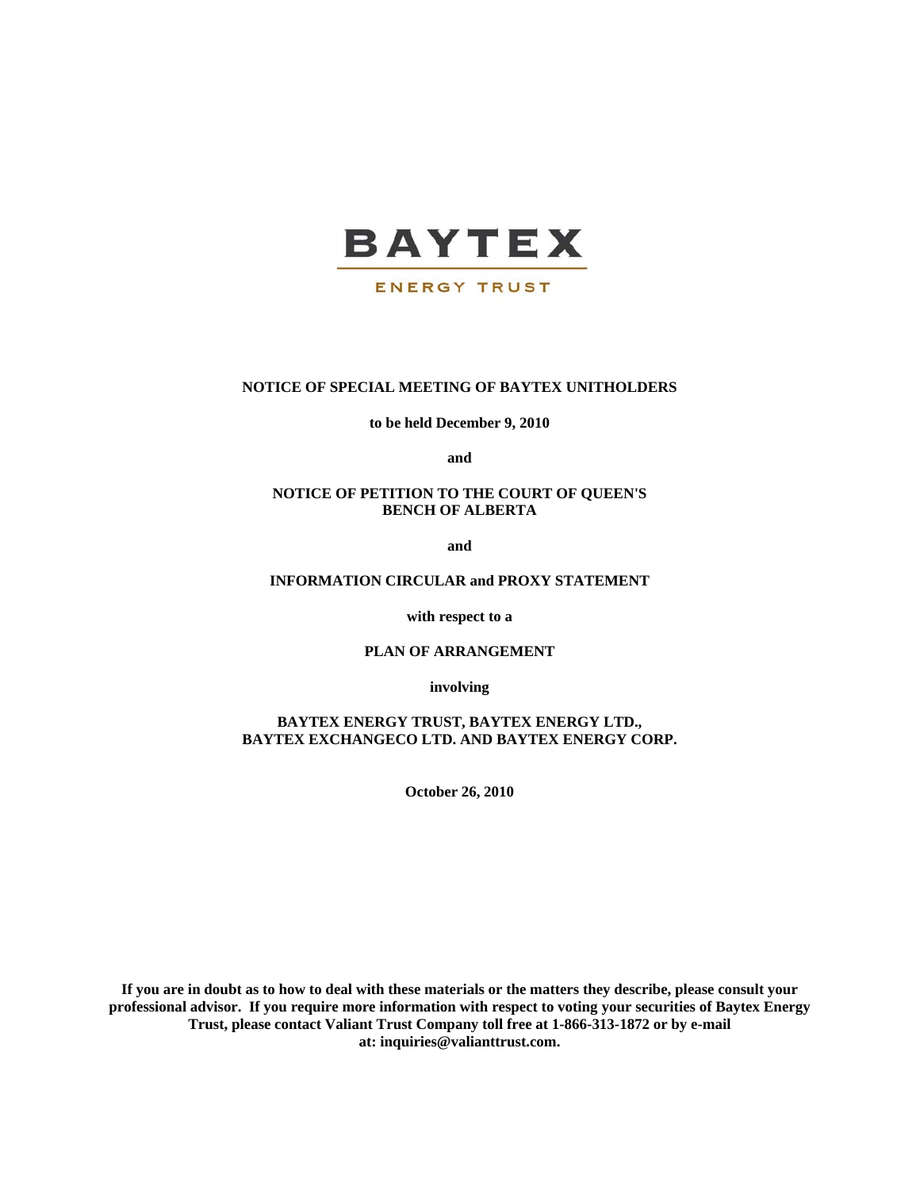**BAYTEX**

**ENERGY TRUST**

**NOTICE OF SPECIAL MEETING OF BAYTEX UNITHOLDERS**

**to be held December 9, 2010**

**and**

**NOTICE OF PETITION TO THE COURT OF QUEEN'S BENCH OF ALBERTA**

**and**

**INFORMATION CIRCULAR and PROXY STATEMENT**

**with respect to a**

**PLAN OF ARRANGEMENT**

**involving**

**BAYTEX ENERGY TRUST, BAYTEX ENERGY LTD., BAYTEX EXCHANGECO LTD. AND BAYTEX ENERGY CORP.**

**October 26, 2010**

**If you are in doubt as to how to deal with these materials or the matters they describe, please consult your professional advisor. If you require more information with respect to voting your securities of Baytex Energy Trust, please contact Valiant Trust Company toll free at 1-866-313-1872 or by e-mail at: inquiries@valianttrust.com.**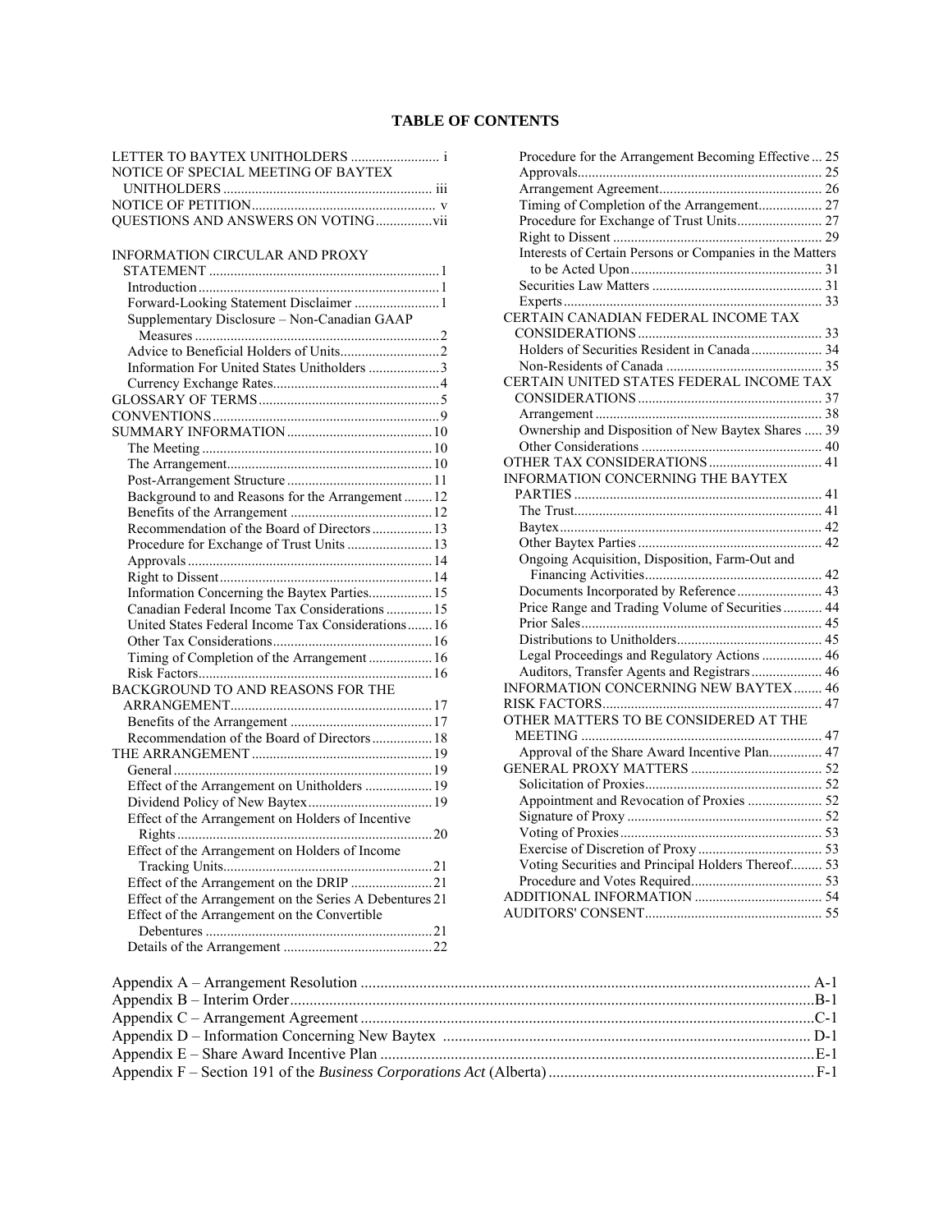# TABLE OF CONTENTS

LETTER TO BAYTEX UNITHOLDERS ......................... i
NOTICE OF SPECIAL MEETING OF BAYTEX UNITHOLDERS ......................... iii
NOTICE OF PETITION ......................... v
QUESTIONS AND ANSWERS ON VOTING ......................... vii

INFORMATION CIRCULAR AND PROXY STATEMENT ......................... 1
- Introduction ......................... 1
- Forward-Looking Statement Disclaimer ......................... 1
- Supplementary Disclosure – Non-Canadian GAAP Measures ......................... 2
- Advice to Beneficial Holders of Units ......................... 2
- Information For United States Unitholders ......................... 3
- Currency Exchange Rates ......................... 4

GLOSSARY OF TERMS ......................... 5
CONVENTIONS ......................... 9
SUMMARY INFORMATION ......................... 10
- The Meeting ......................... 10
- The Arrangement ......................... 10
- Post-Arrangement Structure ......................... 11
- Background to and Reasons for the Arrangement ......................... 12
- Benefits of the Arrangement ......................... 12
- Recommendation of the Board of Directors ......................... 13
- Procedure for Exchange of Trust Units ......................... 13
- Approvals ......................... 14
- Right to Dissent ......................... 14
- Information Concerning the Baytex Parties ......................... 15
- Canadian Federal Income Tax Considerations ......................... 15
- United States Federal Income Tax Considerations ......................... 16
- Other Tax Considerations ......................... 16
- Timing of Completion of the Arrangement ......................... 16
- Risk Factors ......................... 16

BACKGROUND TO AND REASONS FOR THE ARRANGEMENT ......................... 17
- Benefits of the Arrangement ......................... 17
- Recommendation of the Board of Directors ......................... 18

THE ARRANGEMENT ......................... 19
- General ......................... 19
- Effect of the Arrangement on Unitholders ......................... 19
- Dividend Policy of New Baytex ......................... 19
- Effect of the Arrangement on Holders of Incentive Rights ......................... 20
- Effect of the Arrangement on Holders of Income Tracking Units ......................... 21
- Effect of the Arrangement on the DRIP ......................... 21
- Effect of the Arrangement on the Series A Debentures ......................... 21
- Effect of the Arrangement on the Convertible Debentures ......................... 21
- Details of the Arrangement ......................... 22
- Procedure for the Arrangement Becoming Effective ......................... 25
- Approvals ......................... 25
- Arrangement Agreement ......................... 26
- Timing of Completion of the Arrangement ......................... 27
- Procedure for Exchange of Trust Units ......................... 27
- Right to Dissent ......................... 29
- Interests of Certain Persons or Companies in the Matters to be Acted Upon ......................... 31
- Securities Law Matters ......................... 31
- Experts ......................... 33

CERTAIN CANADIAN FEDERAL INCOME TAX CONSIDERATIONS ......................... 33
- Holders of Securities Resident in Canada ......................... 34
- Non-Residents of Canada ......................... 35

CERTAIN UNITED STATES FEDERAL INCOME TAX CONSIDERATIONS ......................... 37
- Arrangement ......................... 38
- Ownership and Disposition of New Baytex Shares ......................... 39
- Other Considerations ......................... 40

OTHER TAX CONSIDERATIONS ......................... 41
INFORMATION CONCERNING THE BAYTEX PARTIES ......................... 41
- The Trust ......................... 41
- Baytex ......................... 42
- Other Baytex Parties ......................... 42
- Ongoing Acquisition, Disposition, Farm-Out and Financing Activities ......................... 42
- Documents Incorporated by Reference ......................... 43
- Price Range and Trading Volume of Securities ......................... 44
- Prior Sales ......................... 45
- Distributions to Unitholders ......................... 45
- Legal Proceedings and Regulatory Actions ......................... 46
- Auditors, Transfer Agents and Registrars ......................... 46

INFORMATION CONCERNING NEW BAYTEX ......................... 46
RISK FACTORS ......................... 47
OTHER MATTERS TO BE CONSIDERED AT THE MEETING ......................... 47
- Approval of the Share Award Incentive Plan ......................... 47

GENERAL PROXY MATTERS ......................... 52
- Solicitation of Proxies ......................... 52
- Appointment and Revocation of Proxies ......................... 52
- Signature of Proxy ......................... 52
- Voting of Proxies ......................... 53
- Exercise of Discretion of Proxy ......................... 53
- Voting Securities and Principal Holders Thereof ......................... 53
- Procedure and Votes Required ......................... 53

ADDITIONAL INFORMATION ......................... 54
AUDITORS' CONSENT ......................... 55

Appendix A – Arrangement Resolution ......................... A-1
Appendix B – Interim Order ......................... B-1
Appendix C – Arrangement Agreement ......................... C-1
Appendix D – Information Concerning New Baytex ......................... D-1
Appendix E – Share Award Incentive Plan ......................... E-1
Appendix F – Section 191 of the *Business Corporations Act* (Alberta) ......................... F-1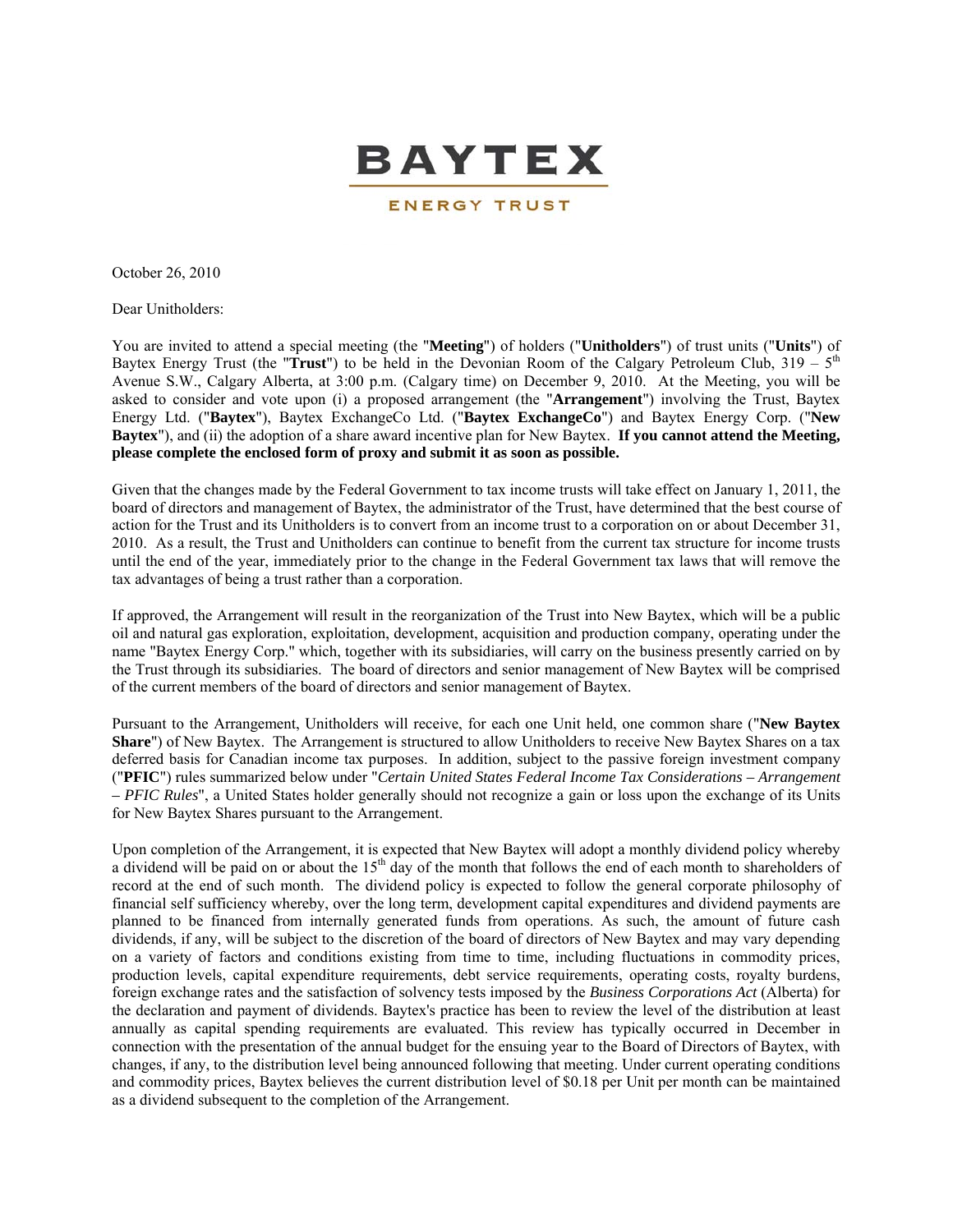# BAYTEX

ENERGY TRUST

October 26, 2010

Dear Unitholders:

You are invited to attend a special meeting (the "**Meeting**") of holders ("**Unitholders**") of trust units ("**Units**") of Baytex Energy Trust (the "**Trust**") to be held in the Devonian Room of the Calgary Petroleum Club, 319 – 5th Avenue S.W., Calgary Alberta, at 3:00 p.m. (Calgary time) on December 9, 2010. At the Meeting, you will be asked to consider and vote upon (i) a proposed arrangement (the "**Arrangement**") involving the Trust, Baytex Energy Ltd. ("**Baytex**"), Baytex ExchangeCo Ltd. ("**Baytex ExchangeCo**") and Baytex Energy Corp. ("**New Baytex**"), and (ii) the adoption of a share award incentive plan for New Baytex. **If you cannot attend the Meeting, please complete the enclosed form of proxy and submit it as soon as possible.**

Given that the changes made by the Federal Government to tax income trusts will take effect on January 1, 2011, the board of directors and management of Baytex, the administrator of the Trust, have determined that the best course of action for the Trust and its Unitholders is to convert from an income trust to a corporation on or about December 31, 2010. As a result, the Trust and Unitholders can continue to benefit from the current tax structure for income trusts until the end of the year, immediately prior to the change in the Federal Government tax laws that will remove the tax advantages of being a trust rather than a corporation.

If approved, the Arrangement will result in the reorganization of the Trust into New Baytex, which will be a public oil and natural gas exploration, exploitation, development, acquisition and production company, operating under the name "Baytex Energy Corp." which, together with its subsidiaries, will carry on the business presently carried on by the Trust through its subsidiaries. The board of directors and senior management of New Baytex will be comprised of the current members of the board of directors and senior management of Baytex.

Pursuant to the Arrangement, Unitholders will receive, for each one Unit held, one common share ("**New Baytex Share**") of New Baytex. The Arrangement is structured to allow Unitholders to receive New Baytex Shares on a tax deferred basis for Canadian income tax purposes. In addition, subject to the passive foreign investment company ("**PFIC**") rules summarized below under "*Certain United States Federal Income Tax Considerations – Arrangement – PFIC Rules*", a United States holder generally should not recognize a gain or loss upon the exchange of its Units for New Baytex Shares pursuant to the Arrangement.

Upon completion of the Arrangement, it is expected that New Baytex will adopt a monthly dividend policy whereby a dividend will be paid on or about the 15th day of the month that follows the end of each month to shareholders of record at the end of such month. The dividend policy is expected to follow the general corporate philosophy of financial self sufficiency whereby, over the long term, development capital expenditures and dividend payments are planned to be financed from internally generated funds from operations. As such, the amount of future cash dividends, if any, will be subject to the discretion of the board of directors of New Baytex and may vary depending on a variety of factors and conditions existing from time to time, including fluctuations in commodity prices, production levels, capital expenditure requirements, debt service requirements, operating costs, royalty burdens, foreign exchange rates and the satisfaction of solvency tests imposed by the *Business Corporations Act* (Alberta) for the declaration and payment of dividends. Baytex's practice has been to review the level of the distribution at least annually as capital spending requirements are evaluated. This review has typically occurred in December in connection with the presentation of the annual budget for the ensuing year to the Board of Directors of Baytex, with changes, if any, to the distribution level being announced following that meeting. Under current operating conditions and commodity prices, Baytex believes the current distribution level of $0.18 per Unit per month can be maintained as a dividend subsequent to the completion of the Arrangement.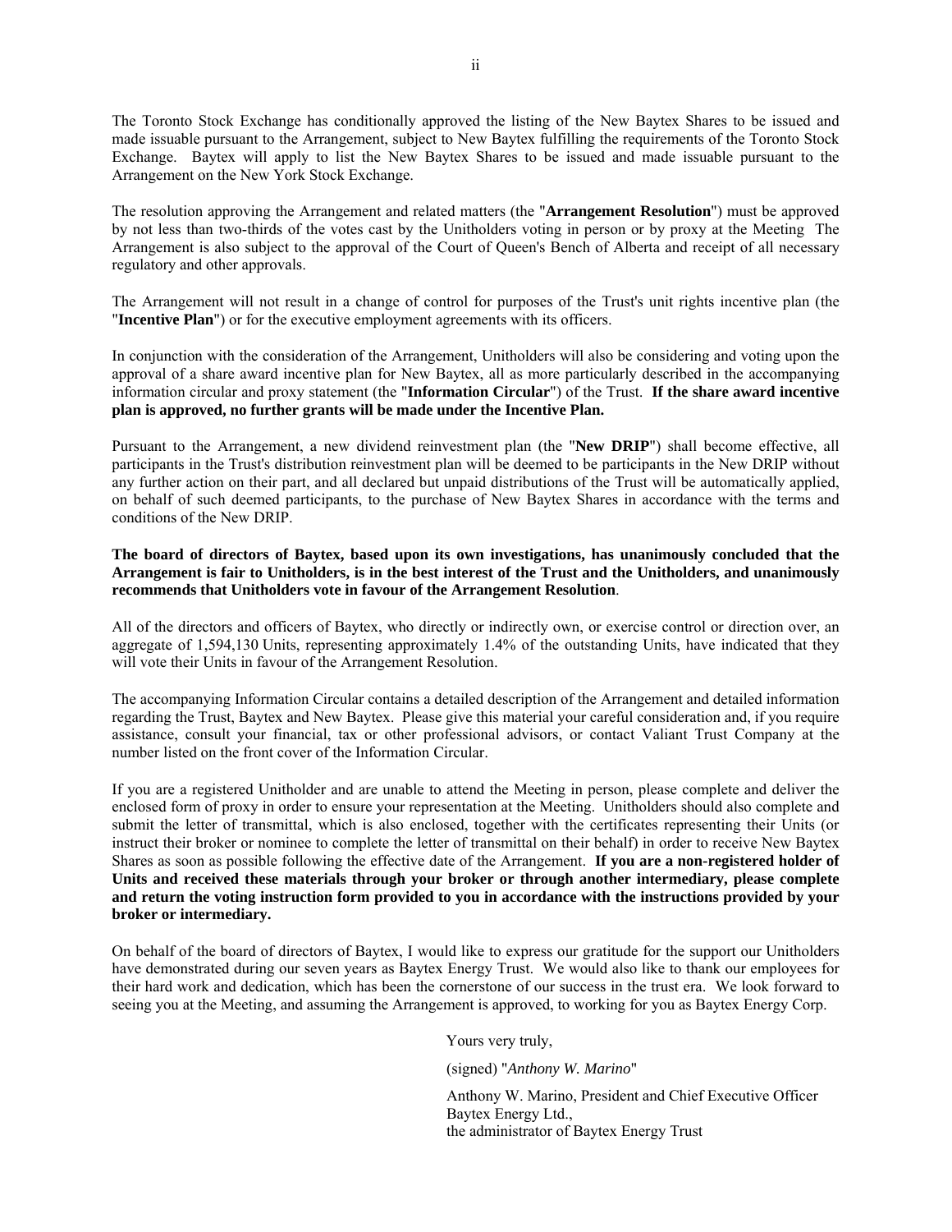The Toronto Stock Exchange has conditionally approved the listing of the New Baytex Shares to be issued and made issuable pursuant to the Arrangement, subject to New Baytex fulfilling the requirements of the Toronto Stock Exchange. Baytex will apply to list the New Baytex Shares to be issued and made issuable pursuant to the Arrangement on the New York Stock Exchange.

The resolution approving the Arrangement and related matters (the "**Arrangement Resolution**") must be approved by not less than two-thirds of the votes cast by the Unitholders voting in person or by proxy at the Meeting The Arrangement is also subject to the approval of the Court of Queen's Bench of Alberta and receipt of all necessary regulatory and other approvals.

The Arrangement will not result in a change of control for purposes of the Trust's unit rights incentive plan (the "**Incentive Plan**") or for the executive employment agreements with its officers.

In conjunction with the consideration of the Arrangement, Unitholders will also be considering and voting upon the approval of a share award incentive plan for New Baytex, all as more particularly described in the accompanying information circular and proxy statement (the "**Information Circular**") of the Trust. **If the share award incentive plan is approved, no further grants will be made under the Incentive Plan.**

Pursuant to the Arrangement, a new dividend reinvestment plan (the "**New DRIP**") shall become effective, all participants in the Trust's distribution reinvestment plan will be deemed to be participants in the New DRIP without any further action on their part, and all declared but unpaid distributions of the Trust will be automatically applied, on behalf of such deemed participants, to the purchase of New Baytex Shares in accordance with the terms and conditions of the New DRIP.

**The board of directors of Baytex, based upon its own investigations, has unanimously concluded that the Arrangement is fair to Unitholders, is in the best interest of the Trust and the Unitholders, and unanimously recommends that Unitholders vote in favour of the Arrangement Resolution**.

All of the directors and officers of Baytex, who directly or indirectly own, or exercise control or direction over, an aggregate of 1,594,130 Units, representing approximately 1.4% of the outstanding Units, have indicated that they will vote their Units in favour of the Arrangement Resolution.

The accompanying Information Circular contains a detailed description of the Arrangement and detailed information regarding the Trust, Baytex and New Baytex. Please give this material your careful consideration and, if you require assistance, consult your financial, tax or other professional advisors, or contact Valiant Trust Company at the number listed on the front cover of the Information Circular.

If you are a registered Unitholder and are unable to attend the Meeting in person, please complete and deliver the enclosed form of proxy in order to ensure your representation at the Meeting. Unitholders should also complete and submit the letter of transmittal, which is also enclosed, together with the certificates representing their Units (or instruct their broker or nominee to complete the letter of transmittal on their behalf) in order to receive New Baytex Shares as soon as possible following the effective date of the Arrangement. **If you are a non-registered holder of Units and received these materials through your broker or through another intermediary, please complete and return the voting instruction form provided to you in accordance with the instructions provided by your broker or intermediary.**

On behalf of the board of directors of Baytex, I would like to express our gratitude for the support our Unitholders have demonstrated during our seven years as Baytex Energy Trust. We would also like to thank our employees for their hard work and dedication, which has been the cornerstone of our success in the trust era. We look forward to seeing you at the Meeting, and assuming the Arrangement is approved, to working for you as Baytex Energy Corp.

Yours very truly,

(signed) "*Anthony W. Marino*"

Anthony W. Marino, President and Chief Executive Officer
Baytex Energy Ltd.,
the administrator of Baytex Energy Trust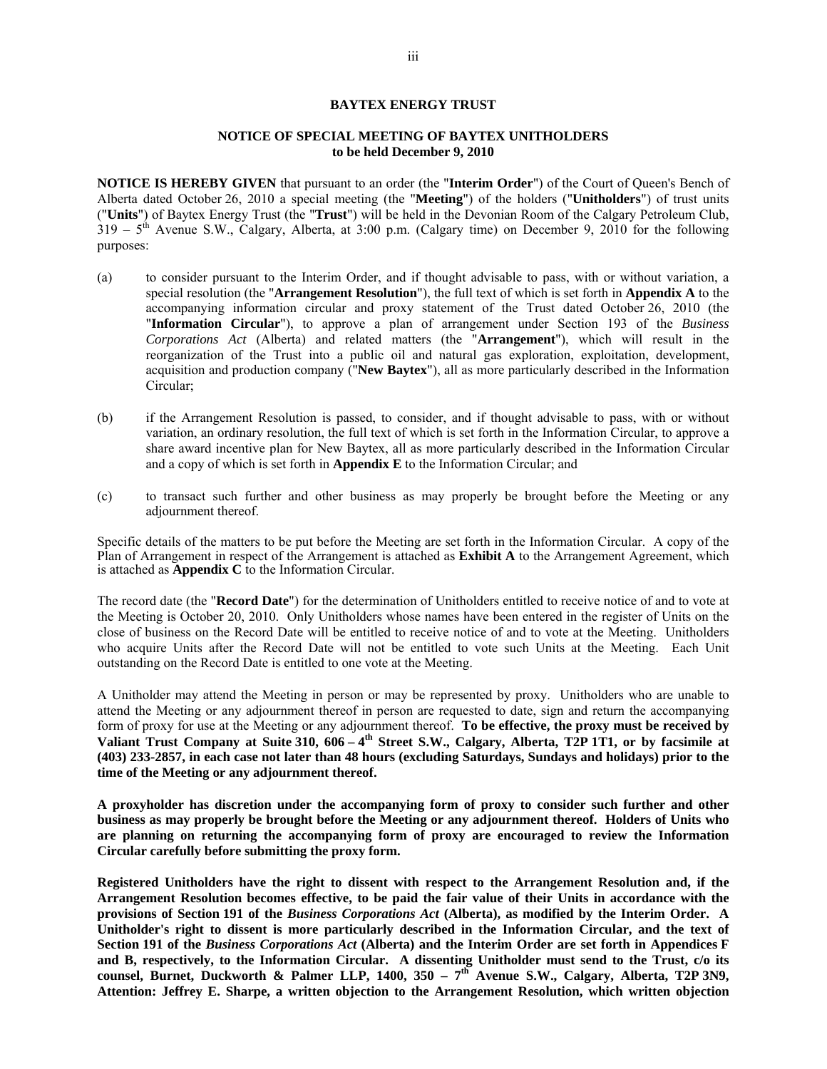**BAYTEX ENERGY TRUST**

**NOTICE OF SPECIAL MEETING OF BAYTEX UNITHOLDERS**
**to be held December 9, 2010**

**NOTICE IS HEREBY GIVEN** that pursuant to an order (the "**Interim Order**") of the Court of Queen's Bench of Alberta dated October 26, 2010 a special meeting (the "**Meeting**") of the holders ("**Unitholders**") of trust units ("**Units**") of Baytex Energy Trust (the "**Trust**") will be held in the Devonian Room of the Calgary Petroleum Club, 319 – 5th Avenue S.W., Calgary, Alberta, at 3:00 p.m. (Calgary time) on December 9, 2010 for the following purposes:

(a) to consider pursuant to the Interim Order, and if thought advisable to pass, with or without variation, a special resolution (the "**Arrangement Resolution**"), the full text of which is set forth in **Appendix A** to the accompanying information circular and proxy statement of the Trust dated October 26, 2010 (the "**Information Circular**"), to approve a plan of arrangement under Section 193 of the *Business Corporations Act* (Alberta) and related matters (the "**Arrangement**"), which will result in the reorganization of the Trust into a public oil and natural gas exploration, exploitation, development, acquisition and production company ("**New Baytex**"), all as more particularly described in the Information Circular;

(b) if the Arrangement Resolution is passed, to consider, and if thought advisable to pass, with or without variation, an ordinary resolution, the full text of which is set forth in the Information Circular, to approve a share award incentive plan for New Baytex, all as more particularly described in the Information Circular and a copy of which is set forth in **Appendix E** to the Information Circular; and

(c) to transact such further and other business as may properly be brought before the Meeting or any adjournment thereof.

Specific details of the matters to be put before the Meeting are set forth in the Information Circular. A copy of the Plan of Arrangement in respect of the Arrangement is attached as **Exhibit A** to the Arrangement Agreement, which is attached as **Appendix C** to the Information Circular.

The record date (the "**Record Date**") for the determination of Unitholders entitled to receive notice of and to vote at the Meeting is October 20, 2010. Only Unitholders whose names have been entered in the register of Units on the close of business on the Record Date will be entitled to receive notice of and to vote at the Meeting. Unitholders who acquire Units after the Record Date will not be entitled to vote such Units at the Meeting. Each Unit outstanding on the Record Date is entitled to one vote at the Meeting.

A Unitholder may attend the Meeting in person or may be represented by proxy. Unitholders who are unable to attend the Meeting or any adjournment thereof in person are requested to date, sign and return the accompanying form of proxy for use at the Meeting or any adjournment thereof. **To be effective, the proxy must be received by Valiant Trust Company at Suite 310, 606 – 4th Street S.W., Calgary, Alberta, T2P 1T1, or by facsimile at (403) 233-2857, in each case not later than 48 hours (excluding Saturdays, Sundays and holidays) prior to the time of the Meeting or any adjournment thereof.**

**A proxyholder has discretion under the accompanying form of proxy to consider such further and other business as may properly be brought before the Meeting or any adjournment thereof. Holders of Units who are planning on returning the accompanying form of proxy are encouraged to review the Information Circular carefully before submitting the proxy form.**

**Registered Unitholders have the right to dissent with respect to the Arrangement Resolution and, if the Arrangement Resolution becomes effective, to be paid the fair value of their Units in accordance with the provisions of Section 191 of the *Business Corporations Act* (Alberta), as modified by the Interim Order. A Unitholder's right to dissent is more particularly described in the Information Circular, and the text of Section 191 of the *Business Corporations Act* (Alberta) and the Interim Order are set forth in Appendices F and B, respectively, to the Information Circular. A dissenting Unitholder must send to the Trust, c/o its counsel, Burnet, Duckworth & Palmer LLP, 1400, 350 – 7th Avenue S.W., Calgary, Alberta, T2P 3N9, Attention: Jeffrey E. Sharpe, a written objection to the Arrangement Resolution, which written objection**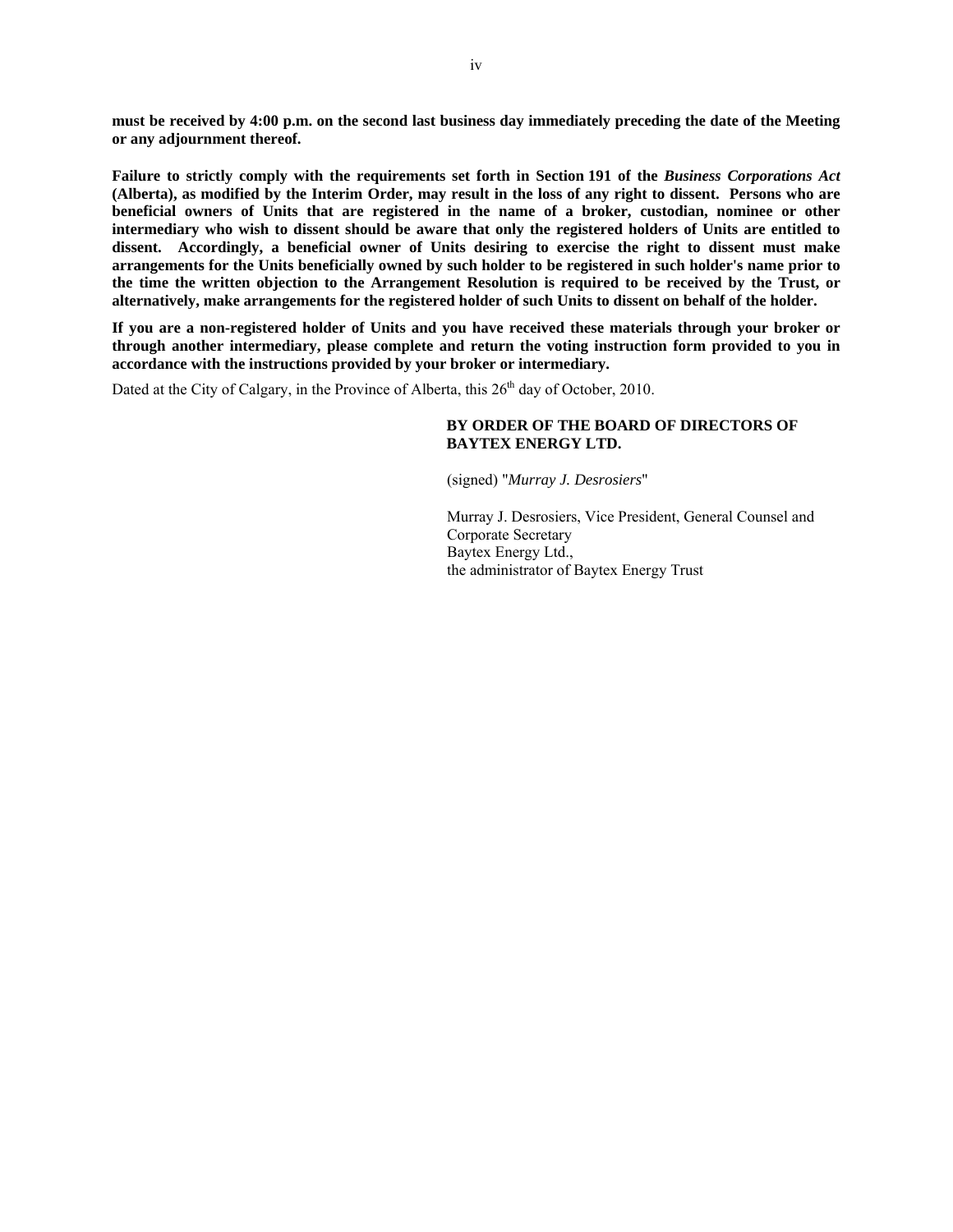**must be received by 4:00 p.m. on the second last business day immediately preceding the date of the Meeting or any adjournment thereof.**

**Failure to strictly comply with the requirements set forth in Section 191 of the *Business Corporations Act* (Alberta), as modified by the Interim Order, may result in the loss of any right to dissent. Persons who are beneficial owners of Units that are registered in the name of a broker, custodian, nominee or other intermediary who wish to dissent should be aware that only the registered holders of Units are entitled to dissent. Accordingly, a beneficial owner of Units desiring to exercise the right to dissent must make arrangements for the Units beneficially owned by such holder to be registered in such holder's name prior to the time the written objection to the Arrangement Resolution is required to be received by the Trust, or alternatively, make arrangements for the registered holder of such Units to dissent on behalf of the holder.**

**If you are a non-registered holder of Units and you have received these materials through your broker or through another intermediary, please complete and return the voting instruction form provided to you in accordance with the instructions provided by your broker or intermediary.**

Dated at the City of Calgary, in the Province of Alberta, this 26th day of October, 2010.

**BY ORDER OF THE BOARD OF DIRECTORS OF BAYTEX ENERGY LTD.**

(signed) "*Murray J. Desrosiers*"

Murray J. Desrosiers, Vice President, General Counsel and Corporate Secretary
Baytex Energy Ltd.,
the administrator of Baytex Energy Trust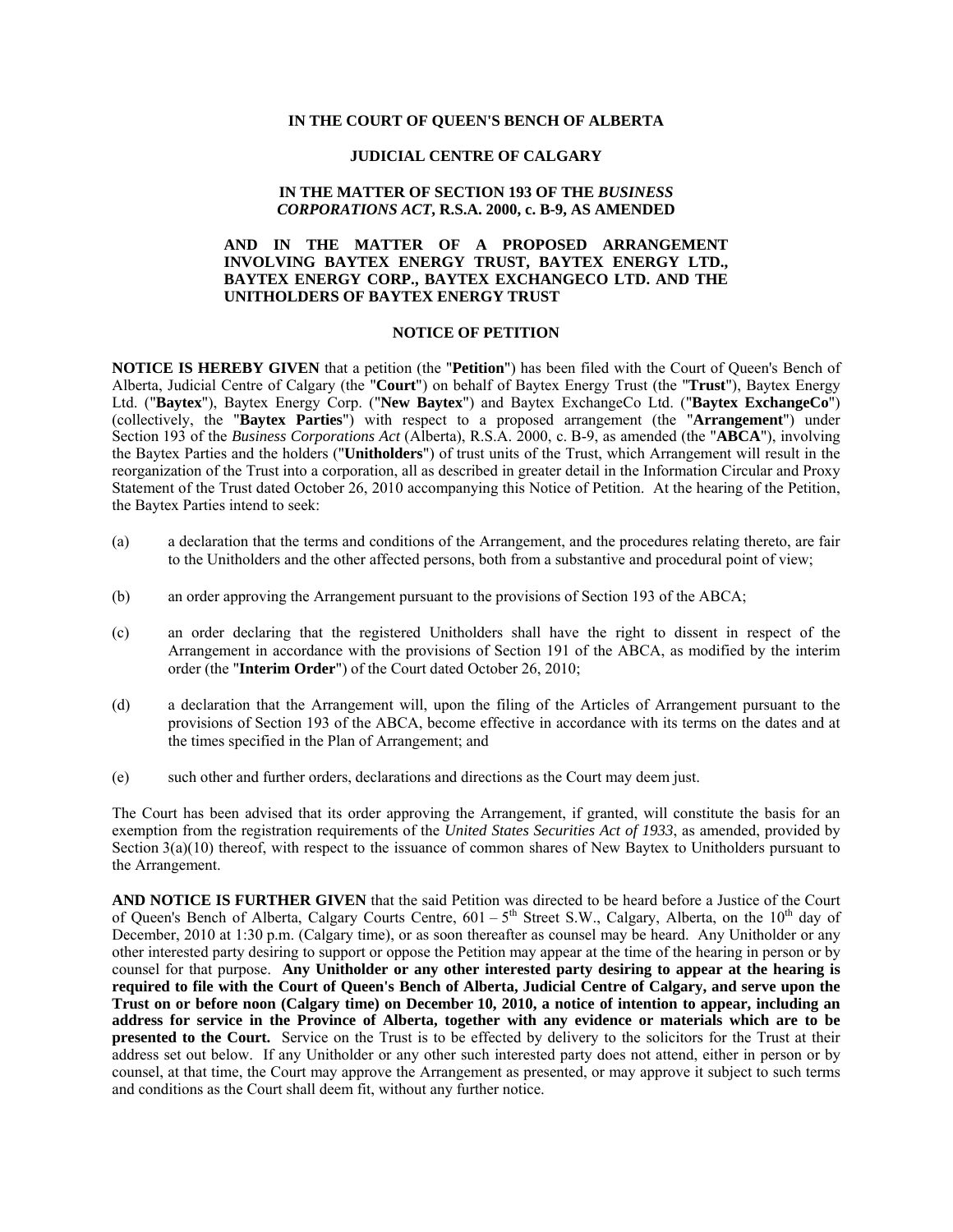**IN THE COURT OF QUEEN'S BENCH OF ALBERTA**

**JUDICIAL CENTRE OF CALGARY**

**IN THE MATTER OF SECTION 193 OF THE *BUSINESS CORPORATIONS ACT*, R.S.A. 2000, c. B-9, AS AMENDED**

**AND IN THE MATTER OF A PROPOSED ARRANGEMENT INVOLVING BAYTEX ENERGY TRUST, BAYTEX ENERGY LTD., BAYTEX ENERGY CORP., BAYTEX EXCHANGECO LTD. AND THE UNITHOLDERS OF BAYTEX ENERGY TRUST**

**NOTICE OF PETITION**

**NOTICE IS HEREBY GIVEN** that a petition (the "**Petition**") has been filed with the Court of Queen's Bench of Alberta, Judicial Centre of Calgary (the "**Court**") on behalf of Baytex Energy Trust (the "**Trust**"), Baytex Energy Ltd. ("**Baytex**"), Baytex Energy Corp. ("**New Baytex**") and Baytex ExchangeCo Ltd. ("**Baytex ExchangeCo**") (collectively, the "**Baytex Parties**") with respect to a proposed arrangement (the "**Arrangement**") under Section 193 of the *Business Corporations Act* (Alberta), R.S.A. 2000, c. B-9, as amended (the "**ABCA**"), involving the Baytex Parties and the holders ("**Unitholders**") of trust units of the Trust, which Arrangement will result in the reorganization of the Trust into a corporation, all as described in greater detail in the Information Circular and Proxy Statement of the Trust dated October 26, 2010 accompanying this Notice of Petition. At the hearing of the Petition, the Baytex Parties intend to seek:

(a) a declaration that the terms and conditions of the Arrangement, and the procedures relating thereto, are fair to the Unitholders and the other affected persons, both from a substantive and procedural point of view;

(b) an order approving the Arrangement pursuant to the provisions of Section 193 of the ABCA;

(c) an order declaring that the registered Unitholders shall have the right to dissent in respect of the Arrangement in accordance with the provisions of Section 191 of the ABCA, as modified by the interim order (the "**Interim Order**") of the Court dated October 26, 2010;

(d) a declaration that the Arrangement will, upon the filing of the Articles of Arrangement pursuant to the provisions of Section 193 of the ABCA, become effective in accordance with its terms on the dates and at the times specified in the Plan of Arrangement; and

(e) such other and further orders, declarations and directions as the Court may deem just.

The Court has been advised that its order approving the Arrangement, if granted, will constitute the basis for an exemption from the registration requirements of the *United States Securities Act of 1933*, as amended, provided by Section 3(a)(10) thereof, with respect to the issuance of common shares of New Baytex to Unitholders pursuant to the Arrangement.

**AND NOTICE IS FURTHER GIVEN** that the said Petition was directed to be heard before a Justice of the Court of Queen's Bench of Alberta, Calgary Courts Centre, 601 – 5th Street S.W., Calgary, Alberta, on the 10th day of December, 2010 at 1:30 p.m. (Calgary time), or as soon thereafter as counsel may be heard. Any Unitholder or any other interested party desiring to support or oppose the Petition may appear at the time of the hearing in person or by counsel for that purpose. **Any Unitholder or any other interested party desiring to appear at the hearing is required to file with the Court of Queen's Bench of Alberta, Judicial Centre of Calgary, and serve upon the Trust on or before noon (Calgary time) on December 10, 2010, a notice of intention to appear, including an address for service in the Province of Alberta, together with any evidence or materials which are to be presented to the Court.** Service on the Trust is to be effected by delivery to the solicitors for the Trust at their address set out below. If any Unitholder or any other such interested party does not attend, either in person or by counsel, at that time, the Court may approve the Arrangement as presented, or may approve it subject to such terms and conditions as the Court shall deem fit, without any further notice.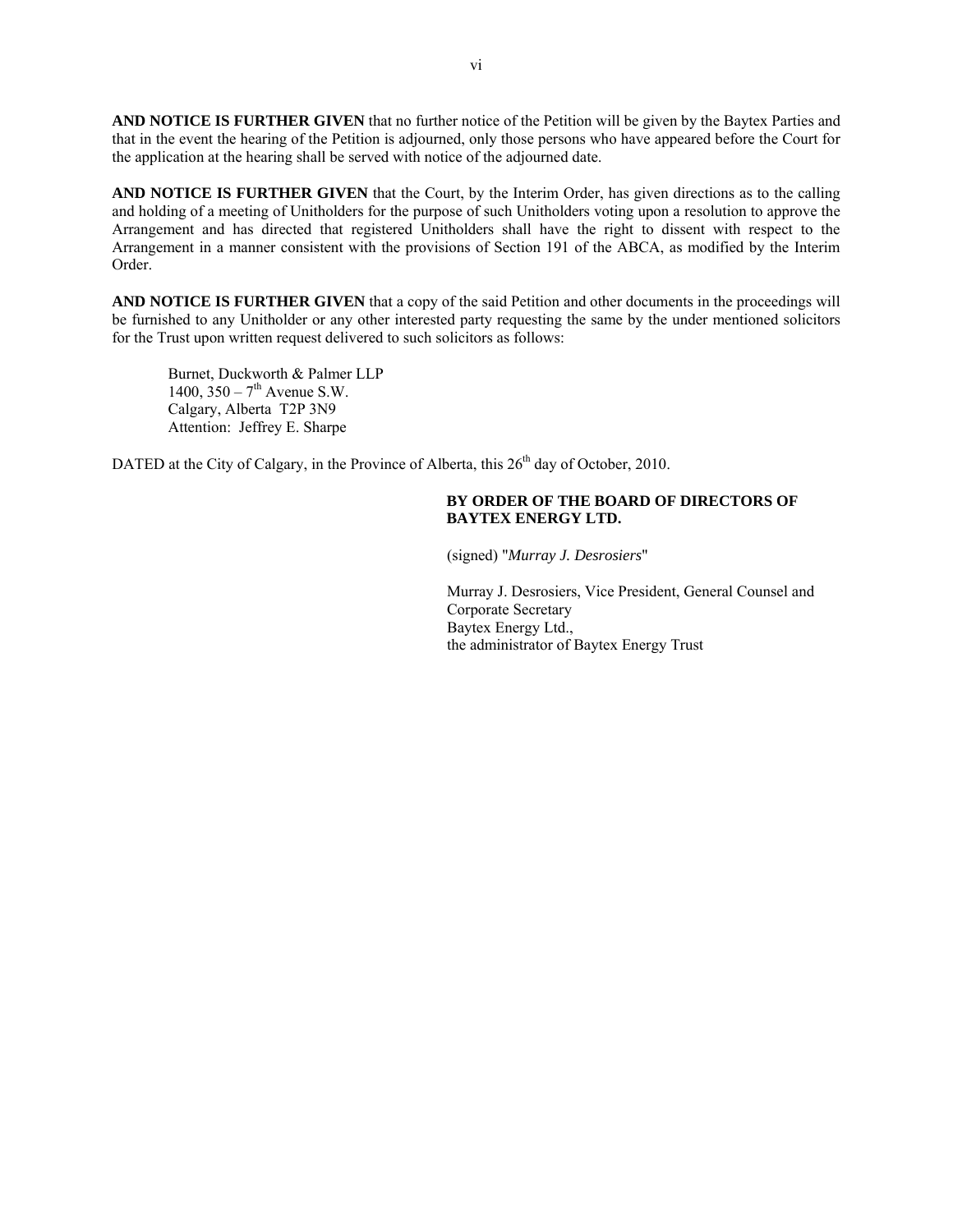**AND NOTICE IS FURTHER GIVEN** that no further notice of the Petition will be given by the Baytex Parties and that in the event the hearing of the Petition is adjourned, only those persons who have appeared before the Court for the application at the hearing shall be served with notice of the adjourned date.

**AND NOTICE IS FURTHER GIVEN** that the Court, by the Interim Order, has given directions as to the calling and holding of a meeting of Unitholders for the purpose of such Unitholders voting upon a resolution to approve the Arrangement and has directed that registered Unitholders shall have the right to dissent with respect to the Arrangement in a manner consistent with the provisions of Section 191 of the ABCA, as modified by the Interim Order.

**AND NOTICE IS FURTHER GIVEN** that a copy of the said Petition and other documents in the proceedings will be furnished to any Unitholder or any other interested party requesting the same by the under mentioned solicitors for the Trust upon written request delivered to such solicitors as follows:

Burnet, Duckworth & Palmer LLP
1400, 350 – 7th Avenue S.W.
Calgary, Alberta T2P 3N9
Attention: Jeffrey E. Sharpe

DATED at the City of Calgary, in the Province of Alberta, this 26th day of October, 2010.

**BY ORDER OF THE BOARD OF DIRECTORS OF BAYTEX ENERGY LTD.**

(signed) "*Murray J. Desrosiers*"

Murray J. Desrosiers, Vice President, General Counsel and Corporate Secretary
Baytex Energy Ltd.,
the administrator of Baytex Energy Trust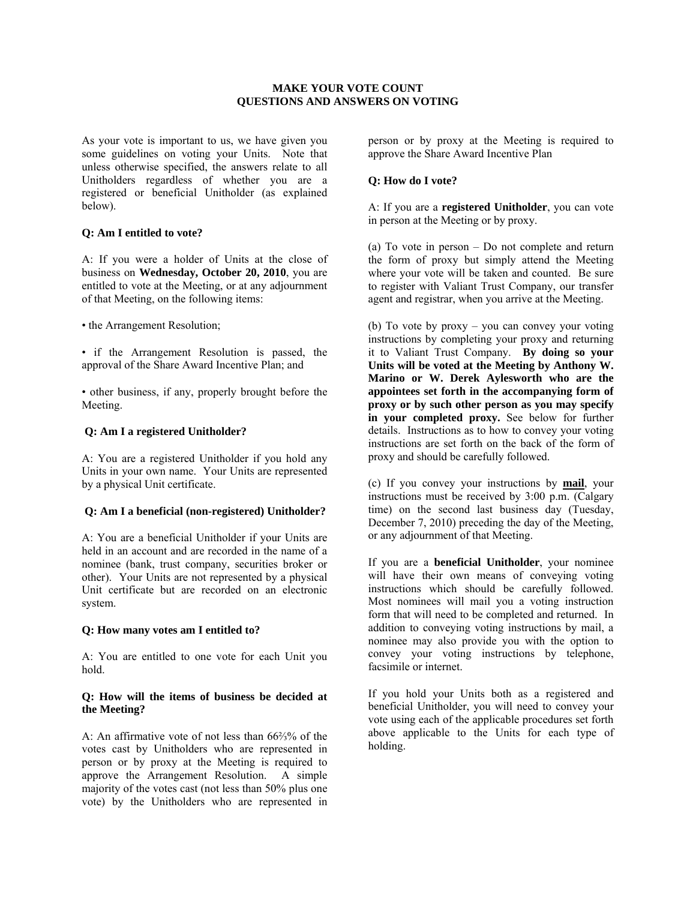# MAKE YOUR VOTE COUNT
# QUESTIONS AND ANSWERS ON VOTING

As your vote is important to us, we have given you some guidelines on voting your Units. Note that unless otherwise specified, the answers relate to all Unitholders regardless of whether you are a registered or beneficial Unitholder (as explained below).

**Q: Am I entitled to vote?**

A: If you were a holder of Units at the close of business on **Wednesday, October 20, 2010**, you are entitled to vote at the Meeting, or at any adjournment of that Meeting, on the following items:

- the Arrangement Resolution;
- if the Arrangement Resolution is passed, the approval of the Share Award Incentive Plan; and
- other business, if any, properly brought before the Meeting.

**Q: Am I a registered Unitholder?**

A: You are a registered Unitholder if you hold any Units in your own name. Your Units are represented by a physical Unit certificate.

**Q: Am I a beneficial (non-registered) Unitholder?**

A: You are a beneficial Unitholder if your Units are held in an account and are recorded in the name of a nominee (bank, trust company, securities broker or other). Your Units are not represented by a physical Unit certificate but are recorded on an electronic system.

**Q: How many votes am I entitled to?**

A: You are entitled to one vote for each Unit you hold.

**Q: How will the items of business be decided at the Meeting?**

A: An affirmative vote of not less than 66⅔% of the votes cast by Unitholders who are represented in person or by proxy at the Meeting is required to approve the Arrangement Resolution. A simple majority of the votes cast (not less than 50% plus one vote) by the Unitholders who are represented in person or by proxy at the Meeting is required to approve the Share Award Incentive Plan

**Q: How do I vote?**

A: If you are a **registered Unitholder**, you can vote in person at the Meeting or by proxy.

(a) To vote in person – Do not complete and return the form of proxy but simply attend the Meeting where your vote will be taken and counted. Be sure to register with Valiant Trust Company, our transfer agent and registrar, when you arrive at the Meeting.

(b) To vote by proxy – you can convey your voting instructions by completing your proxy and returning it to Valiant Trust Company. **By doing so your Units will be voted at the Meeting by Anthony W. Marino or W. Derek Aylesworth who are the appointees set forth in the accompanying form of proxy or by such other person as you may specify in your completed proxy.** See below for further details. Instructions as to how to convey your voting instructions are set forth on the back of the form of proxy and should be carefully followed.

(c) If you convey your instructions by **mail**, your instructions must be received by 3:00 p.m. (Calgary time) on the second last business day (Tuesday, December 7, 2010) preceding the day of the Meeting, or any adjournment of that Meeting.

If you are a **beneficial Unitholder**, your nominee will have their own means of conveying voting instructions which should be carefully followed. Most nominees will mail you a voting instruction form that will need to be completed and returned. In addition to conveying voting instructions by mail, a nominee may also provide you with the option to convey your voting instructions by telephone, facsimile or internet.

If you hold your Units both as a registered and beneficial Unitholder, you will need to convey your vote using each of the applicable procedures set forth above applicable to the Units for each type of holding.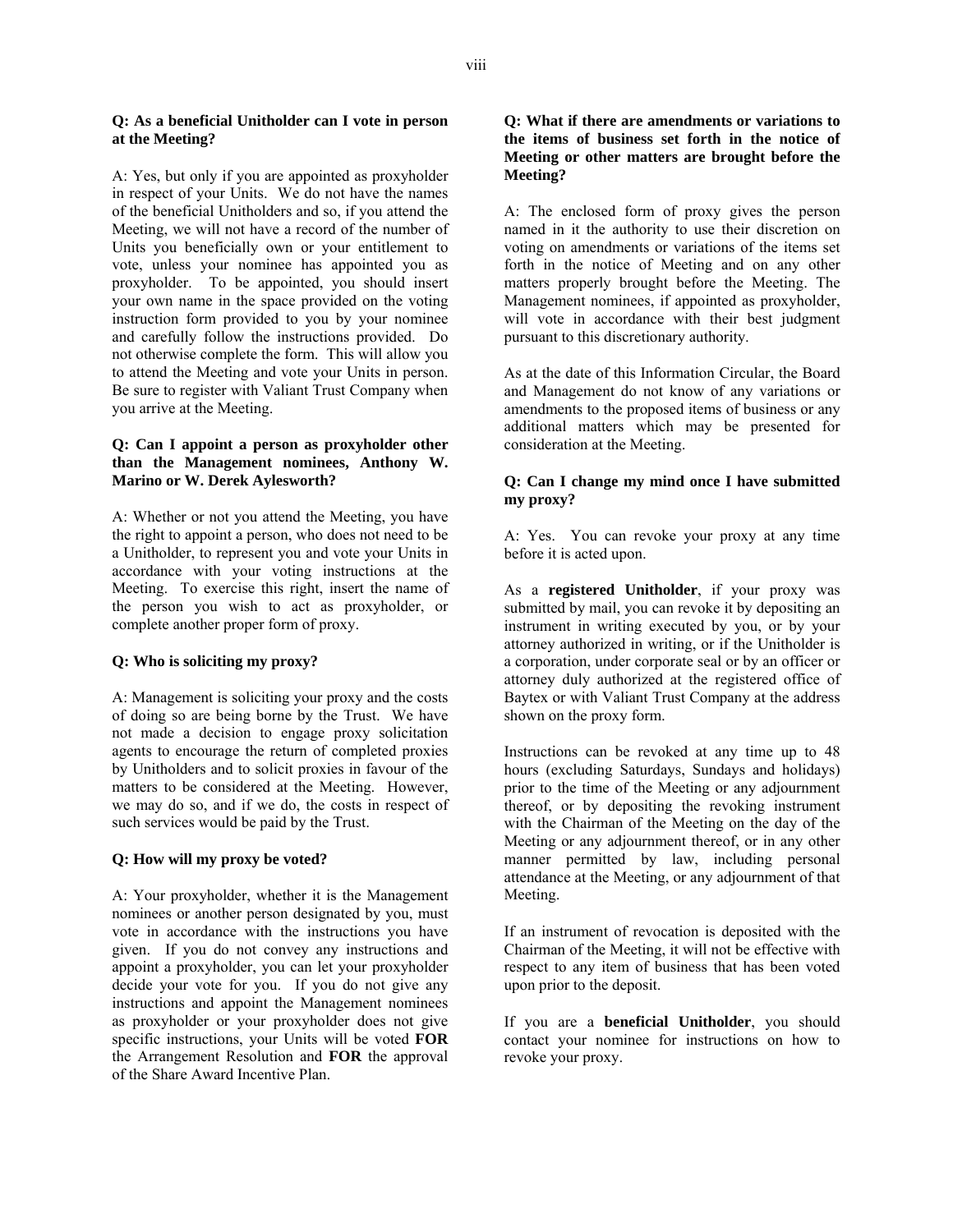**Q: As a beneficial Unitholder can I vote in person at the Meeting?**

A: Yes, but only if you are appointed as proxyholder in respect of your Units. We do not have the names of the beneficial Unitholders and so, if you attend the Meeting, we will not have a record of the number of Units you beneficially own or your entitlement to vote, unless your nominee has appointed you as proxyholder. To be appointed, you should insert your own name in the space provided on the voting instruction form provided to you by your nominee and carefully follow the instructions provided. Do not otherwise complete the form. This will allow you to attend the Meeting and vote your Units in person. Be sure to register with Valiant Trust Company when you arrive at the Meeting.

**Q: Can I appoint a person as proxyholder other than the Management nominees, Anthony W. Marino or W. Derek Aylesworth?**

A: Whether or not you attend the Meeting, you have the right to appoint a person, who does not need to be a Unitholder, to represent you and vote your Units in accordance with your voting instructions at the Meeting. To exercise this right, insert the name of the person you wish to act as proxyholder, or complete another proper form of proxy.

**Q: Who is soliciting my proxy?**

A: Management is soliciting your proxy and the costs of doing so are being borne by the Trust. We have not made a decision to engage proxy solicitation agents to encourage the return of completed proxies by Unitholders and to solicit proxies in favour of the matters to be considered at the Meeting. However, we may do so, and if we do, the costs in respect of such services would be paid by the Trust.

**Q: How will my proxy be voted?**

A: Your proxyholder, whether it is the Management nominees or another person designated by you, must vote in accordance with the instructions you have given. If you do not convey any instructions and appoint a proxyholder, you can let your proxyholder decide your vote for you. If you do not give any instructions and appoint the Management nominees as proxyholder or your proxyholder does not give specific instructions, your Units will be voted **FOR** the Arrangement Resolution and **FOR** the approval of the Share Award Incentive Plan.

**Q: What if there are amendments or variations to the items of business set forth in the notice of Meeting or other matters are brought before the Meeting?**

A: The enclosed form of proxy gives the person named in it the authority to use their discretion on voting on amendments or variations of the items set forth in the notice of Meeting and on any other matters properly brought before the Meeting. The Management nominees, if appointed as proxyholder, will vote in accordance with their best judgment pursuant to this discretionary authority.

As at the date of this Information Circular, the Board and Management do not know of any variations or amendments to the proposed items of business or any additional matters which may be presented for consideration at the Meeting.

**Q: Can I change my mind once I have submitted my proxy?**

A: Yes. You can revoke your proxy at any time before it is acted upon.

As a **registered Unitholder**, if your proxy was submitted by mail, you can revoke it by depositing an instrument in writing executed by you, or by your attorney authorized in writing, or if the Unitholder is a corporation, under corporate seal or by an officer or attorney duly authorized at the registered office of Baytex or with Valiant Trust Company at the address shown on the proxy form.

Instructions can be revoked at any time up to 48 hours (excluding Saturdays, Sundays and holidays) prior to the time of the Meeting or any adjournment thereof, or by depositing the revoking instrument with the Chairman of the Meeting on the day of the Meeting or any adjournment thereof, or in any other manner permitted by law, including personal attendance at the Meeting, or any adjournment of that Meeting.

If an instrument of revocation is deposited with the Chairman of the Meeting, it will not be effective with respect to any item of business that has been voted upon prior to the deposit.

If you are a **beneficial Unitholder**, you should contact your nominee for instructions on how to revoke your proxy.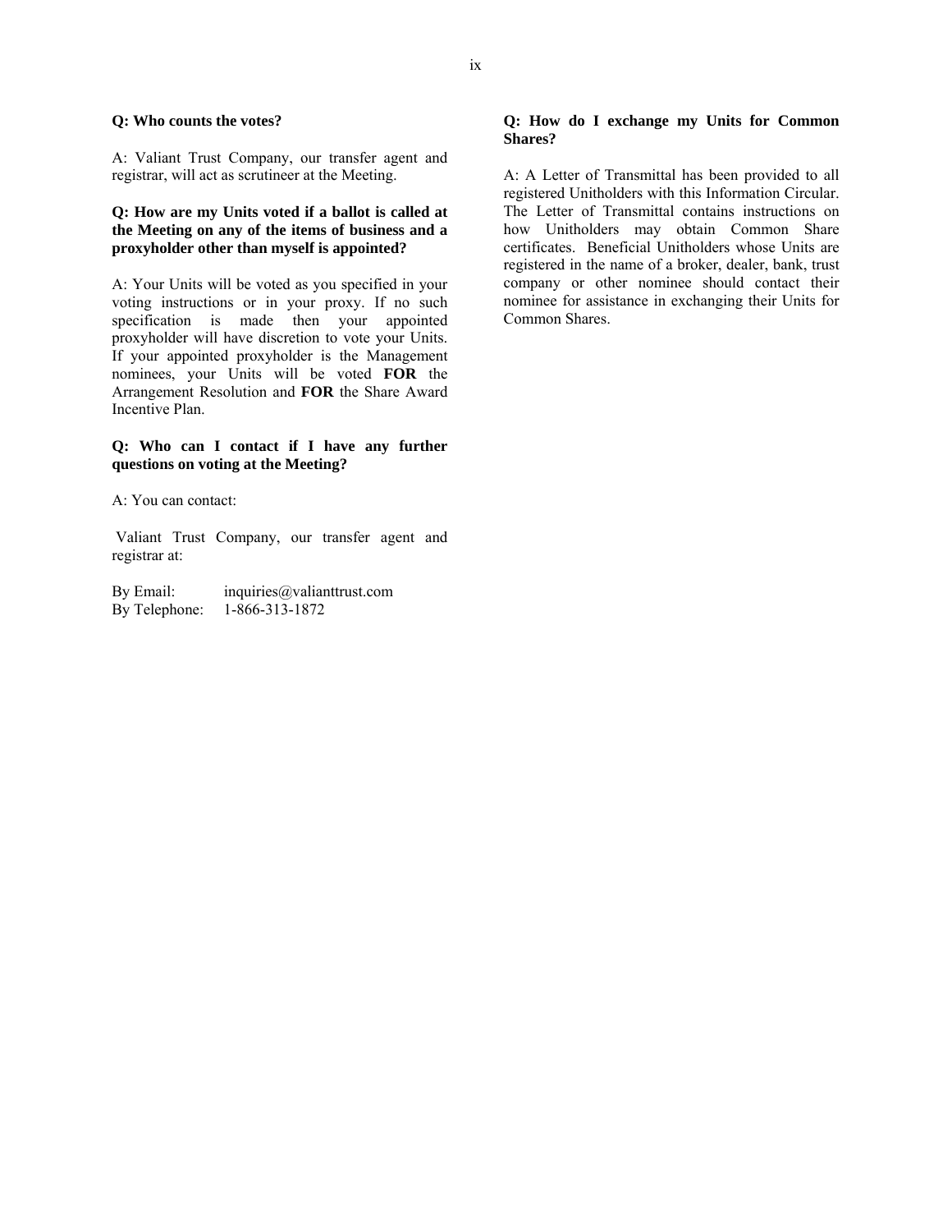**Q: Who counts the votes?**

A: Valiant Trust Company, our transfer agent and registrar, will act as scrutineer at the Meeting.

**Q: How are my Units voted if a ballot is called at the Meeting on any of the items of business and a proxyholder other than myself is appointed?**

A: Your Units will be voted as you specified in your voting instructions or in your proxy. If no such specification is made then your appointed proxyholder will have discretion to vote your Units. If your appointed proxyholder is the Management nominees, your Units will be voted **FOR** the Arrangement Resolution and **FOR** the Share Award Incentive Plan.

**Q: Who can I contact if I have any further questions on voting at the Meeting?**

A: You can contact:

Valiant Trust Company, our transfer agent and registrar at:

By Email: inquiries@valianttrust.com
By Telephone: 1-866-313-1872

**Q: How do I exchange my Units for Common Shares?**

A: A Letter of Transmittal has been provided to all registered Unitholders with this Information Circular. The Letter of Transmittal contains instructions on how Unitholders may obtain Common Share certificates. Beneficial Unitholders whose Units are registered in the name of a broker, dealer, bank, trust company or other nominee should contact their nominee for assistance in exchanging their Units for Common Shares.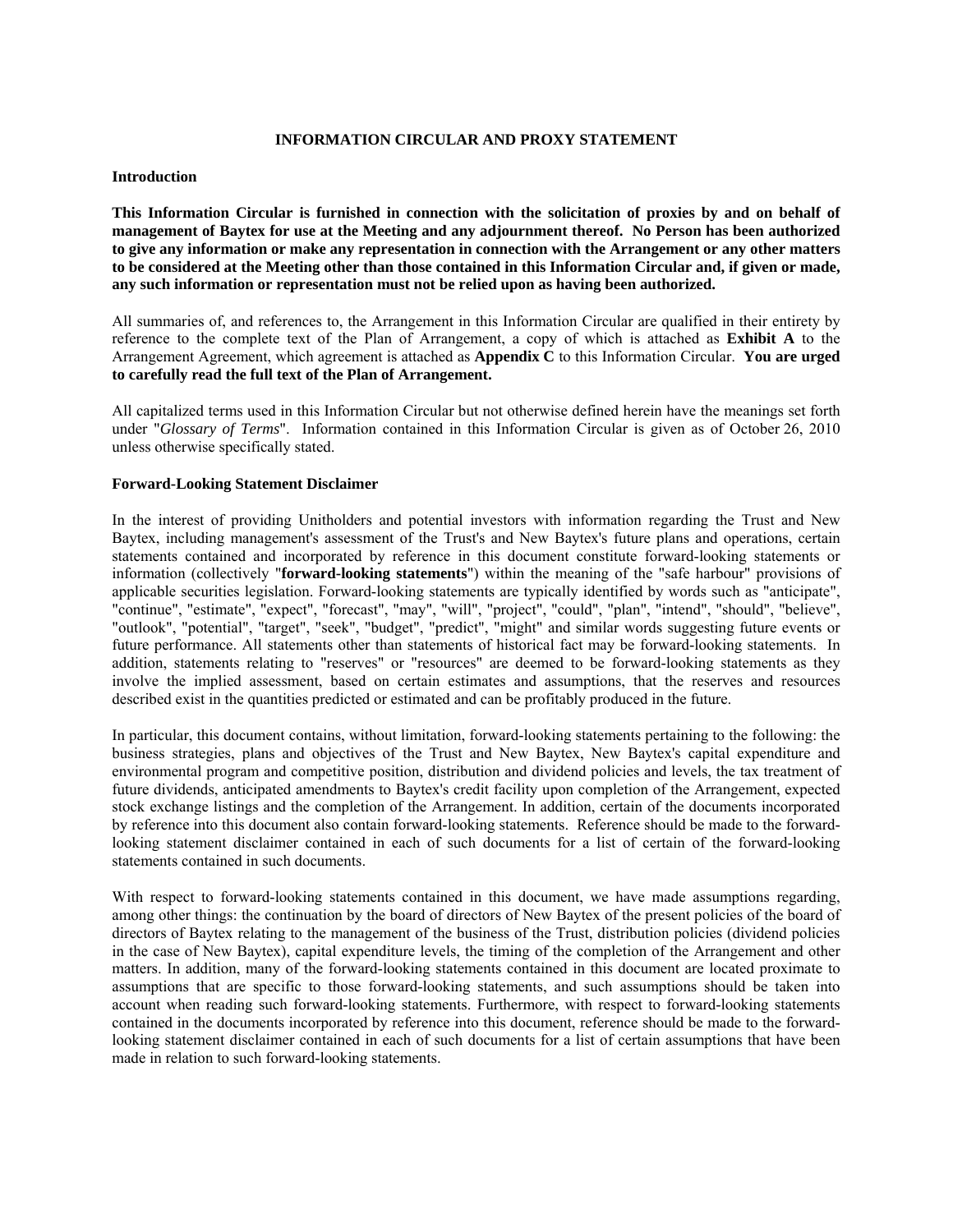# INFORMATION CIRCULAR AND PROXY STATEMENT

## Introduction

**This Information Circular is furnished in connection with the solicitation of proxies by and on behalf of management of Baytex for use at the Meeting and any adjournment thereof. No Person has been authorized to give any information or make any representation in connection with the Arrangement or any other matters to be considered at the Meeting other than those contained in this Information Circular and, if given or made, any such information or representation must not be relied upon as having been authorized.**

All summaries of, and references to, the Arrangement in this Information Circular are qualified in their entirety by reference to the complete text of the Plan of Arrangement, a copy of which is attached as **Exhibit A** to the Arrangement Agreement, which agreement is attached as **Appendix C** to this Information Circular. **You are urged to carefully read the full text of the Plan of Arrangement.**

All capitalized terms used in this Information Circular but not otherwise defined herein have the meanings set forth under "*Glossary of Terms*". Information contained in this Information Circular is given as of October 26, 2010 unless otherwise specifically stated.

## Forward-Looking Statement Disclaimer

In the interest of providing Unitholders and potential investors with information regarding the Trust and New Baytex, including management's assessment of the Trust's and New Baytex's future plans and operations, certain statements contained and incorporated by reference in this document constitute forward-looking statements or information (collectively "**forward-looking statements**") within the meaning of the "safe harbour" provisions of applicable securities legislation. Forward-looking statements are typically identified by words such as "anticipate", "continue", "estimate", "expect", "forecast", "may", "will", "project", "could", "plan", "intend", "should", "believe", "outlook", "potential", "target", "seek", "budget", "predict", "might" and similar words suggesting future events or future performance. All statements other than statements of historical fact may be forward-looking statements. In addition, statements relating to "reserves" or "resources" are deemed to be forward-looking statements as they involve the implied assessment, based on certain estimates and assumptions, that the reserves and resources described exist in the quantities predicted or estimated and can be profitably produced in the future.

In particular, this document contains, without limitation, forward-looking statements pertaining to the following: the business strategies, plans and objectives of the Trust and New Baytex, New Baytex's capital expenditure and environmental program and competitive position, distribution and dividend policies and levels, the tax treatment of future dividends, anticipated amendments to Baytex's credit facility upon completion of the Arrangement, expected stock exchange listings and the completion of the Arrangement. In addition, certain of the documents incorporated by reference into this document also contain forward-looking statements. Reference should be made to the forward-looking statement disclaimer contained in each of such documents for a list of certain of the forward-looking statements contained in such documents.

With respect to forward-looking statements contained in this document, we have made assumptions regarding, among other things: the continuation by the board of directors of New Baytex of the present policies of the board of directors of Baytex relating to the management of the business of the Trust, distribution policies (dividend policies in the case of New Baytex), capital expenditure levels, the timing of the completion of the Arrangement and other matters. In addition, many of the forward-looking statements contained in this document are located proximate to assumptions that are specific to those forward-looking statements, and such assumptions should be taken into account when reading such forward-looking statements. Furthermore, with respect to forward-looking statements contained in the documents incorporated by reference into this document, reference should be made to the forward-looking statement disclaimer contained in each of such documents for a list of certain assumptions that have been made in relation to such forward-looking statements.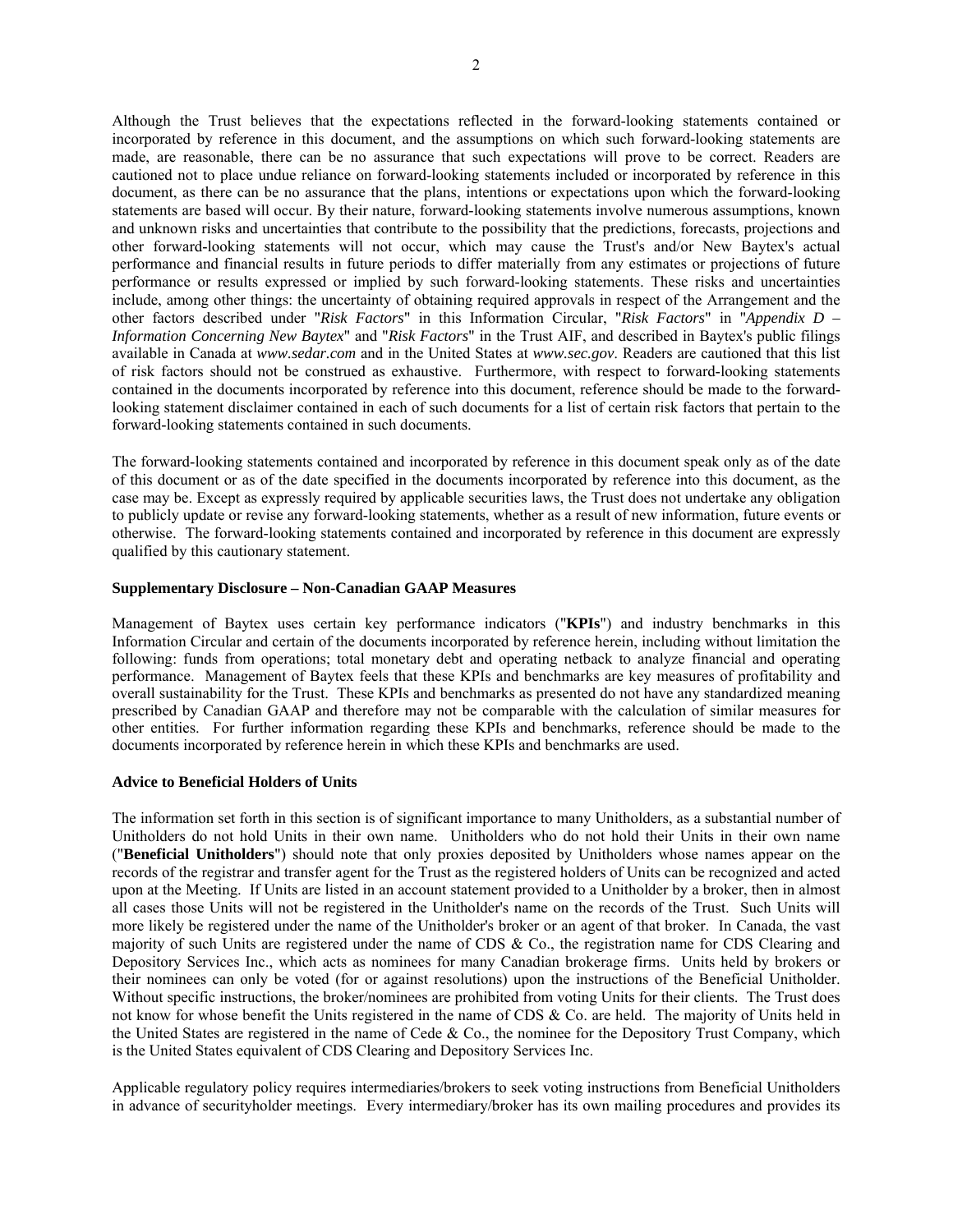Although the Trust believes that the expectations reflected in the forward-looking statements contained or incorporated by reference in this document, and the assumptions on which such forward-looking statements are made, are reasonable, there can be no assurance that such expectations will prove to be correct. Readers are cautioned not to place undue reliance on forward-looking statements included or incorporated by reference in this document, as there can be no assurance that the plans, intentions or expectations upon which the forward-looking statements are based will occur. By their nature, forward-looking statements involve numerous assumptions, known and unknown risks and uncertainties that contribute to the possibility that the predictions, forecasts, projections and other forward-looking statements will not occur, which may cause the Trust's and/or New Baytex's actual performance and financial results in future periods to differ materially from any estimates or projections of future performance or results expressed or implied by such forward-looking statements. These risks and uncertainties include, among other things: the uncertainty of obtaining required approvals in respect of the Arrangement and the other factors described under "*Risk Factors*" in this Information Circular, "*Risk Factors*" in "*Appendix D – Information Concerning New Baytex*" and "*Risk Factors*" in the Trust AIF, and described in Baytex's public filings available in Canada at *www.sedar.com* and in the United States at *www.sec.gov*. Readers are cautioned that this list of risk factors should not be construed as exhaustive. Furthermore, with respect to forward-looking statements contained in the documents incorporated by reference into this document, reference should be made to the forward-looking statement disclaimer contained in each of such documents for a list of certain risk factors that pertain to the forward-looking statements contained in such documents.

The forward-looking statements contained and incorporated by reference in this document speak only as of the date of this document or as of the date specified in the documents incorporated by reference into this document, as the case may be. Except as expressly required by applicable securities laws, the Trust does not undertake any obligation to publicly update or revise any forward-looking statements, whether as a result of new information, future events or otherwise. The forward-looking statements contained and incorporated by reference in this document are expressly qualified by this cautionary statement.

**Supplementary Disclosure – Non-Canadian GAAP Measures**

Management of Baytex uses certain key performance indicators ("**KPIs**") and industry benchmarks in this Information Circular and certain of the documents incorporated by reference herein, including without limitation the following: funds from operations; total monetary debt and operating netback to analyze financial and operating performance. Management of Baytex feels that these KPIs and benchmarks are key measures of profitability and overall sustainability for the Trust. These KPIs and benchmarks as presented do not have any standardized meaning prescribed by Canadian GAAP and therefore may not be comparable with the calculation of similar measures for other entities. For further information regarding these KPIs and benchmarks, reference should be made to the documents incorporated by reference herein in which these KPIs and benchmarks are used.

**Advice to Beneficial Holders of Units**

The information set forth in this section is of significant importance to many Unitholders, as a substantial number of Unitholders do not hold Units in their own name. Unitholders who do not hold their Units in their own name ("**Beneficial Unitholders**") should note that only proxies deposited by Unitholders whose names appear on the records of the registrar and transfer agent for the Trust as the registered holders of Units can be recognized and acted upon at the Meeting. If Units are listed in an account statement provided to a Unitholder by a broker, then in almost all cases those Units will not be registered in the Unitholder's name on the records of the Trust. Such Units will more likely be registered under the name of the Unitholder's broker or an agent of that broker. In Canada, the vast majority of such Units are registered under the name of CDS & Co., the registration name for CDS Clearing and Depository Services Inc., which acts as nominees for many Canadian brokerage firms. Units held by brokers or their nominees can only be voted (for or against resolutions) upon the instructions of the Beneficial Unitholder. Without specific instructions, the broker/nominees are prohibited from voting Units for their clients. The Trust does not know for whose benefit the Units registered in the name of CDS & Co. are held. The majority of Units held in the United States are registered in the name of Cede & Co., the nominee for the Depository Trust Company, which is the United States equivalent of CDS Clearing and Depository Services Inc.

Applicable regulatory policy requires intermediaries/brokers to seek voting instructions from Beneficial Unitholders in advance of securityholder meetings. Every intermediary/broker has its own mailing procedures and provides its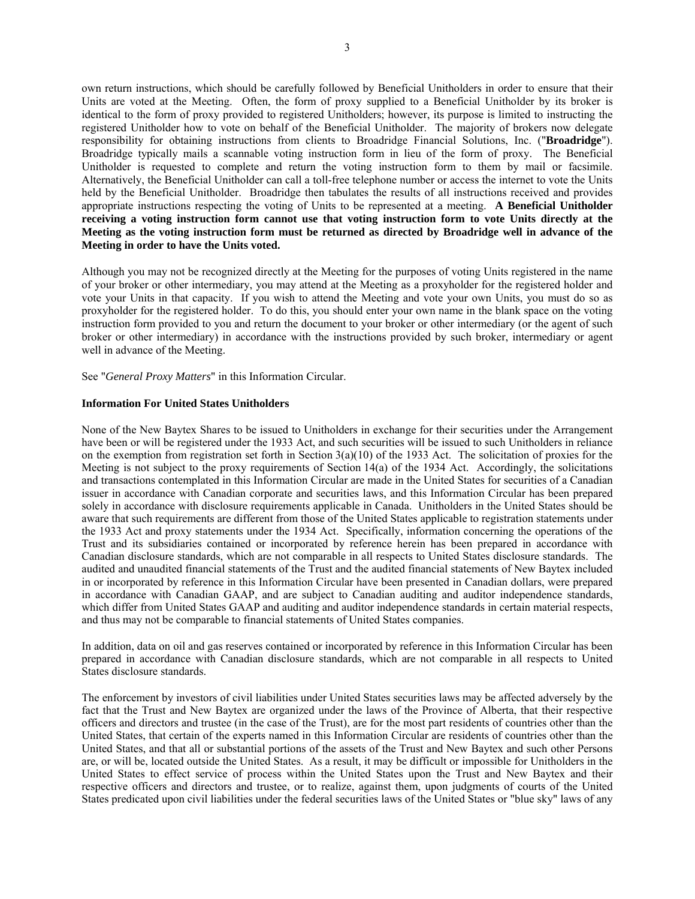own return instructions, which should be carefully followed by Beneficial Unitholders in order to ensure that their Units are voted at the Meeting. Often, the form of proxy supplied to a Beneficial Unitholder by its broker is identical to the form of proxy provided to registered Unitholders; however, its purpose is limited to instructing the registered Unitholder how to vote on behalf of the Beneficial Unitholder. The majority of brokers now delegate responsibility for obtaining instructions from clients to Broadridge Financial Solutions, Inc. ("**Broadridge**"). Broadridge typically mails a scannable voting instruction form in lieu of the form of proxy. The Beneficial Unitholder is requested to complete and return the voting instruction form to them by mail or facsimile. Alternatively, the Beneficial Unitholder can call a toll-free telephone number or access the internet to vote the Units held by the Beneficial Unitholder. Broadridge then tabulates the results of all instructions received and provides appropriate instructions respecting the voting of Units to be represented at a meeting. **A Beneficial Unitholder receiving a voting instruction form cannot use that voting instruction form to vote Units directly at the Meeting as the voting instruction form must be returned as directed by Broadridge well in advance of the Meeting in order to have the Units voted.**

Although you may not be recognized directly at the Meeting for the purposes of voting Units registered in the name of your broker or other intermediary, you may attend at the Meeting as a proxyholder for the registered holder and vote your Units in that capacity. If you wish to attend the Meeting and vote your own Units, you must do so as proxyholder for the registered holder. To do this, you should enter your own name in the blank space on the voting instruction form provided to you and return the document to your broker or other intermediary (or the agent of such broker or other intermediary) in accordance with the instructions provided by such broker, intermediary or agent well in advance of the Meeting.

See "*General Proxy Matters*" in this Information Circular.

**Information For United States Unitholders**

None of the New Baytex Shares to be issued to Unitholders in exchange for their securities under the Arrangement have been or will be registered under the 1933 Act, and such securities will be issued to such Unitholders in reliance on the exemption from registration set forth in Section 3(a)(10) of the 1933 Act. The solicitation of proxies for the Meeting is not subject to the proxy requirements of Section 14(a) of the 1934 Act. Accordingly, the solicitations and transactions contemplated in this Information Circular are made in the United States for securities of a Canadian issuer in accordance with Canadian corporate and securities laws, and this Information Circular has been prepared solely in accordance with disclosure requirements applicable in Canada. Unitholders in the United States should be aware that such requirements are different from those of the United States applicable to registration statements under the 1933 Act and proxy statements under the 1934 Act. Specifically, information concerning the operations of the Trust and its subsidiaries contained or incorporated by reference herein has been prepared in accordance with Canadian disclosure standards, which are not comparable in all respects to United States disclosure standards. The audited and unaudited financial statements of the Trust and the audited financial statements of New Baytex included in or incorporated by reference in this Information Circular have been presented in Canadian dollars, were prepared in accordance with Canadian GAAP, and are subject to Canadian auditing and auditor independence standards, which differ from United States GAAP and auditing and auditor independence standards in certain material respects, and thus may not be comparable to financial statements of United States companies.

In addition, data on oil and gas reserves contained or incorporated by reference in this Information Circular has been prepared in accordance with Canadian disclosure standards, which are not comparable in all respects to United States disclosure standards.

The enforcement by investors of civil liabilities under United States securities laws may be affected adversely by the fact that the Trust and New Baytex are organized under the laws of the Province of Alberta, that their respective officers and directors and trustee (in the case of the Trust), are for the most part residents of countries other than the United States, that certain of the experts named in this Information Circular are residents of countries other than the United States, and that all or substantial portions of the assets of the Trust and New Baytex and such other Persons are, or will be, located outside the United States. As a result, it may be difficult or impossible for Unitholders in the United States to effect service of process within the United States upon the Trust and New Baytex and their respective officers and directors and trustee, or to realize, against them, upon judgments of courts of the United States predicated upon civil liabilities under the federal securities laws of the United States or "blue sky" laws of any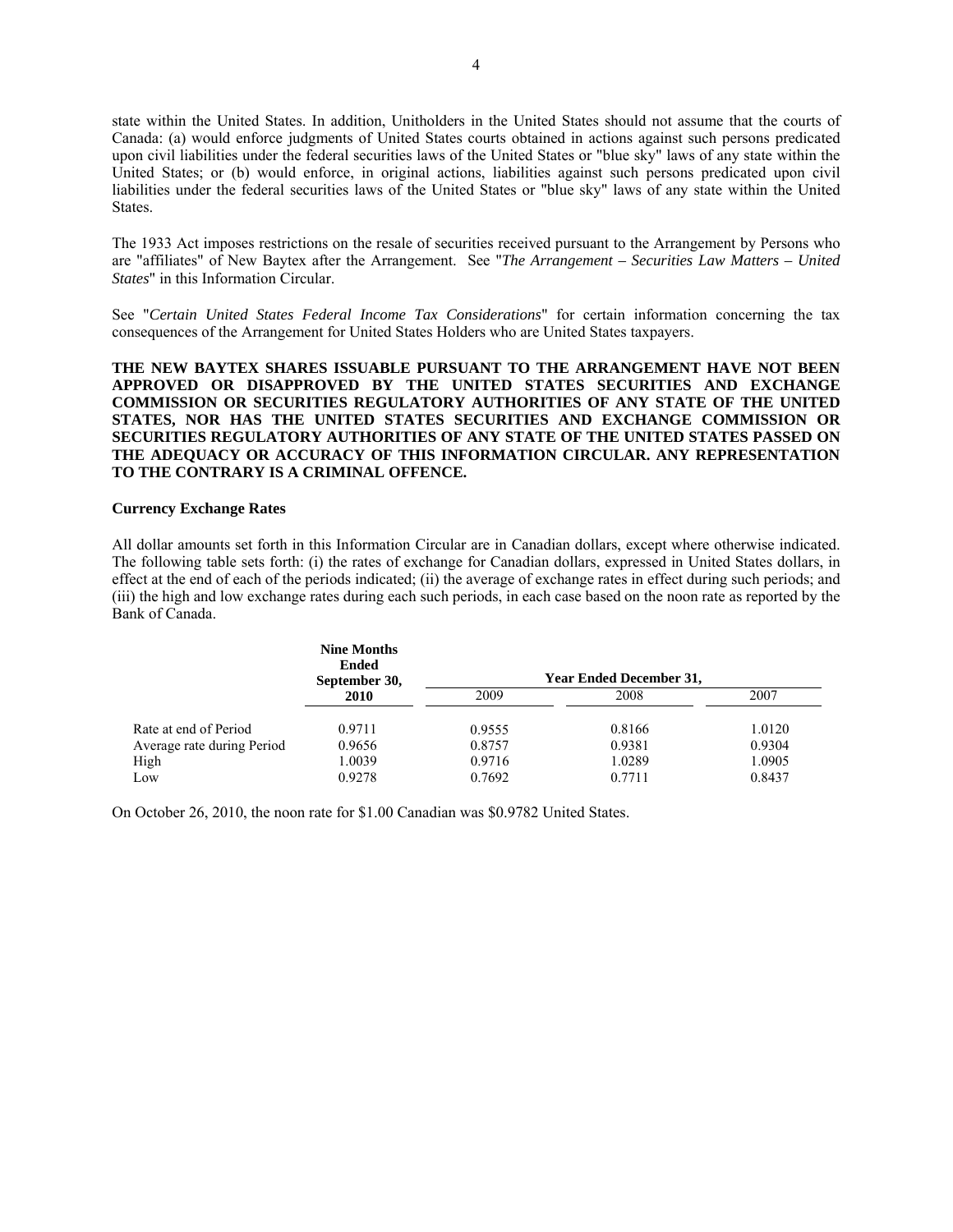state within the United States. In addition, Unitholders in the United States should not assume that the courts of Canada: (a) would enforce judgments of United States courts obtained in actions against such persons predicated upon civil liabilities under the federal securities laws of the United States or "blue sky" laws of any state within the United States; or (b) would enforce, in original actions, liabilities against such persons predicated upon civil liabilities under the federal securities laws of the United States or "blue sky" laws of any state within the United States.

The 1933 Act imposes restrictions on the resale of securities received pursuant to the Arrangement by Persons who are "affiliates" of New Baytex after the Arrangement. See "*The Arrangement – Securities Law Matters – United States*" in this Information Circular.

See "*Certain United States Federal Income Tax Considerations*" for certain information concerning the tax consequences of the Arrangement for United States Holders who are United States taxpayers.

**THE NEW BAYTEX SHARES ISSUABLE PURSUANT TO THE ARRANGEMENT HAVE NOT BEEN APPROVED OR DISAPPROVED BY THE UNITED STATES SECURITIES AND EXCHANGE COMMISSION OR SECURITIES REGULATORY AUTHORITIES OF ANY STATE OF THE UNITED STATES, NOR HAS THE UNITED STATES SECURITIES AND EXCHANGE COMMISSION OR SECURITIES REGULATORY AUTHORITIES OF ANY STATE OF THE UNITED STATES PASSED ON THE ADEQUACY OR ACCURACY OF THIS INFORMATION CIRCULAR. ANY REPRESENTATION TO THE CONTRARY IS A CRIMINAL OFFENCE.**

### Currency Exchange Rates

All dollar amounts set forth in this Information Circular are in Canadian dollars, except where otherwise indicated. The following table sets forth: (i) the rates of exchange for Canadian dollars, expressed in United States dollars, in effect at the end of each of the periods indicated; (ii) the average of exchange rates in effect during such periods; and (iii) the high and low exchange rates during each such periods, in each case based on the noon rate as reported by the Bank of Canada.

| | **Nine Months Ended September 30,** | **Year Ended December 31,** | | |
|---|---|---|---|---|
| | **2010** | 2009 | 2008 | 2007 |
| Rate at end of Period | 0.9711 | 0.9555 | 0.8166 | 1.0120 |
| Average rate during Period | 0.9656 | 0.8757 | 0.9381 | 0.9304 |
| High | 1.0039 | 0.9716 | 1.0289 | 1.0905 |
| Low | 0.9278 | 0.7692 | 0.7711 | 0.8437 |

On October 26, 2010, the noon rate for $1.00 Canadian was $0.9782 United States.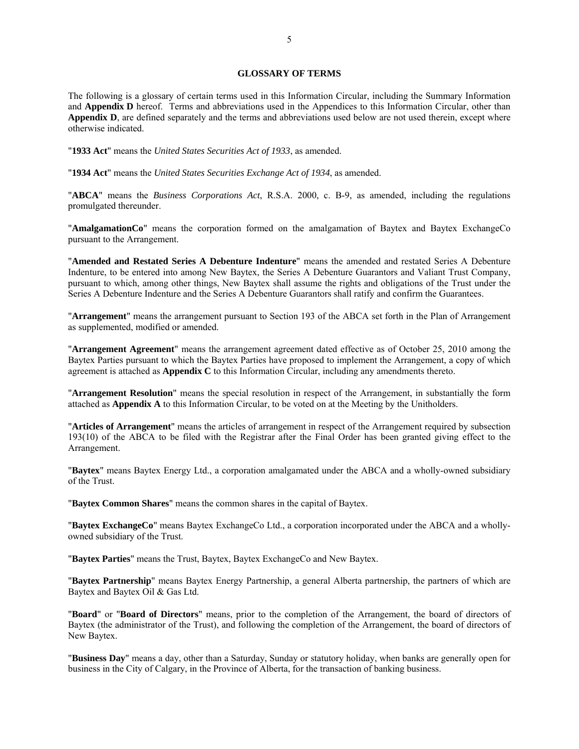## GLOSSARY OF TERMS

The following is a glossary of certain terms used in this Information Circular, including the Summary Information and **Appendix D** hereof. Terms and abbreviations used in the Appendices to this Information Circular, other than **Appendix D**, are defined separately and the terms and abbreviations used below are not used therein, except where otherwise indicated.

"**1933 Act**" means the *United States Securities Act of 1933*, as amended.

"**1934 Act**" means the *United States Securities Exchange Act of 1934*, as amended.

"**ABCA**" means the *Business Corporations Act*, R.S.A. 2000, c. B-9, as amended, including the regulations promulgated thereunder.

"**AmalgamationCo**" means the corporation formed on the amalgamation of Baytex and Baytex ExchangeCo pursuant to the Arrangement.

"**Amended and Restated Series A Debenture Indenture**" means the amended and restated Series A Debenture Indenture, to be entered into among New Baytex, the Series A Debenture Guarantors and Valiant Trust Company, pursuant to which, among other things, New Baytex shall assume the rights and obligations of the Trust under the Series A Debenture Indenture and the Series A Debenture Guarantors shall ratify and confirm the Guarantees.

"**Arrangement**" means the arrangement pursuant to Section 193 of the ABCA set forth in the Plan of Arrangement as supplemented, modified or amended.

"**Arrangement Agreement**" means the arrangement agreement dated effective as of October 25, 2010 among the Baytex Parties pursuant to which the Baytex Parties have proposed to implement the Arrangement, a copy of which agreement is attached as **Appendix C** to this Information Circular, including any amendments thereto.

"**Arrangement Resolution**" means the special resolution in respect of the Arrangement, in substantially the form attached as **Appendix A** to this Information Circular, to be voted on at the Meeting by the Unitholders.

"**Articles of Arrangement**" means the articles of arrangement in respect of the Arrangement required by subsection 193(10) of the ABCA to be filed with the Registrar after the Final Order has been granted giving effect to the Arrangement.

"**Baytex**" means Baytex Energy Ltd., a corporation amalgamated under the ABCA and a wholly-owned subsidiary of the Trust.

"**Baytex Common Shares**" means the common shares in the capital of Baytex.

"**Baytex ExchangeCo**" means Baytex ExchangeCo Ltd., a corporation incorporated under the ABCA and a wholly-owned subsidiary of the Trust.

"**Baytex Parties**" means the Trust, Baytex, Baytex ExchangeCo and New Baytex.

"**Baytex Partnership**" means Baytex Energy Partnership, a general Alberta partnership, the partners of which are Baytex and Baytex Oil & Gas Ltd.

"**Board**" or "**Board of Directors**" means, prior to the completion of the Arrangement, the board of directors of Baytex (the administrator of the Trust), and following the completion of the Arrangement, the board of directors of New Baytex.

"**Business Day**" means a day, other than a Saturday, Sunday or statutory holiday, when banks are generally open for business in the City of Calgary, in the Province of Alberta, for the transaction of banking business.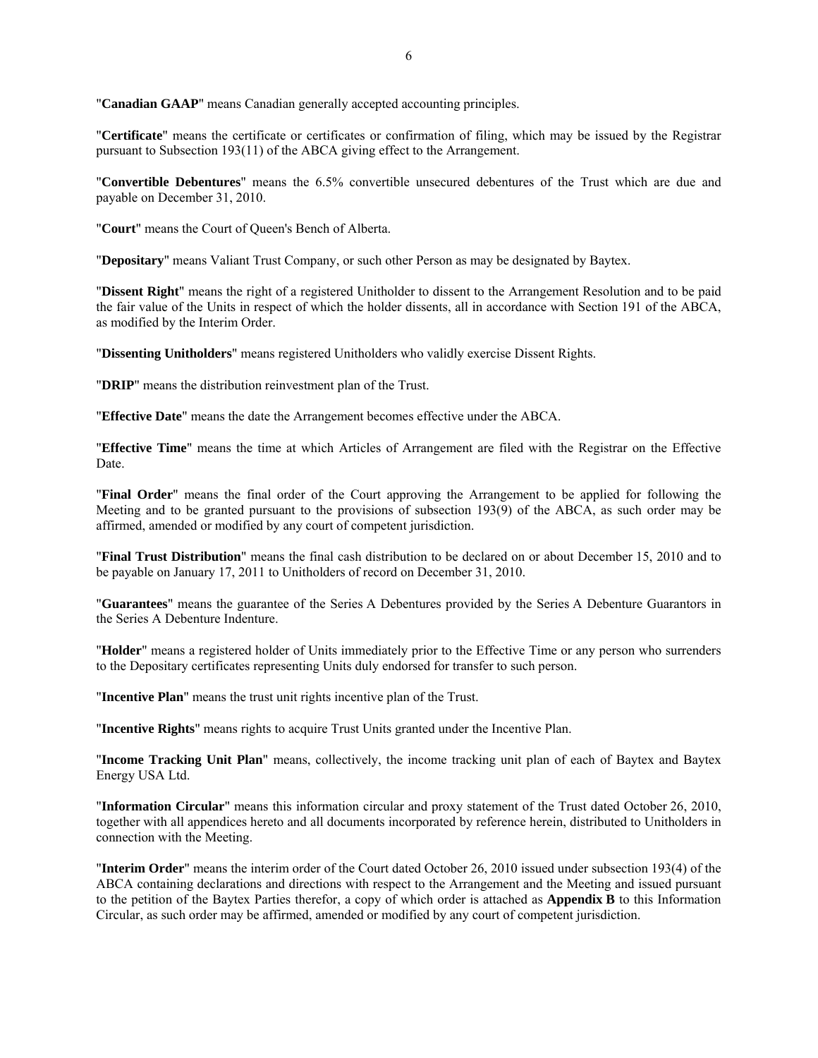"**Canadian GAAP**" means Canadian generally accepted accounting principles.

"**Certificate**" means the certificate or certificates or confirmation of filing, which may be issued by the Registrar pursuant to Subsection 193(11) of the ABCA giving effect to the Arrangement.

"**Convertible Debentures**" means the 6.5% convertible unsecured debentures of the Trust which are due and payable on December 31, 2010.

"**Court**" means the Court of Queen's Bench of Alberta.

"**Depositary**" means Valiant Trust Company, or such other Person as may be designated by Baytex.

"**Dissent Right**" means the right of a registered Unitholder to dissent to the Arrangement Resolution and to be paid the fair value of the Units in respect of which the holder dissents, all in accordance with Section 191 of the ABCA, as modified by the Interim Order.

"**Dissenting Unitholders**" means registered Unitholders who validly exercise Dissent Rights.

"**DRIP**" means the distribution reinvestment plan of the Trust.

"**Effective Date**" means the date the Arrangement becomes effective under the ABCA.

"**Effective Time**" means the time at which Articles of Arrangement are filed with the Registrar on the Effective Date.

"**Final Order**" means the final order of the Court approving the Arrangement to be applied for following the Meeting and to be granted pursuant to the provisions of subsection 193(9) of the ABCA, as such order may be affirmed, amended or modified by any court of competent jurisdiction.

"**Final Trust Distribution**" means the final cash distribution to be declared on or about December 15, 2010 and to be payable on January 17, 2011 to Unitholders of record on December 31, 2010.

"**Guarantees**" means the guarantee of the Series A Debentures provided by the Series A Debenture Guarantors in the Series A Debenture Indenture.

"**Holder**" means a registered holder of Units immediately prior to the Effective Time or any person who surrenders to the Depositary certificates representing Units duly endorsed for transfer to such person.

"**Incentive Plan**" means the trust unit rights incentive plan of the Trust.

"**Incentive Rights**" means rights to acquire Trust Units granted under the Incentive Plan.

"**Income Tracking Unit Plan**" means, collectively, the income tracking unit plan of each of Baytex and Baytex Energy USA Ltd.

"**Information Circular**" means this information circular and proxy statement of the Trust dated October 26, 2010, together with all appendices hereto and all documents incorporated by reference herein, distributed to Unitholders in connection with the Meeting.

"**Interim Order**" means the interim order of the Court dated October 26, 2010 issued under subsection 193(4) of the ABCA containing declarations and directions with respect to the Arrangement and the Meeting and issued pursuant to the petition of the Baytex Parties therefor, a copy of which order is attached as **Appendix B** to this Information Circular, as such order may be affirmed, amended or modified by any court of competent jurisdiction.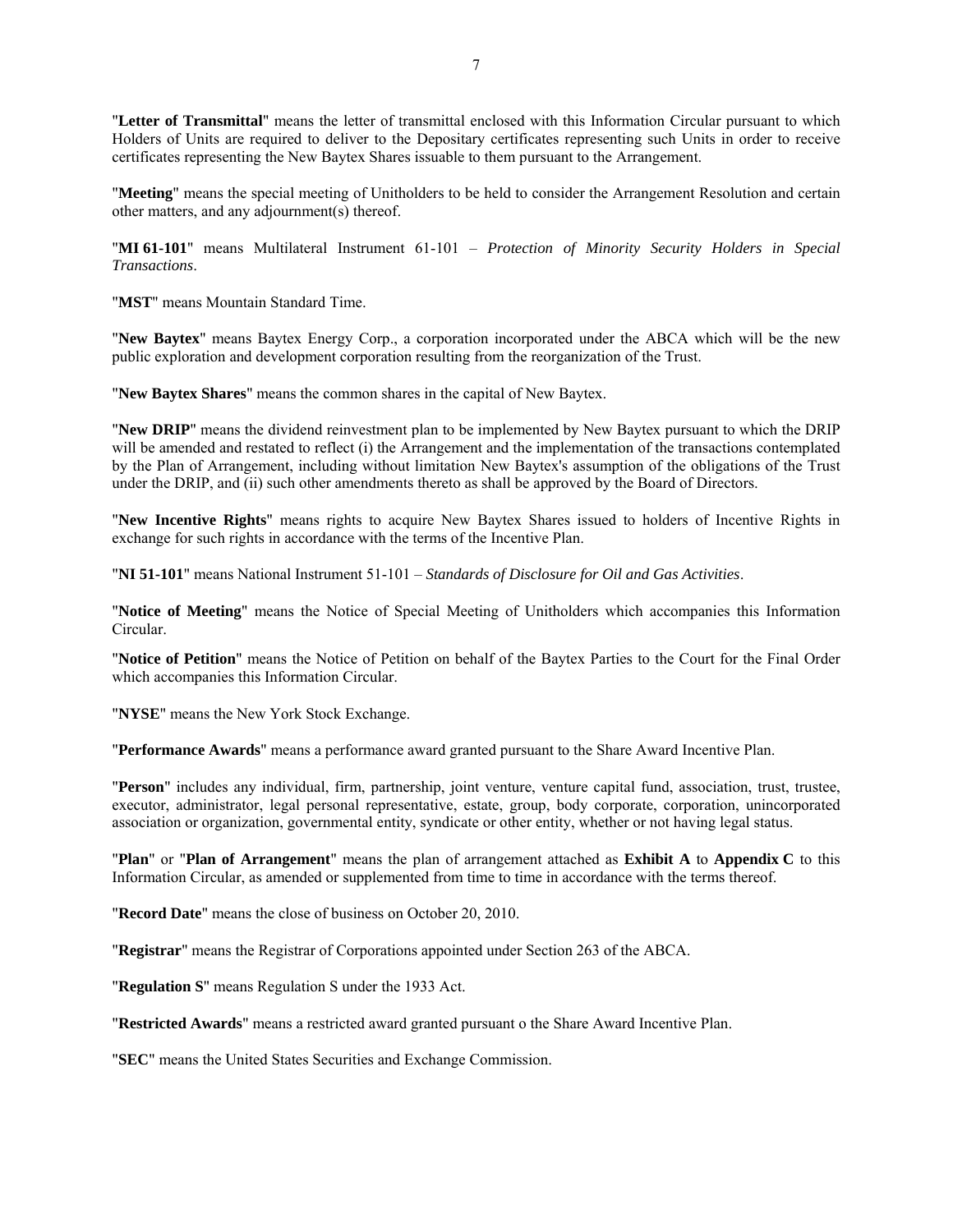"**Letter of Transmittal**" means the letter of transmittal enclosed with this Information Circular pursuant to which Holders of Units are required to deliver to the Depositary certificates representing such Units in order to receive certificates representing the New Baytex Shares issuable to them pursuant to the Arrangement.

"**Meeting**" means the special meeting of Unitholders to be held to consider the Arrangement Resolution and certain other matters, and any adjournment(s) thereof.

"**MI 61-101**" means Multilateral Instrument 61-101 – *Protection of Minority Security Holders in Special Transactions*.

"**MST**" means Mountain Standard Time.

"**New Baytex**" means Baytex Energy Corp., a corporation incorporated under the ABCA which will be the new public exploration and development corporation resulting from the reorganization of the Trust.

"**New Baytex Shares**" means the common shares in the capital of New Baytex.

"**New DRIP**" means the dividend reinvestment plan to be implemented by New Baytex pursuant to which the DRIP will be amended and restated to reflect (i) the Arrangement and the implementation of the transactions contemplated by the Plan of Arrangement, including without limitation New Baytex's assumption of the obligations of the Trust under the DRIP, and (ii) such other amendments thereto as shall be approved by the Board of Directors.

"**New Incentive Rights**" means rights to acquire New Baytex Shares issued to holders of Incentive Rights in exchange for such rights in accordance with the terms of the Incentive Plan.

"**NI 51-101**" means National Instrument 51-101 – *Standards of Disclosure for Oil and Gas Activities*.

"**Notice of Meeting**" means the Notice of Special Meeting of Unitholders which accompanies this Information Circular.

"**Notice of Petition**" means the Notice of Petition on behalf of the Baytex Parties to the Court for the Final Order which accompanies this Information Circular.

"**NYSE**" means the New York Stock Exchange.

"**Performance Awards**" means a performance award granted pursuant to the Share Award Incentive Plan.

"**Person**" includes any individual, firm, partnership, joint venture, venture capital fund, association, trust, trustee, executor, administrator, legal personal representative, estate, group, body corporate, corporation, unincorporated association or organization, governmental entity, syndicate or other entity, whether or not having legal status.

"**Plan**" or "**Plan of Arrangement**" means the plan of arrangement attached as **Exhibit A** to **Appendix C** to this Information Circular, as amended or supplemented from time to time in accordance with the terms thereof.

"**Record Date**" means the close of business on October 20, 2010.

"**Registrar**" means the Registrar of Corporations appointed under Section 263 of the ABCA.

"**Regulation S**" means Regulation S under the 1933 Act.

"**Restricted Awards**" means a restricted award granted pursuant o the Share Award Incentive Plan.

"**SEC**" means the United States Securities and Exchange Commission.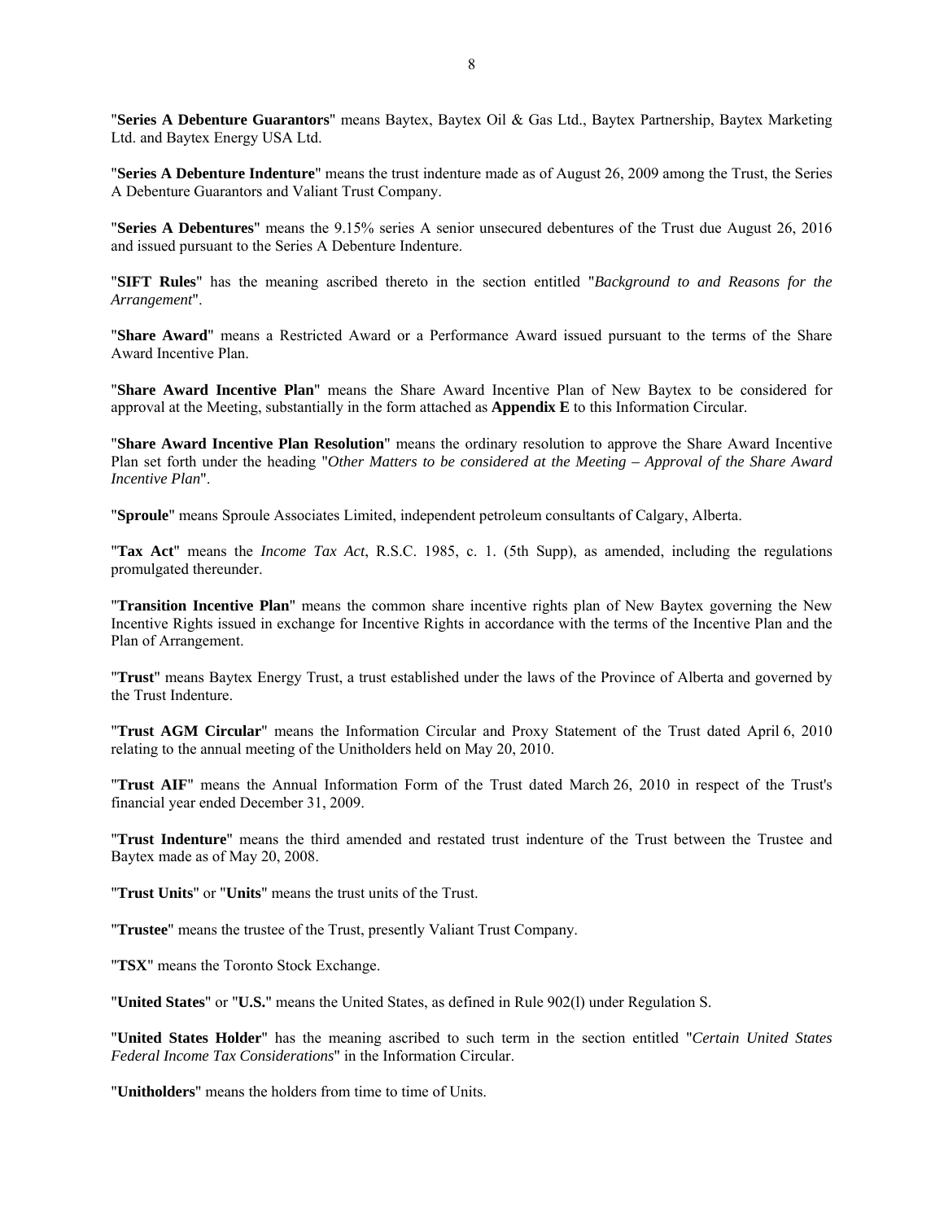"**Series A Debenture Guarantors**" means Baytex, Baytex Oil & Gas Ltd., Baytex Partnership, Baytex Marketing Ltd. and Baytex Energy USA Ltd.

"**Series A Debenture Indenture**" means the trust indenture made as of August 26, 2009 among the Trust, the Series A Debenture Guarantors and Valiant Trust Company.

"**Series A Debentures**" means the 9.15% series A senior unsecured debentures of the Trust due August 26, 2016 and issued pursuant to the Series A Debenture Indenture.

"**SIFT Rules**" has the meaning ascribed thereto in the section entitled "*Background to and Reasons for the Arrangement*".

"**Share Award**" means a Restricted Award or a Performance Award issued pursuant to the terms of the Share Award Incentive Plan.

"**Share Award Incentive Plan**" means the Share Award Incentive Plan of New Baytex to be considered for approval at the Meeting, substantially in the form attached as **Appendix E** to this Information Circular.

"**Share Award Incentive Plan Resolution**" means the ordinary resolution to approve the Share Award Incentive Plan set forth under the heading "*Other Matters to be considered at the Meeting – Approval of the Share Award Incentive Plan*".

"**Sproule**" means Sproule Associates Limited, independent petroleum consultants of Calgary, Alberta.

"**Tax Act**" means the *Income Tax Act*, R.S.C. 1985, c. 1. (5th Supp), as amended, including the regulations promulgated thereunder.

"**Transition Incentive Plan**" means the common share incentive rights plan of New Baytex governing the New Incentive Rights issued in exchange for Incentive Rights in accordance with the terms of the Incentive Plan and the Plan of Arrangement.

"**Trust**" means Baytex Energy Trust, a trust established under the laws of the Province of Alberta and governed by the Trust Indenture.

"**Trust AGM Circular**" means the Information Circular and Proxy Statement of the Trust dated April 6, 2010 relating to the annual meeting of the Unitholders held on May 20, 2010.

"**Trust AIF**" means the Annual Information Form of the Trust dated March 26, 2010 in respect of the Trust's financial year ended December 31, 2009.

"**Trust Indenture**" means the third amended and restated trust indenture of the Trust between the Trustee and Baytex made as of May 20, 2008.

"**Trust Units**" or "**Units**" means the trust units of the Trust.

"**Trustee**" means the trustee of the Trust, presently Valiant Trust Company.

"**TSX**" means the Toronto Stock Exchange.

"**United States**" or "**U.S.**" means the United States, as defined in Rule 902(l) under Regulation S.

"**United States Holder**" has the meaning ascribed to such term in the section entitled "*Certain United States Federal Income Tax Considerations*" in the Information Circular.

"**Unitholders**" means the holders from time to time of Units.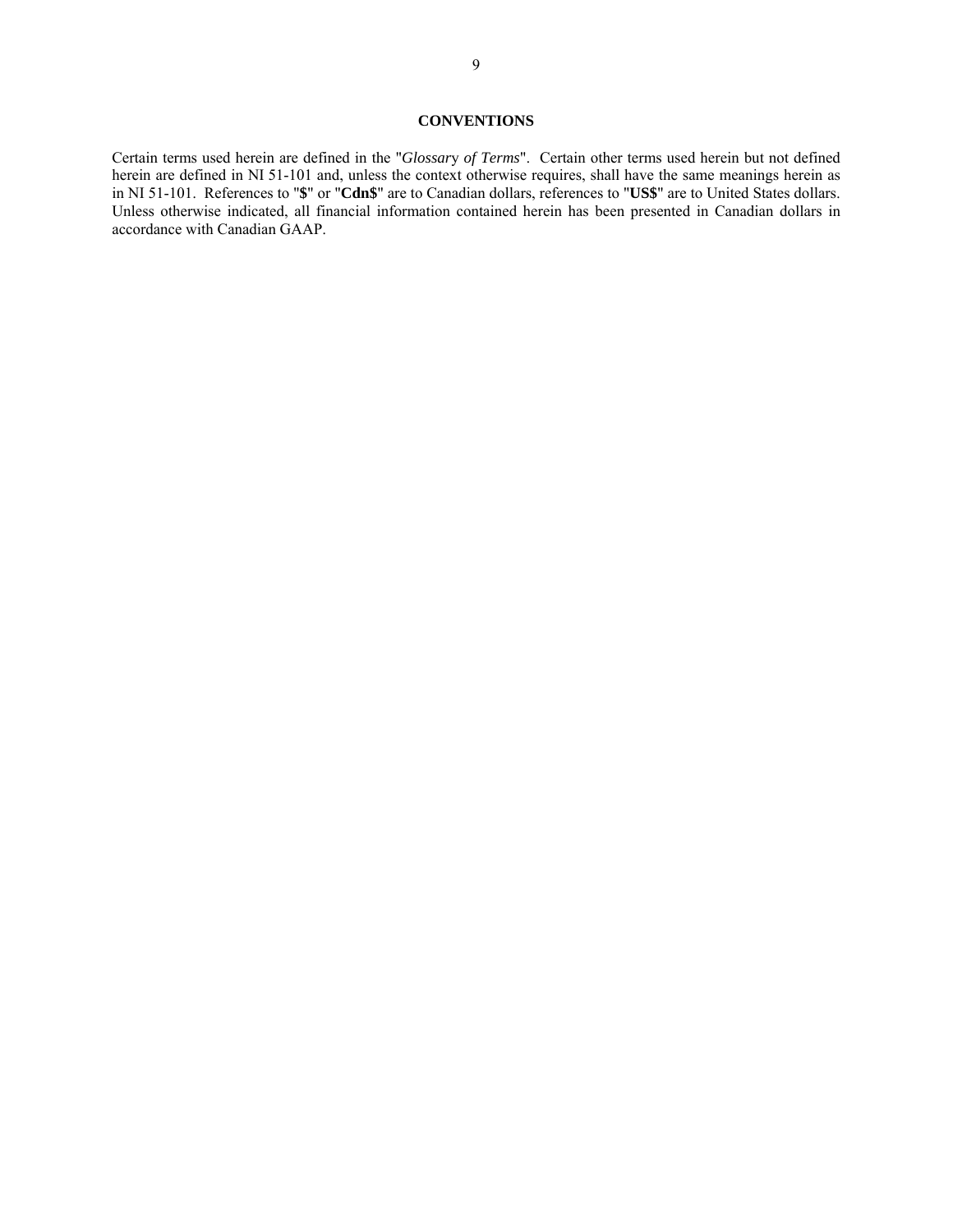## CONVENTIONS

Certain terms used herein are defined in the "*Glossary of Terms*". Certain other terms used herein but not defined herein are defined in NI 51-101 and, unless the context otherwise requires, shall have the same meanings herein as in NI 51-101. References to "**$**" or "**Cdn$**" are to Canadian dollars, references to "**US$**" are to United States dollars. Unless otherwise indicated, all financial information contained herein has been presented in Canadian dollars in accordance with Canadian GAAP.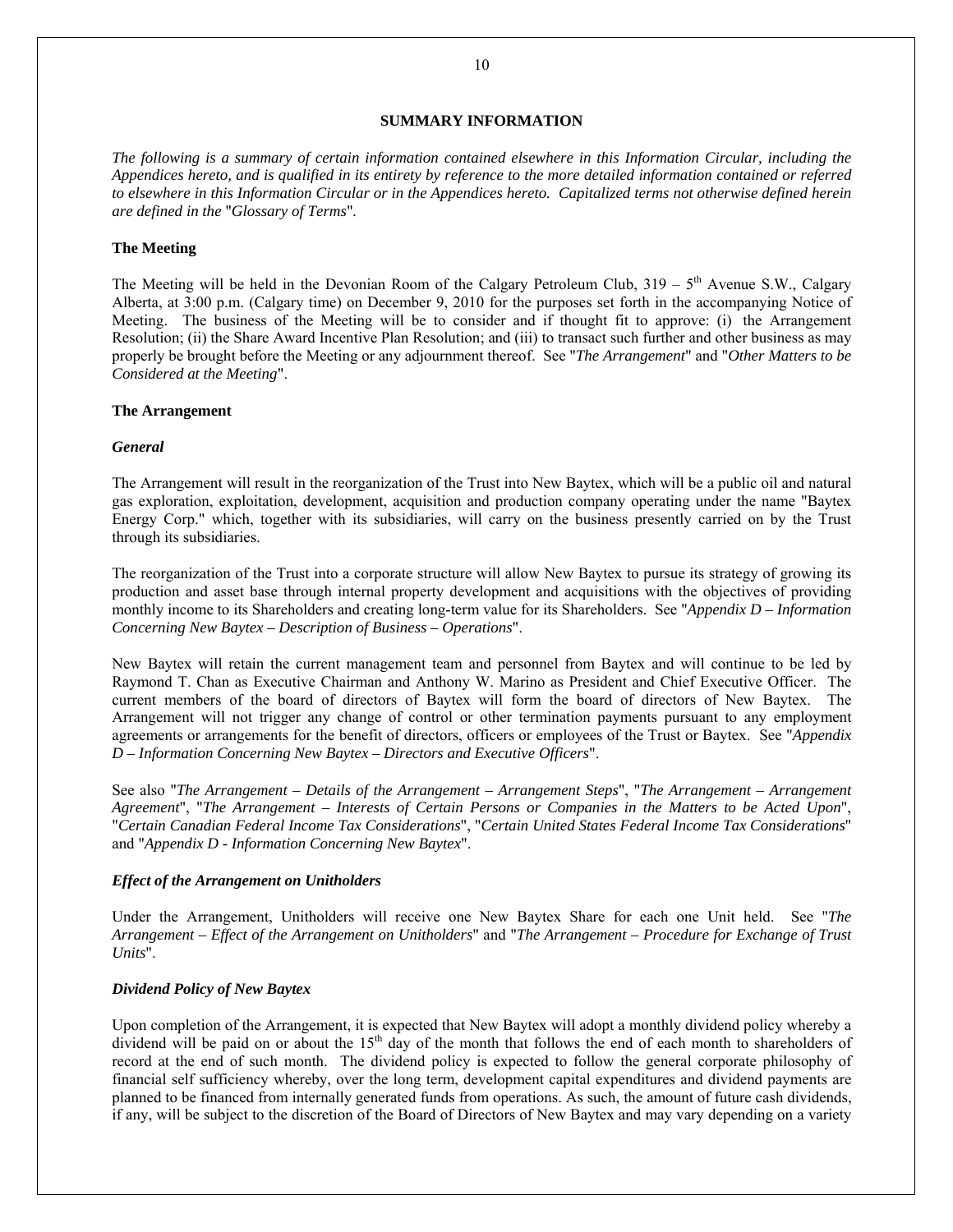## SUMMARY INFORMATION

*The following is a summary of certain information contained elsewhere in this Information Circular, including the Appendices hereto, and is qualified in its entirety by reference to the more detailed information contained or referred to elsewhere in this Information Circular or in the Appendices hereto. Capitalized terms not otherwise defined herein are defined in the "Glossary of Terms".*

### The Meeting

The Meeting will be held in the Devonian Room of the Calgary Petroleum Club, 319 – 5th Avenue S.W., Calgary Alberta, at 3:00 p.m. (Calgary time) on December 9, 2010 for the purposes set forth in the accompanying Notice of Meeting. The business of the Meeting will be to consider and if thought fit to approve: (i) the Arrangement Resolution; (ii) the Share Award Incentive Plan Resolution; and (iii) to transact such further and other business as may properly be brought before the Meeting or any adjournment thereof. See "*The Arrangement*" and "*Other Matters to be Considered at the Meeting*".

### The Arrangement

#### *General*

The Arrangement will result in the reorganization of the Trust into New Baytex, which will be a public oil and natural gas exploration, exploitation, development, acquisition and production company operating under the name "Baytex Energy Corp." which, together with its subsidiaries, will carry on the business presently carried on by the Trust through its subsidiaries.

The reorganization of the Trust into a corporate structure will allow New Baytex to pursue its strategy of growing its production and asset base through internal property development and acquisitions with the objectives of providing monthly income to its Shareholders and creating long-term value for its Shareholders. See "*Appendix D – Information Concerning New Baytex – Description of Business – Operations*".

New Baytex will retain the current management team and personnel from Baytex and will continue to be led by Raymond T. Chan as Executive Chairman and Anthony W. Marino as President and Chief Executive Officer. The current members of the board of directors of Baytex will form the board of directors of New Baytex. The Arrangement will not trigger any change of control or other termination payments pursuant to any employment agreements or arrangements for the benefit of directors, officers or employees of the Trust or Baytex. See "*Appendix D – Information Concerning New Baytex – Directors and Executive Officers*".

See also "*The Arrangement – Details of the Arrangement – Arrangement Steps*", "*The Arrangement – Arrangement Agreement*", "*The Arrangement – Interests of Certain Persons or Companies in the Matters to be Acted Upon*", "*Certain Canadian Federal Income Tax Considerations*", "*Certain United States Federal Income Tax Considerations*" and "*Appendix D - Information Concerning New Baytex*".

#### *Effect of the Arrangement on Unitholders*

Under the Arrangement, Unitholders will receive one New Baytex Share for each one Unit held. See "*The Arrangement – Effect of the Arrangement on Unitholders*" and "*The Arrangement – Procedure for Exchange of Trust Units*".

#### *Dividend Policy of New Baytex*

Upon completion of the Arrangement, it is expected that New Baytex will adopt a monthly dividend policy whereby a dividend will be paid on or about the 15th day of the month that follows the end of each month to shareholders of record at the end of such month. The dividend policy is expected to follow the general corporate philosophy of financial self sufficiency whereby, over the long term, development capital expenditures and dividend payments are planned to be financed from internally generated funds from operations. As such, the amount of future cash dividends, if any, will be subject to the discretion of the Board of Directors of New Baytex and may vary depending on a variety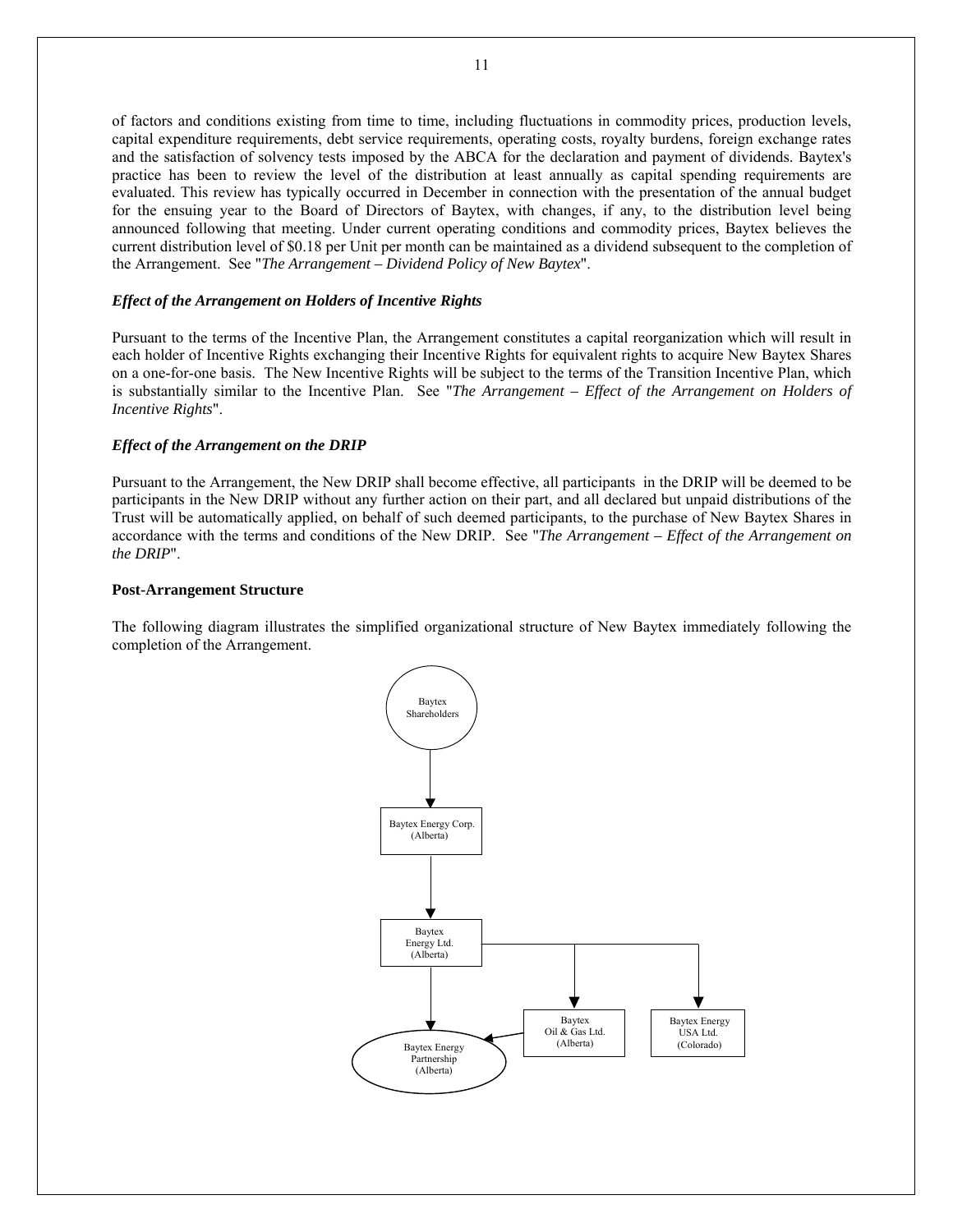of factors and conditions existing from time to time, including fluctuations in commodity prices, production levels, capital expenditure requirements, debt service requirements, operating costs, royalty burdens, foreign exchange rates and the satisfaction of solvency tests imposed by the ABCA for the declaration and payment of dividends. Baytex's practice has been to review the level of the distribution at least annually as capital spending requirements are evaluated. This review has typically occurred in December in connection with the presentation of the annual budget for the ensuing year to the Board of Directors of Baytex, with changes, if any, to the distribution level being announced following that meeting. Under current operating conditions and commodity prices, Baytex believes the current distribution level of \$0.18 per Unit per month can be maintained as a dividend subsequent to the completion of the Arrangement. See "*The Arrangement – Dividend Policy of New Baytex*".

***Effect of the Arrangement on Holders of Incentive Rights***

Pursuant to the terms of the Incentive Plan, the Arrangement constitutes a capital reorganization which will result in each holder of Incentive Rights exchanging their Incentive Rights for equivalent rights to acquire New Baytex Shares on a one-for-one basis. The New Incentive Rights will be subject to the terms of the Transition Incentive Plan, which is substantially similar to the Incentive Plan. See "*The Arrangement – Effect of the Arrangement on Holders of Incentive Rights*".

***Effect of the Arrangement on the DRIP***

Pursuant to the Arrangement, the New DRIP shall become effective, all participants in the DRIP will be deemed to be participants in the New DRIP without any further action on their part, and all declared but unpaid distributions of the Trust will be automatically applied, on behalf of such deemed participants, to the purchase of New Baytex Shares in accordance with the terms and conditions of the New DRIP. See "*The Arrangement – Effect of the Arrangement on the DRIP*".

**Post-Arrangement Structure**

The following diagram illustrates the simplified organizational structure of New Baytex immediately following the completion of the Arrangement.

Baytex Shareholders

Baytex Energy Corp. (Alberta)

Baytex Energy Ltd. (Alberta)

Baytex Oil & Gas Ltd. (Alberta)

Baytex Energy USA Ltd. (Colorado)

Baytex Energy Partnership (Alberta)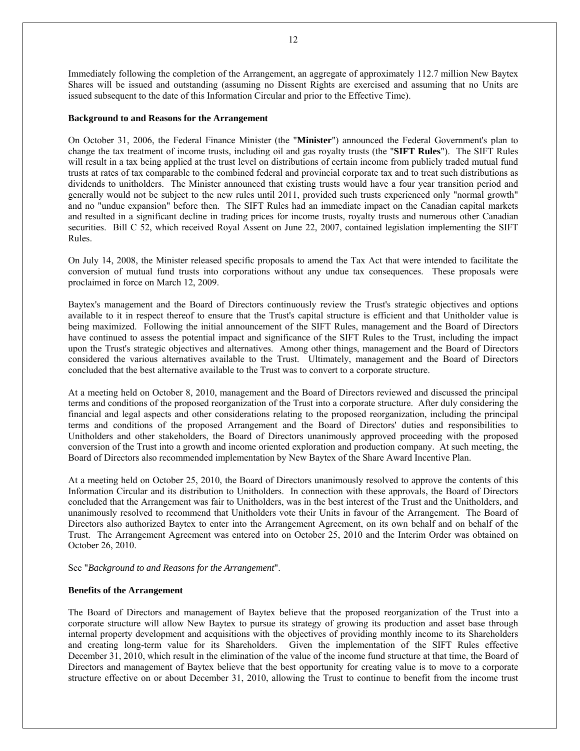Immediately following the completion of the Arrangement, an aggregate of approximately 112.7 million New Baytex Shares will be issued and outstanding (assuming no Dissent Rights are exercised and assuming that no Units are issued subsequent to the date of this Information Circular and prior to the Effective Time).

**Background to and Reasons for the Arrangement**

On October 31, 2006, the Federal Finance Minister (the "**Minister**") announced the Federal Government's plan to change the tax treatment of income trusts, including oil and gas royalty trusts (the "**SIFT Rules**"). The SIFT Rules will result in a tax being applied at the trust level on distributions of certain income from publicly traded mutual fund trusts at rates of tax comparable to the combined federal and provincial corporate tax and to treat such distributions as dividends to unitholders. The Minister announced that existing trusts would have a four year transition period and generally would not be subject to the new rules until 2011, provided such trusts experienced only "normal growth" and no "undue expansion" before then. The SIFT Rules had an immediate impact on the Canadian capital markets and resulted in a significant decline in trading prices for income trusts, royalty trusts and numerous other Canadian securities. Bill C 52, which received Royal Assent on June 22, 2007, contained legislation implementing the SIFT Rules.

On July 14, 2008, the Minister released specific proposals to amend the Tax Act that were intended to facilitate the conversion of mutual fund trusts into corporations without any undue tax consequences. These proposals were proclaimed in force on March 12, 2009.

Baytex's management and the Board of Directors continuously review the Trust's strategic objectives and options available to it in respect thereof to ensure that the Trust's capital structure is efficient and that Unitholder value is being maximized. Following the initial announcement of the SIFT Rules, management and the Board of Directors have continued to assess the potential impact and significance of the SIFT Rules to the Trust, including the impact upon the Trust's strategic objectives and alternatives. Among other things, management and the Board of Directors considered the various alternatives available to the Trust. Ultimately, management and the Board of Directors concluded that the best alternative available to the Trust was to convert to a corporate structure.

At a meeting held on October 8, 2010, management and the Board of Directors reviewed and discussed the principal terms and conditions of the proposed reorganization of the Trust into a corporate structure. After duly considering the financial and legal aspects and other considerations relating to the proposed reorganization, including the principal terms and conditions of the proposed Arrangement and the Board of Directors' duties and responsibilities to Unitholders and other stakeholders, the Board of Directors unanimously approved proceeding with the proposed conversion of the Trust into a growth and income oriented exploration and production company. At such meeting, the Board of Directors also recommended implementation by New Baytex of the Share Award Incentive Plan.

At a meeting held on October 25, 2010, the Board of Directors unanimously resolved to approve the contents of this Information Circular and its distribution to Unitholders. In connection with these approvals, the Board of Directors concluded that the Arrangement was fair to Unitholders, was in the best interest of the Trust and the Unitholders, and unanimously resolved to recommend that Unitholders vote their Units in favour of the Arrangement. The Board of Directors also authorized Baytex to enter into the Arrangement Agreement, on its own behalf and on behalf of the Trust. The Arrangement Agreement was entered into on October 25, 2010 and the Interim Order was obtained on October 26, 2010.

See "*Background to and Reasons for the Arrangement*".

**Benefits of the Arrangement**

The Board of Directors and management of Baytex believe that the proposed reorganization of the Trust into a corporate structure will allow New Baytex to pursue its strategy of growing its production and asset base through internal property development and acquisitions with the objectives of providing monthly income to its Shareholders and creating long-term value for its Shareholders. Given the implementation of the SIFT Rules effective December 31, 2010, which result in the elimination of the value of the income fund structure at that time, the Board of Directors and management of Baytex believe that the best opportunity for creating value is to move to a corporate structure effective on or about December 31, 2010, allowing the Trust to continue to benefit from the income trust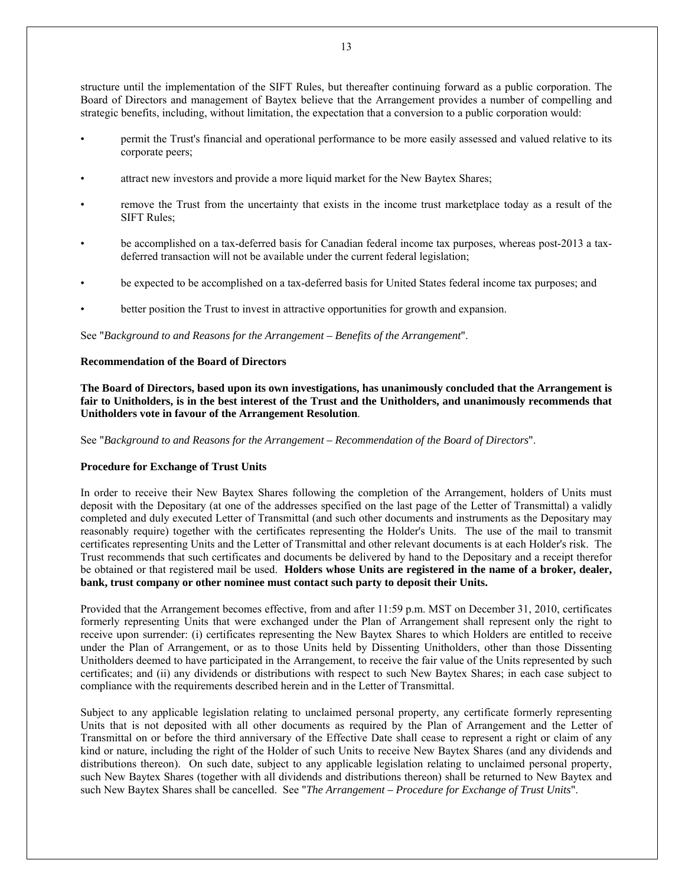structure until the implementation of the SIFT Rules, but thereafter continuing forward as a public corporation. The Board of Directors and management of Baytex believe that the Arrangement provides a number of compelling and strategic benefits, including, without limitation, the expectation that a conversion to a public corporation would:

- permit the Trust's financial and operational performance to be more easily assessed and valued relative to its corporate peers;
- attract new investors and provide a more liquid market for the New Baytex Shares;
- remove the Trust from the uncertainty that exists in the income trust marketplace today as a result of the SIFT Rules;
- be accomplished on a tax-deferred basis for Canadian federal income tax purposes, whereas post-2013 a tax-deferred transaction will not be available under the current federal legislation;
- be expected to be accomplished on a tax-deferred basis for United States federal income tax purposes; and
- better position the Trust to invest in attractive opportunities for growth and expansion.

See "*Background to and Reasons for the Arrangement – Benefits of the Arrangement*".

**Recommendation of the Board of Directors**

**The Board of Directors, based upon its own investigations, has unanimously concluded that the Arrangement is fair to Unitholders, is in the best interest of the Trust and the Unitholders, and unanimously recommends that Unitholders vote in favour of the Arrangement Resolution**.

See "*Background to and Reasons for the Arrangement – Recommendation of the Board of Directors*".

**Procedure for Exchange of Trust Units**

In order to receive their New Baytex Shares following the completion of the Arrangement, holders of Units must deposit with the Depositary (at one of the addresses specified on the last page of the Letter of Transmittal) a validly completed and duly executed Letter of Transmittal (and such other documents and instruments as the Depositary may reasonably require) together with the certificates representing the Holder's Units. The use of the mail to transmit certificates representing Units and the Letter of Transmittal and other relevant documents is at each Holder's risk. The Trust recommends that such certificates and documents be delivered by hand to the Depositary and a receipt therefor be obtained or that registered mail be used. **Holders whose Units are registered in the name of a broker, dealer, bank, trust company or other nominee must contact such party to deposit their Units.**

Provided that the Arrangement becomes effective, from and after 11:59 p.m. MST on December 31, 2010, certificates formerly representing Units that were exchanged under the Plan of Arrangement shall represent only the right to receive upon surrender: (i) certificates representing the New Baytex Shares to which Holders are entitled to receive under the Plan of Arrangement, or as to those Units held by Dissenting Unitholders, other than those Dissenting Unitholders deemed to have participated in the Arrangement, to receive the fair value of the Units represented by such certificates; and (ii) any dividends or distributions with respect to such New Baytex Shares; in each case subject to compliance with the requirements described herein and in the Letter of Transmittal.

Subject to any applicable legislation relating to unclaimed personal property, any certificate formerly representing Units that is not deposited with all other documents as required by the Plan of Arrangement and the Letter of Transmittal on or before the third anniversary of the Effective Date shall cease to represent a right or claim of any kind or nature, including the right of the Holder of such Units to receive New Baytex Shares (and any dividends and distributions thereon). On such date, subject to any applicable legislation relating to unclaimed personal property, such New Baytex Shares (together with all dividends and distributions thereon) shall be returned to New Baytex and such New Baytex Shares shall be cancelled. See "*The Arrangement – Procedure for Exchange of Trust Units*".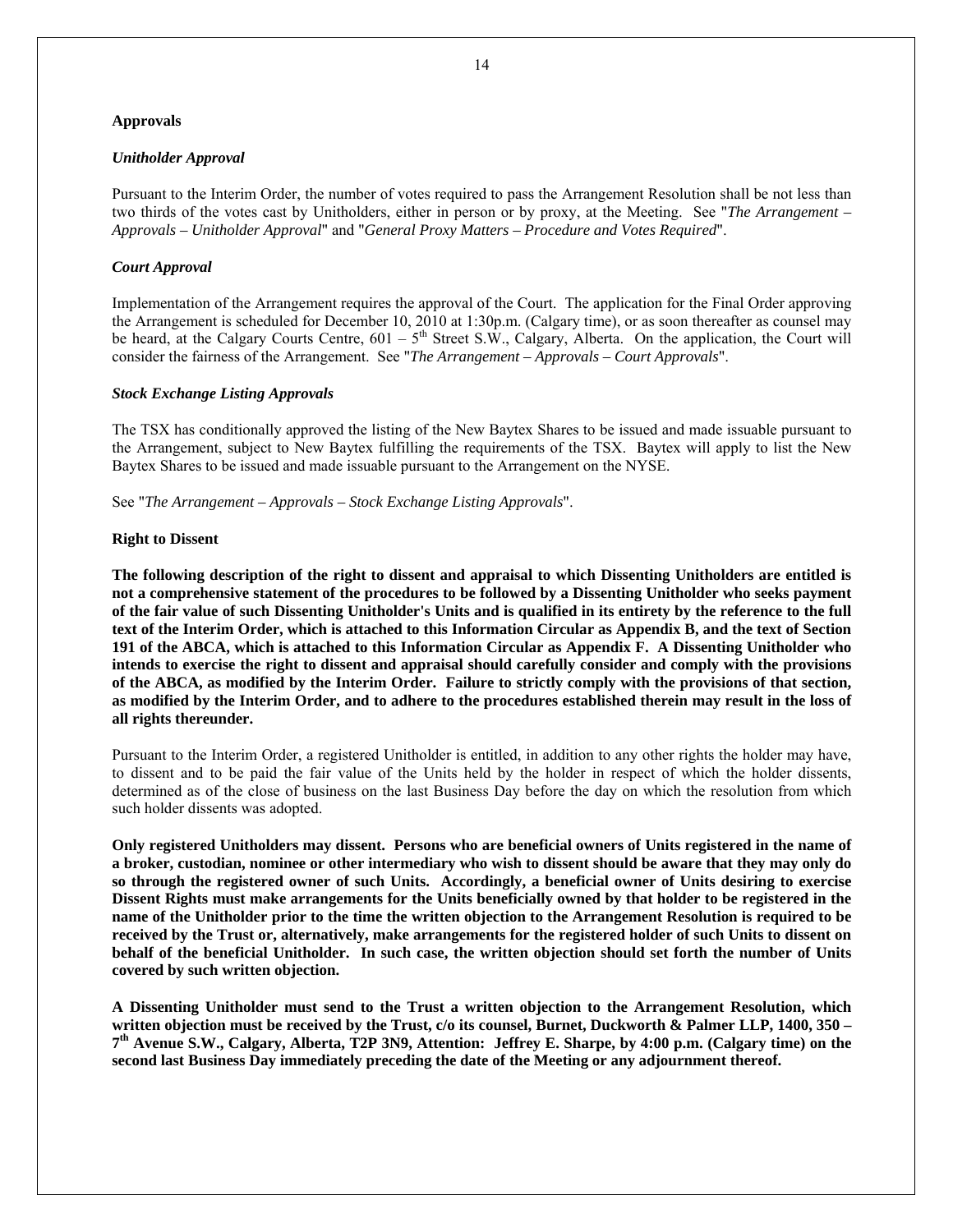**Approvals**

***Unitholder Approval***

Pursuant to the Interim Order, the number of votes required to pass the Arrangement Resolution shall be not less than two thirds of the votes cast by Unitholders, either in person or by proxy, at the Meeting. See "*The Arrangement – Approvals – Unitholder Approval*" and "*General Proxy Matters – Procedure and Votes Required*".

***Court Approval***

Implementation of the Arrangement requires the approval of the Court. The application for the Final Order approving the Arrangement is scheduled for December 10, 2010 at 1:30p.m. (Calgary time), or as soon thereafter as counsel may be heard, at the Calgary Courts Centre, 601 – 5th Street S.W., Calgary, Alberta. On the application, the Court will consider the fairness of the Arrangement. See "*The Arrangement – Approvals – Court Approvals*".

***Stock Exchange Listing Approvals***

The TSX has conditionally approved the listing of the New Baytex Shares to be issued and made issuable pursuant to the Arrangement, subject to New Baytex fulfilling the requirements of the TSX. Baytex will apply to list the New Baytex Shares to be issued and made issuable pursuant to the Arrangement on the NYSE.

See "*The Arrangement – Approvals – Stock Exchange Listing Approvals*".

**Right to Dissent**

**The following description of the right to dissent and appraisal to which Dissenting Unitholders are entitled is not a comprehensive statement of the procedures to be followed by a Dissenting Unitholder who seeks payment of the fair value of such Dissenting Unitholder's Units and is qualified in its entirety by the reference to the full text of the Interim Order, which is attached to this Information Circular as Appendix B, and the text of Section 191 of the ABCA, which is attached to this Information Circular as Appendix F. A Dissenting Unitholder who intends to exercise the right to dissent and appraisal should carefully consider and comply with the provisions of the ABCA, as modified by the Interim Order. Failure to strictly comply with the provisions of that section, as modified by the Interim Order, and to adhere to the procedures established therein may result in the loss of all rights thereunder.**

Pursuant to the Interim Order, a registered Unitholder is entitled, in addition to any other rights the holder may have, to dissent and to be paid the fair value of the Units held by the holder in respect of which the holder dissents, determined as of the close of business on the last Business Day before the day on which the resolution from which such holder dissents was adopted.

**Only registered Unitholders may dissent. Persons who are beneficial owners of Units registered in the name of a broker, custodian, nominee or other intermediary who wish to dissent should be aware that they may only do so through the registered owner of such Units. Accordingly, a beneficial owner of Units desiring to exercise Dissent Rights must make arrangements for the Units beneficially owned by that holder to be registered in the name of the Unitholder prior to the time the written objection to the Arrangement Resolution is required to be received by the Trust or, alternatively, make arrangements for the registered holder of such Units to dissent on behalf of the beneficial Unitholder. In such case, the written objection should set forth the number of Units covered by such written objection.**

**A Dissenting Unitholder must send to the Trust a written objection to the Arrangement Resolution, which written objection must be received by the Trust, c/o its counsel, Burnet, Duckworth & Palmer LLP, 1400, 350 – 7th Avenue S.W., Calgary, Alberta, T2P 3N9, Attention: Jeffrey E. Sharpe, by 4:00 p.m. (Calgary time) on the second last Business Day immediately preceding the date of the Meeting or any adjournment thereof.**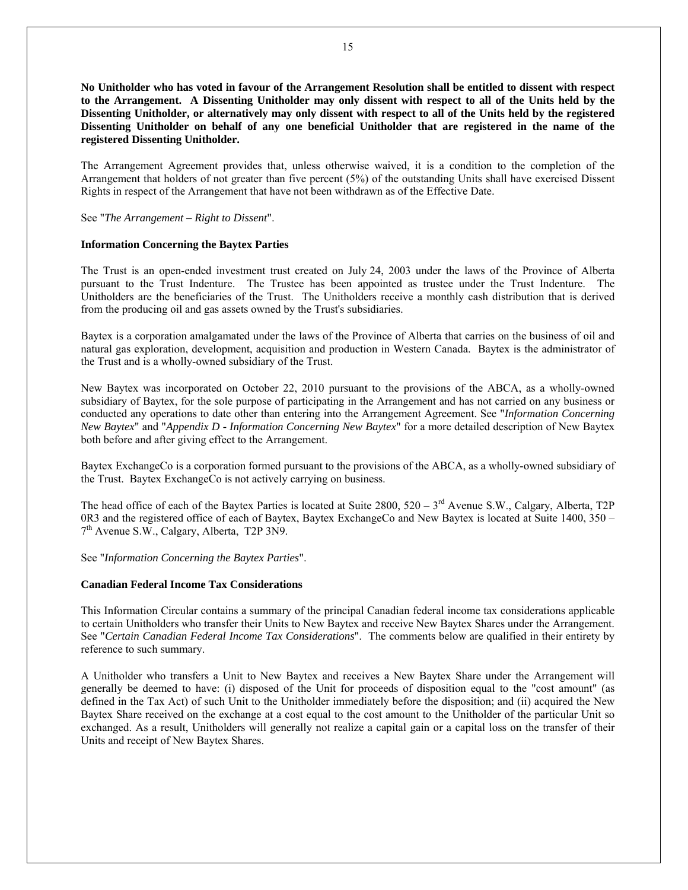**No Unitholder who has voted in favour of the Arrangement Resolution shall be entitled to dissent with respect to the Arrangement. A Dissenting Unitholder may only dissent with respect to all of the Units held by the Dissenting Unitholder, or alternatively may only dissent with respect to all of the Units held by the registered Dissenting Unitholder on behalf of any one beneficial Unitholder that are registered in the name of the registered Dissenting Unitholder.**

The Arrangement Agreement provides that, unless otherwise waived, it is a condition to the completion of the Arrangement that holders of not greater than five percent (5%) of the outstanding Units shall have exercised Dissent Rights in respect of the Arrangement that have not been withdrawn as of the Effective Date.

See "*The Arrangement – Right to Dissent*".

**Information Concerning the Baytex Parties**

The Trust is an open-ended investment trust created on July 24, 2003 under the laws of the Province of Alberta pursuant to the Trust Indenture. The Trustee has been appointed as trustee under the Trust Indenture. The Unitholders are the beneficiaries of the Trust. The Unitholders receive a monthly cash distribution that is derived from the producing oil and gas assets owned by the Trust's subsidiaries.

Baytex is a corporation amalgamated under the laws of the Province of Alberta that carries on the business of oil and natural gas exploration, development, acquisition and production in Western Canada. Baytex is the administrator of the Trust and is a wholly-owned subsidiary of the Trust.

New Baytex was incorporated on October 22, 2010 pursuant to the provisions of the ABCA, as a wholly-owned subsidiary of Baytex, for the sole purpose of participating in the Arrangement and has not carried on any business or conducted any operations to date other than entering into the Arrangement Agreement. See "*Information Concerning New Baytex*" and "*Appendix D - Information Concerning New Baytex*" for a more detailed description of New Baytex both before and after giving effect to the Arrangement.

Baytex ExchangeCo is a corporation formed pursuant to the provisions of the ABCA, as a wholly-owned subsidiary of the Trust. Baytex ExchangeCo is not actively carrying on business.

The head office of each of the Baytex Parties is located at Suite 2800, 520 – 3rd Avenue S.W., Calgary, Alberta, T2P 0R3 and the registered office of each of Baytex, Baytex ExchangeCo and New Baytex is located at Suite 1400, 350 – 7th Avenue S.W., Calgary, Alberta, T2P 3N9.

See "*Information Concerning the Baytex Parties*".

**Canadian Federal Income Tax Considerations**

This Information Circular contains a summary of the principal Canadian federal income tax considerations applicable to certain Unitholders who transfer their Units to New Baytex and receive New Baytex Shares under the Arrangement. See "*Certain Canadian Federal Income Tax Considerations*". The comments below are qualified in their entirety by reference to such summary.

A Unitholder who transfers a Unit to New Baytex and receives a New Baytex Share under the Arrangement will generally be deemed to have: (i) disposed of the Unit for proceeds of disposition equal to the "cost amount" (as defined in the Tax Act) of such Unit to the Unitholder immediately before the disposition; and (ii) acquired the New Baytex Share received on the exchange at a cost equal to the cost amount to the Unitholder of the particular Unit so exchanged. As a result, Unitholders will generally not realize a capital gain or a capital loss on the transfer of their Units and receipt of New Baytex Shares.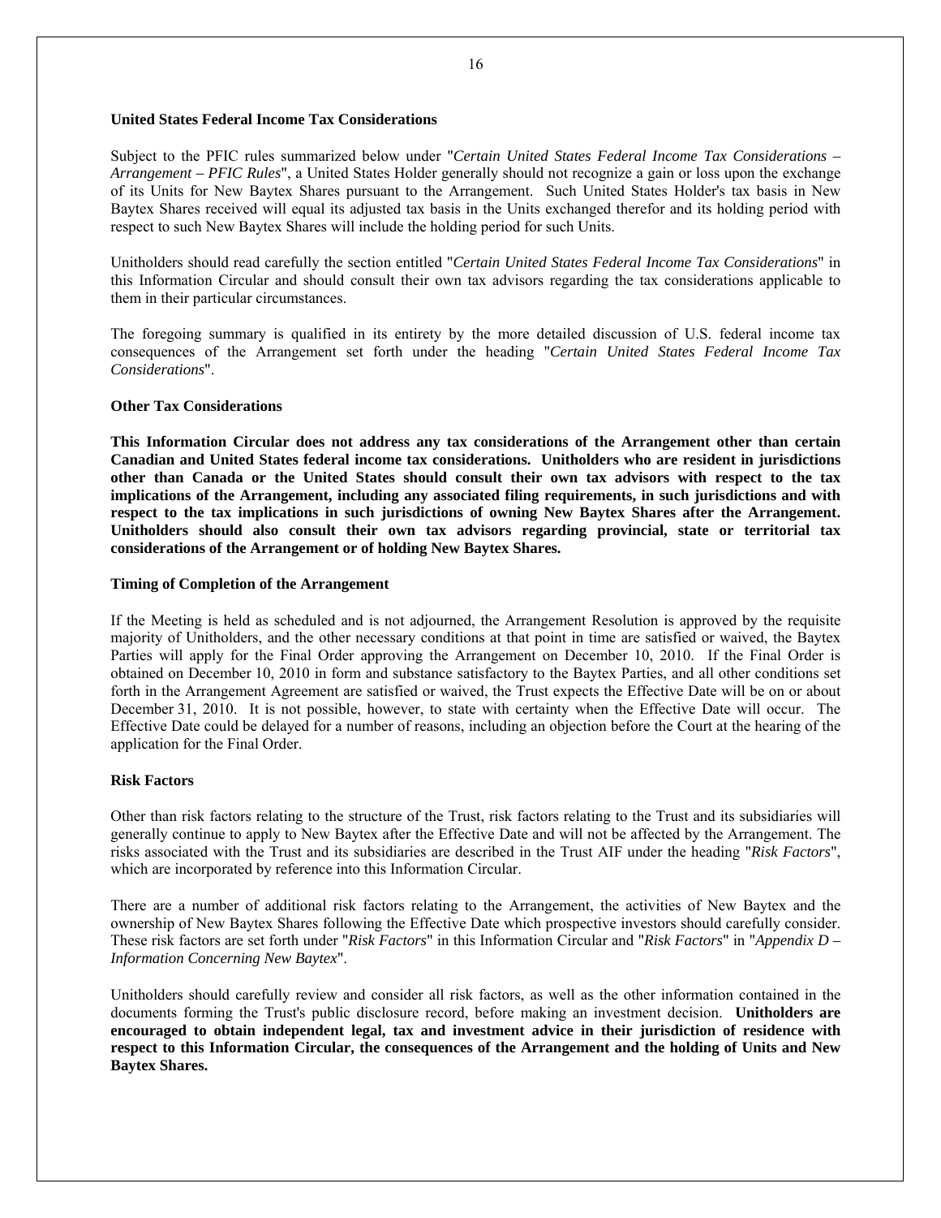**United States Federal Income Tax Considerations**

Subject to the PFIC rules summarized below under "*Certain United States Federal Income Tax Considerations – Arrangement – PFIC Rules*", a United States Holder generally should not recognize a gain or loss upon the exchange of its Units for New Baytex Shares pursuant to the Arrangement. Such United States Holder's tax basis in New Baytex Shares received will equal its adjusted tax basis in the Units exchanged therefor and its holding period with respect to such New Baytex Shares will include the holding period for such Units.

Unitholders should read carefully the section entitled "*Certain United States Federal Income Tax Considerations*" in this Information Circular and should consult their own tax advisors regarding the tax considerations applicable to them in their particular circumstances.

The foregoing summary is qualified in its entirety by the more detailed discussion of U.S. federal income tax consequences of the Arrangement set forth under the heading "*Certain United States Federal Income Tax Considerations*".

**Other Tax Considerations**

**This Information Circular does not address any tax considerations of the Arrangement other than certain Canadian and United States federal income tax considerations. Unitholders who are resident in jurisdictions other than Canada or the United States should consult their own tax advisors with respect to the tax implications of the Arrangement, including any associated filing requirements, in such jurisdictions and with respect to the tax implications in such jurisdictions of owning New Baytex Shares after the Arrangement. Unitholders should also consult their own tax advisors regarding provincial, state or territorial tax considerations of the Arrangement or of holding New Baytex Shares.**

**Timing of Completion of the Arrangement**

If the Meeting is held as scheduled and is not adjourned, the Arrangement Resolution is approved by the requisite majority of Unitholders, and the other necessary conditions at that point in time are satisfied or waived, the Baytex Parties will apply for the Final Order approving the Arrangement on December 10, 2010. If the Final Order is obtained on December 10, 2010 in form and substance satisfactory to the Baytex Parties, and all other conditions set forth in the Arrangement Agreement are satisfied or waived, the Trust expects the Effective Date will be on or about December 31, 2010. It is not possible, however, to state with certainty when the Effective Date will occur. The Effective Date could be delayed for a number of reasons, including an objection before the Court at the hearing of the application for the Final Order.

**Risk Factors**

Other than risk factors relating to the structure of the Trust, risk factors relating to the Trust and its subsidiaries will generally continue to apply to New Baytex after the Effective Date and will not be affected by the Arrangement. The risks associated with the Trust and its subsidiaries are described in the Trust AIF under the heading "*Risk Factors*", which are incorporated by reference into this Information Circular.

There are a number of additional risk factors relating to the Arrangement, the activities of New Baytex and the ownership of New Baytex Shares following the Effective Date which prospective investors should carefully consider. These risk factors are set forth under "*Risk Factors*" in this Information Circular and "*Risk Factors*" in "*Appendix D – Information Concerning New Baytex*".

Unitholders should carefully review and consider all risk factors, as well as the other information contained in the documents forming the Trust's public disclosure record, before making an investment decision. **Unitholders are encouraged to obtain independent legal, tax and investment advice in their jurisdiction of residence with respect to this Information Circular, the consequences of the Arrangement and the holding of Units and New Baytex Shares.**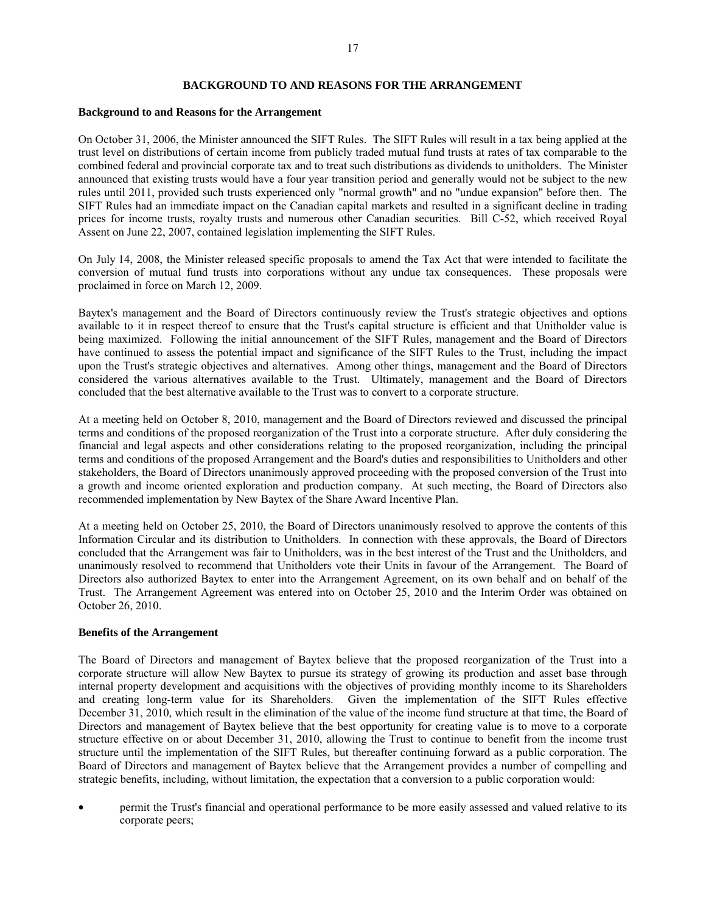## BACKGROUND TO AND REASONS FOR THE ARRANGEMENT

**Background to and Reasons for the Arrangement**

On October 31, 2006, the Minister announced the SIFT Rules. The SIFT Rules will result in a tax being applied at the trust level on distributions of certain income from publicly traded mutual fund trusts at rates of tax comparable to the combined federal and provincial corporate tax and to treat such distributions as dividends to unitholders. The Minister announced that existing trusts would have a four year transition period and generally would not be subject to the new rules until 2011, provided such trusts experienced only "normal growth" and no "undue expansion" before then. The SIFT Rules had an immediate impact on the Canadian capital markets and resulted in a significant decline in trading prices for income trusts, royalty trusts and numerous other Canadian securities. Bill C-52, which received Royal Assent on June 22, 2007, contained legislation implementing the SIFT Rules.

On July 14, 2008, the Minister released specific proposals to amend the Tax Act that were intended to facilitate the conversion of mutual fund trusts into corporations without any undue tax consequences. These proposals were proclaimed in force on March 12, 2009.

Baytex's management and the Board of Directors continuously review the Trust's strategic objectives and options available to it in respect thereof to ensure that the Trust's capital structure is efficient and that Unitholder value is being maximized. Following the initial announcement of the SIFT Rules, management and the Board of Directors have continued to assess the potential impact and significance of the SIFT Rules to the Trust, including the impact upon the Trust's strategic objectives and alternatives. Among other things, management and the Board of Directors considered the various alternatives available to the Trust. Ultimately, management and the Board of Directors concluded that the best alternative available to the Trust was to convert to a corporate structure.

At a meeting held on October 8, 2010, management and the Board of Directors reviewed and discussed the principal terms and conditions of the proposed reorganization of the Trust into a corporate structure. After duly considering the financial and legal aspects and other considerations relating to the proposed reorganization, including the principal terms and conditions of the proposed Arrangement and the Board's duties and responsibilities to Unitholders and other stakeholders, the Board of Directors unanimously approved proceeding with the proposed conversion of the Trust into a growth and income oriented exploration and production company. At such meeting, the Board of Directors also recommended implementation by New Baytex of the Share Award Incentive Plan.

At a meeting held on October 25, 2010, the Board of Directors unanimously resolved to approve the contents of this Information Circular and its distribution to Unitholders. In connection with these approvals, the Board of Directors concluded that the Arrangement was fair to Unitholders, was in the best interest of the Trust and the Unitholders, and unanimously resolved to recommend that Unitholders vote their Units in favour of the Arrangement. The Board of Directors also authorized Baytex to enter into the Arrangement Agreement, on its own behalf and on behalf of the Trust. The Arrangement Agreement was entered into on October 25, 2010 and the Interim Order was obtained on October 26, 2010.

**Benefits of the Arrangement**

The Board of Directors and management of Baytex believe that the proposed reorganization of the Trust into a corporate structure will allow New Baytex to pursue its strategy of growing its production and asset base through internal property development and acquisitions with the objectives of providing monthly income to its Shareholders and creating long-term value for its Shareholders. Given the implementation of the SIFT Rules effective December 31, 2010, which result in the elimination of the value of the income fund structure at that time, the Board of Directors and management of Baytex believe that the best opportunity for creating value is to move to a corporate structure effective on or about December 31, 2010, allowing the Trust to continue to benefit from the income trust structure until the implementation of the SIFT Rules, but thereafter continuing forward as a public corporation. The Board of Directors and management of Baytex believe that the Arrangement provides a number of compelling and strategic benefits, including, without limitation, the expectation that a conversion to a public corporation would:

- permit the Trust's financial and operational performance to be more easily assessed and valued relative to its corporate peers;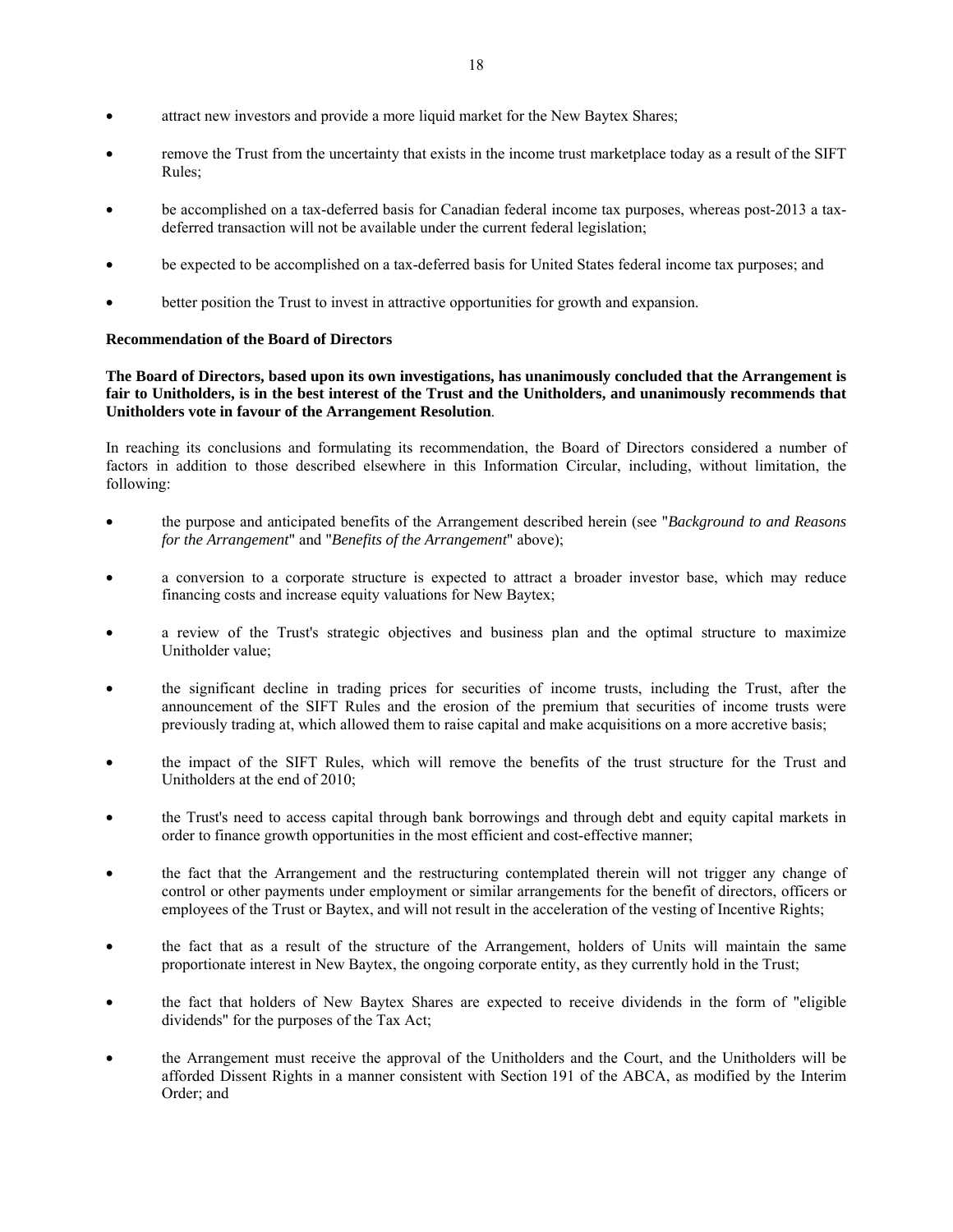- attract new investors and provide a more liquid market for the New Baytex Shares;
- remove the Trust from the uncertainty that exists in the income trust marketplace today as a result of the SIFT Rules;
- be accomplished on a tax-deferred basis for Canadian federal income tax purposes, whereas post-2013 a tax-deferred transaction will not be available under the current federal legislation;
- be expected to be accomplished on a tax-deferred basis for United States federal income tax purposes; and
- better position the Trust to invest in attractive opportunities for growth and expansion.

**Recommendation of the Board of Directors**

**The Board of Directors, based upon its own investigations, has unanimously concluded that the Arrangement is fair to Unitholders, is in the best interest of the Trust and the Unitholders, and unanimously recommends that Unitholders vote in favour of the Arrangement Resolution**.

In reaching its conclusions and formulating its recommendation, the Board of Directors considered a number of factors in addition to those described elsewhere in this Information Circular, including, without limitation, the following:

- the purpose and anticipated benefits of the Arrangement described herein (see "*Background to and Reasons for the Arrangement*" and "*Benefits of the Arrangement*" above);
- a conversion to a corporate structure is expected to attract a broader investor base, which may reduce financing costs and increase equity valuations for New Baytex;
- a review of the Trust's strategic objectives and business plan and the optimal structure to maximize Unitholder value;
- the significant decline in trading prices for securities of income trusts, including the Trust, after the announcement of the SIFT Rules and the erosion of the premium that securities of income trusts were previously trading at, which allowed them to raise capital and make acquisitions on a more accretive basis;
- the impact of the SIFT Rules, which will remove the benefits of the trust structure for the Trust and Unitholders at the end of 2010;
- the Trust's need to access capital through bank borrowings and through debt and equity capital markets in order to finance growth opportunities in the most efficient and cost-effective manner;
- the fact that the Arrangement and the restructuring contemplated therein will not trigger any change of control or other payments under employment or similar arrangements for the benefit of directors, officers or employees of the Trust or Baytex, and will not result in the acceleration of the vesting of Incentive Rights;
- the fact that as a result of the structure of the Arrangement, holders of Units will maintain the same proportionate interest in New Baytex, the ongoing corporate entity, as they currently hold in the Trust;
- the fact that holders of New Baytex Shares are expected to receive dividends in the form of "eligible dividends" for the purposes of the Tax Act;
- the Arrangement must receive the approval of the Unitholders and the Court, and the Unitholders will be afforded Dissent Rights in a manner consistent with Section 191 of the ABCA, as modified by the Interim Order; and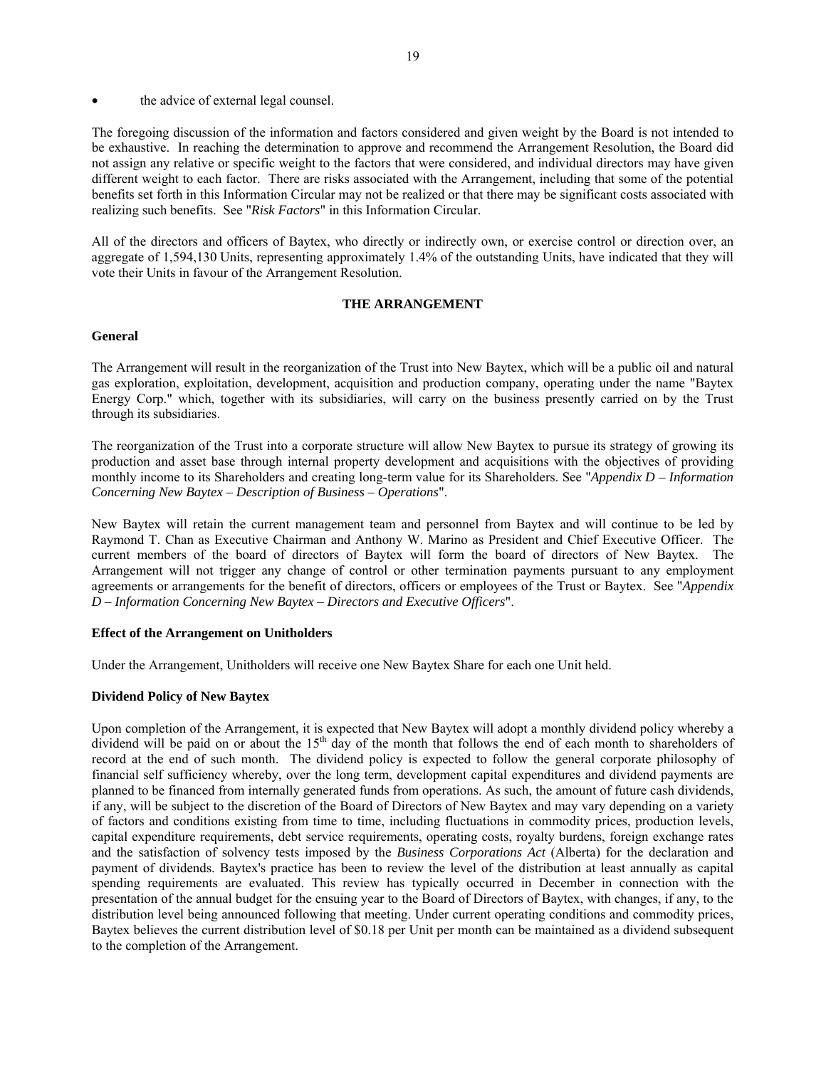- the advice of external legal counsel.

The foregoing discussion of the information and factors considered and given weight by the Board is not intended to be exhaustive. In reaching the determination to approve and recommend the Arrangement Resolution, the Board did not assign any relative or specific weight to the factors that were considered, and individual directors may have given different weight to each factor. There are risks associated with the Arrangement, including that some of the potential benefits set forth in this Information Circular may not be realized or that there may be significant costs associated with realizing such benefits. See "*Risk Factors*" in this Information Circular.

All of the directors and officers of Baytex, who directly or indirectly own, or exercise control or direction over, an aggregate of 1,594,130 Units, representing approximately 1.4% of the outstanding Units, have indicated that they will vote their Units in favour of the Arrangement Resolution.

## THE ARRANGEMENT

### General

The Arrangement will result in the reorganization of the Trust into New Baytex, which will be a public oil and natural gas exploration, exploitation, development, acquisition and production company, operating under the name "Baytex Energy Corp." which, together with its subsidiaries, will carry on the business presently carried on by the Trust through its subsidiaries.

The reorganization of the Trust into a corporate structure will allow New Baytex to pursue its strategy of growing its production and asset base through internal property development and acquisitions with the objectives of providing monthly income to its Shareholders and creating long-term value for its Shareholders. See "*Appendix D – Information Concerning New Baytex – Description of Business – Operations*".

New Baytex will retain the current management team and personnel from Baytex and will continue to be led by Raymond T. Chan as Executive Chairman and Anthony W. Marino as President and Chief Executive Officer. The current members of the board of directors of Baytex will form the board of directors of New Baytex. The Arrangement will not trigger any change of control or other termination payments pursuant to any employment agreements or arrangements for the benefit of directors, officers or employees of the Trust or Baytex. See "*Appendix D – Information Concerning New Baytex – Directors and Executive Officers*".

### Effect of the Arrangement on Unitholders

Under the Arrangement, Unitholders will receive one New Baytex Share for each one Unit held.

### Dividend Policy of New Baytex

Upon completion of the Arrangement, it is expected that New Baytex will adopt a monthly dividend policy whereby a dividend will be paid on or about the 15th day of the month that follows the end of each month to shareholders of record at the end of such month. The dividend policy is expected to follow the general corporate philosophy of financial self sufficiency whereby, over the long term, development capital expenditures and dividend payments are planned to be financed from internally generated funds from operations. As such, the amount of future cash dividends, if any, will be subject to the discretion of the Board of Directors of New Baytex and may vary depending on a variety of factors and conditions existing from time to time, including fluctuations in commodity prices, production levels, capital expenditure requirements, debt service requirements, operating costs, royalty burdens, foreign exchange rates and the satisfaction of solvency tests imposed by the *Business Corporations Act* (Alberta) for the declaration and payment of dividends. Baytex's practice has been to review the level of the distribution at least annually as capital spending requirements are evaluated. This review has typically occurred in December in connection with the presentation of the annual budget for the ensuing year to the Board of Directors of Baytex, with changes, if any, to the distribution level being announced following that meeting. Under current operating conditions and commodity prices, Baytex believes the current distribution level of $0.18 per Unit per month can be maintained as a dividend subsequent to the completion of the Arrangement.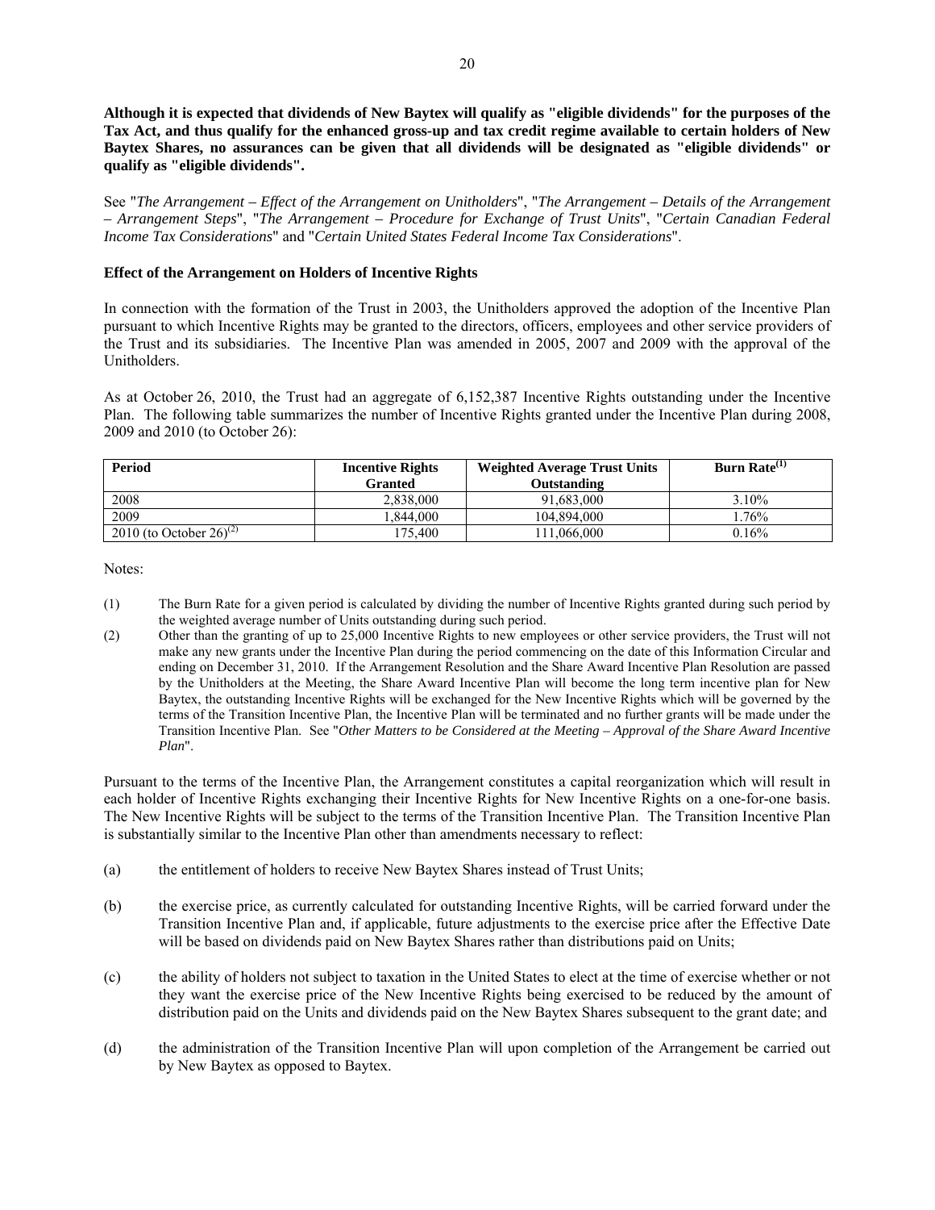**Although it is expected that dividends of New Baytex will qualify as "eligible dividends" for the purposes of the Tax Act, and thus qualify for the enhanced gross-up and tax credit regime available to certain holders of New Baytex Shares, no assurances can be given that all dividends will be designated as "eligible dividends" or qualify as "eligible dividends".**

See "*The Arrangement – Effect of the Arrangement on Unitholders*", "*The Arrangement – Details of the Arrangement – Arrangement Steps*", "*The Arrangement – Procedure for Exchange of Trust Units*", "*Certain Canadian Federal Income Tax Considerations*" and "*Certain United States Federal Income Tax Considerations*".

### Effect of the Arrangement on Holders of Incentive Rights

In connection with the formation of the Trust in 2003, the Unitholders approved the adoption of the Incentive Plan pursuant to which Incentive Rights may be granted to the directors, officers, employees and other service providers of the Trust and its subsidiaries. The Incentive Plan was amended in 2005, 2007 and 2009 with the approval of the Unitholders.

As at October 26, 2010, the Trust had an aggregate of 6,152,387 Incentive Rights outstanding under the Incentive Plan. The following table summarizes the number of Incentive Rights granted under the Incentive Plan during 2008, 2009 and 2010 (to October 26):

| Period | Incentive Rights Granted | Weighted Average Trust Units Outstanding | Burn Rate[(1)] |
|---|---|---|---|
| 2008 | 2,838,000 | 91,683,000 | 3.10% |
| 2009 | 1,844,000 | 104,894,000 | 1.76% |
| 2010 (to October 26)[(2)] | 175,400 | 111,066,000 | 0.16% |

Notes:

(1) The Burn Rate for a given period is calculated by dividing the number of Incentive Rights granted during such period by the weighted average number of Units outstanding during such period.

(2) Other than the granting of up to 25,000 Incentive Rights to new employees or other service providers, the Trust will not make any new grants under the Incentive Plan during the period commencing on the date of this Information Circular and ending on December 31, 2010. If the Arrangement Resolution and the Share Award Incentive Plan Resolution are passed by the Unitholders at the Meeting, the Share Award Incentive Plan will become the long term incentive plan for New Baytex, the outstanding Incentive Rights will be exchanged for the New Incentive Rights which will be governed by the terms of the Transition Incentive Plan, the Incentive Plan will be terminated and no further grants will be made under the Transition Incentive Plan. See "*Other Matters to be Considered at the Meeting – Approval of the Share Award Incentive Plan*".

Pursuant to the terms of the Incentive Plan, the Arrangement constitutes a capital reorganization which will result in each holder of Incentive Rights exchanging their Incentive Rights for New Incentive Rights on a one-for-one basis. The New Incentive Rights will be subject to the terms of the Transition Incentive Plan. The Transition Incentive Plan is substantially similar to the Incentive Plan other than amendments necessary to reflect:

(a) the entitlement of holders to receive New Baytex Shares instead of Trust Units;

(b) the exercise price, as currently calculated for outstanding Incentive Rights, will be carried forward under the Transition Incentive Plan and, if applicable, future adjustments to the exercise price after the Effective Date will be based on dividends paid on New Baytex Shares rather than distributions paid on Units;

(c) the ability of holders not subject to taxation in the United States to elect at the time of exercise whether or not they want the exercise price of the New Incentive Rights being exercised to be reduced by the amount of distribution paid on the Units and dividends paid on the New Baytex Shares subsequent to the grant date; and

(d) the administration of the Transition Incentive Plan will upon completion of the Arrangement be carried out by New Baytex as opposed to Baytex.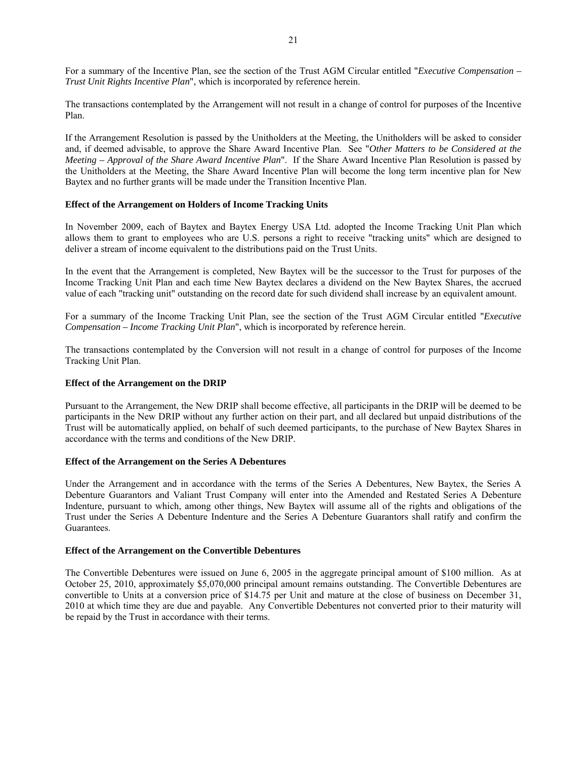For a summary of the Incentive Plan, see the section of the Trust AGM Circular entitled "*Executive Compensation – Trust Unit Rights Incentive Plan*", which is incorporated by reference herein.

The transactions contemplated by the Arrangement will not result in a change of control for purposes of the Incentive Plan.

If the Arrangement Resolution is passed by the Unitholders at the Meeting, the Unitholders will be asked to consider and, if deemed advisable, to approve the Share Award Incentive Plan. See "*Other Matters to be Considered at the Meeting – Approval of the Share Award Incentive Plan*". If the Share Award Incentive Plan Resolution is passed by the Unitholders at the Meeting, the Share Award Incentive Plan will become the long term incentive plan for New Baytex and no further grants will be made under the Transition Incentive Plan.

**Effect of the Arrangement on Holders of Income Tracking Units**

In November 2009, each of Baytex and Baytex Energy USA Ltd. adopted the Income Tracking Unit Plan which allows them to grant to employees who are U.S. persons a right to receive "tracking units" which are designed to deliver a stream of income equivalent to the distributions paid on the Trust Units.

In the event that the Arrangement is completed, New Baytex will be the successor to the Trust for purposes of the Income Tracking Unit Plan and each time New Baytex declares a dividend on the New Baytex Shares, the accrued value of each "tracking unit" outstanding on the record date for such dividend shall increase by an equivalent amount.

For a summary of the Income Tracking Unit Plan, see the section of the Trust AGM Circular entitled "*Executive Compensation – Income Tracking Unit Plan*", which is incorporated by reference herein.

The transactions contemplated by the Conversion will not result in a change of control for purposes of the Income Tracking Unit Plan.

**Effect of the Arrangement on the DRIP**

Pursuant to the Arrangement, the New DRIP shall become effective, all participants in the DRIP will be deemed to be participants in the New DRIP without any further action on their part, and all declared but unpaid distributions of the Trust will be automatically applied, on behalf of such deemed participants, to the purchase of New Baytex Shares in accordance with the terms and conditions of the New DRIP.

**Effect of the Arrangement on the Series A Debentures**

Under the Arrangement and in accordance with the terms of the Series A Debentures, New Baytex, the Series A Debenture Guarantors and Valiant Trust Company will enter into the Amended and Restated Series A Debenture Indenture, pursuant to which, among other things, New Baytex will assume all of the rights and obligations of the Trust under the Series A Debenture Indenture and the Series A Debenture Guarantors shall ratify and confirm the Guarantees.

**Effect of the Arrangement on the Convertible Debentures**

The Convertible Debentures were issued on June 6, 2005 in the aggregate principal amount of $100 million. As at October 25, 2010, approximately $5,070,000 principal amount remains outstanding. The Convertible Debentures are convertible to Units at a conversion price of $14.75 per Unit and mature at the close of business on December 31, 2010 at which time they are due and payable. Any Convertible Debentures not converted prior to their maturity will be repaid by the Trust in accordance with their terms.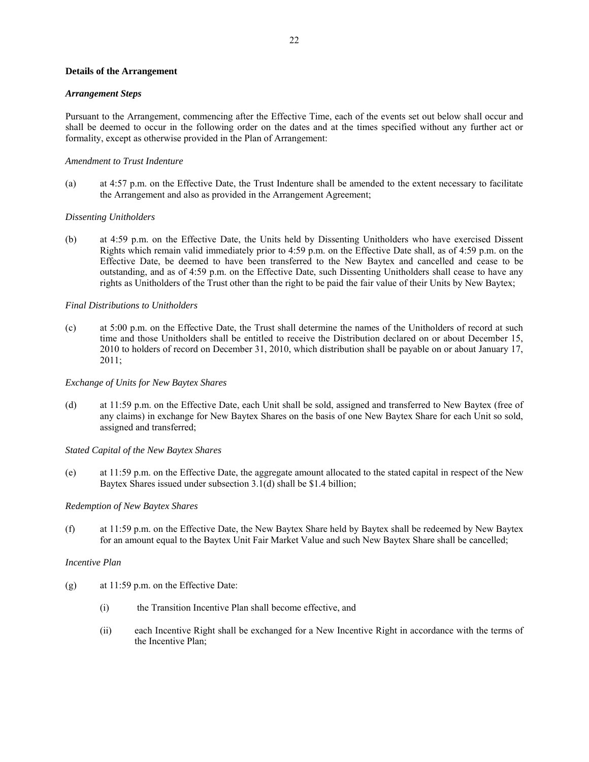**Details of the Arrangement**

***Arrangement Steps***

Pursuant to the Arrangement, commencing after the Effective Time, each of the events set out below shall occur and shall be deemed to occur in the following order on the dates and at the times specified without any further act or formality, except as otherwise provided in the Plan of Arrangement:

*Amendment to Trust Indenture*

(a) at 4:57 p.m. on the Effective Date, the Trust Indenture shall be amended to the extent necessary to facilitate the Arrangement and also as provided in the Arrangement Agreement;

*Dissenting Unitholders*

(b) at 4:59 p.m. on the Effective Date, the Units held by Dissenting Unitholders who have exercised Dissent Rights which remain valid immediately prior to 4:59 p.m. on the Effective Date shall, as of 4:59 p.m. on the Effective Date, be deemed to have been transferred to the New Baytex and cancelled and cease to be outstanding, and as of 4:59 p.m. on the Effective Date, such Dissenting Unitholders shall cease to have any rights as Unitholders of the Trust other than the right to be paid the fair value of their Units by New Baytex;

*Final Distributions to Unitholders*

(c) at 5:00 p.m. on the Effective Date, the Trust shall determine the names of the Unitholders of record at such time and those Unitholders shall be entitled to receive the Distribution declared on or about December 15, 2010 to holders of record on December 31, 2010, which distribution shall be payable on or about January 17, 2011;

*Exchange of Units for New Baytex Shares*

(d) at 11:59 p.m. on the Effective Date, each Unit shall be sold, assigned and transferred to New Baytex (free of any claims) in exchange for New Baytex Shares on the basis of one New Baytex Share for each Unit so sold, assigned and transferred;

*Stated Capital of the New Baytex Shares*

(e) at 11:59 p.m. on the Effective Date, the aggregate amount allocated to the stated capital in respect of the New Baytex Shares issued under subsection 3.1(d) shall be $1.4 billion;

*Redemption of New Baytex Shares*

(f) at 11:59 p.m. on the Effective Date, the New Baytex Share held by Baytex shall be redeemed by New Baytex for an amount equal to the Baytex Unit Fair Market Value and such New Baytex Share shall be cancelled;

*Incentive Plan*

(g) at 11:59 p.m. on the Effective Date:

  (i) the Transition Incentive Plan shall become effective, and

  (ii) each Incentive Right shall be exchanged for a New Incentive Right in accordance with the terms of the Incentive Plan;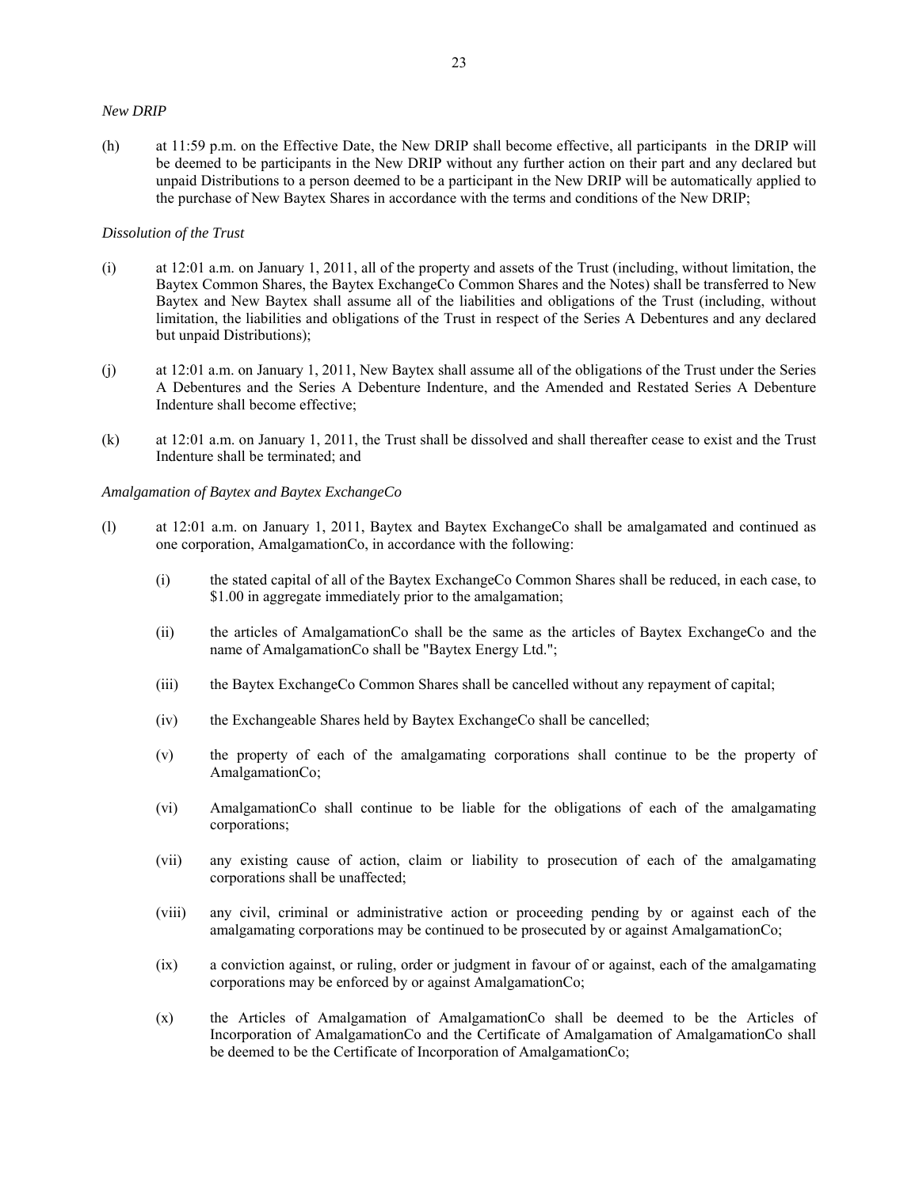*New DRIP*

(h) at 11:59 p.m. on the Effective Date, the New DRIP shall become effective, all participants in the DRIP will be deemed to be participants in the New DRIP without any further action on their part and any declared but unpaid Distributions to a person deemed to be a participant in the New DRIP will be automatically applied to the purchase of New Baytex Shares in accordance with the terms and conditions of the New DRIP;

*Dissolution of the Trust*

(i) at 12:01 a.m. on January 1, 2011, all of the property and assets of the Trust (including, without limitation, the Baytex Common Shares, the Baytex ExchangeCo Common Shares and the Notes) shall be transferred to New Baytex and New Baytex shall assume all of the liabilities and obligations of the Trust (including, without limitation, the liabilities and obligations of the Trust in respect of the Series A Debentures and any declared but unpaid Distributions);

(j) at 12:01 a.m. on January 1, 2011, New Baytex shall assume all of the obligations of the Trust under the Series A Debentures and the Series A Debenture Indenture, and the Amended and Restated Series A Debenture Indenture shall become effective;

(k) at 12:01 a.m. on January 1, 2011, the Trust shall be dissolved and shall thereafter cease to exist and the Trust Indenture shall be terminated; and

*Amalgamation of Baytex and Baytex ExchangeCo*

(l) at 12:01 a.m. on January 1, 2011, Baytex and Baytex ExchangeCo shall be amalgamated and continued as one corporation, AmalgamationCo, in accordance with the following:

   (i) the stated capital of all of the Baytex ExchangeCo Common Shares shall be reduced, in each case, to $1.00 in aggregate immediately prior to the amalgamation;

   (ii) the articles of AmalgamationCo shall be the same as the articles of Baytex ExchangeCo and the name of AmalgamationCo shall be "Baytex Energy Ltd.";

   (iii) the Baytex ExchangeCo Common Shares shall be cancelled without any repayment of capital;

   (iv) the Exchangeable Shares held by Baytex ExchangeCo shall be cancelled;

   (v) the property of each of the amalgamating corporations shall continue to be the property of AmalgamationCo;

   (vi) AmalgamationCo shall continue to be liable for the obligations of each of the amalgamating corporations;

   (vii) any existing cause of action, claim or liability to prosecution of each of the amalgamating corporations shall be unaffected;

   (viii) any civil, criminal or administrative action or proceeding pending by or against each of the amalgamating corporations may be continued to be prosecuted by or against AmalgamationCo;

   (ix) a conviction against, or ruling, order or judgment in favour of or against, each of the amalgamating corporations may be enforced by or against AmalgamationCo;

   (x) the Articles of Amalgamation of AmalgamationCo shall be deemed to be the Articles of Incorporation of AmalgamationCo and the Certificate of Amalgamation of AmalgamationCo shall be deemed to be the Certificate of Incorporation of AmalgamationCo;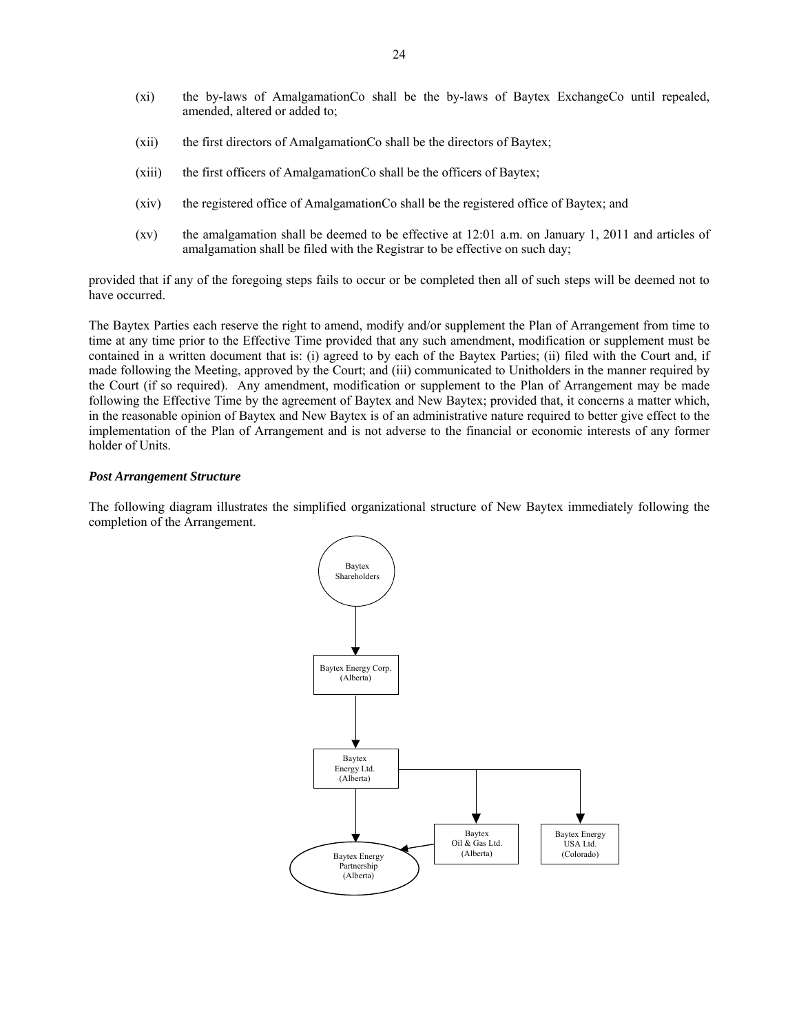(xi) the by-laws of AmalgamationCo shall be the by-laws of Baytex ExchangeCo until repealed, amended, altered or added to;

(xii) the first directors of AmalgamationCo shall be the directors of Baytex;

(xiii) the first officers of AmalgamationCo shall be the officers of Baytex;

(xiv) the registered office of AmalgamationCo shall be the registered office of Baytex; and

(xv) the amalgamation shall be deemed to be effective at 12:01 a.m. on January 1, 2011 and articles of amalgamation shall be filed with the Registrar to be effective on such day;

provided that if any of the foregoing steps fails to occur or be completed then all of such steps will be deemed not to have occurred.

The Baytex Parties each reserve the right to amend, modify and/or supplement the Plan of Arrangement from time to time at any time prior to the Effective Time provided that any such amendment, modification or supplement must be contained in a written document that is: (i) agreed to by each of the Baytex Parties; (ii) filed with the Court and, if made following the Meeting, approved by the Court; and (iii) communicated to Unitholders in the manner required by the Court (if so required). Any amendment, modification or supplement to the Plan of Arrangement may be made following the Effective Time by the agreement of Baytex and New Baytex; provided that, it concerns a matter which, in the reasonable opinion of Baytex and New Baytex is of an administrative nature required to better give effect to the implementation of the Plan of Arrangement and is not adverse to the financial or economic interests of any former holder of Units.

***Post Arrangement Structure***

The following diagram illustrates the simplified organizational structure of New Baytex immediately following the completion of the Arrangement.

Baytex Shareholders

Baytex Energy Corp. (Alberta)

Baytex Energy Ltd. (Alberta)

Baytex Energy Partnership (Alberta)

Baytex Oil & Gas Ltd. (Alberta)

Baytex Energy USA Ltd. (Colorado)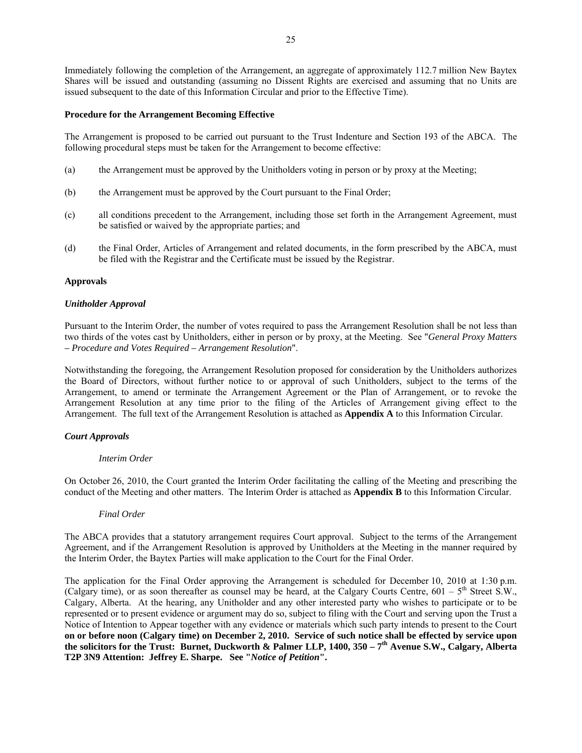Immediately following the completion of the Arrangement, an aggregate of approximately 112.7 million New Baytex Shares will be issued and outstanding (assuming no Dissent Rights are exercised and assuming that no Units are issued subsequent to the date of this Information Circular and prior to the Effective Time).

**Procedure for the Arrangement Becoming Effective**

The Arrangement is proposed to be carried out pursuant to the Trust Indenture and Section 193 of the ABCA. The following procedural steps must be taken for the Arrangement to become effective:

(a) the Arrangement must be approved by the Unitholders voting in person or by proxy at the Meeting;

(b) the Arrangement must be approved by the Court pursuant to the Final Order;

(c) all conditions precedent to the Arrangement, including those set forth in the Arrangement Agreement, must be satisfied or waived by the appropriate parties; and

(d) the Final Order, Articles of Arrangement and related documents, in the form prescribed by the ABCA, must be filed with the Registrar and the Certificate must be issued by the Registrar.

**Approvals**

***Unitholder Approval***

Pursuant to the Interim Order, the number of votes required to pass the Arrangement Resolution shall be not less than two thirds of the votes cast by Unitholders, either in person or by proxy, at the Meeting. See "*General Proxy Matters – Procedure and Votes Required – Arrangement Resolution*".

Notwithstanding the foregoing, the Arrangement Resolution proposed for consideration by the Unitholders authorizes the Board of Directors, without further notice to or approval of such Unitholders, subject to the terms of the Arrangement, to amend or terminate the Arrangement Agreement or the Plan of Arrangement, or to revoke the Arrangement Resolution at any time prior to the filing of the Articles of Arrangement giving effect to the Arrangement. The full text of the Arrangement Resolution is attached as **Appendix A** to this Information Circular.

***Court Approvals***

*Interim Order*

On October 26, 2010, the Court granted the Interim Order facilitating the calling of the Meeting and prescribing the conduct of the Meeting and other matters. The Interim Order is attached as **Appendix B** to this Information Circular.

*Final Order*

The ABCA provides that a statutory arrangement requires Court approval. Subject to the terms of the Arrangement Agreement, and if the Arrangement Resolution is approved by Unitholders at the Meeting in the manner required by the Interim Order, the Baytex Parties will make application to the Court for the Final Order.

The application for the Final Order approving the Arrangement is scheduled for December 10, 2010 at 1:30 p.m. (Calgary time), or as soon thereafter as counsel may be heard, at the Calgary Courts Centre, 601 – 5th Street S.W., Calgary, Alberta. At the hearing, any Unitholder and any other interested party who wishes to participate or to be represented or to present evidence or argument may do so, subject to filing with the Court and serving upon the Trust a Notice of Intention to Appear together with any evidence or materials which such party intends to present to the Court **on or before noon (Calgary time) on December 2, 2010. Service of such notice shall be effected by service upon the solicitors for the Trust: Burnet, Duckworth & Palmer LLP, 1400, 350 – 7th Avenue S.W., Calgary, Alberta T2P 3N9 Attention: Jeffrey E. Sharpe. See "*Notice of Petition*".**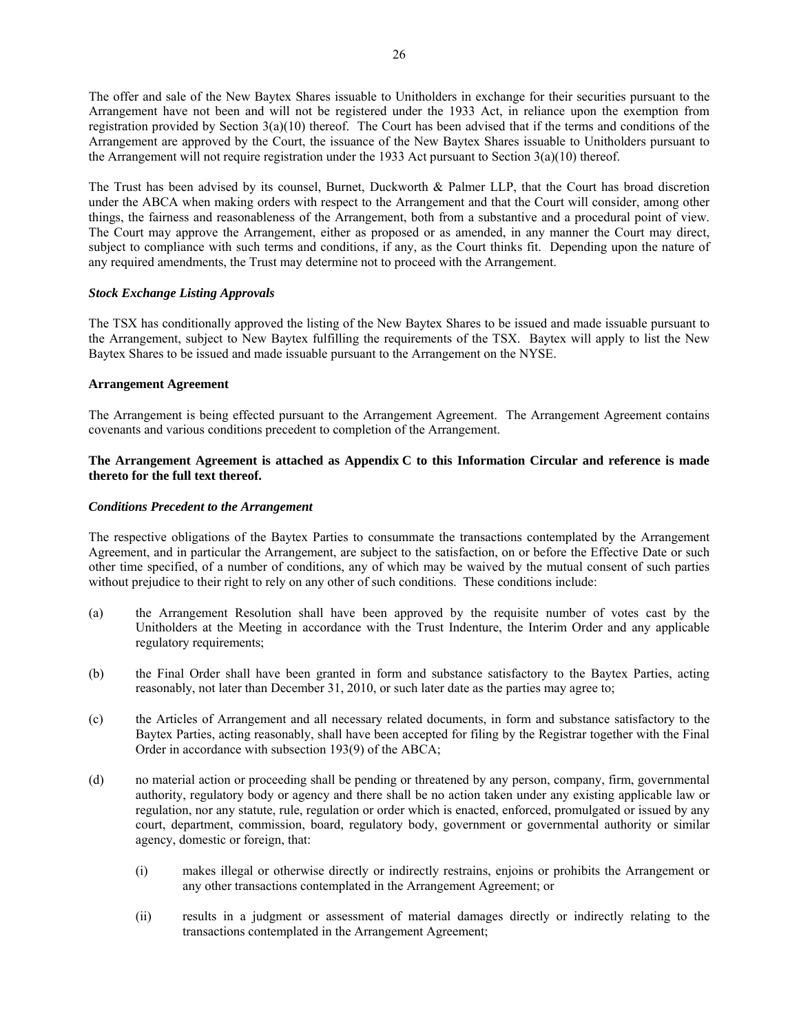The offer and sale of the New Baytex Shares issuable to Unitholders in exchange for their securities pursuant to the Arrangement have not been and will not be registered under the 1933 Act, in reliance upon the exemption from registration provided by Section 3(a)(10) thereof. The Court has been advised that if the terms and conditions of the Arrangement are approved by the Court, the issuance of the New Baytex Shares issuable to Unitholders pursuant to the Arrangement will not require registration under the 1933 Act pursuant to Section 3(a)(10) thereof.

The Trust has been advised by its counsel, Burnet, Duckworth & Palmer LLP, that the Court has broad discretion under the ABCA when making orders with respect to the Arrangement and that the Court will consider, among other things, the fairness and reasonableness of the Arrangement, both from a substantive and a procedural point of view. The Court may approve the Arrangement, either as proposed or as amended, in any manner the Court may direct, subject to compliance with such terms and conditions, if any, as the Court thinks fit. Depending upon the nature of any required amendments, the Trust may determine not to proceed with the Arrangement.

***Stock Exchange Listing Approvals***

The TSX has conditionally approved the listing of the New Baytex Shares to be issued and made issuable pursuant to the Arrangement, subject to New Baytex fulfilling the requirements of the TSX. Baytex will apply to list the New Baytex Shares to be issued and made issuable pursuant to the Arrangement on the NYSE.

**Arrangement Agreement**

The Arrangement is being effected pursuant to the Arrangement Agreement. The Arrangement Agreement contains covenants and various conditions precedent to completion of the Arrangement.

**The Arrangement Agreement is attached as Appendix C to this Information Circular and reference is made thereto for the full text thereof.**

***Conditions Precedent to the Arrangement***

The respective obligations of the Baytex Parties to consummate the transactions contemplated by the Arrangement Agreement, and in particular the Arrangement, are subject to the satisfaction, on or before the Effective Date or such other time specified, of a number of conditions, any of which may be waived by the mutual consent of such parties without prejudice to their right to rely on any other of such conditions. These conditions include:

(a) the Arrangement Resolution shall have been approved by the requisite number of votes cast by the Unitholders at the Meeting in accordance with the Trust Indenture, the Interim Order and any applicable regulatory requirements;

(b) the Final Order shall have been granted in form and substance satisfactory to the Baytex Parties, acting reasonably, not later than December 31, 2010, or such later date as the parties may agree to;

(c) the Articles of Arrangement and all necessary related documents, in form and substance satisfactory to the Baytex Parties, acting reasonably, shall have been accepted for filing by the Registrar together with the Final Order in accordance with subsection 193(9) of the ABCA;

(d) no material action or proceeding shall be pending or threatened by any person, company, firm, governmental authority, regulatory body or agency and there shall be no action taken under any existing applicable law or regulation, nor any statute, rule, regulation or order which is enacted, enforced, promulgated or issued by any court, department, commission, board, regulatory body, government or governmental authority or similar agency, domestic or foreign, that:

    (i) makes illegal or otherwise directly or indirectly restrains, enjoins or prohibits the Arrangement or any other transactions contemplated in the Arrangement Agreement; or

    (ii) results in a judgment or assessment of material damages directly or indirectly relating to the transactions contemplated in the Arrangement Agreement;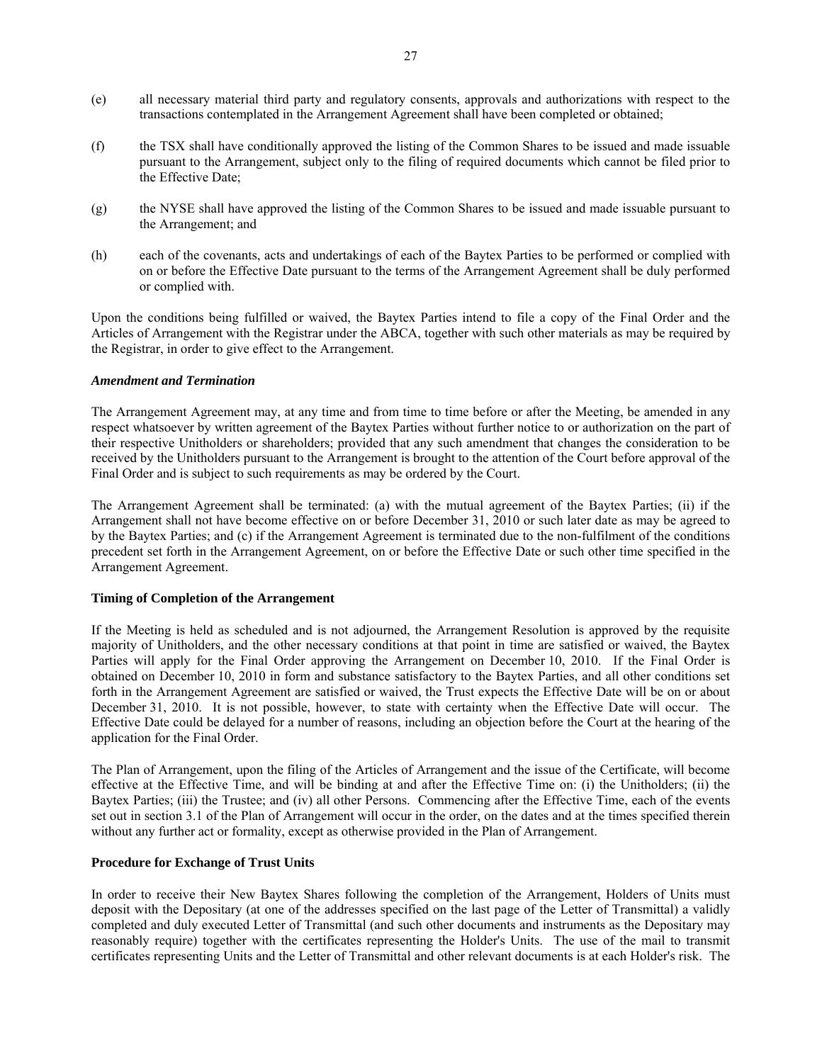(e) all necessary material third party and regulatory consents, approvals and authorizations with respect to the transactions contemplated in the Arrangement Agreement shall have been completed or obtained;

(f) the TSX shall have conditionally approved the listing of the Common Shares to be issued and made issuable pursuant to the Arrangement, subject only to the filing of required documents which cannot be filed prior to the Effective Date;

(g) the NYSE shall have approved the listing of the Common Shares to be issued and made issuable pursuant to the Arrangement; and

(h) each of the covenants, acts and undertakings of each of the Baytex Parties to be performed or complied with on or before the Effective Date pursuant to the terms of the Arrangement Agreement shall be duly performed or complied with.

Upon the conditions being fulfilled or waived, the Baytex Parties intend to file a copy of the Final Order and the Articles of Arrangement with the Registrar under the ABCA, together with such other materials as may be required by the Registrar, in order to give effect to the Arrangement.

***Amendment and Termination***

The Arrangement Agreement may, at any time and from time to time before or after the Meeting, be amended in any respect whatsoever by written agreement of the Baytex Parties without further notice to or authorization on the part of their respective Unitholders or shareholders; provided that any such amendment that changes the consideration to be received by the Unitholders pursuant to the Arrangement is brought to the attention of the Court before approval of the Final Order and is subject to such requirements as may be ordered by the Court.

The Arrangement Agreement shall be terminated: (a) with the mutual agreement of the Baytex Parties; (ii) if the Arrangement shall not have become effective on or before December 31, 2010 or such later date as may be agreed to by the Baytex Parties; and (c) if the Arrangement Agreement is terminated due to the non-fulfilment of the conditions precedent set forth in the Arrangement Agreement, on or before the Effective Date or such other time specified in the Arrangement Agreement.

**Timing of Completion of the Arrangement**

If the Meeting is held as scheduled and is not adjourned, the Arrangement Resolution is approved by the requisite majority of Unitholders, and the other necessary conditions at that point in time are satisfied or waived, the Baytex Parties will apply for the Final Order approving the Arrangement on December 10, 2010. If the Final Order is obtained on December 10, 2010 in form and substance satisfactory to the Baytex Parties, and all other conditions set forth in the Arrangement Agreement are satisfied or waived, the Trust expects the Effective Date will be on or about December 31, 2010. It is not possible, however, to state with certainty when the Effective Date will occur. The Effective Date could be delayed for a number of reasons, including an objection before the Court at the hearing of the application for the Final Order.

The Plan of Arrangement, upon the filing of the Articles of Arrangement and the issue of the Certificate, will become effective at the Effective Time, and will be binding at and after the Effective Time on: (i) the Unitholders; (ii) the Baytex Parties; (iii) the Trustee; and (iv) all other Persons. Commencing after the Effective Time, each of the events set out in section 3.1 of the Plan of Arrangement will occur in the order, on the dates and at the times specified therein without any further act or formality, except as otherwise provided in the Plan of Arrangement.

**Procedure for Exchange of Trust Units**

In order to receive their New Baytex Shares following the completion of the Arrangement, Holders of Units must deposit with the Depositary (at one of the addresses specified on the last page of the Letter of Transmittal) a validly completed and duly executed Letter of Transmittal (and such other documents and instruments as the Depositary may reasonably require) together with the certificates representing the Holder's Units. The use of the mail to transmit certificates representing Units and the Letter of Transmittal and other relevant documents is at each Holder's risk. The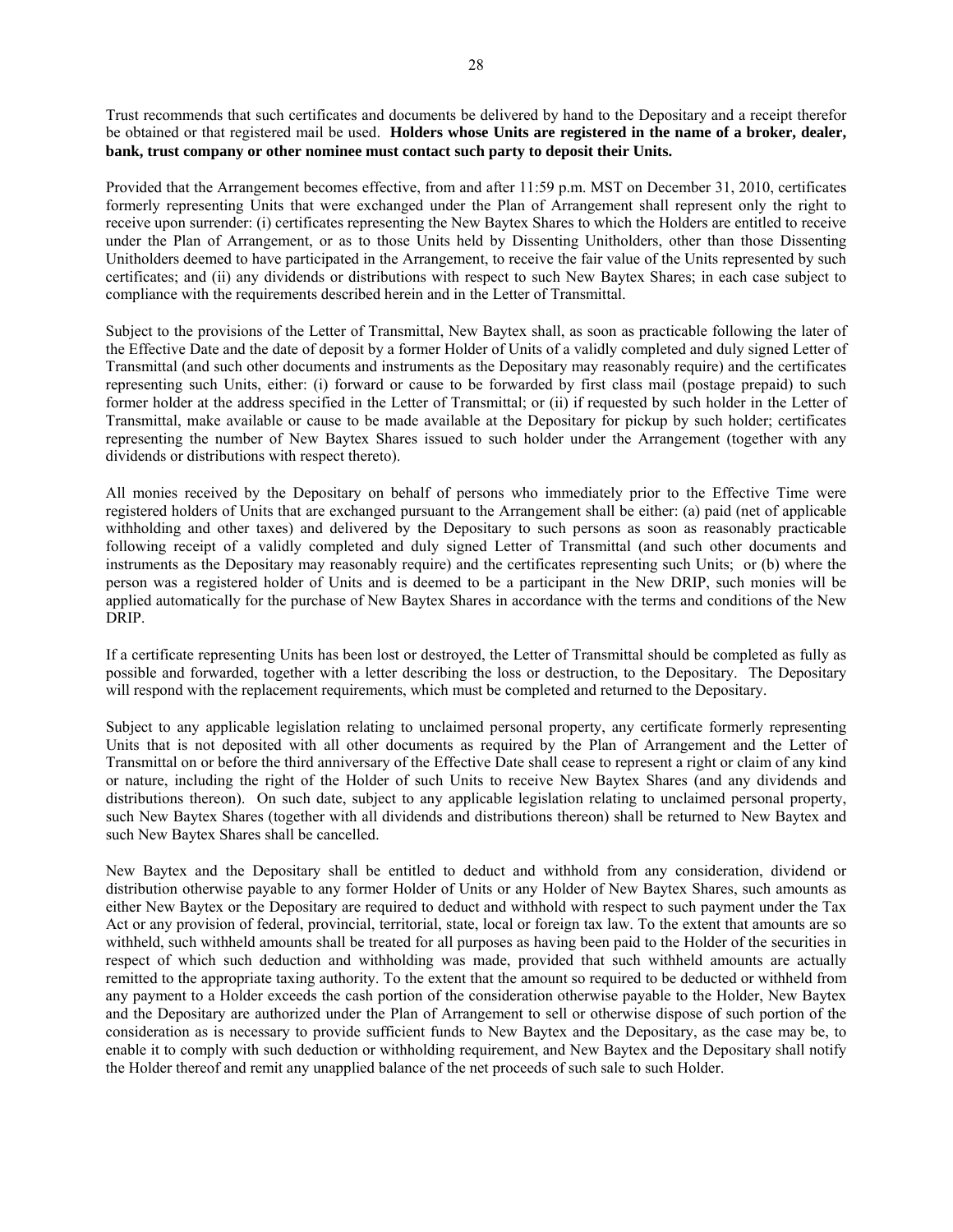Trust recommends that such certificates and documents be delivered by hand to the Depositary and a receipt therefor be obtained or that registered mail be used. **Holders whose Units are registered in the name of a broker, dealer, bank, trust company or other nominee must contact such party to deposit their Units.**

Provided that the Arrangement becomes effective, from and after 11:59 p.m. MST on December 31, 2010, certificates formerly representing Units that were exchanged under the Plan of Arrangement shall represent only the right to receive upon surrender: (i) certificates representing the New Baytex Shares to which the Holders are entitled to receive under the Plan of Arrangement, or as to those Units held by Dissenting Unitholders, other than those Dissenting Unitholders deemed to have participated in the Arrangement, to receive the fair value of the Units represented by such certificates; and (ii) any dividends or distributions with respect to such New Baytex Shares; in each case subject to compliance with the requirements described herein and in the Letter of Transmittal.

Subject to the provisions of the Letter of Transmittal, New Baytex shall, as soon as practicable following the later of the Effective Date and the date of deposit by a former Holder of Units of a validly completed and duly signed Letter of Transmittal (and such other documents and instruments as the Depositary may reasonably require) and the certificates representing such Units, either: (i) forward or cause to be forwarded by first class mail (postage prepaid) to such former holder at the address specified in the Letter of Transmittal; or (ii) if requested by such holder in the Letter of Transmittal, make available or cause to be made available at the Depositary for pickup by such holder; certificates representing the number of New Baytex Shares issued to such holder under the Arrangement (together with any dividends or distributions with respect thereto).

All monies received by the Depositary on behalf of persons who immediately prior to the Effective Time were registered holders of Units that are exchanged pursuant to the Arrangement shall be either: (a) paid (net of applicable withholding and other taxes) and delivered by the Depositary to such persons as soon as reasonably practicable following receipt of a validly completed and duly signed Letter of Transmittal (and such other documents and instruments as the Depositary may reasonably require) and the certificates representing such Units; or (b) where the person was a registered holder of Units and is deemed to be a participant in the New DRIP, such monies will be applied automatically for the purchase of New Baytex Shares in accordance with the terms and conditions of the New DRIP.

If a certificate representing Units has been lost or destroyed, the Letter of Transmittal should be completed as fully as possible and forwarded, together with a letter describing the loss or destruction, to the Depositary. The Depositary will respond with the replacement requirements, which must be completed and returned to the Depositary.

Subject to any applicable legislation relating to unclaimed personal property, any certificate formerly representing Units that is not deposited with all other documents as required by the Plan of Arrangement and the Letter of Transmittal on or before the third anniversary of the Effective Date shall cease to represent a right or claim of any kind or nature, including the right of the Holder of such Units to receive New Baytex Shares (and any dividends and distributions thereon). On such date, subject to any applicable legislation relating to unclaimed personal property, such New Baytex Shares (together with all dividends and distributions thereon) shall be returned to New Baytex and such New Baytex Shares shall be cancelled.

New Baytex and the Depositary shall be entitled to deduct and withhold from any consideration, dividend or distribution otherwise payable to any former Holder of Units or any Holder of New Baytex Shares, such amounts as either New Baytex or the Depositary are required to deduct and withhold with respect to such payment under the Tax Act or any provision of federal, provincial, territorial, state, local or foreign tax law. To the extent that amounts are so withheld, such withheld amounts shall be treated for all purposes as having been paid to the Holder of the securities in respect of which such deduction and withholding was made, provided that such withheld amounts are actually remitted to the appropriate taxing authority. To the extent that the amount so required to be deducted or withheld from any payment to a Holder exceeds the cash portion of the consideration otherwise payable to the Holder, New Baytex and the Depositary are authorized under the Plan of Arrangement to sell or otherwise dispose of such portion of the consideration as is necessary to provide sufficient funds to New Baytex and the Depositary, as the case may be, to enable it to comply with such deduction or withholding requirement, and New Baytex and the Depositary shall notify the Holder thereof and remit any unapplied balance of the net proceeds of such sale to such Holder.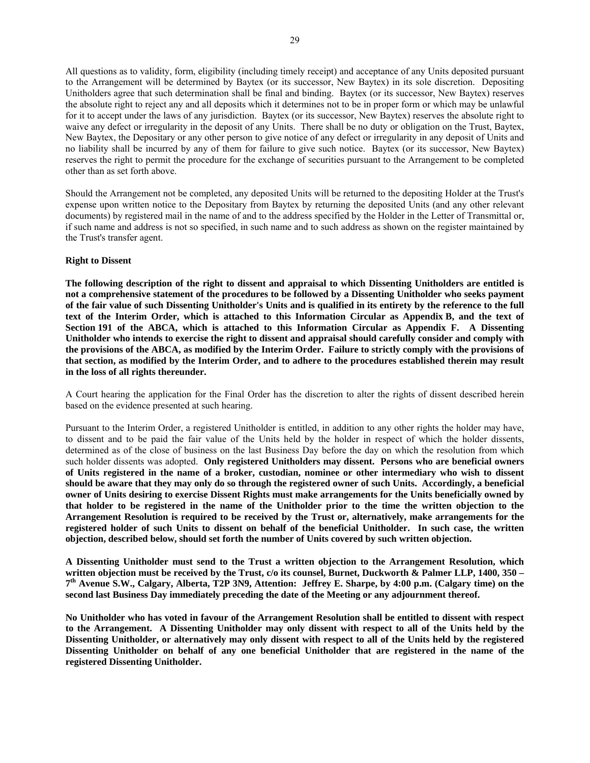All questions as to validity, form, eligibility (including timely receipt) and acceptance of any Units deposited pursuant to the Arrangement will be determined by Baytex (or its successor, New Baytex) in its sole discretion. Depositing Unitholders agree that such determination shall be final and binding. Baytex (or its successor, New Baytex) reserves the absolute right to reject any and all deposits which it determines not to be in proper form or which may be unlawful for it to accept under the laws of any jurisdiction. Baytex (or its successor, New Baytex) reserves the absolute right to waive any defect or irregularity in the deposit of any Units. There shall be no duty or obligation on the Trust, Baytex, New Baytex, the Depositary or any other person to give notice of any defect or irregularity in any deposit of Units and no liability shall be incurred by any of them for failure to give such notice. Baytex (or its successor, New Baytex) reserves the right to permit the procedure for the exchange of securities pursuant to the Arrangement to be completed other than as set forth above.

Should the Arrangement not be completed, any deposited Units will be returned to the depositing Holder at the Trust's expense upon written notice to the Depositary from Baytex by returning the deposited Units (and any other relevant documents) by registered mail in the name of and to the address specified by the Holder in the Letter of Transmittal or, if such name and address is not so specified, in such name and to such address as shown on the register maintained by the Trust's transfer agent.

**Right to Dissent**

**The following description of the right to dissent and appraisal to which Dissenting Unitholders are entitled is not a comprehensive statement of the procedures to be followed by a Dissenting Unitholder who seeks payment of the fair value of such Dissenting Unitholder's Units and is qualified in its entirety by the reference to the full text of the Interim Order, which is attached to this Information Circular as Appendix B, and the text of Section 191 of the ABCA, which is attached to this Information Circular as Appendix F. A Dissenting Unitholder who intends to exercise the right to dissent and appraisal should carefully consider and comply with the provisions of the ABCA, as modified by the Interim Order. Failure to strictly comply with the provisions of that section, as modified by the Interim Order, and to adhere to the procedures established therein may result in the loss of all rights thereunder.**

A Court hearing the application for the Final Order has the discretion to alter the rights of dissent described herein based on the evidence presented at such hearing.

Pursuant to the Interim Order, a registered Unitholder is entitled, in addition to any other rights the holder may have, to dissent and to be paid the fair value of the Units held by the holder in respect of which the holder dissents, determined as of the close of business on the last Business Day before the day on which the resolution from which such holder dissents was adopted. **Only registered Unitholders may dissent. Persons who are beneficial owners of Units registered in the name of a broker, custodian, nominee or other intermediary who wish to dissent should be aware that they may only do so through the registered owner of such Units. Accordingly, a beneficial owner of Units desiring to exercise Dissent Rights must make arrangements for the Units beneficially owned by that holder to be registered in the name of the Unitholder prior to the time the written objection to the Arrangement Resolution is required to be received by the Trust or, alternatively, make arrangements for the registered holder of such Units to dissent on behalf of the beneficial Unitholder. In such case, the written objection, described below, should set forth the number of Units covered by such written objection.**

**A Dissenting Unitholder must send to the Trust a written objection to the Arrangement Resolution, which written objection must be received by the Trust, c/o its counsel, Burnet, Duckworth & Palmer LLP, 1400, 350 – 7th Avenue S.W., Calgary, Alberta, T2P 3N9, Attention: Jeffrey E. Sharpe, by 4:00 p.m. (Calgary time) on the second last Business Day immediately preceding the date of the Meeting or any adjournment thereof.**

**No Unitholder who has voted in favour of the Arrangement Resolution shall be entitled to dissent with respect to the Arrangement. A Dissenting Unitholder may only dissent with respect to all of the Units held by the Dissenting Unitholder, or alternatively may only dissent with respect to all of the Units held by the registered Dissenting Unitholder on behalf of any one beneficial Unitholder that are registered in the name of the registered Dissenting Unitholder.**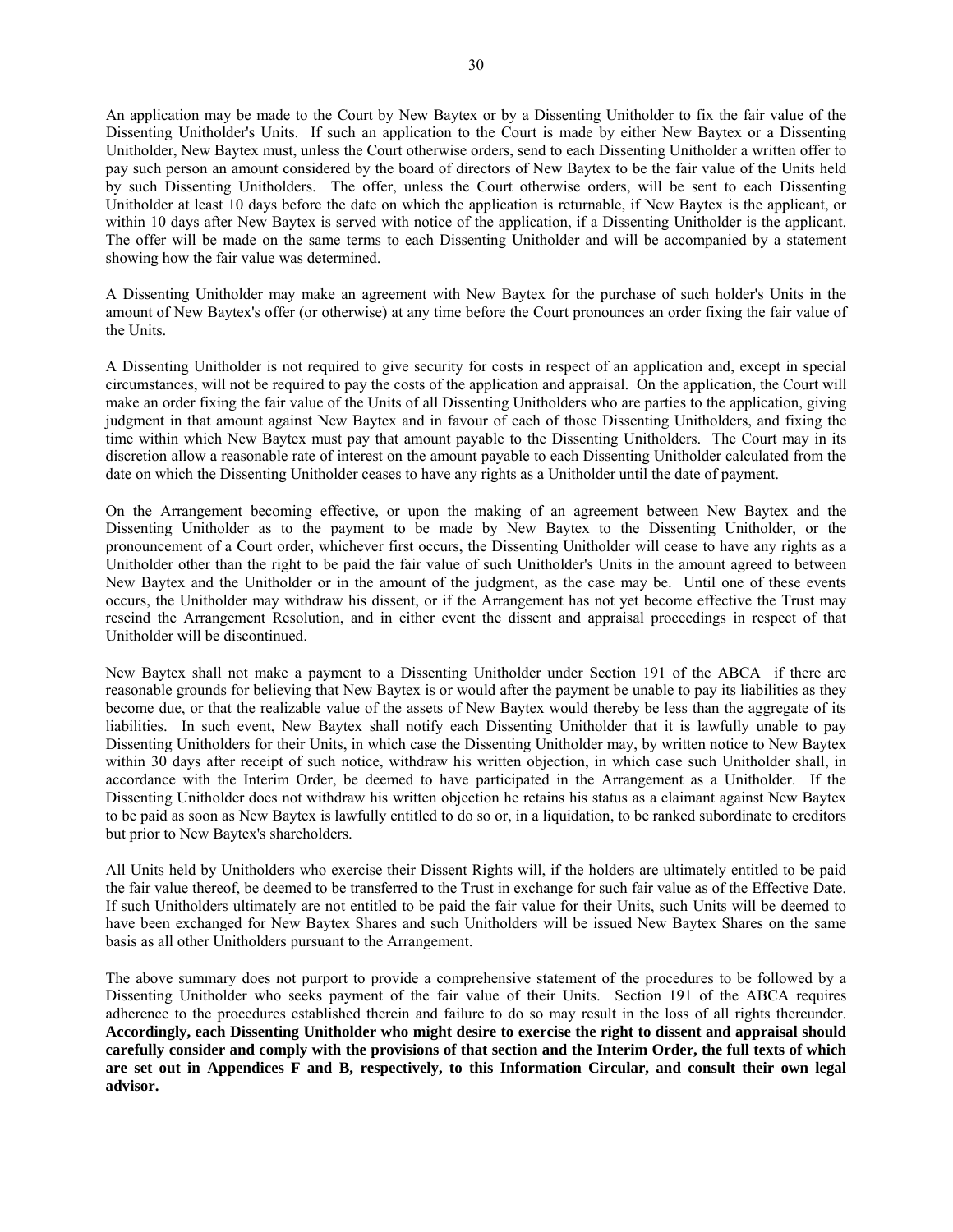An application may be made to the Court by New Baytex or by a Dissenting Unitholder to fix the fair value of the Dissenting Unitholder's Units. If such an application to the Court is made by either New Baytex or a Dissenting Unitholder, New Baytex must, unless the Court otherwise orders, send to each Dissenting Unitholder a written offer to pay such person an amount considered by the board of directors of New Baytex to be the fair value of the Units held by such Dissenting Unitholders. The offer, unless the Court otherwise orders, will be sent to each Dissenting Unitholder at least 10 days before the date on which the application is returnable, if New Baytex is the applicant, or within 10 days after New Baytex is served with notice of the application, if a Dissenting Unitholder is the applicant. The offer will be made on the same terms to each Dissenting Unitholder and will be accompanied by a statement showing how the fair value was determined.

A Dissenting Unitholder may make an agreement with New Baytex for the purchase of such holder's Units in the amount of New Baytex's offer (or otherwise) at any time before the Court pronounces an order fixing the fair value of the Units.

A Dissenting Unitholder is not required to give security for costs in respect of an application and, except in special circumstances, will not be required to pay the costs of the application and appraisal. On the application, the Court will make an order fixing the fair value of the Units of all Dissenting Unitholders who are parties to the application, giving judgment in that amount against New Baytex and in favour of each of those Dissenting Unitholders, and fixing the time within which New Baytex must pay that amount payable to the Dissenting Unitholders. The Court may in its discretion allow a reasonable rate of interest on the amount payable to each Dissenting Unitholder calculated from the date on which the Dissenting Unitholder ceases to have any rights as a Unitholder until the date of payment.

On the Arrangement becoming effective, or upon the making of an agreement between New Baytex and the Dissenting Unitholder as to the payment to be made by New Baytex to the Dissenting Unitholder, or the pronouncement of a Court order, whichever first occurs, the Dissenting Unitholder will cease to have any rights as a Unitholder other than the right to be paid the fair value of such Unitholder's Units in the amount agreed to between New Baytex and the Unitholder or in the amount of the judgment, as the case may be. Until one of these events occurs, the Unitholder may withdraw his dissent, or if the Arrangement has not yet become effective the Trust may rescind the Arrangement Resolution, and in either event the dissent and appraisal proceedings in respect of that Unitholder will be discontinued.

New Baytex shall not make a payment to a Dissenting Unitholder under Section 191 of the ABCA if there are reasonable grounds for believing that New Baytex is or would after the payment be unable to pay its liabilities as they become due, or that the realizable value of the assets of New Baytex would thereby be less than the aggregate of its liabilities. In such event, New Baytex shall notify each Dissenting Unitholder that it is lawfully unable to pay Dissenting Unitholders for their Units, in which case the Dissenting Unitholder may, by written notice to New Baytex within 30 days after receipt of such notice, withdraw his written objection, in which case such Unitholder shall, in accordance with the Interim Order, be deemed to have participated in the Arrangement as a Unitholder. If the Dissenting Unitholder does not withdraw his written objection he retains his status as a claimant against New Baytex to be paid as soon as New Baytex is lawfully entitled to do so or, in a liquidation, to be ranked subordinate to creditors but prior to New Baytex's shareholders.

All Units held by Unitholders who exercise their Dissent Rights will, if the holders are ultimately entitled to be paid the fair value thereof, be deemed to be transferred to the Trust in exchange for such fair value as of the Effective Date. If such Unitholders ultimately are not entitled to be paid the fair value for their Units, such Units will be deemed to have been exchanged for New Baytex Shares and such Unitholders will be issued New Baytex Shares on the same basis as all other Unitholders pursuant to the Arrangement.

The above summary does not purport to provide a comprehensive statement of the procedures to be followed by a Dissenting Unitholder who seeks payment of the fair value of their Units. Section 191 of the ABCA requires adherence to the procedures established therein and failure to do so may result in the loss of all rights thereunder. **Accordingly, each Dissenting Unitholder who might desire to exercise the right to dissent and appraisal should carefully consider and comply with the provisions of that section and the Interim Order, the full texts of which are set out in Appendices F and B, respectively, to this Information Circular, and consult their own legal advisor.**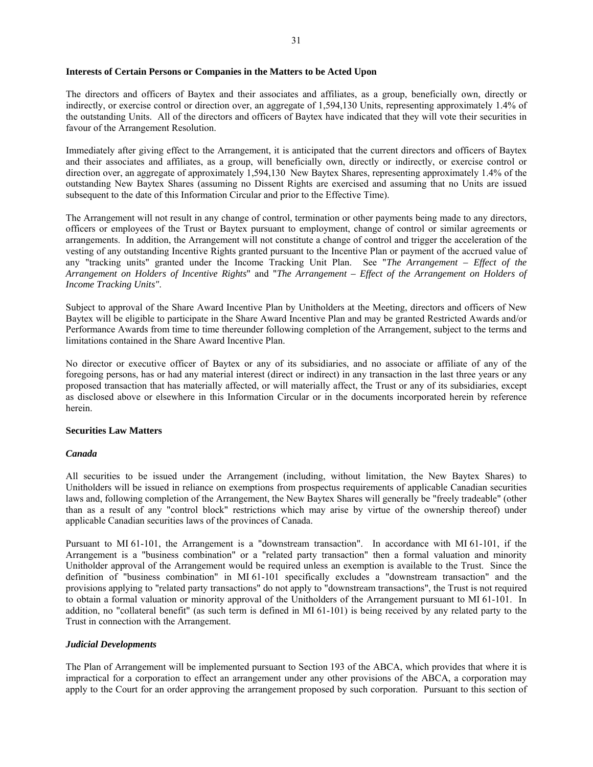**Interests of Certain Persons or Companies in the Matters to be Acted Upon**

The directors and officers of Baytex and their associates and affiliates, as a group, beneficially own, directly or indirectly, or exercise control or direction over, an aggregate of 1,594,130 Units, representing approximately 1.4% of the outstanding Units. All of the directors and officers of Baytex have indicated that they will vote their securities in favour of the Arrangement Resolution.

Immediately after giving effect to the Arrangement, it is anticipated that the current directors and officers of Baytex and their associates and affiliates, as a group, will beneficially own, directly or indirectly, or exercise control or direction over, an aggregate of approximately 1,594,130 New Baytex Shares, representing approximately 1.4% of the outstanding New Baytex Shares (assuming no Dissent Rights are exercised and assuming that no Units are issued subsequent to the date of this Information Circular and prior to the Effective Time).

The Arrangement will not result in any change of control, termination or other payments being made to any directors, officers or employees of the Trust or Baytex pursuant to employment, change of control or similar agreements or arrangements. In addition, the Arrangement will not constitute a change of control and trigger the acceleration of the vesting of any outstanding Incentive Rights granted pursuant to the Incentive Plan or payment of the accrued value of any "tracking units" granted under the Income Tracking Unit Plan. See "*The Arrangement – Effect of the Arrangement on Holders of Incentive Rights*" and "*The Arrangement – Effect of the Arrangement on Holders of Income Tracking Units"*.

Subject to approval of the Share Award Incentive Plan by Unitholders at the Meeting, directors and officers of New Baytex will be eligible to participate in the Share Award Incentive Plan and may be granted Restricted Awards and/or Performance Awards from time to time thereunder following completion of the Arrangement, subject to the terms and limitations contained in the Share Award Incentive Plan.

No director or executive officer of Baytex or any of its subsidiaries, and no associate or affiliate of any of the foregoing persons, has or had any material interest (direct or indirect) in any transaction in the last three years or any proposed transaction that has materially affected, or will materially affect, the Trust or any of its subsidiaries, except as disclosed above or elsewhere in this Information Circular or in the documents incorporated herein by reference herein.

**Securities Law Matters**

***Canada***

All securities to be issued under the Arrangement (including, without limitation, the New Baytex Shares) to Unitholders will be issued in reliance on exemptions from prospectus requirements of applicable Canadian securities laws and, following completion of the Arrangement, the New Baytex Shares will generally be "freely tradeable" (other than as a result of any "control block" restrictions which may arise by virtue of the ownership thereof) under applicable Canadian securities laws of the provinces of Canada.

Pursuant to MI 61-101, the Arrangement is a "downstream transaction". In accordance with MI 61-101, if the Arrangement is a "business combination" or a "related party transaction" then a formal valuation and minority Unitholder approval of the Arrangement would be required unless an exemption is available to the Trust. Since the definition of "business combination" in MI 61-101 specifically excludes a "downstream transaction" and the provisions applying to "related party transactions" do not apply to "downstream transactions", the Trust is not required to obtain a formal valuation or minority approval of the Unitholders of the Arrangement pursuant to MI 61-101. In addition, no "collateral benefit" (as such term is defined in MI 61-101) is being received by any related party to the Trust in connection with the Arrangement.

***Judicial Developments***

The Plan of Arrangement will be implemented pursuant to Section 193 of the ABCA, which provides that where it is impractical for a corporation to effect an arrangement under any other provisions of the ABCA, a corporation may apply to the Court for an order approving the arrangement proposed by such corporation. Pursuant to this section of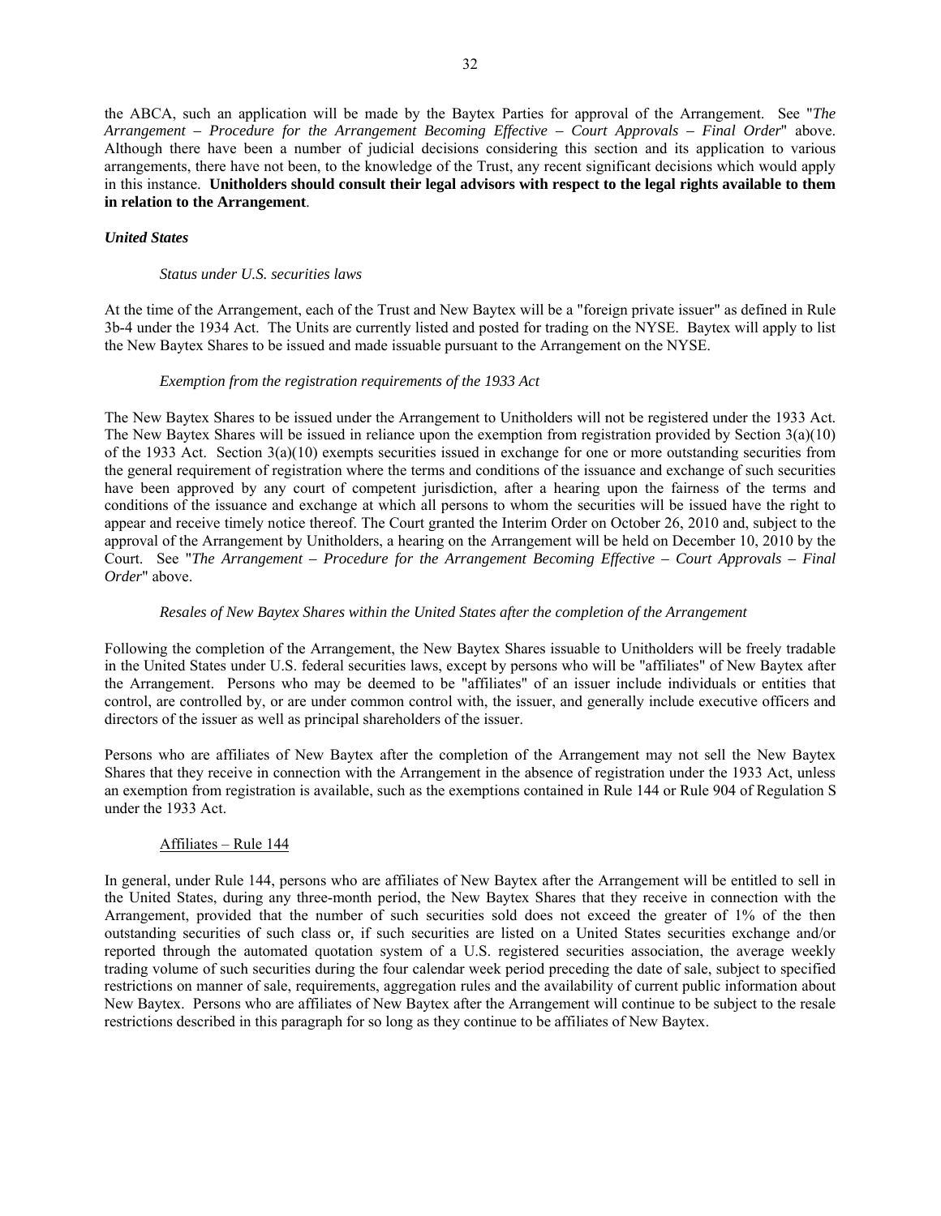the ABCA, such an application will be made by the Baytex Parties for approval of the Arrangement. See "*The Arrangement – Procedure for the Arrangement Becoming Effective – Court Approvals – Final Order*" above. Although there have been a number of judicial decisions considering this section and its application to various arrangements, there have not been, to the knowledge of the Trust, any recent significant decisions which would apply in this instance. **Unitholders should consult their legal advisors with respect to the legal rights available to them in relation to the Arrangement**.

***United States***

*Status under U.S. securities laws*

At the time of the Arrangement, each of the Trust and New Baytex will be a "foreign private issuer" as defined in Rule 3b-4 under the 1934 Act. The Units are currently listed and posted for trading on the NYSE. Baytex will apply to list the New Baytex Shares to be issued and made issuable pursuant to the Arrangement on the NYSE.

*Exemption from the registration requirements of the 1933 Act*

The New Baytex Shares to be issued under the Arrangement to Unitholders will not be registered under the 1933 Act. The New Baytex Shares will be issued in reliance upon the exemption from registration provided by Section 3(a)(10) of the 1933 Act. Section 3(a)(10) exempts securities issued in exchange for one or more outstanding securities from the general requirement of registration where the terms and conditions of the issuance and exchange of such securities have been approved by any court of competent jurisdiction, after a hearing upon the fairness of the terms and conditions of the issuance and exchange at which all persons to whom the securities will be issued have the right to appear and receive timely notice thereof. The Court granted the Interim Order on October 26, 2010 and, subject to the approval of the Arrangement by Unitholders, a hearing on the Arrangement will be held on December 10, 2010 by the Court. See "*The Arrangement – Procedure for the Arrangement Becoming Effective – Court Approvals – Final Order*" above.

*Resales of New Baytex Shares within the United States after the completion of the Arrangement*

Following the completion of the Arrangement, the New Baytex Shares issuable to Unitholders will be freely tradable in the United States under U.S. federal securities laws, except by persons who will be "affiliates" of New Baytex after the Arrangement. Persons who may be deemed to be "affiliates" of an issuer include individuals or entities that control, are controlled by, or are under common control with, the issuer, and generally include executive officers and directors of the issuer as well as principal shareholders of the issuer.

Persons who are affiliates of New Baytex after the completion of the Arrangement may not sell the New Baytex Shares that they receive in connection with the Arrangement in the absence of registration under the 1933 Act, unless an exemption from registration is available, such as the exemptions contained in Rule 144 or Rule 904 of Regulation S under the 1933 Act.

<u>Affiliates – Rule 144</u>

In general, under Rule 144, persons who are affiliates of New Baytex after the Arrangement will be entitled to sell in the United States, during any three-month period, the New Baytex Shares that they receive in connection with the Arrangement, provided that the number of such securities sold does not exceed the greater of 1% of the then outstanding securities of such class or, if such securities are listed on a United States securities exchange and/or reported through the automated quotation system of a U.S. registered securities association, the average weekly trading volume of such securities during the four calendar week period preceding the date of sale, subject to specified restrictions on manner of sale, requirements, aggregation rules and the availability of current public information about New Baytex. Persons who are affiliates of New Baytex after the Arrangement will continue to be subject to the resale restrictions described in this paragraph for so long as they continue to be affiliates of New Baytex.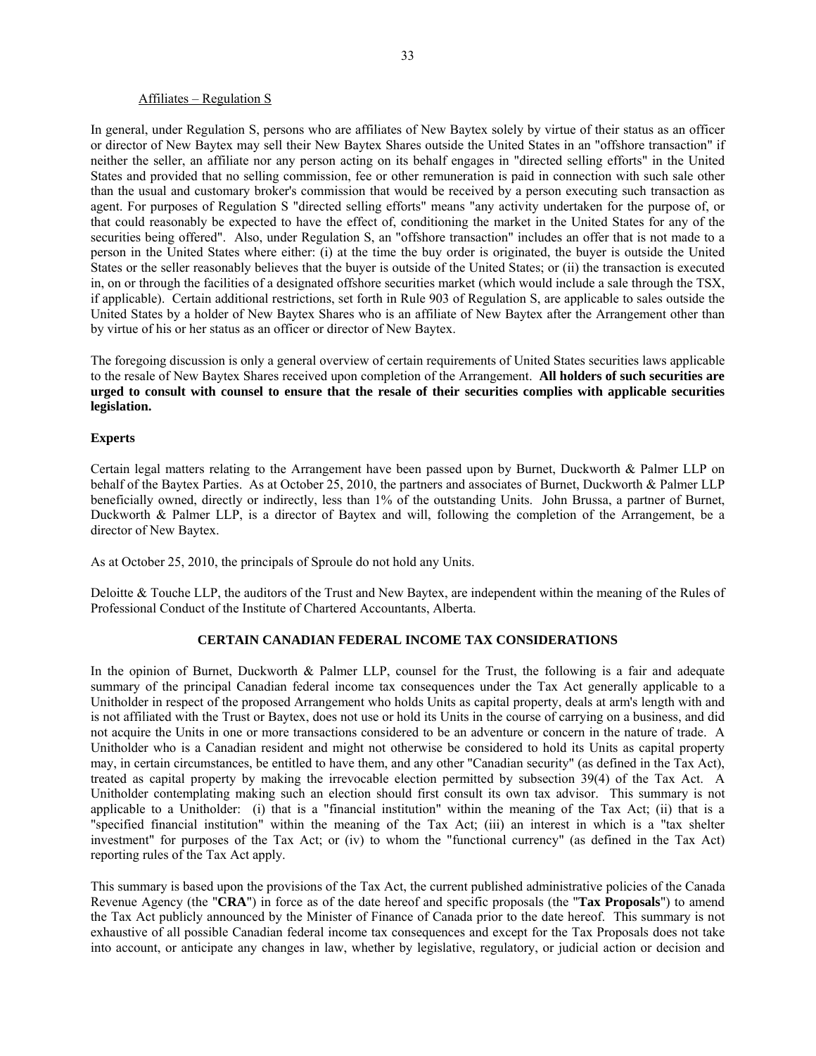Affiliates – Regulation S

In general, under Regulation S, persons who are affiliates of New Baytex solely by virtue of their status as an officer or director of New Baytex may sell their New Baytex Shares outside the United States in an "offshore transaction" if neither the seller, an affiliate nor any person acting on its behalf engages in "directed selling efforts" in the United States and provided that no selling commission, fee or other remuneration is paid in connection with such sale other than the usual and customary broker's commission that would be received by a person executing such transaction as agent. For purposes of Regulation S "directed selling efforts" means "any activity undertaken for the purpose of, or that could reasonably be expected to have the effect of, conditioning the market in the United States for any of the securities being offered". Also, under Regulation S, an "offshore transaction" includes an offer that is not made to a person in the United States where either: (i) at the time the buy order is originated, the buyer is outside the United States or the seller reasonably believes that the buyer is outside of the United States; or (ii) the transaction is executed in, on or through the facilities of a designated offshore securities market (which would include a sale through the TSX, if applicable). Certain additional restrictions, set forth in Rule 903 of Regulation S, are applicable to sales outside the United States by a holder of New Baytex Shares who is an affiliate of New Baytex after the Arrangement other than by virtue of his or her status as an officer or director of New Baytex.

The foregoing discussion is only a general overview of certain requirements of United States securities laws applicable to the resale of New Baytex Shares received upon completion of the Arrangement. **All holders of such securities are urged to consult with counsel to ensure that the resale of their securities complies with applicable securities legislation.**

**Experts**

Certain legal matters relating to the Arrangement have been passed upon by Burnet, Duckworth & Palmer LLP on behalf of the Baytex Parties. As at October 25, 2010, the partners and associates of Burnet, Duckworth & Palmer LLP beneficially owned, directly or indirectly, less than 1% of the outstanding Units. John Brussa, a partner of Burnet, Duckworth & Palmer LLP, is a director of Baytex and will, following the completion of the Arrangement, be a director of New Baytex.

As at October 25, 2010, the principals of Sproule do not hold any Units.

Deloitte & Touche LLP, the auditors of the Trust and New Baytex, are independent within the meaning of the Rules of Professional Conduct of the Institute of Chartered Accountants, Alberta.

## CERTAIN CANADIAN FEDERAL INCOME TAX CONSIDERATIONS

In the opinion of Burnet, Duckworth & Palmer LLP, counsel for the Trust, the following is a fair and adequate summary of the principal Canadian federal income tax consequences under the Tax Act generally applicable to a Unitholder in respect of the proposed Arrangement who holds Units as capital property, deals at arm's length with and is not affiliated with the Trust or Baytex, does not use or hold its Units in the course of carrying on a business, and did not acquire the Units in one or more transactions considered to be an adventure or concern in the nature of trade. A Unitholder who is a Canadian resident and might not otherwise be considered to hold its Units as capital property may, in certain circumstances, be entitled to have them, and any other "Canadian security" (as defined in the Tax Act), treated as capital property by making the irrevocable election permitted by subsection 39(4) of the Tax Act. A Unitholder contemplating making such an election should first consult its own tax advisor. This summary is not applicable to a Unitholder: (i) that is a "financial institution" within the meaning of the Tax Act; (ii) that is a "specified financial institution" within the meaning of the Tax Act; (iii) an interest in which is a "tax shelter investment" for purposes of the Tax Act; or (iv) to whom the "functional currency" (as defined in the Tax Act) reporting rules of the Tax Act apply.

This summary is based upon the provisions of the Tax Act, the current published administrative policies of the Canada Revenue Agency (the "**CRA**") in force as of the date hereof and specific proposals (the "**Tax Proposals**") to amend the Tax Act publicly announced by the Minister of Finance of Canada prior to the date hereof. This summary is not exhaustive of all possible Canadian federal income tax consequences and except for the Tax Proposals does not take into account, or anticipate any changes in law, whether by legislative, regulatory, or judicial action or decision and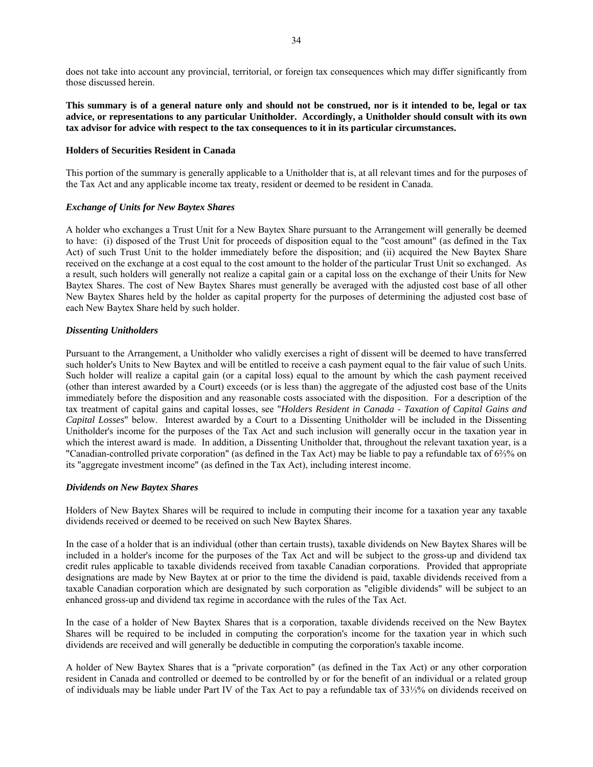does not take into account any provincial, territorial, or foreign tax consequences which may differ significantly from those discussed herein.

**This summary is of a general nature only and should not be construed, nor is it intended to be, legal or tax advice, or representations to any particular Unitholder. Accordingly, a Unitholder should consult with its own tax advisor for advice with respect to the tax consequences to it in its particular circumstances.**

**Holders of Securities Resident in Canada**

This portion of the summary is generally applicable to a Unitholder that is, at all relevant times and for the purposes of the Tax Act and any applicable income tax treaty, resident or deemed to be resident in Canada.

***Exchange of Units for New Baytex Shares***

A holder who exchanges a Trust Unit for a New Baytex Share pursuant to the Arrangement will generally be deemed to have: (i) disposed of the Trust Unit for proceeds of disposition equal to the "cost amount" (as defined in the Tax Act) of such Trust Unit to the holder immediately before the disposition; and (ii) acquired the New Baytex Share received on the exchange at a cost equal to the cost amount to the holder of the particular Trust Unit so exchanged. As a result, such holders will generally not realize a capital gain or a capital loss on the exchange of their Units for New Baytex Shares. The cost of New Baytex Shares must generally be averaged with the adjusted cost base of all other New Baytex Shares held by the holder as capital property for the purposes of determining the adjusted cost base of each New Baytex Share held by such holder.

***Dissenting Unitholders***

Pursuant to the Arrangement, a Unitholder who validly exercises a right of dissent will be deemed to have transferred such holder's Units to New Baytex and will be entitled to receive a cash payment equal to the fair value of such Units. Such holder will realize a capital gain (or a capital loss) equal to the amount by which the cash payment received (other than interest awarded by a Court) exceeds (or is less than) the aggregate of the adjusted cost base of the Units immediately before the disposition and any reasonable costs associated with the disposition. For a description of the tax treatment of capital gains and capital losses, see "*Holders Resident in Canada - Taxation of Capital Gains and Capital Losses*" below. Interest awarded by a Court to a Dissenting Unitholder will be included in the Dissenting Unitholder's income for the purposes of the Tax Act and such inclusion will generally occur in the taxation year in which the interest award is made. In addition, a Dissenting Unitholder that, throughout the relevant taxation year, is a "Canadian-controlled private corporation" (as defined in the Tax Act) may be liable to pay a refundable tax of 6⅔% on its "aggregate investment income" (as defined in the Tax Act), including interest income.

***Dividends on New Baytex Shares***

Holders of New Baytex Shares will be required to include in computing their income for a taxation year any taxable dividends received or deemed to be received on such New Baytex Shares.

In the case of a holder that is an individual (other than certain trusts), taxable dividends on New Baytex Shares will be included in a holder's income for the purposes of the Tax Act and will be subject to the gross-up and dividend tax credit rules applicable to taxable dividends received from taxable Canadian corporations. Provided that appropriate designations are made by New Baytex at or prior to the time the dividend is paid, taxable dividends received from a taxable Canadian corporation which are designated by such corporation as "eligible dividends" will be subject to an enhanced gross-up and dividend tax regime in accordance with the rules of the Tax Act.

In the case of a holder of New Baytex Shares that is a corporation, taxable dividends received on the New Baytex Shares will be required to be included in computing the corporation's income for the taxation year in which such dividends are received and will generally be deductible in computing the corporation's taxable income.

A holder of New Baytex Shares that is a "private corporation" (as defined in the Tax Act) or any other corporation resident in Canada and controlled or deemed to be controlled by or for the benefit of an individual or a related group of individuals may be liable under Part IV of the Tax Act to pay a refundable tax of 33⅓% on dividends received on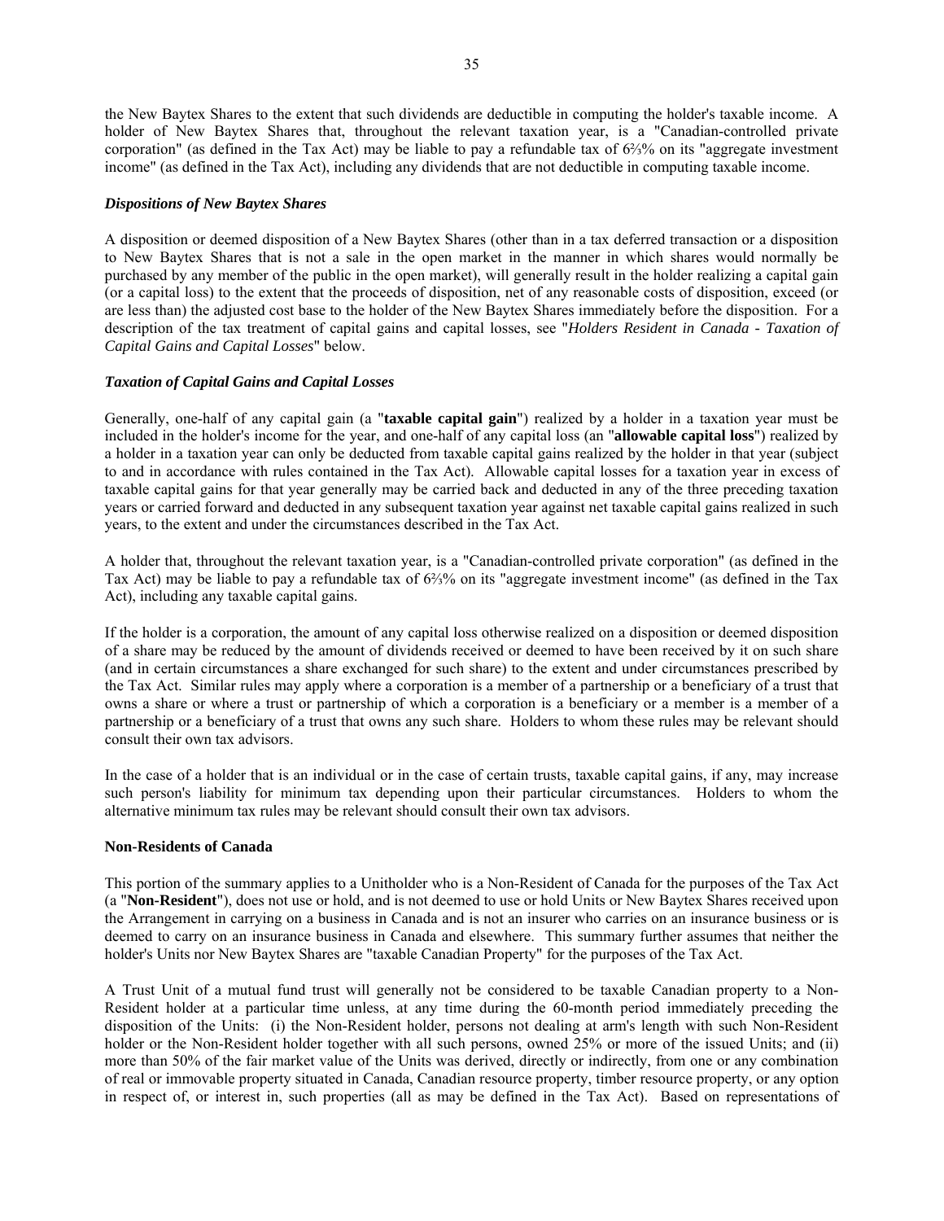the New Baytex Shares to the extent that such dividends are deductible in computing the holder's taxable income. A holder of New Baytex Shares that, throughout the relevant taxation year, is a "Canadian-controlled private corporation" (as defined in the Tax Act) may be liable to pay a refundable tax of 6⅔% on its "aggregate investment income" (as defined in the Tax Act), including any dividends that are not deductible in computing taxable income.

***Dispositions of New Baytex Shares***

A disposition or deemed disposition of a New Baytex Shares (other than in a tax deferred transaction or a disposition to New Baytex Shares that is not a sale in the open market in the manner in which shares would normally be purchased by any member of the public in the open market), will generally result in the holder realizing a capital gain (or a capital loss) to the extent that the proceeds of disposition, net of any reasonable costs of disposition, exceed (or are less than) the adjusted cost base to the holder of the New Baytex Shares immediately before the disposition. For a description of the tax treatment of capital gains and capital losses, see "*Holders Resident in Canada - Taxation of Capital Gains and Capital Losses*" below.

***Taxation of Capital Gains and Capital Losses***

Generally, one-half of any capital gain (a "**taxable capital gain**") realized by a holder in a taxation year must be included in the holder's income for the year, and one-half of any capital loss (an "**allowable capital loss**") realized by a holder in a taxation year can only be deducted from taxable capital gains realized by the holder in that year (subject to and in accordance with rules contained in the Tax Act). Allowable capital losses for a taxation year in excess of taxable capital gains for that year generally may be carried back and deducted in any of the three preceding taxation years or carried forward and deducted in any subsequent taxation year against net taxable capital gains realized in such years, to the extent and under the circumstances described in the Tax Act.

A holder that, throughout the relevant taxation year, is a "Canadian-controlled private corporation" (as defined in the Tax Act) may be liable to pay a refundable tax of 6⅔% on its "aggregate investment income" (as defined in the Tax Act), including any taxable capital gains.

If the holder is a corporation, the amount of any capital loss otherwise realized on a disposition or deemed disposition of a share may be reduced by the amount of dividends received or deemed to have been received by it on such share (and in certain circumstances a share exchanged for such share) to the extent and under circumstances prescribed by the Tax Act. Similar rules may apply where a corporation is a member of a partnership or a beneficiary of a trust that owns a share or where a trust or partnership of which a corporation is a beneficiary or a member is a member of a partnership or a beneficiary of a trust that owns any such share. Holders to whom these rules may be relevant should consult their own tax advisors.

In the case of a holder that is an individual or in the case of certain trusts, taxable capital gains, if any, may increase such person's liability for minimum tax depending upon their particular circumstances. Holders to whom the alternative minimum tax rules may be relevant should consult their own tax advisors.

**Non-Residents of Canada**

This portion of the summary applies to a Unitholder who is a Non-Resident of Canada for the purposes of the Tax Act (a "**Non-Resident**"), does not use or hold, and is not deemed to use or hold Units or New Baytex Shares received upon the Arrangement in carrying on a business in Canada and is not an insurer who carries on an insurance business or is deemed to carry on an insurance business in Canada and elsewhere. This summary further assumes that neither the holder's Units nor New Baytex Shares are "taxable Canadian Property" for the purposes of the Tax Act.

A Trust Unit of a mutual fund trust will generally not be considered to be taxable Canadian property to a Non-Resident holder at a particular time unless, at any time during the 60-month period immediately preceding the disposition of the Units: (i) the Non-Resident holder, persons not dealing at arm's length with such Non-Resident holder or the Non-Resident holder together with all such persons, owned 25% or more of the issued Units; and (ii) more than 50% of the fair market value of the Units was derived, directly or indirectly, from one or any combination of real or immovable property situated in Canada, Canadian resource property, timber resource property, or any option in respect of, or interest in, such properties (all as may be defined in the Tax Act). Based on representations of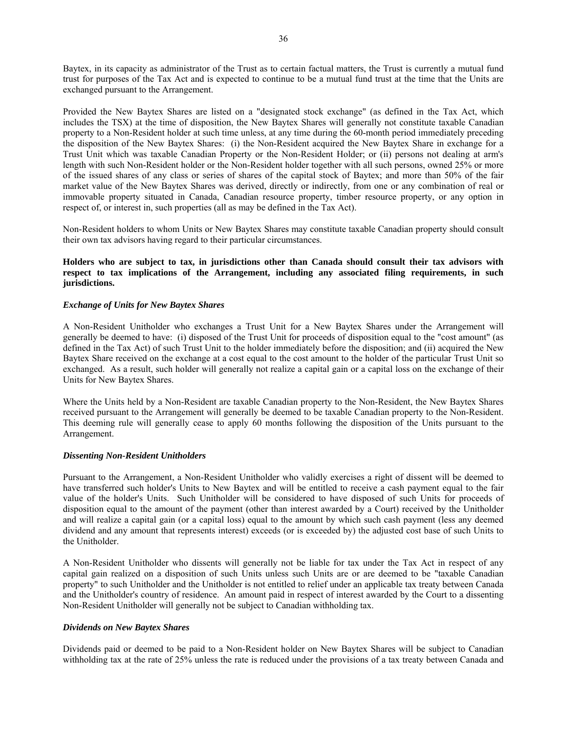Baytex, in its capacity as administrator of the Trust as to certain factual matters, the Trust is currently a mutual fund trust for purposes of the Tax Act and is expected to continue to be a mutual fund trust at the time that the Units are exchanged pursuant to the Arrangement.

Provided the New Baytex Shares are listed on a "designated stock exchange" (as defined in the Tax Act, which includes the TSX) at the time of disposition, the New Baytex Shares will generally not constitute taxable Canadian property to a Non-Resident holder at such time unless, at any time during the 60-month period immediately preceding the disposition of the New Baytex Shares: (i) the Non-Resident acquired the New Baytex Share in exchange for a Trust Unit which was taxable Canadian Property or the Non-Resident Holder; or (ii) persons not dealing at arm's length with such Non-Resident holder or the Non-Resident holder together with all such persons, owned 25% or more of the issued shares of any class or series of shares of the capital stock of Baytex; and more than 50% of the fair market value of the New Baytex Shares was derived, directly or indirectly, from one or any combination of real or immovable property situated in Canada, Canadian resource property, timber resource property, or any option in respect of, or interest in, such properties (all as may be defined in the Tax Act).

Non-Resident holders to whom Units or New Baytex Shares may constitute taxable Canadian property should consult their own tax advisors having regard to their particular circumstances.

**Holders who are subject to tax, in jurisdictions other than Canada should consult their tax advisors with respect to tax implications of the Arrangement, including any associated filing requirements, in such jurisdictions.**

***Exchange of Units for New Baytex Shares***

A Non-Resident Unitholder who exchanges a Trust Unit for a New Baytex Shares under the Arrangement will generally be deemed to have: (i) disposed of the Trust Unit for proceeds of disposition equal to the "cost amount" (as defined in the Tax Act) of such Trust Unit to the holder immediately before the disposition; and (ii) acquired the New Baytex Share received on the exchange at a cost equal to the cost amount to the holder of the particular Trust Unit so exchanged. As a result, such holder will generally not realize a capital gain or a capital loss on the exchange of their Units for New Baytex Shares.

Where the Units held by a Non-Resident are taxable Canadian property to the Non-Resident, the New Baytex Shares received pursuant to the Arrangement will generally be deemed to be taxable Canadian property to the Non-Resident. This deeming rule will generally cease to apply 60 months following the disposition of the Units pursuant to the Arrangement.

***Dissenting Non-Resident Unitholders***

Pursuant to the Arrangement, a Non-Resident Unitholder who validly exercises a right of dissent will be deemed to have transferred such holder's Units to New Baytex and will be entitled to receive a cash payment equal to the fair value of the holder's Units. Such Unitholder will be considered to have disposed of such Units for proceeds of disposition equal to the amount of the payment (other than interest awarded by a Court) received by the Unitholder and will realize a capital gain (or a capital loss) equal to the amount by which such cash payment (less any deemed dividend and any amount that represents interest) exceeds (or is exceeded by) the adjusted cost base of such Units to the Unitholder.

A Non-Resident Unitholder who dissents will generally not be liable for tax under the Tax Act in respect of any capital gain realized on a disposition of such Units unless such Units are or are deemed to be "taxable Canadian property" to such Unitholder and the Unitholder is not entitled to relief under an applicable tax treaty between Canada and the Unitholder's country of residence. An amount paid in respect of interest awarded by the Court to a dissenting Non-Resident Unitholder will generally not be subject to Canadian withholding tax.

***Dividends on New Baytex Shares***

Dividends paid or deemed to be paid to a Non-Resident holder on New Baytex Shares will be subject to Canadian withholding tax at the rate of 25% unless the rate is reduced under the provisions of a tax treaty between Canada and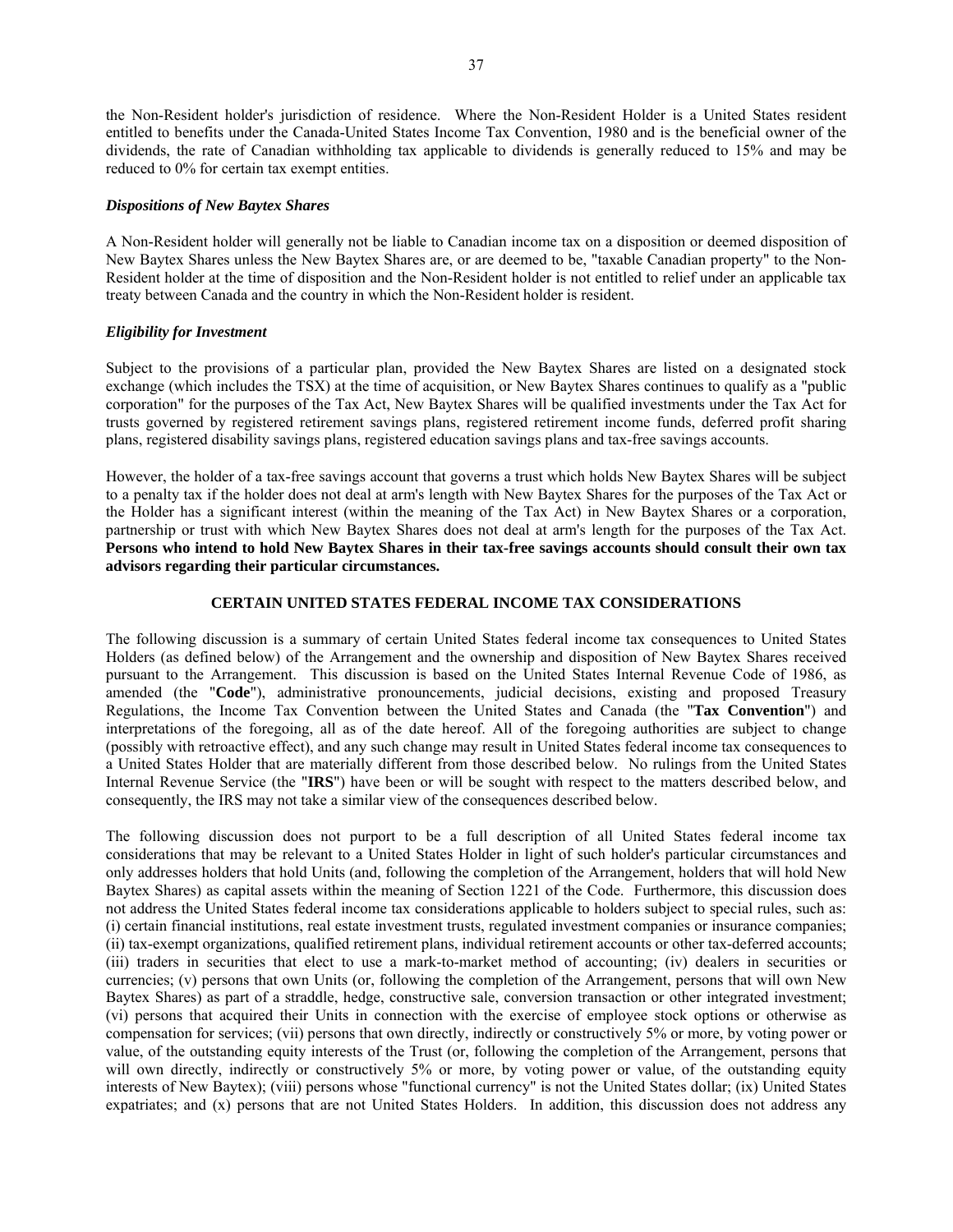the Non-Resident holder's jurisdiction of residence. Where the Non-Resident Holder is a United States resident entitled to benefits under the Canada-United States Income Tax Convention, 1980 and is the beneficial owner of the dividends, the rate of Canadian withholding tax applicable to dividends is generally reduced to 15% and may be reduced to 0% for certain tax exempt entities.

***Dispositions of New Baytex Shares***

A Non-Resident holder will generally not be liable to Canadian income tax on a disposition or deemed disposition of New Baytex Shares unless the New Baytex Shares are, or are deemed to be, "taxable Canadian property" to the Non-Resident holder at the time of disposition and the Non-Resident holder is not entitled to relief under an applicable tax treaty between Canada and the country in which the Non-Resident holder is resident.

***Eligibility for Investment***

Subject to the provisions of a particular plan, provided the New Baytex Shares are listed on a designated stock exchange (which includes the TSX) at the time of acquisition, or New Baytex Shares continues to qualify as a "public corporation" for the purposes of the Tax Act, New Baytex Shares will be qualified investments under the Tax Act for trusts governed by registered retirement savings plans, registered retirement income funds, deferred profit sharing plans, registered disability savings plans, registered education savings plans and tax-free savings accounts.

However, the holder of a tax-free savings account that governs a trust which holds New Baytex Shares will be subject to a penalty tax if the holder does not deal at arm's length with New Baytex Shares for the purposes of the Tax Act or the Holder has a significant interest (within the meaning of the Tax Act) in New Baytex Shares or a corporation, partnership or trust with which New Baytex Shares does not deal at arm's length for the purposes of the Tax Act. **Persons who intend to hold New Baytex Shares in their tax-free savings accounts should consult their own tax advisors regarding their particular circumstances.**

## CERTAIN UNITED STATES FEDERAL INCOME TAX CONSIDERATIONS

The following discussion is a summary of certain United States federal income tax consequences to United States Holders (as defined below) of the Arrangement and the ownership and disposition of New Baytex Shares received pursuant to the Arrangement. This discussion is based on the United States Internal Revenue Code of 1986, as amended (the "**Code**"), administrative pronouncements, judicial decisions, existing and proposed Treasury Regulations, the Income Tax Convention between the United States and Canada (the "**Tax Convention**") and interpretations of the foregoing, all as of the date hereof. All of the foregoing authorities are subject to change (possibly with retroactive effect), and any such change may result in United States federal income tax consequences to a United States Holder that are materially different from those described below. No rulings from the United States Internal Revenue Service (the "**IRS**") have been or will be sought with respect to the matters described below, and consequently, the IRS may not take a similar view of the consequences described below.

The following discussion does not purport to be a full description of all United States federal income tax considerations that may be relevant to a United States Holder in light of such holder's particular circumstances and only addresses holders that hold Units (and, following the completion of the Arrangement, holders that will hold New Baytex Shares) as capital assets within the meaning of Section 1221 of the Code. Furthermore, this discussion does not address the United States federal income tax considerations applicable to holders subject to special rules, such as: (i) certain financial institutions, real estate investment trusts, regulated investment companies or insurance companies; (ii) tax-exempt organizations, qualified retirement plans, individual retirement accounts or other tax-deferred accounts; (iii) traders in securities that elect to use a mark-to-market method of accounting; (iv) dealers in securities or currencies; (v) persons that own Units (or, following the completion of the Arrangement, persons that will own New Baytex Shares) as part of a straddle, hedge, constructive sale, conversion transaction or other integrated investment; (vi) persons that acquired their Units in connection with the exercise of employee stock options or otherwise as compensation for services; (vii) persons that own directly, indirectly or constructively 5% or more, by voting power or value, of the outstanding equity interests of the Trust (or, following the completion of the Arrangement, persons that will own directly, indirectly or constructively 5% or more, by voting power or value, of the outstanding equity interests of New Baytex); (viii) persons whose "functional currency" is not the United States dollar; (ix) United States expatriates; and (x) persons that are not United States Holders. In addition, this discussion does not address any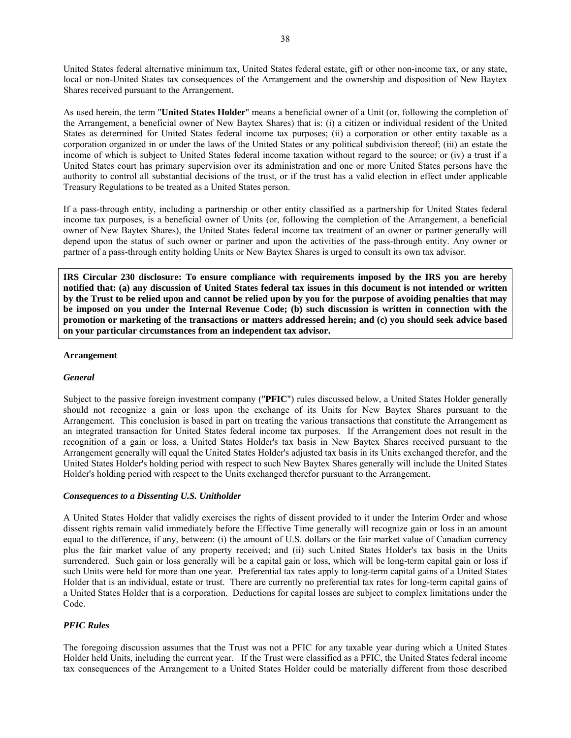United States federal alternative minimum tax, United States federal estate, gift or other non-income tax, or any state, local or non-United States tax consequences of the Arrangement and the ownership and disposition of New Baytex Shares received pursuant to the Arrangement.

As used herein, the term "**United States Holder**" means a beneficial owner of a Unit (or, following the completion of the Arrangement, a beneficial owner of New Baytex Shares) that is: (i) a citizen or individual resident of the United States as determined for United States federal income tax purposes; (ii) a corporation or other entity taxable as a corporation organized in or under the laws of the United States or any political subdivision thereof; (iii) an estate the income of which is subject to United States federal income taxation without regard to the source; or (iv) a trust if a United States court has primary supervision over its administration and one or more United States persons have the authority to control all substantial decisions of the trust, or if the trust has a valid election in effect under applicable Treasury Regulations to be treated as a United States person.

If a pass-through entity, including a partnership or other entity classified as a partnership for United States federal income tax purposes, is a beneficial owner of Units (or, following the completion of the Arrangement, a beneficial owner of New Baytex Shares), the United States federal income tax treatment of an owner or partner generally will depend upon the status of such owner or partner and upon the activities of the pass-through entity. Any owner or partner of a pass-through entity holding Units or New Baytex Shares is urged to consult its own tax advisor.

**IRS Circular 230 disclosure: To ensure compliance with requirements imposed by the IRS you are hereby notified that: (a) any discussion of United States federal tax issues in this document is not intended or written by the Trust to be relied upon and cannot be relied upon by you for the purpose of avoiding penalties that may be imposed on you under the Internal Revenue Code; (b) such discussion is written in connection with the promotion or marketing of the transactions or matters addressed herein; and (c) you should seek advice based on your particular circumstances from an independent tax advisor.**

**Arrangement**

***General***

Subject to the passive foreign investment company ("**PFIC**") rules discussed below, a United States Holder generally should not recognize a gain or loss upon the exchange of its Units for New Baytex Shares pursuant to the Arrangement. This conclusion is based in part on treating the various transactions that constitute the Arrangement as an integrated transaction for United States federal income tax purposes. If the Arrangement does not result in the recognition of a gain or loss, a United States Holder's tax basis in New Baytex Shares received pursuant to the Arrangement generally will equal the United States Holder's adjusted tax basis in its Units exchanged therefor, and the United States Holder's holding period with respect to such New Baytex Shares generally will include the United States Holder's holding period with respect to the Units exchanged therefor pursuant to the Arrangement.

***Consequences to a Dissenting U.S. Unitholder***

A United States Holder that validly exercises the rights of dissent provided to it under the Interim Order and whose dissent rights remain valid immediately before the Effective Time generally will recognize gain or loss in an amount equal to the difference, if any, between: (i) the amount of U.S. dollars or the fair market value of Canadian currency plus the fair market value of any property received; and (ii) such United States Holder's tax basis in the Units surrendered. Such gain or loss generally will be a capital gain or loss, which will be long-term capital gain or loss if such Units were held for more than one year. Preferential tax rates apply to long-term capital gains of a United States Holder that is an individual, estate or trust. There are currently no preferential tax rates for long-term capital gains of a United States Holder that is a corporation. Deductions for capital losses are subject to complex limitations under the Code.

***PFIC Rules***

The foregoing discussion assumes that the Trust was not a PFIC for any taxable year during which a United States Holder held Units, including the current year. If the Trust were classified as a PFIC, the United States federal income tax consequences of the Arrangement to a United States Holder could be materially different from those described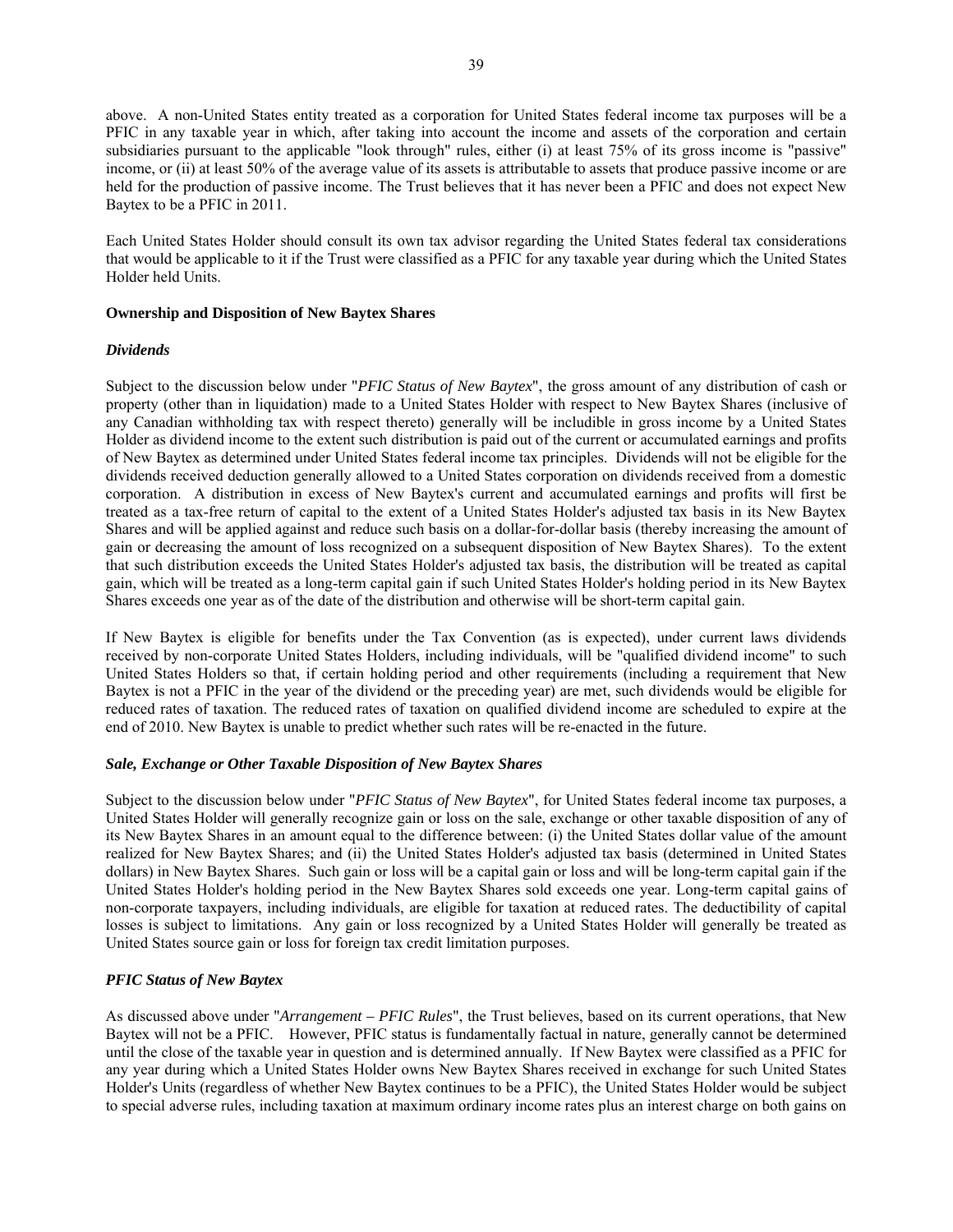above. A non-United States entity treated as a corporation for United States federal income tax purposes will be a PFIC in any taxable year in which, after taking into account the income and assets of the corporation and certain subsidiaries pursuant to the applicable "look through" rules, either (i) at least 75% of its gross income is "passive" income, or (ii) at least 50% of the average value of its assets is attributable to assets that produce passive income or are held for the production of passive income. The Trust believes that it has never been a PFIC and does not expect New Baytex to be a PFIC in 2011.

Each United States Holder should consult its own tax advisor regarding the United States federal tax considerations that would be applicable to it if the Trust were classified as a PFIC for any taxable year during which the United States Holder held Units.

**Ownership and Disposition of New Baytex Shares**

***Dividends***

Subject to the discussion below under "*PFIC Status of New Baytex*", the gross amount of any distribution of cash or property (other than in liquidation) made to a United States Holder with respect to New Baytex Shares (inclusive of any Canadian withholding tax with respect thereto) generally will be includible in gross income by a United States Holder as dividend income to the extent such distribution is paid out of the current or accumulated earnings and profits of New Baytex as determined under United States federal income tax principles. Dividends will not be eligible for the dividends received deduction generally allowed to a United States corporation on dividends received from a domestic corporation. A distribution in excess of New Baytex's current and accumulated earnings and profits will first be treated as a tax-free return of capital to the extent of a United States Holder's adjusted tax basis in its New Baytex Shares and will be applied against and reduce such basis on a dollar-for-dollar basis (thereby increasing the amount of gain or decreasing the amount of loss recognized on a subsequent disposition of New Baytex Shares). To the extent that such distribution exceeds the United States Holder's adjusted tax basis, the distribution will be treated as capital gain, which will be treated as a long-term capital gain if such United States Holder's holding period in its New Baytex Shares exceeds one year as of the date of the distribution and otherwise will be short-term capital gain.

If New Baytex is eligible for benefits under the Tax Convention (as is expected), under current laws dividends received by non-corporate United States Holders, including individuals, will be "qualified dividend income" to such United States Holders so that, if certain holding period and other requirements (including a requirement that New Baytex is not a PFIC in the year of the dividend or the preceding year) are met, such dividends would be eligible for reduced rates of taxation. The reduced rates of taxation on qualified dividend income are scheduled to expire at the end of 2010. New Baytex is unable to predict whether such rates will be re-enacted in the future.

***Sale, Exchange or Other Taxable Disposition of New Baytex Shares***

Subject to the discussion below under "*PFIC Status of New Baytex*", for United States federal income tax purposes, a United States Holder will generally recognize gain or loss on the sale, exchange or other taxable disposition of any of its New Baytex Shares in an amount equal to the difference between: (i) the United States dollar value of the amount realized for New Baytex Shares; and (ii) the United States Holder's adjusted tax basis (determined in United States dollars) in New Baytex Shares. Such gain or loss will be a capital gain or loss and will be long-term capital gain if the United States Holder's holding period in the New Baytex Shares sold exceeds one year. Long-term capital gains of non-corporate taxpayers, including individuals, are eligible for taxation at reduced rates. The deductibility of capital losses is subject to limitations. Any gain or loss recognized by a United States Holder will generally be treated as United States source gain or loss for foreign tax credit limitation purposes.

***PFIC Status of New Baytex***

As discussed above under "*Arrangement – PFIC Rules*", the Trust believes, based on its current operations, that New Baytex will not be a PFIC. However, PFIC status is fundamentally factual in nature, generally cannot be determined until the close of the taxable year in question and is determined annually. If New Baytex were classified as a PFIC for any year during which a United States Holder owns New Baytex Shares received in exchange for such United States Holder's Units (regardless of whether New Baytex continues to be a PFIC), the United States Holder would be subject to special adverse rules, including taxation at maximum ordinary income rates plus an interest charge on both gains on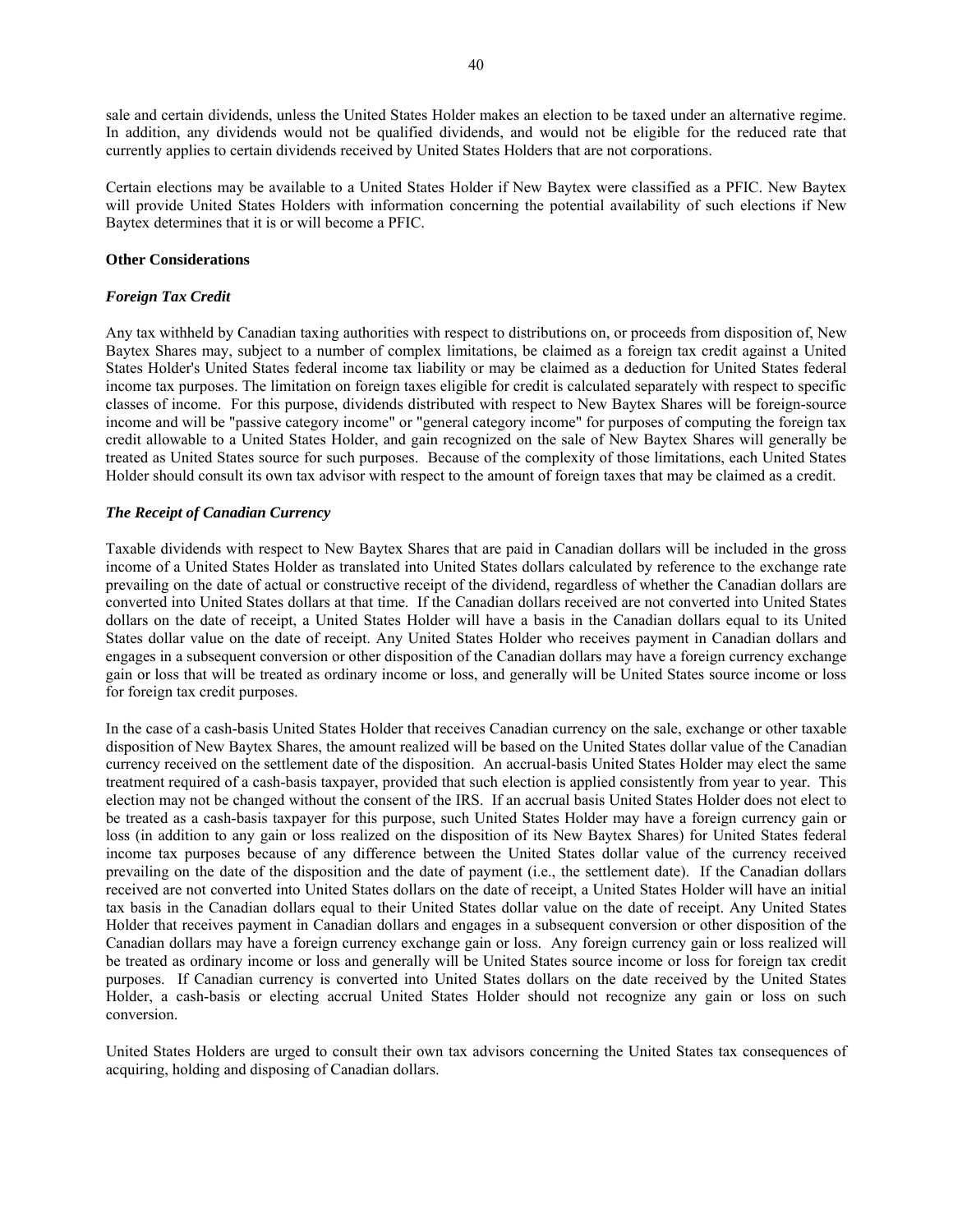sale and certain dividends, unless the United States Holder makes an election to be taxed under an alternative regime. In addition, any dividends would not be qualified dividends, and would not be eligible for the reduced rate that currently applies to certain dividends received by United States Holders that are not corporations.

Certain elections may be available to a United States Holder if New Baytex were classified as a PFIC. New Baytex will provide United States Holders with information concerning the potential availability of such elections if New Baytex determines that it is or will become a PFIC.

**Other Considerations**

***Foreign Tax Credit***

Any tax withheld by Canadian taxing authorities with respect to distributions on, or proceeds from disposition of, New Baytex Shares may, subject to a number of complex limitations, be claimed as a foreign tax credit against a United States Holder's United States federal income tax liability or may be claimed as a deduction for United States federal income tax purposes. The limitation on foreign taxes eligible for credit is calculated separately with respect to specific classes of income. For this purpose, dividends distributed with respect to New Baytex Shares will be foreign-source income and will be "passive category income" or "general category income" for purposes of computing the foreign tax credit allowable to a United States Holder, and gain recognized on the sale of New Baytex Shares will generally be treated as United States source for such purposes. Because of the complexity of those limitations, each United States Holder should consult its own tax advisor with respect to the amount of foreign taxes that may be claimed as a credit.

***The Receipt of Canadian Currency***

Taxable dividends with respect to New Baytex Shares that are paid in Canadian dollars will be included in the gross income of a United States Holder as translated into United States dollars calculated by reference to the exchange rate prevailing on the date of actual or constructive receipt of the dividend, regardless of whether the Canadian dollars are converted into United States dollars at that time. If the Canadian dollars received are not converted into United States dollars on the date of receipt, a United States Holder will have a basis in the Canadian dollars equal to its United States dollar value on the date of receipt. Any United States Holder who receives payment in Canadian dollars and engages in a subsequent conversion or other disposition of the Canadian dollars may have a foreign currency exchange gain or loss that will be treated as ordinary income or loss, and generally will be United States source income or loss for foreign tax credit purposes.

In the case of a cash-basis United States Holder that receives Canadian currency on the sale, exchange or other taxable disposition of New Baytex Shares, the amount realized will be based on the United States dollar value of the Canadian currency received on the settlement date of the disposition. An accrual-basis United States Holder may elect the same treatment required of a cash-basis taxpayer, provided that such election is applied consistently from year to year. This election may not be changed without the consent of the IRS. If an accrual basis United States Holder does not elect to be treated as a cash-basis taxpayer for this purpose, such United States Holder may have a foreign currency gain or loss (in addition to any gain or loss realized on the disposition of its New Baytex Shares) for United States federal income tax purposes because of any difference between the United States dollar value of the currency received prevailing on the date of the disposition and the date of payment (i.e., the settlement date). If the Canadian dollars received are not converted into United States dollars on the date of receipt, a United States Holder will have an initial tax basis in the Canadian dollars equal to their United States dollar value on the date of receipt. Any United States Holder that receives payment in Canadian dollars and engages in a subsequent conversion or other disposition of the Canadian dollars may have a foreign currency exchange gain or loss. Any foreign currency gain or loss realized will be treated as ordinary income or loss and generally will be United States source income or loss for foreign tax credit purposes. If Canadian currency is converted into United States dollars on the date received by the United States Holder, a cash-basis or electing accrual United States Holder should not recognize any gain or loss on such conversion.

United States Holders are urged to consult their own tax advisors concerning the United States tax consequences of acquiring, holding and disposing of Canadian dollars.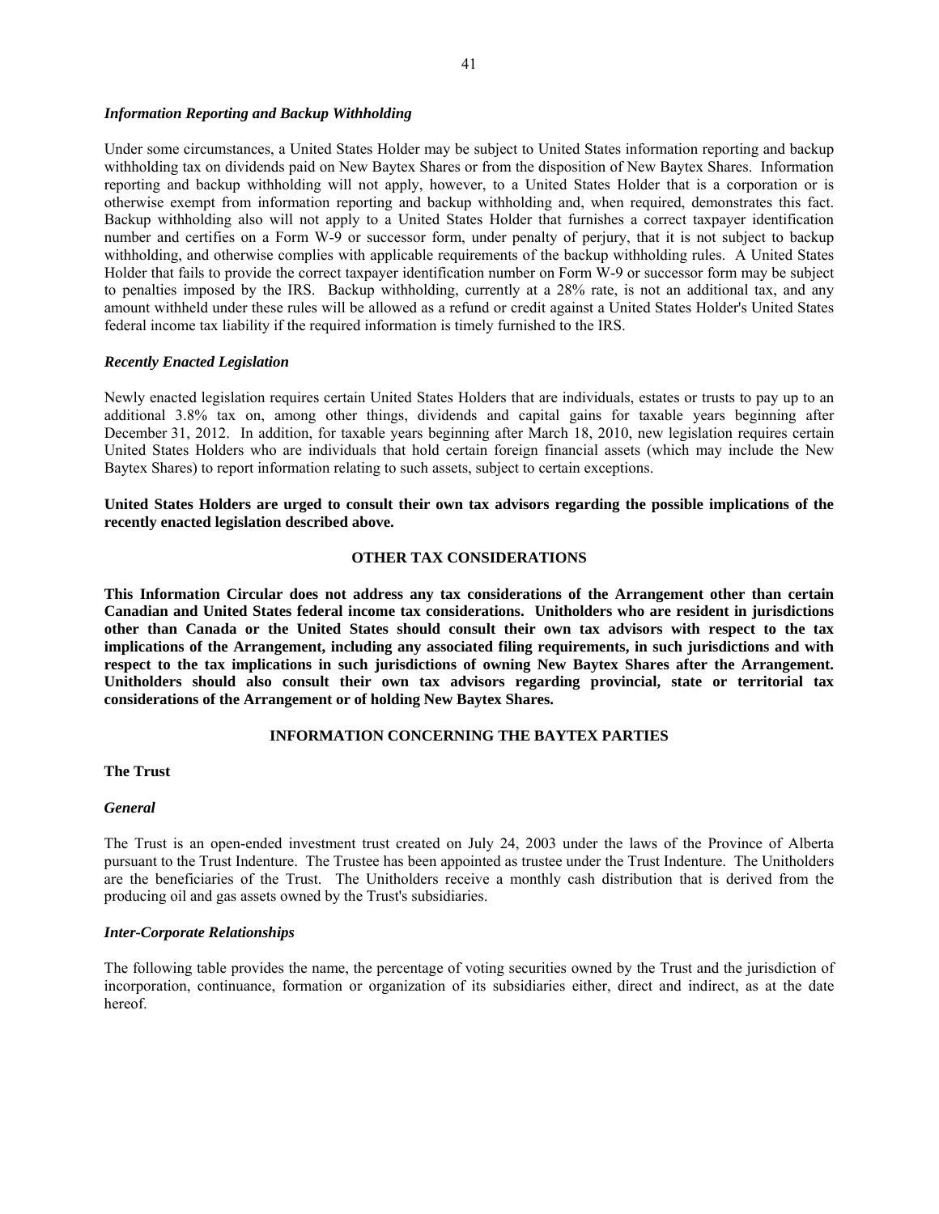*Information Reporting and Backup Withholding*

Under some circumstances, a United States Holder may be subject to United States information reporting and backup withholding tax on dividends paid on New Baytex Shares or from the disposition of New Baytex Shares. Information reporting and backup withholding will not apply, however, to a United States Holder that is a corporation or is otherwise exempt from information reporting and backup withholding and, when required, demonstrates this fact. Backup withholding also will not apply to a United States Holder that furnishes a correct taxpayer identification number and certifies on a Form W-9 or successor form, under penalty of perjury, that it is not subject to backup withholding, and otherwise complies with applicable requirements of the backup withholding rules. A United States Holder that fails to provide the correct taxpayer identification number on Form W-9 or successor form may be subject to penalties imposed by the IRS. Backup withholding, currently at a 28% rate, is not an additional tax, and any amount withheld under these rules will be allowed as a refund or credit against a United States Holder's United States federal income tax liability if the required information is timely furnished to the IRS.

*Recently Enacted Legislation*

Newly enacted legislation requires certain United States Holders that are individuals, estates or trusts to pay up to an additional 3.8% tax on, among other things, dividends and capital gains for taxable years beginning after December 31, 2012. In addition, for taxable years beginning after March 18, 2010, new legislation requires certain United States Holders who are individuals that hold certain foreign financial assets (which may include the New Baytex Shares) to report information relating to such assets, subject to certain exceptions.

**United States Holders are urged to consult their own tax advisors regarding the possible implications of the recently enacted legislation described above.**

## OTHER TAX CONSIDERATIONS

**This Information Circular does not address any tax considerations of the Arrangement other than certain Canadian and United States federal income tax considerations. Unitholders who are resident in jurisdictions other than Canada or the United States should consult their own tax advisors with respect to the tax implications of the Arrangement, including any associated filing requirements, in such jurisdictions and with respect to the tax implications in such jurisdictions of owning New Baytex Shares after the Arrangement. Unitholders should also consult their own tax advisors regarding provincial, state or territorial tax considerations of the Arrangement or of holding New Baytex Shares.**

## INFORMATION CONCERNING THE BAYTEX PARTIES

### The Trust

*General*

The Trust is an open-ended investment trust created on July 24, 2003 under the laws of the Province of Alberta pursuant to the Trust Indenture. The Trustee has been appointed as trustee under the Trust Indenture. The Unitholders are the beneficiaries of the Trust. The Unitholders receive a monthly cash distribution that is derived from the producing oil and gas assets owned by the Trust's subsidiaries.

*Inter-Corporate Relationships*

The following table provides the name, the percentage of voting securities owned by the Trust and the jurisdiction of incorporation, continuance, formation or organization of its subsidiaries either, direct and indirect, as at the date hereof.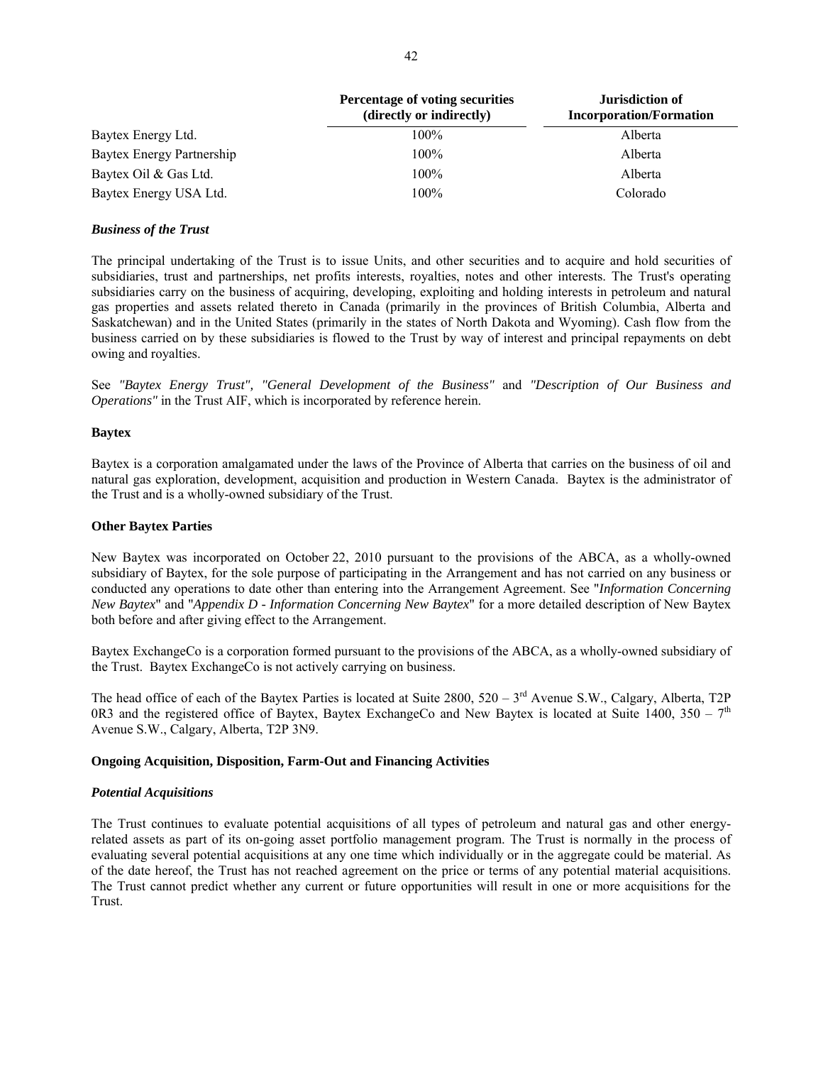|  | Percentage of voting securities (directly or indirectly) | Jurisdiction of Incorporation/Formation |
|---|---|---|
| Baytex Energy Ltd. | 100% | Alberta |
| Baytex Energy Partnership | 100% | Alberta |
| Baytex Oil & Gas Ltd. | 100% | Alberta |
| Baytex Energy USA Ltd. | 100% | Colorado |

***Business of the Trust***

The principal undertaking of the Trust is to issue Units, and other securities and to acquire and hold securities of subsidiaries, trust and partnerships, net profits interests, royalties, notes and other interests. The Trust's operating subsidiaries carry on the business of acquiring, developing, exploiting and holding interests in petroleum and natural gas properties and assets related thereto in Canada (primarily in the provinces of British Columbia, Alberta and Saskatchewan) and in the United States (primarily in the states of North Dakota and Wyoming). Cash flow from the business carried on by these subsidiaries is flowed to the Trust by way of interest and principal repayments on debt owing and royalties.

See *"Baytex Energy Trust", "General Development of the Business"* and *"Description of Our Business and Operations"* in the Trust AIF, which is incorporated by reference herein.

**Baytex**

Baytex is a corporation amalgamated under the laws of the Province of Alberta that carries on the business of oil and natural gas exploration, development, acquisition and production in Western Canada. Baytex is the administrator of the Trust and is a wholly-owned subsidiary of the Trust.

**Other Baytex Parties**

New Baytex was incorporated on October 22, 2010 pursuant to the provisions of the ABCA, as a wholly-owned subsidiary of Baytex, for the sole purpose of participating in the Arrangement and has not carried on any business or conducted any operations to date other than entering into the Arrangement Agreement. See "*Information Concerning New Baytex*" and "*Appendix D - Information Concerning New Baytex*" for a more detailed description of New Baytex both before and after giving effect to the Arrangement.

Baytex ExchangeCo is a corporation formed pursuant to the provisions of the ABCA, as a wholly-owned subsidiary of the Trust. Baytex ExchangeCo is not actively carrying on business.

The head office of each of the Baytex Parties is located at Suite 2800, 520 – 3rd Avenue S.W., Calgary, Alberta, T2P 0R3 and the registered office of Baytex, Baytex ExchangeCo and New Baytex is located at Suite 1400, 350 – 7th Avenue S.W., Calgary, Alberta, T2P 3N9.

**Ongoing Acquisition, Disposition, Farm-Out and Financing Activities**

***Potential Acquisitions***

The Trust continues to evaluate potential acquisitions of all types of petroleum and natural gas and other energy-related assets as part of its on-going asset portfolio management program. The Trust is normally in the process of evaluating several potential acquisitions at any one time which individually or in the aggregate could be material. As of the date hereof, the Trust has not reached agreement on the price or terms of any potential material acquisitions. The Trust cannot predict whether any current or future opportunities will result in one or more acquisitions for the Trust.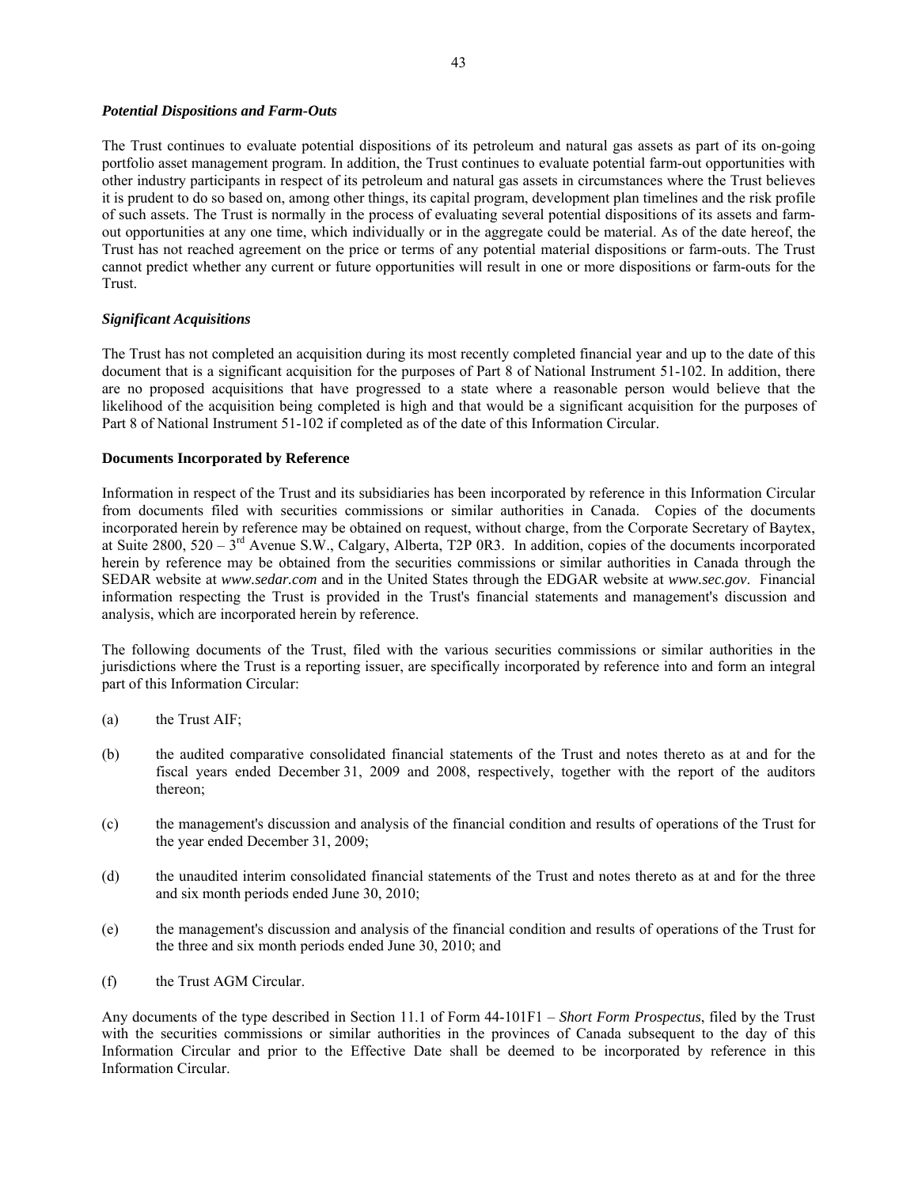### *Potential Dispositions and Farm-Outs*

The Trust continues to evaluate potential dispositions of its petroleum and natural gas assets as part of its on-going portfolio asset management program. In addition, the Trust continues to evaluate potential farm-out opportunities with other industry participants in respect of its petroleum and natural gas assets in circumstances where the Trust believes it is prudent to do so based on, among other things, its capital program, development plan timelines and the risk profile of such assets. The Trust is normally in the process of evaluating several potential dispositions of its assets and farm-out opportunities at any one time, which individually or in the aggregate could be material. As of the date hereof, the Trust has not reached agreement on the price or terms of any potential material dispositions or farm-outs. The Trust cannot predict whether any current or future opportunities will result in one or more dispositions or farm-outs for the Trust.

### *Significant Acquisitions*

The Trust has not completed an acquisition during its most recently completed financial year and up to the date of this document that is a significant acquisition for the purposes of Part 8 of National Instrument 51-102. In addition, there are no proposed acquisitions that have progressed to a state where a reasonable person would believe that the likelihood of the acquisition being completed is high and that would be a significant acquisition for the purposes of Part 8 of National Instrument 51-102 if completed as of the date of this Information Circular.

### Documents Incorporated by Reference

Information in respect of the Trust and its subsidiaries has been incorporated by reference in this Information Circular from documents filed with securities commissions or similar authorities in Canada. Copies of the documents incorporated herein by reference may be obtained on request, without charge, from the Corporate Secretary of Baytex, at Suite 2800, 520 – 3rd Avenue S.W., Calgary, Alberta, T2P 0R3. In addition, copies of the documents incorporated herein by reference may be obtained from the securities commissions or similar authorities in Canada through the SEDAR website at *www.sedar.com* and in the United States through the EDGAR website at *www.sec.gov*. Financial information respecting the Trust is provided in the Trust's financial statements and management's discussion and analysis, which are incorporated herein by reference.

The following documents of the Trust, filed with the various securities commissions or similar authorities in the jurisdictions where the Trust is a reporting issuer, are specifically incorporated by reference into and form an integral part of this Information Circular:

(a) the Trust AIF;

(b) the audited comparative consolidated financial statements of the Trust and notes thereto as at and for the fiscal years ended December 31, 2009 and 2008, respectively, together with the report of the auditors thereon;

(c) the management's discussion and analysis of the financial condition and results of operations of the Trust for the year ended December 31, 2009;

(d) the unaudited interim consolidated financial statements of the Trust and notes thereto as at and for the three and six month periods ended June 30, 2010;

(e) the management's discussion and analysis of the financial condition and results of operations of the Trust for the three and six month periods ended June 30, 2010; and

(f) the Trust AGM Circular.

Any documents of the type described in Section 11.1 of Form 44-101F1 – *Short Form Prospectus*, filed by the Trust with the securities commissions or similar authorities in the provinces of Canada subsequent to the day of this Information Circular and prior to the Effective Date shall be deemed to be incorporated by reference in this Information Circular.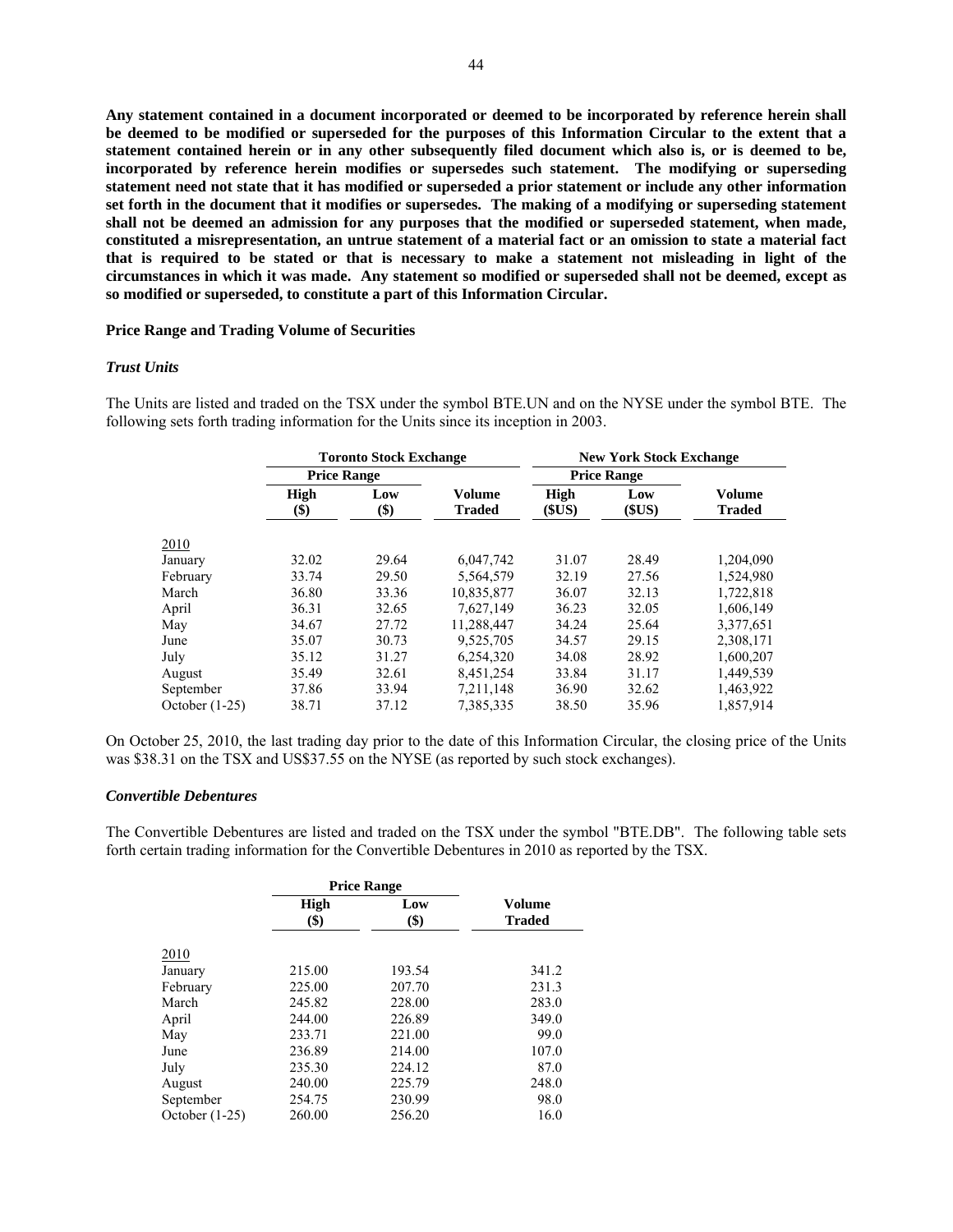**Any statement contained in a document incorporated or deemed to be incorporated by reference herein shall be deemed to be modified or superseded for the purposes of this Information Circular to the extent that a statement contained herein or in any other subsequently filed document which also is, or is deemed to be, incorporated by reference herein modifies or supersedes such statement. The modifying or superseding statement need not state that it has modified or superseded a prior statement or include any other information set forth in the document that it modifies or supersedes. The making of a modifying or superseding statement shall not be deemed an admission for any purposes that the modified or superseded statement, when made, constituted a misrepresentation, an untrue statement of a material fact or an omission to state a material fact that is required to be stated or that is necessary to make a statement not misleading in light of the circumstances in which it was made. Any statement so modified or superseded shall not be deemed, except as so modified or superseded, to constitute a part of this Information Circular.**

### Price Range and Trading Volume of Securities

#### *Trust Units*

The Units are listed and traded on the TSX under the symbol BTE.UN and on the NYSE under the symbol BTE. The following sets forth trading information for the Units since its inception in 2003.

| | Toronto Stock Exchange | | | New York Stock Exchange | | |
|---|---|---|---|---|---|---|
| | Price Range | | | Price Range | | |
| | High ($) | Low ($) | Volume Traded | High ($US) | Low ($US) | Volume Traded |
| 2010 | | | | | | |
| January | 32.02 | 29.64 | 6,047,742 | 31.07 | 28.49 | 1,204,090 |
| February | 33.74 | 29.50 | 5,564,579 | 32.19 | 27.56 | 1,524,980 |
| March | 36.80 | 33.36 | 10,835,877 | 36.07 | 32.13 | 1,722,818 |
| April | 36.31 | 32.65 | 7,627,149 | 36.23 | 32.05 | 1,606,149 |
| May | 34.67 | 27.72 | 11,288,447 | 34.24 | 25.64 | 3,377,651 |
| June | 35.07 | 30.73 | 9,525,705 | 34.57 | 29.15 | 2,308,171 |
| July | 35.12 | 31.27 | 6,254,320 | 34.08 | 28.92 | 1,600,207 |
| August | 35.49 | 32.61 | 8,451,254 | 33.84 | 31.17 | 1,449,539 |
| September | 37.86 | 33.94 | 7,211,148 | 36.90 | 32.62 | 1,463,922 |
| October (1-25) | 38.71 | 37.12 | 7,385,335 | 38.50 | 35.96 | 1,857,914 |

On October 25, 2010, the last trading day prior to the date of this Information Circular, the closing price of the Units was $38.31 on the TSX and US$37.55 on the NYSE (as reported by such stock exchanges).

#### *Convertible Debentures*

The Convertible Debentures are listed and traded on the TSX under the symbol "BTE.DB". The following table sets forth certain trading information for the Convertible Debentures in 2010 as reported by the TSX.

| | Price Range | | |
|---|---|---|---|
| | High ($) | Low ($) | Volume Traded |
| 2010 | | | |
| January | 215.00 | 193.54 | 341.2 |
| February | 225.00 | 207.70 | 231.3 |
| March | 245.82 | 228.00 | 283.0 |
| April | 244.00 | 226.89 | 349.0 |
| May | 233.71 | 221.00 | 99.0 |
| June | 236.89 | 214.00 | 107.0 |
| July | 235.30 | 224.12 | 87.0 |
| August | 240.00 | 225.79 | 248.0 |
| September | 254.75 | 230.99 | 98.0 |
| October (1-25) | 260.00 | 256.20 | 16.0 |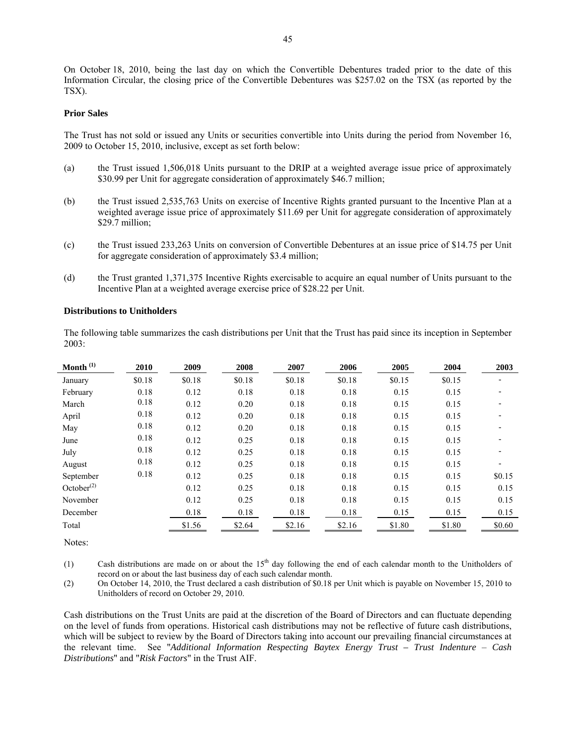On October 18, 2010, being the last day on which the Convertible Debentures traded prior to the date of this Information Circular, the closing price of the Convertible Debentures was $257.02 on the TSX (as reported by the TSX).

**Prior Sales**

The Trust has not sold or issued any Units or securities convertible into Units during the period from November 16, 2009 to October 15, 2010, inclusive, except as set forth below:

(a) the Trust issued 1,506,018 Units pursuant to the DRIP at a weighted average issue price of approximately $30.99 per Unit for aggregate consideration of approximately $46.7 million;

(b) the Trust issued 2,535,763 Units on exercise of Incentive Rights granted pursuant to the Incentive Plan at a weighted average issue price of approximately $11.69 per Unit for aggregate consideration of approximately $29.7 million;

(c) the Trust issued 233,263 Units on conversion of Convertible Debentures at an issue price of $14.75 per Unit for aggregate consideration of approximately $3.4 million;

(d) the Trust granted 1,371,375 Incentive Rights exercisable to acquire an equal number of Units pursuant to the Incentive Plan at a weighted average exercise price of $28.22 per Unit.

**Distributions to Unitholders**

The following table summarizes the cash distributions per Unit that the Trust has paid since its inception in September 2003:

| Month [(1)] | 2010 | 2009 | 2008 | 2007 | 2006 | 2005 | 2004 | 2003 |
|---|---|---|---|---|---|---|---|---|
| January | $0.18 | $0.18 | $0.18 | $0.18 | $0.18 | $0.15 | $0.15 | - |
| February | 0.18 | 0.12 | 0.18 | 0.18 | 0.18 | 0.15 | 0.15 | - |
| March | 0.18 | 0.12 | 0.20 | 0.18 | 0.18 | 0.15 | 0.15 | - |
| April | 0.18 | 0.12 | 0.20 | 0.18 | 0.18 | 0.15 | 0.15 | - |
| May | 0.18 | 0.12 | 0.20 | 0.18 | 0.18 | 0.15 | 0.15 | - |
| June | 0.18 | 0.12 | 0.25 | 0.18 | 0.18 | 0.15 | 0.15 | - |
| July | 0.18 | 0.12 | 0.25 | 0.18 | 0.18 | 0.15 | 0.15 | - |
| August | 0.18 | 0.12 | 0.25 | 0.18 | 0.18 | 0.15 | 0.15 | - |
| September | 0.18 | 0.12 | 0.25 | 0.18 | 0.18 | 0.15 | 0.15 | $0.15 |
| October[(2)] | | 0.12 | 0.25 | 0.18 | 0.18 | 0.15 | 0.15 | 0.15 |
| November | | 0.12 | 0.25 | 0.18 | 0.18 | 0.15 | 0.15 | 0.15 |
| December | | 0.18 | 0.18 | 0.18 | 0.18 | 0.15 | 0.15 | 0.15 |
| Total | | $1.56 | $2.64 | $2.16 | $2.16 | $1.80 | $1.80 | $0.60 |

Notes:

(1) Cash distributions are made on or about the 15th day following the end of each calendar month to the Unitholders of record on or about the last business day of each such calendar month.

(2) On October 14, 2010, the Trust declared a cash distribution of $0.18 per Unit which is payable on November 15, 2010 to Unitholders of record on October 29, 2010.

Cash distributions on the Trust Units are paid at the discretion of the Board of Directors and can fluctuate depending on the level of funds from operations. Historical cash distributions may not be reflective of future cash distributions, which will be subject to review by the Board of Directors taking into account our prevailing financial circumstances at the relevant time. See "*Additional Information Respecting Baytex Energy Trust – Trust Indenture – Cash Distributions*" and "*Risk Factors*" in the Trust AIF.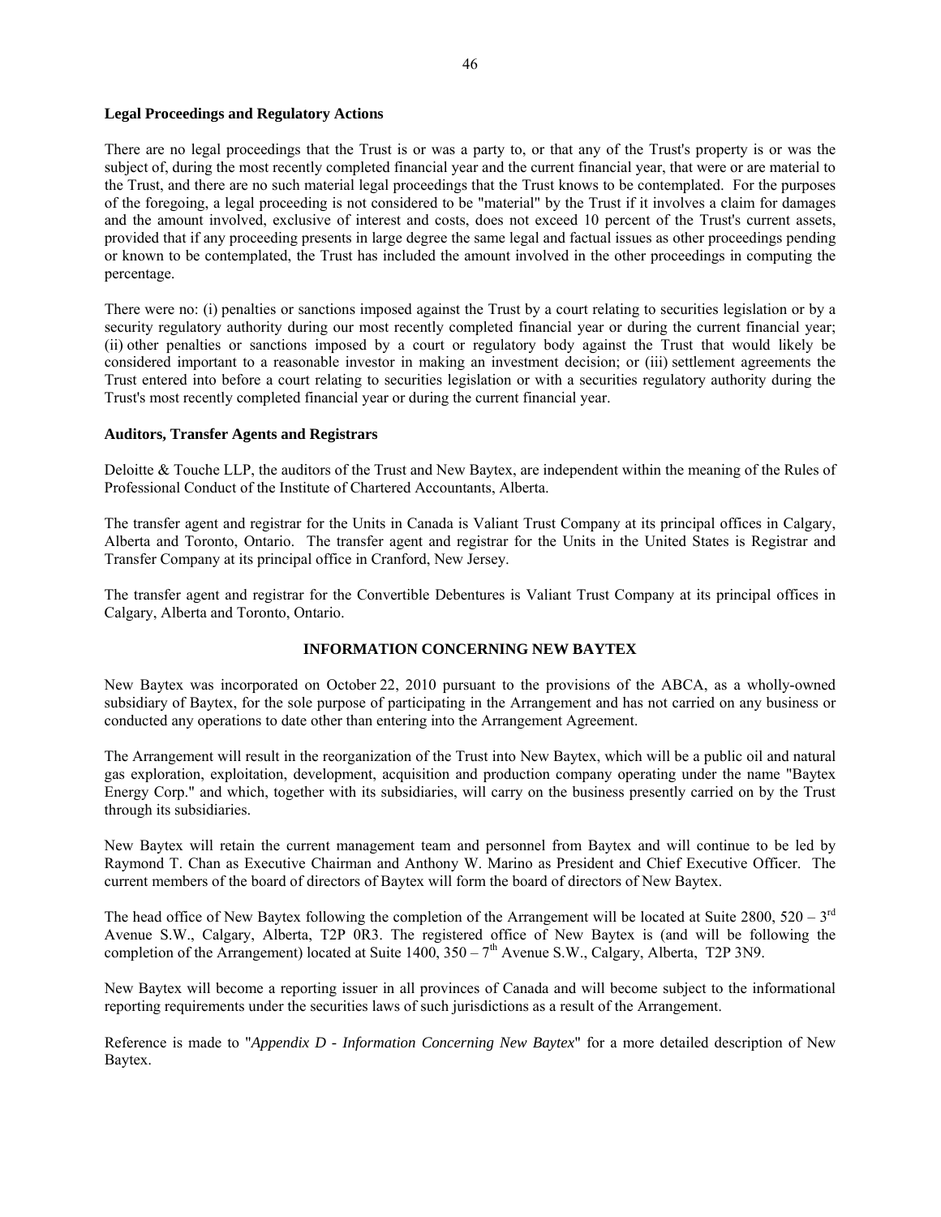**Legal Proceedings and Regulatory Actions**

There are no legal proceedings that the Trust is or was a party to, or that any of the Trust's property is or was the subject of, during the most recently completed financial year and the current financial year, that were or are material to the Trust, and there are no such material legal proceedings that the Trust knows to be contemplated. For the purposes of the foregoing, a legal proceeding is not considered to be "material" by the Trust if it involves a claim for damages and the amount involved, exclusive of interest and costs, does not exceed 10 percent of the Trust's current assets, provided that if any proceeding presents in large degree the same legal and factual issues as other proceedings pending or known to be contemplated, the Trust has included the amount involved in the other proceedings in computing the percentage.

There were no: (i) penalties or sanctions imposed against the Trust by a court relating to securities legislation or by a security regulatory authority during our most recently completed financial year or during the current financial year; (ii) other penalties or sanctions imposed by a court or regulatory body against the Trust that would likely be considered important to a reasonable investor in making an investment decision; or (iii) settlement agreements the Trust entered into before a court relating to securities legislation or with a securities regulatory authority during the Trust's most recently completed financial year or during the current financial year.

**Auditors, Transfer Agents and Registrars**

Deloitte & Touche LLP, the auditors of the Trust and New Baytex, are independent within the meaning of the Rules of Professional Conduct of the Institute of Chartered Accountants, Alberta.

The transfer agent and registrar for the Units in Canada is Valiant Trust Company at its principal offices in Calgary, Alberta and Toronto, Ontario. The transfer agent and registrar for the Units in the United States is Registrar and Transfer Company at its principal office in Cranford, New Jersey.

The transfer agent and registrar for the Convertible Debentures is Valiant Trust Company at its principal offices in Calgary, Alberta and Toronto, Ontario.

## INFORMATION CONCERNING NEW BAYTEX

New Baytex was incorporated on October 22, 2010 pursuant to the provisions of the ABCA, as a wholly-owned subsidiary of Baytex, for the sole purpose of participating in the Arrangement and has not carried on any business or conducted any operations to date other than entering into the Arrangement Agreement.

The Arrangement will result in the reorganization of the Trust into New Baytex, which will be a public oil and natural gas exploration, exploitation, development, acquisition and production company operating under the name "Baytex Energy Corp." and which, together with its subsidiaries, will carry on the business presently carried on by the Trust through its subsidiaries.

New Baytex will retain the current management team and personnel from Baytex and will continue to be led by Raymond T. Chan as Executive Chairman and Anthony W. Marino as President and Chief Executive Officer. The current members of the board of directors of Baytex will form the board of directors of New Baytex.

The head office of New Baytex following the completion of the Arrangement will be located at Suite 2800, 520 – 3rd Avenue S.W., Calgary, Alberta, T2P 0R3. The registered office of New Baytex is (and will be following the completion of the Arrangement) located at Suite 1400, 350 – 7th Avenue S.W., Calgary, Alberta, T2P 3N9.

New Baytex will become a reporting issuer in all provinces of Canada and will become subject to the informational reporting requirements under the securities laws of such jurisdictions as a result of the Arrangement.

Reference is made to "*Appendix D - Information Concerning New Baytex*" for a more detailed description of New Baytex.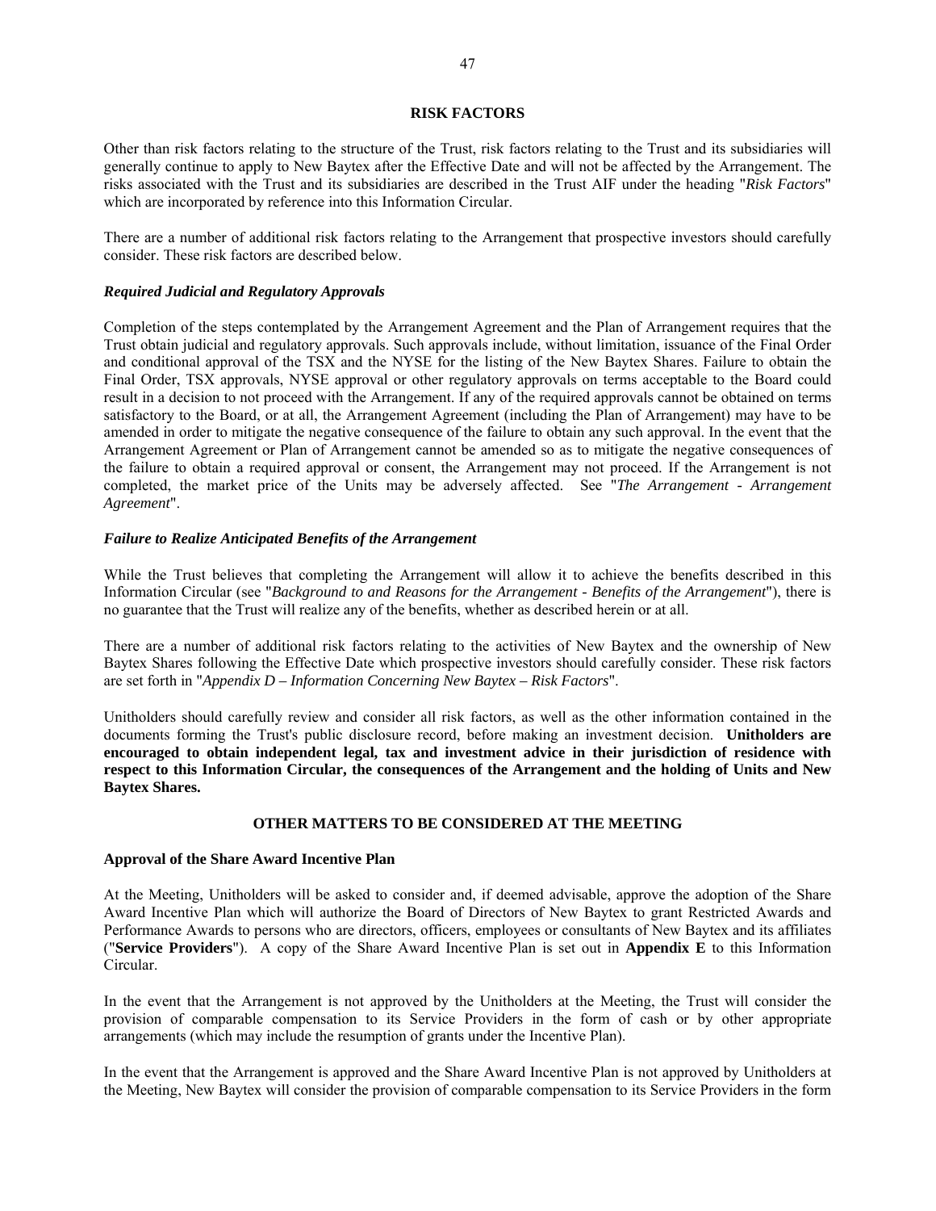## RISK FACTORS

Other than risk factors relating to the structure of the Trust, risk factors relating to the Trust and its subsidiaries will generally continue to apply to New Baytex after the Effective Date and will not be affected by the Arrangement. The risks associated with the Trust and its subsidiaries are described in the Trust AIF under the heading "*Risk Factors*" which are incorporated by reference into this Information Circular.

There are a number of additional risk factors relating to the Arrangement that prospective investors should carefully consider. These risk factors are described below.

### *Required Judicial and Regulatory Approvals*

Completion of the steps contemplated by the Arrangement Agreement and the Plan of Arrangement requires that the Trust obtain judicial and regulatory approvals. Such approvals include, without limitation, issuance of the Final Order and conditional approval of the TSX and the NYSE for the listing of the New Baytex Shares. Failure to obtain the Final Order, TSX approvals, NYSE approval or other regulatory approvals on terms acceptable to the Board could result in a decision to not proceed with the Arrangement. If any of the required approvals cannot be obtained on terms satisfactory to the Board, or at all, the Arrangement Agreement (including the Plan of Arrangement) may have to be amended in order to mitigate the negative consequence of the failure to obtain any such approval. In the event that the Arrangement Agreement or Plan of Arrangement cannot be amended so as to mitigate the negative consequences of the failure to obtain a required approval or consent, the Arrangement may not proceed. If the Arrangement is not completed, the market price of the Units may be adversely affected. See "*The Arrangement - Arrangement Agreement*".

### *Failure to Realize Anticipated Benefits of the Arrangement*

While the Trust believes that completing the Arrangement will allow it to achieve the benefits described in this Information Circular (see "*Background to and Reasons for the Arrangement - Benefits of the Arrangement*"), there is no guarantee that the Trust will realize any of the benefits, whether as described herein or at all.

There are a number of additional risk factors relating to the activities of New Baytex and the ownership of New Baytex Shares following the Effective Date which prospective investors should carefully consider. These risk factors are set forth in "*Appendix D – Information Concerning New Baytex – Risk Factors*".

Unitholders should carefully review and consider all risk factors, as well as the other information contained in the documents forming the Trust's public disclosure record, before making an investment decision. **Unitholders are encouraged to obtain independent legal, tax and investment advice in their jurisdiction of residence with respect to this Information Circular, the consequences of the Arrangement and the holding of Units and New Baytex Shares.**

## OTHER MATTERS TO BE CONSIDERED AT THE MEETING

### Approval of the Share Award Incentive Plan

At the Meeting, Unitholders will be asked to consider and, if deemed advisable, approve the adoption of the Share Award Incentive Plan which will authorize the Board of Directors of New Baytex to grant Restricted Awards and Performance Awards to persons who are directors, officers, employees or consultants of New Baytex and its affiliates ("**Service Providers**"). A copy of the Share Award Incentive Plan is set out in **Appendix E** to this Information Circular.

In the event that the Arrangement is not approved by the Unitholders at the Meeting, the Trust will consider the provision of comparable compensation to its Service Providers in the form of cash or by other appropriate arrangements (which may include the resumption of grants under the Incentive Plan).

In the event that the Arrangement is approved and the Share Award Incentive Plan is not approved by Unitholders at the Meeting, New Baytex will consider the provision of comparable compensation to its Service Providers in the form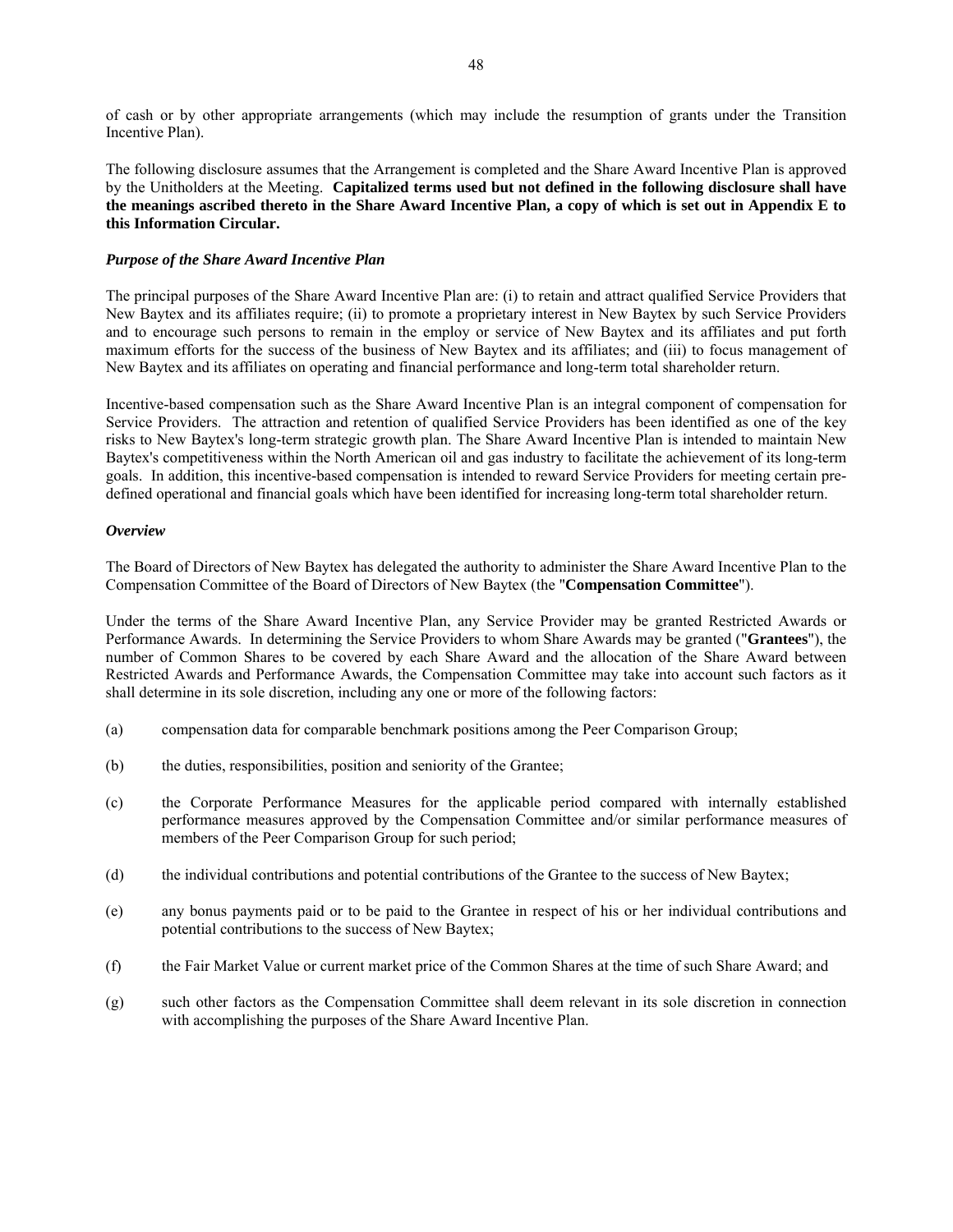of cash or by other appropriate arrangements (which may include the resumption of grants under the Transition Incentive Plan).

The following disclosure assumes that the Arrangement is completed and the Share Award Incentive Plan is approved by the Unitholders at the Meeting. **Capitalized terms used but not defined in the following disclosure shall have the meanings ascribed thereto in the Share Award Incentive Plan, a copy of which is set out in Appendix E to this Information Circular.**

***Purpose of the Share Award Incentive Plan***

The principal purposes of the Share Award Incentive Plan are: (i) to retain and attract qualified Service Providers that New Baytex and its affiliates require; (ii) to promote a proprietary interest in New Baytex by such Service Providers and to encourage such persons to remain in the employ or service of New Baytex and its affiliates and put forth maximum efforts for the success of the business of New Baytex and its affiliates; and (iii) to focus management of New Baytex and its affiliates on operating and financial performance and long-term total shareholder return.

Incentive-based compensation such as the Share Award Incentive Plan is an integral component of compensation for Service Providers. The attraction and retention of qualified Service Providers has been identified as one of the key risks to New Baytex's long-term strategic growth plan. The Share Award Incentive Plan is intended to maintain New Baytex's competitiveness within the North American oil and gas industry to facilitate the achievement of its long-term goals. In addition, this incentive-based compensation is intended to reward Service Providers for meeting certain pre-defined operational and financial goals which have been identified for increasing long-term total shareholder return.

***Overview***

The Board of Directors of New Baytex has delegated the authority to administer the Share Award Incentive Plan to the Compensation Committee of the Board of Directors of New Baytex (the "**Compensation Committee**").

Under the terms of the Share Award Incentive Plan, any Service Provider may be granted Restricted Awards or Performance Awards. In determining the Service Providers to whom Share Awards may be granted ("**Grantees**"), the number of Common Shares to be covered by each Share Award and the allocation of the Share Award between Restricted Awards and Performance Awards, the Compensation Committee may take into account such factors as it shall determine in its sole discretion, including any one or more of the following factors:

(a) compensation data for comparable benchmark positions among the Peer Comparison Group;

(b) the duties, responsibilities, position and seniority of the Grantee;

(c) the Corporate Performance Measures for the applicable period compared with internally established performance measures approved by the Compensation Committee and/or similar performance measures of members of the Peer Comparison Group for such period;

(d) the individual contributions and potential contributions of the Grantee to the success of New Baytex;

(e) any bonus payments paid or to be paid to the Grantee in respect of his or her individual contributions and potential contributions to the success of New Baytex;

(f) the Fair Market Value or current market price of the Common Shares at the time of such Share Award; and

(g) such other factors as the Compensation Committee shall deem relevant in its sole discretion in connection with accomplishing the purposes of the Share Award Incentive Plan.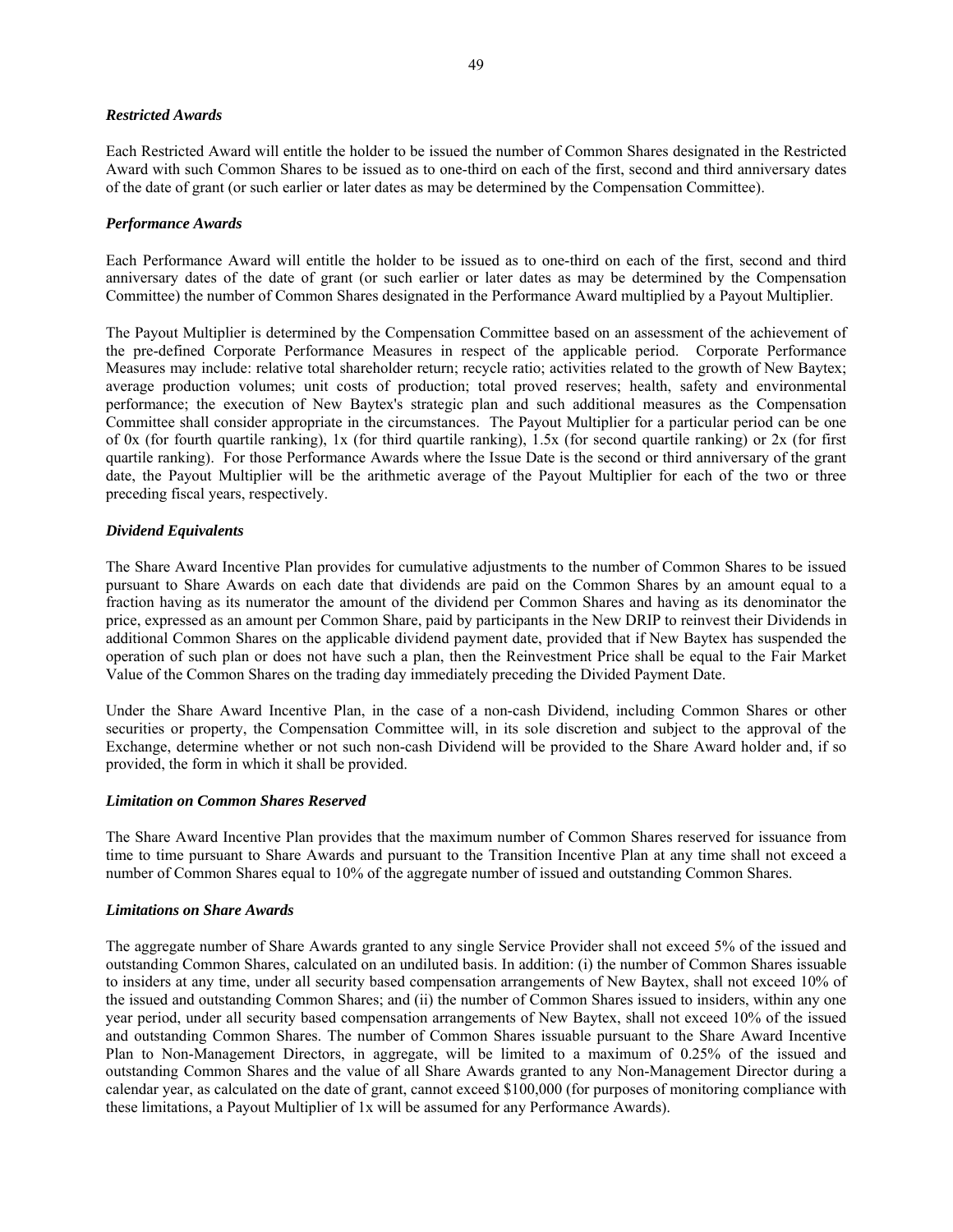### *Restricted Awards*

Each Restricted Award will entitle the holder to be issued the number of Common Shares designated in the Restricted Award with such Common Shares to be issued as to one-third on each of the first, second and third anniversary dates of the date of grant (or such earlier or later dates as may be determined by the Compensation Committee).

### *Performance Awards*

Each Performance Award will entitle the holder to be issued as to one-third on each of the first, second and third anniversary dates of the date of grant (or such earlier or later dates as may be determined by the Compensation Committee) the number of Common Shares designated in the Performance Award multiplied by a Payout Multiplier.

The Payout Multiplier is determined by the Compensation Committee based on an assessment of the achievement of the pre-defined Corporate Performance Measures in respect of the applicable period. Corporate Performance Measures may include: relative total shareholder return; recycle ratio; activities related to the growth of New Baytex; average production volumes; unit costs of production; total proved reserves; health, safety and environmental performance; the execution of New Baytex's strategic plan and such additional measures as the Compensation Committee shall consider appropriate in the circumstances. The Payout Multiplier for a particular period can be one of 0x (for fourth quartile ranking), 1x (for third quartile ranking), 1.5x (for second quartile ranking) or 2x (for first quartile ranking). For those Performance Awards where the Issue Date is the second or third anniversary of the grant date, the Payout Multiplier will be the arithmetic average of the Payout Multiplier for each of the two or three preceding fiscal years, respectively.

### *Dividend Equivalents*

The Share Award Incentive Plan provides for cumulative adjustments to the number of Common Shares to be issued pursuant to Share Awards on each date that dividends are paid on the Common Shares by an amount equal to a fraction having as its numerator the amount of the dividend per Common Shares and having as its denominator the price, expressed as an amount per Common Share, paid by participants in the New DRIP to reinvest their Dividends in additional Common Shares on the applicable dividend payment date, provided that if New Baytex has suspended the operation of such plan or does not have such a plan, then the Reinvestment Price shall be equal to the Fair Market Value of the Common Shares on the trading day immediately preceding the Divided Payment Date.

Under the Share Award Incentive Plan, in the case of a non-cash Dividend, including Common Shares or other securities or property, the Compensation Committee will, in its sole discretion and subject to the approval of the Exchange, determine whether or not such non-cash Dividend will be provided to the Share Award holder and, if so provided, the form in which it shall be provided.

### *Limitation on Common Shares Reserved*

The Share Award Incentive Plan provides that the maximum number of Common Shares reserved for issuance from time to time pursuant to Share Awards and pursuant to the Transition Incentive Plan at any time shall not exceed a number of Common Shares equal to 10% of the aggregate number of issued and outstanding Common Shares.

### *Limitations on Share Awards*

The aggregate number of Share Awards granted to any single Service Provider shall not exceed 5% of the issued and outstanding Common Shares, calculated on an undiluted basis. In addition: (i) the number of Common Shares issuable to insiders at any time, under all security based compensation arrangements of New Baytex, shall not exceed 10% of the issued and outstanding Common Shares; and (ii) the number of Common Shares issued to insiders, within any one year period, under all security based compensation arrangements of New Baytex, shall not exceed 10% of the issued and outstanding Common Shares. The number of Common Shares issuable pursuant to the Share Award Incentive Plan to Non-Management Directors, in aggregate, will be limited to a maximum of 0.25% of the issued and outstanding Common Shares and the value of all Share Awards granted to any Non-Management Director during a calendar year, as calculated on the date of grant, cannot exceed $100,000 (for purposes of monitoring compliance with these limitations, a Payout Multiplier of 1x will be assumed for any Performance Awards).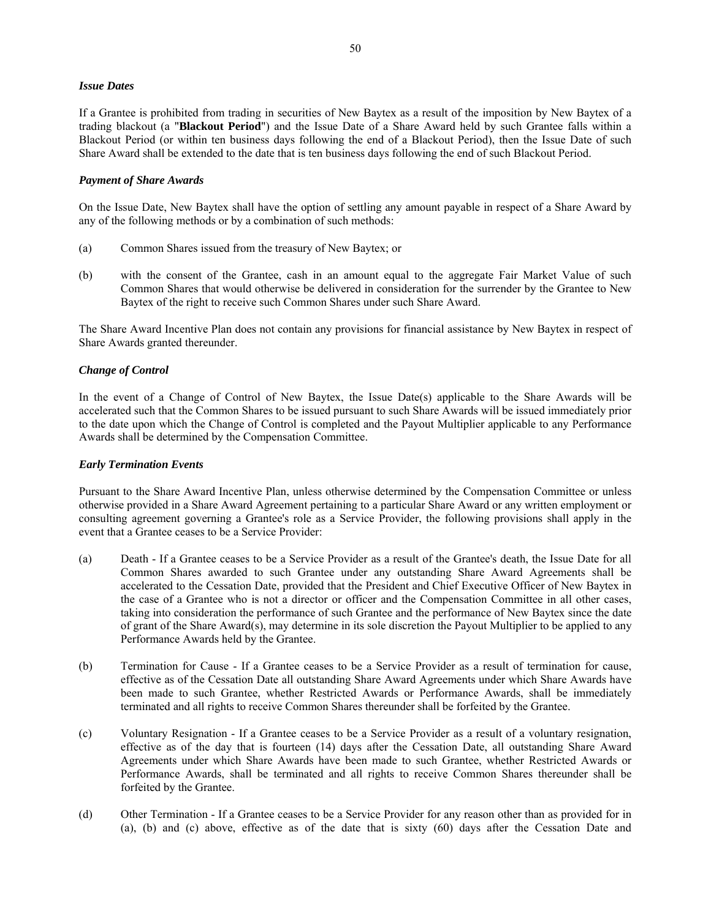***Issue Dates***

If a Grantee is prohibited from trading in securities of New Baytex as a result of the imposition by New Baytex of a trading blackout (a "**Blackout Period**") and the Issue Date of a Share Award held by such Grantee falls within a Blackout Period (or within ten business days following the end of a Blackout Period), then the Issue Date of such Share Award shall be extended to the date that is ten business days following the end of such Blackout Period.

***Payment of Share Awards***

On the Issue Date, New Baytex shall have the option of settling any amount payable in respect of a Share Award by any of the following methods or by a combination of such methods:

(a) Common Shares issued from the treasury of New Baytex; or

(b) with the consent of the Grantee, cash in an amount equal to the aggregate Fair Market Value of such Common Shares that would otherwise be delivered in consideration for the surrender by the Grantee to New Baytex of the right to receive such Common Shares under such Share Award.

The Share Award Incentive Plan does not contain any provisions for financial assistance by New Baytex in respect of Share Awards granted thereunder.

***Change of Control***

In the event of a Change of Control of New Baytex, the Issue Date(s) applicable to the Share Awards will be accelerated such that the Common Shares to be issued pursuant to such Share Awards will be issued immediately prior to the date upon which the Change of Control is completed and the Payout Multiplier applicable to any Performance Awards shall be determined by the Compensation Committee.

***Early Termination Events***

Pursuant to the Share Award Incentive Plan, unless otherwise determined by the Compensation Committee or unless otherwise provided in a Share Award Agreement pertaining to a particular Share Award or any written employment or consulting agreement governing a Grantee's role as a Service Provider, the following provisions shall apply in the event that a Grantee ceases to be a Service Provider:

(a) Death - If a Grantee ceases to be a Service Provider as a result of the Grantee's death, the Issue Date for all Common Shares awarded to such Grantee under any outstanding Share Award Agreements shall be accelerated to the Cessation Date, provided that the President and Chief Executive Officer of New Baytex in the case of a Grantee who is not a director or officer and the Compensation Committee in all other cases, taking into consideration the performance of such Grantee and the performance of New Baytex since the date of grant of the Share Award(s), may determine in its sole discretion the Payout Multiplier to be applied to any Performance Awards held by the Grantee.

(b) Termination for Cause - If a Grantee ceases to be a Service Provider as a result of termination for cause, effective as of the Cessation Date all outstanding Share Award Agreements under which Share Awards have been made to such Grantee, whether Restricted Awards or Performance Awards, shall be immediately terminated and all rights to receive Common Shares thereunder shall be forfeited by the Grantee.

(c) Voluntary Resignation - If a Grantee ceases to be a Service Provider as a result of a voluntary resignation, effective as of the day that is fourteen (14) days after the Cessation Date, all outstanding Share Award Agreements under which Share Awards have been made to such Grantee, whether Restricted Awards or Performance Awards, shall be terminated and all rights to receive Common Shares thereunder shall be forfeited by the Grantee.

(d) Other Termination - If a Grantee ceases to be a Service Provider for any reason other than as provided for in (a), (b) and (c) above, effective as of the date that is sixty (60) days after the Cessation Date and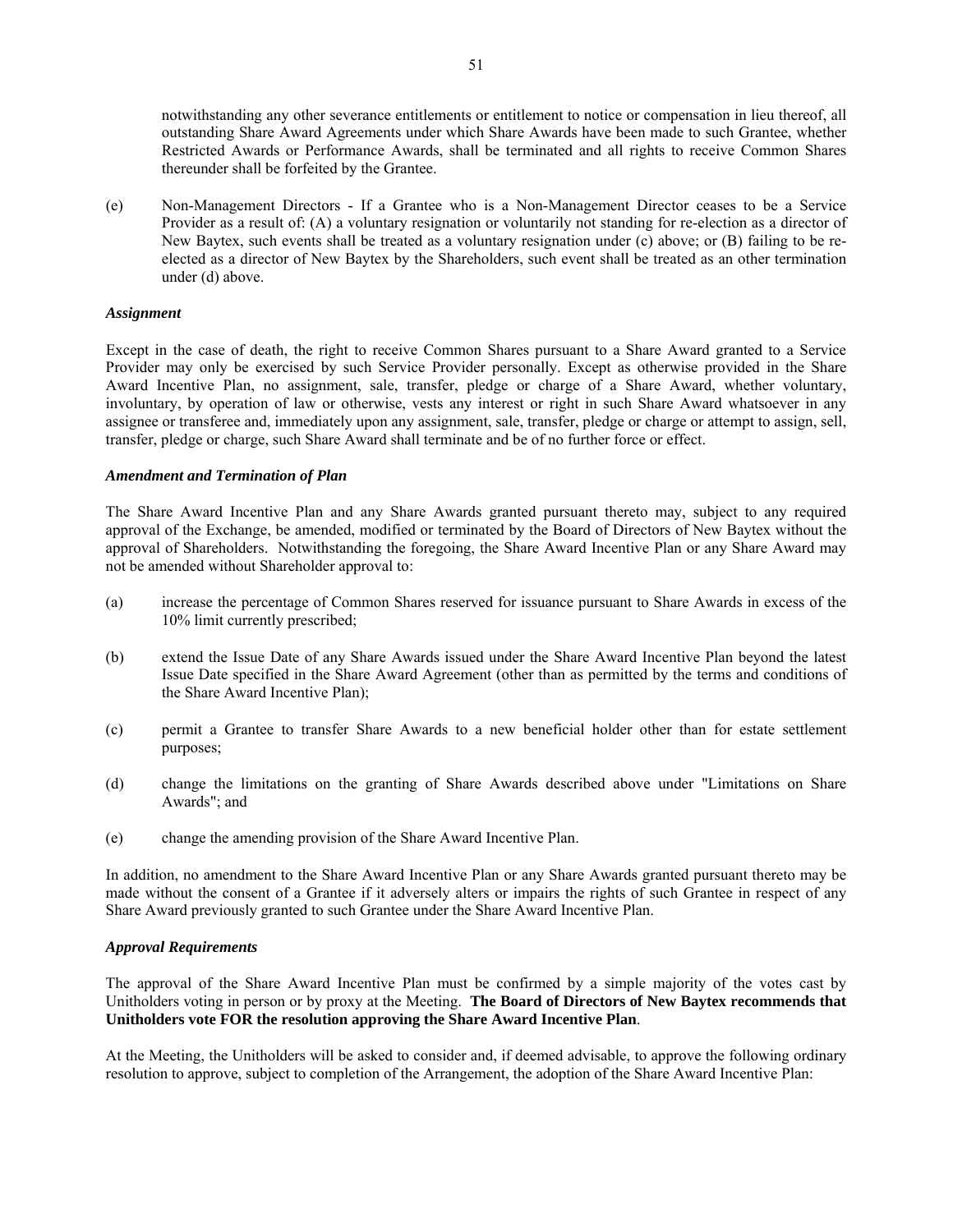notwithstanding any other severance entitlements or entitlement to notice or compensation in lieu thereof, all outstanding Share Award Agreements under which Share Awards have been made to such Grantee, whether Restricted Awards or Performance Awards, shall be terminated and all rights to receive Common Shares thereunder shall be forfeited by the Grantee.

(e) Non-Management Directors - If a Grantee who is a Non-Management Director ceases to be a Service Provider as a result of: (A) a voluntary resignation or voluntarily not standing for re-election as a director of New Baytex, such events shall be treated as a voluntary resignation under (c) above; or (B) failing to be re-elected as a director of New Baytex by the Shareholders, such event shall be treated as an other termination under (d) above.

***Assignment***

Except in the case of death, the right to receive Common Shares pursuant to a Share Award granted to a Service Provider may only be exercised by such Service Provider personally. Except as otherwise provided in the Share Award Incentive Plan, no assignment, sale, transfer, pledge or charge of a Share Award, whether voluntary, involuntary, by operation of law or otherwise, vests any interest or right in such Share Award whatsoever in any assignee or transferee and, immediately upon any assignment, sale, transfer, pledge or charge or attempt to assign, sell, transfer, pledge or charge, such Share Award shall terminate and be of no further force or effect.

***Amendment and Termination of Plan***

The Share Award Incentive Plan and any Share Awards granted pursuant thereto may, subject to any required approval of the Exchange, be amended, modified or terminated by the Board of Directors of New Baytex without the approval of Shareholders. Notwithstanding the foregoing, the Share Award Incentive Plan or any Share Award may not be amended without Shareholder approval to:

(a) increase the percentage of Common Shares reserved for issuance pursuant to Share Awards in excess of the 10% limit currently prescribed;

(b) extend the Issue Date of any Share Awards issued under the Share Award Incentive Plan beyond the latest Issue Date specified in the Share Award Agreement (other than as permitted by the terms and conditions of the Share Award Incentive Plan);

(c) permit a Grantee to transfer Share Awards to a new beneficial holder other than for estate settlement purposes;

(d) change the limitations on the granting of Share Awards described above under "Limitations on Share Awards"; and

(e) change the amending provision of the Share Award Incentive Plan.

In addition, no amendment to the Share Award Incentive Plan or any Share Awards granted pursuant thereto may be made without the consent of a Grantee if it adversely alters or impairs the rights of such Grantee in respect of any Share Award previously granted to such Grantee under the Share Award Incentive Plan.

***Approval Requirements***

The approval of the Share Award Incentive Plan must be confirmed by a simple majority of the votes cast by Unitholders voting in person or by proxy at the Meeting. **The Board of Directors of New Baytex recommends that Unitholders vote FOR the resolution approving the Share Award Incentive Plan**.

At the Meeting, the Unitholders will be asked to consider and, if deemed advisable, to approve the following ordinary resolution to approve, subject to completion of the Arrangement, the adoption of the Share Award Incentive Plan: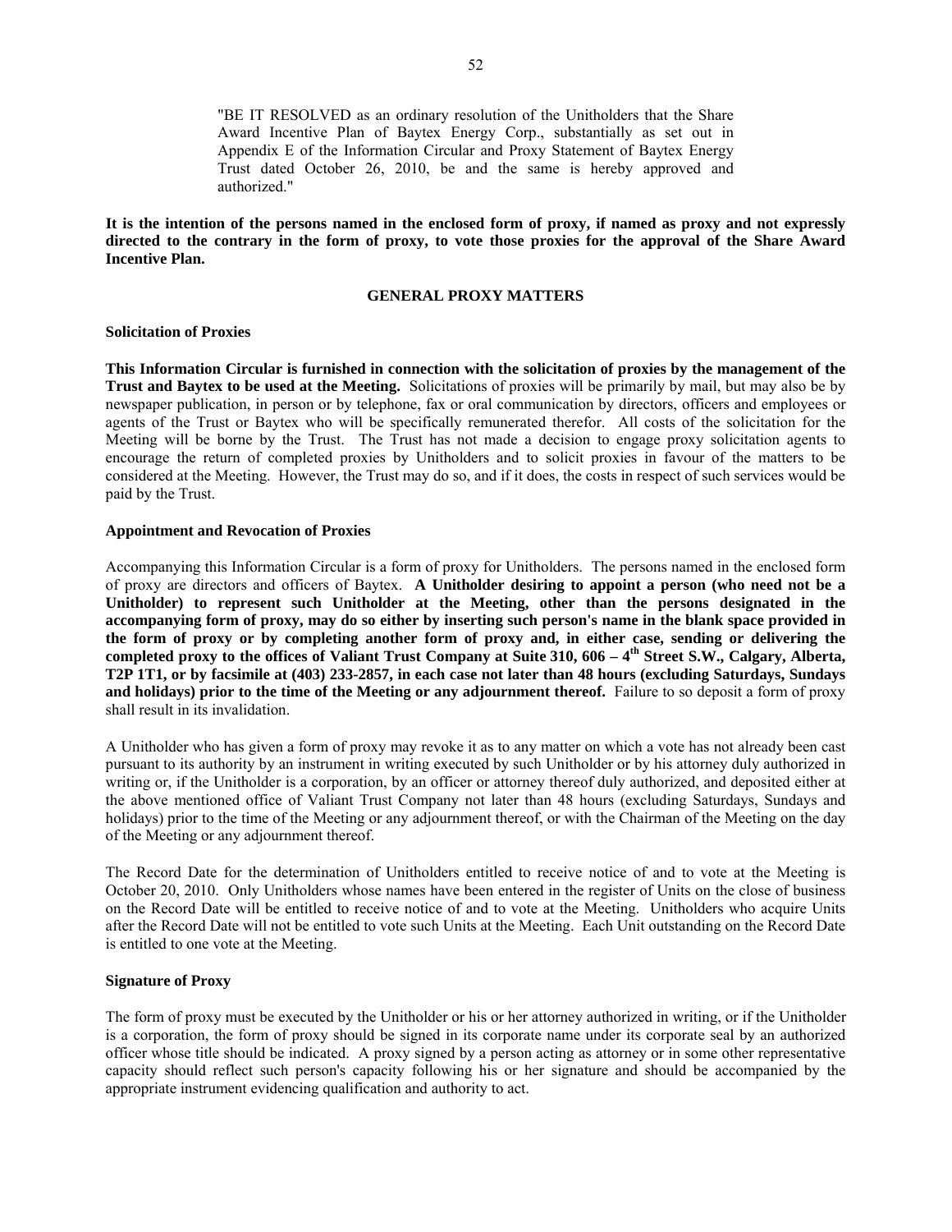> "BE IT RESOLVED as an ordinary resolution of the Unitholders that the Share Award Incentive Plan of Baytex Energy Corp., substantially as set out in Appendix E of the Information Circular and Proxy Statement of Baytex Energy Trust dated October 26, 2010, be and the same is hereby approved and authorized."

**It is the intention of the persons named in the enclosed form of proxy, if named as proxy and not expressly directed to the contrary in the form of proxy, to vote those proxies for the approval of the Share Award Incentive Plan.**

## GENERAL PROXY MATTERS

### Solicitation of Proxies

**This Information Circular is furnished in connection with the solicitation of proxies by the management of the Trust and Baytex to be used at the Meeting.** Solicitations of proxies will be primarily by mail, but may also be by newspaper publication, in person or by telephone, fax or oral communication by directors, officers and employees or agents of the Trust or Baytex who will be specifically remunerated therefor. All costs of the solicitation for the Meeting will be borne by the Trust. The Trust has not made a decision to engage proxy solicitation agents to encourage the return of completed proxies by Unitholders and to solicit proxies in favour of the matters to be considered at the Meeting. However, the Trust may do so, and if it does, the costs in respect of such services would be paid by the Trust.

### Appointment and Revocation of Proxies

Accompanying this Information Circular is a form of proxy for Unitholders. The persons named in the enclosed form of proxy are directors and officers of Baytex. **A Unitholder desiring to appoint a person (who need not be a Unitholder) to represent such Unitholder at the Meeting, other than the persons designated in the accompanying form of proxy, may do so either by inserting such person's name in the blank space provided in the form of proxy or by completing another form of proxy and, in either case, sending or delivering the completed proxy to the offices of Valiant Trust Company at Suite 310, 606 – 4th Street S.W., Calgary, Alberta, T2P 1T1, or by facsimile at (403) 233-2857, in each case not later than 48 hours (excluding Saturdays, Sundays and holidays) prior to the time of the Meeting or any adjournment thereof.** Failure to so deposit a form of proxy shall result in its invalidation.

A Unitholder who has given a form of proxy may revoke it as to any matter on which a vote has not already been cast pursuant to its authority by an instrument in writing executed by such Unitholder or by his attorney duly authorized in writing or, if the Unitholder is a corporation, by an officer or attorney thereof duly authorized, and deposited either at the above mentioned office of Valiant Trust Company not later than 48 hours (excluding Saturdays, Sundays and holidays) prior to the time of the Meeting or any adjournment thereof, or with the Chairman of the Meeting on the day of the Meeting or any adjournment thereof.

The Record Date for the determination of Unitholders entitled to receive notice of and to vote at the Meeting is October 20, 2010. Only Unitholders whose names have been entered in the register of Units on the close of business on the Record Date will be entitled to receive notice of and to vote at the Meeting. Unitholders who acquire Units after the Record Date will not be entitled to vote such Units at the Meeting. Each Unit outstanding on the Record Date is entitled to one vote at the Meeting.

### Signature of Proxy

The form of proxy must be executed by the Unitholder or his or her attorney authorized in writing, or if the Unitholder is a corporation, the form of proxy should be signed in its corporate name under its corporate seal by an authorized officer whose title should be indicated. A proxy signed by a person acting as attorney or in some other representative capacity should reflect such person's capacity following his or her signature and should be accompanied by the appropriate instrument evidencing qualification and authority to act.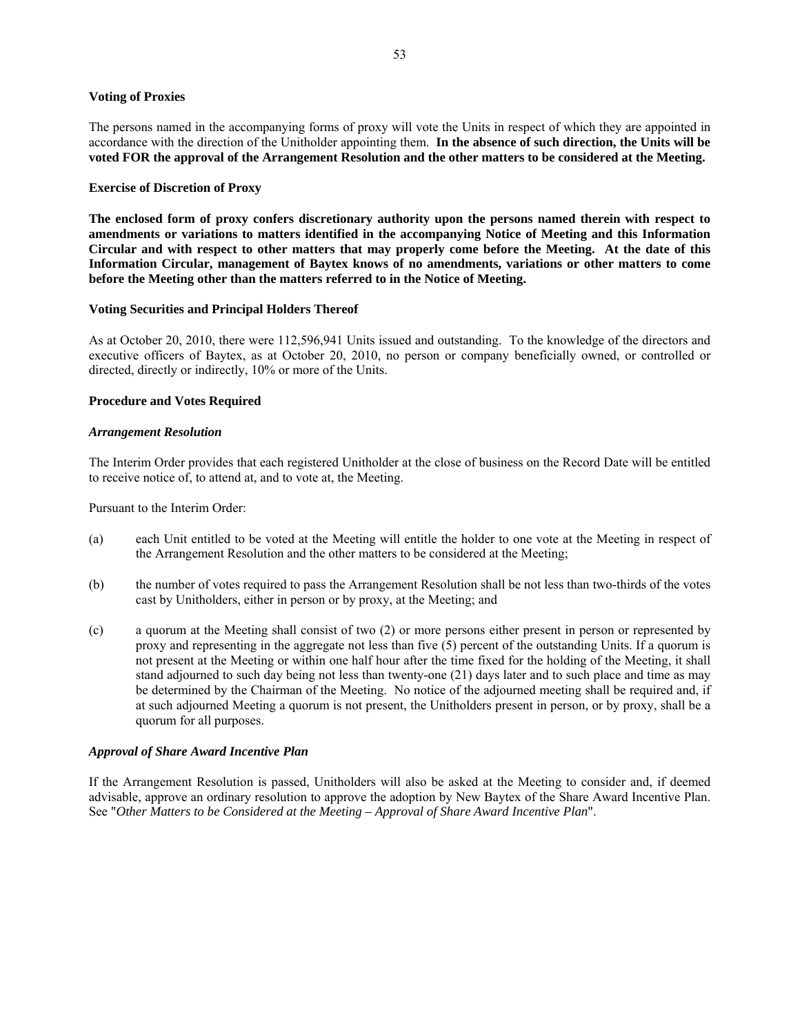**Voting of Proxies**

The persons named in the accompanying forms of proxy will vote the Units in respect of which they are appointed in accordance with the direction of the Unitholder appointing them. **In the absence of such direction, the Units will be voted FOR the approval of the Arrangement Resolution and the other matters to be considered at the Meeting.**

**Exercise of Discretion of Proxy**

**The enclosed form of proxy confers discretionary authority upon the persons named therein with respect to amendments or variations to matters identified in the accompanying Notice of Meeting and this Information Circular and with respect to other matters that may properly come before the Meeting. At the date of this Information Circular, management of Baytex knows of no amendments, variations or other matters to come before the Meeting other than the matters referred to in the Notice of Meeting.**

**Voting Securities and Principal Holders Thereof**

As at October 20, 2010, there were 112,596,941 Units issued and outstanding. To the knowledge of the directors and executive officers of Baytex, as at October 20, 2010, no person or company beneficially owned, or controlled or directed, directly or indirectly, 10% or more of the Units.

**Procedure and Votes Required**

***Arrangement Resolution***

The Interim Order provides that each registered Unitholder at the close of business on the Record Date will be entitled to receive notice of, to attend at, and to vote at, the Meeting.

Pursuant to the Interim Order:

(a) each Unit entitled to be voted at the Meeting will entitle the holder to one vote at the Meeting in respect of the Arrangement Resolution and the other matters to be considered at the Meeting;

(b) the number of votes required to pass the Arrangement Resolution shall be not less than two-thirds of the votes cast by Unitholders, either in person or by proxy, at the Meeting; and

(c) a quorum at the Meeting shall consist of two (2) or more persons either present in person or represented by proxy and representing in the aggregate not less than five (5) percent of the outstanding Units. If a quorum is not present at the Meeting or within one half hour after the time fixed for the holding of the Meeting, it shall stand adjourned to such day being not less than twenty-one (21) days later and to such place and time as may be determined by the Chairman of the Meeting. No notice of the adjourned meeting shall be required and, if at such adjourned Meeting a quorum is not present, the Unitholders present in person, or by proxy, shall be a quorum for all purposes.

***Approval of Share Award Incentive Plan***

If the Arrangement Resolution is passed, Unitholders will also be asked at the Meeting to consider and, if deemed advisable, approve an ordinary resolution to approve the adoption by New Baytex of the Share Award Incentive Plan. See "*Other Matters to be Considered at the Meeting – Approval of Share Award Incentive Plan*".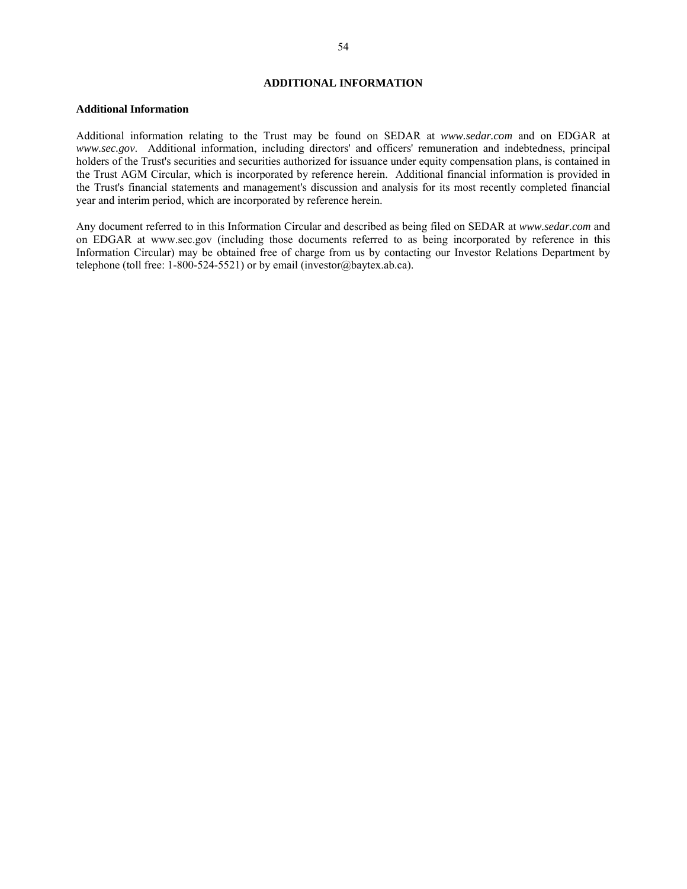# ADDITIONAL INFORMATION

## Additional Information

Additional information relating to the Trust may be found on SEDAR at *www.sedar.com* and on EDGAR at *www.sec.gov*. Additional information, including directors' and officers' remuneration and indebtedness, principal holders of the Trust's securities and securities authorized for issuance under equity compensation plans, is contained in the Trust AGM Circular, which is incorporated by reference herein. Additional financial information is provided in the Trust's financial statements and management's discussion and analysis for its most recently completed financial year and interim period, which are incorporated by reference herein.

Any document referred to in this Information Circular and described as being filed on SEDAR at *www.sedar.com* and on EDGAR at www.sec.gov (including those documents referred to as being incorporated by reference in this Information Circular) may be obtained free of charge from us by contacting our Investor Relations Department by telephone (toll free: 1-800-524-5521) or by email (investor@baytex.ab.ca).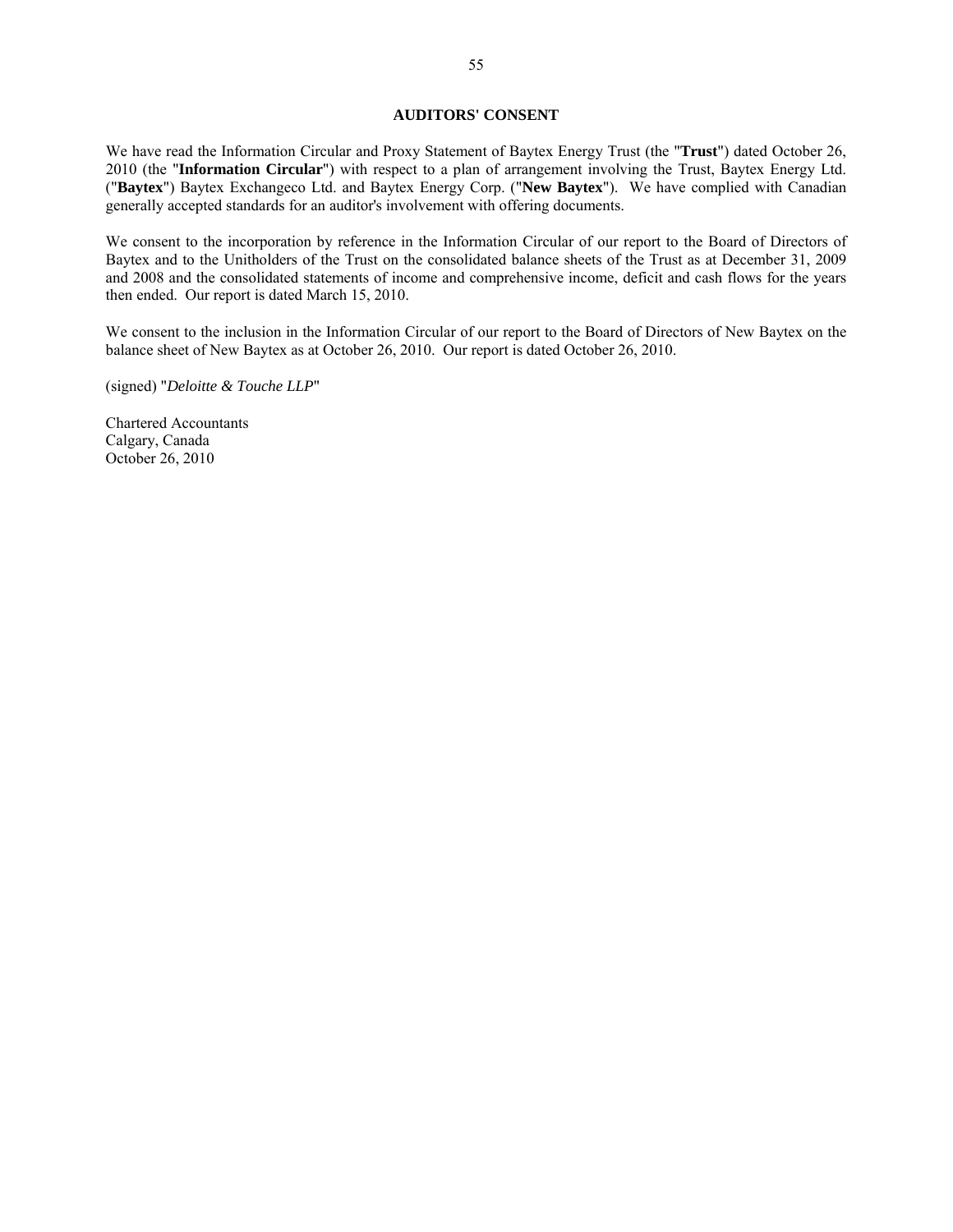## AUDITORS' CONSENT

We have read the Information Circular and Proxy Statement of Baytex Energy Trust (the "**Trust**") dated October 26, 2010 (the "**Information Circular**") with respect to a plan of arrangement involving the Trust, Baytex Energy Ltd. ("**Baytex**") Baytex Exchangeco Ltd. and Baytex Energy Corp. ("**New Baytex**"). We have complied with Canadian generally accepted standards for an auditor's involvement with offering documents.

We consent to the incorporation by reference in the Information Circular of our report to the Board of Directors of Baytex and to the Unitholders of the Trust on the consolidated balance sheets of the Trust as at December 31, 2009 and 2008 and the consolidated statements of income and comprehensive income, deficit and cash flows for the years then ended. Our report is dated March 15, 2010.

We consent to the inclusion in the Information Circular of our report to the Board of Directors of New Baytex on the balance sheet of New Baytex as at October 26, 2010. Our report is dated October 26, 2010.

(signed) "*Deloitte & Touche LLP*"

Chartered Accountants
Calgary, Canada
October 26, 2010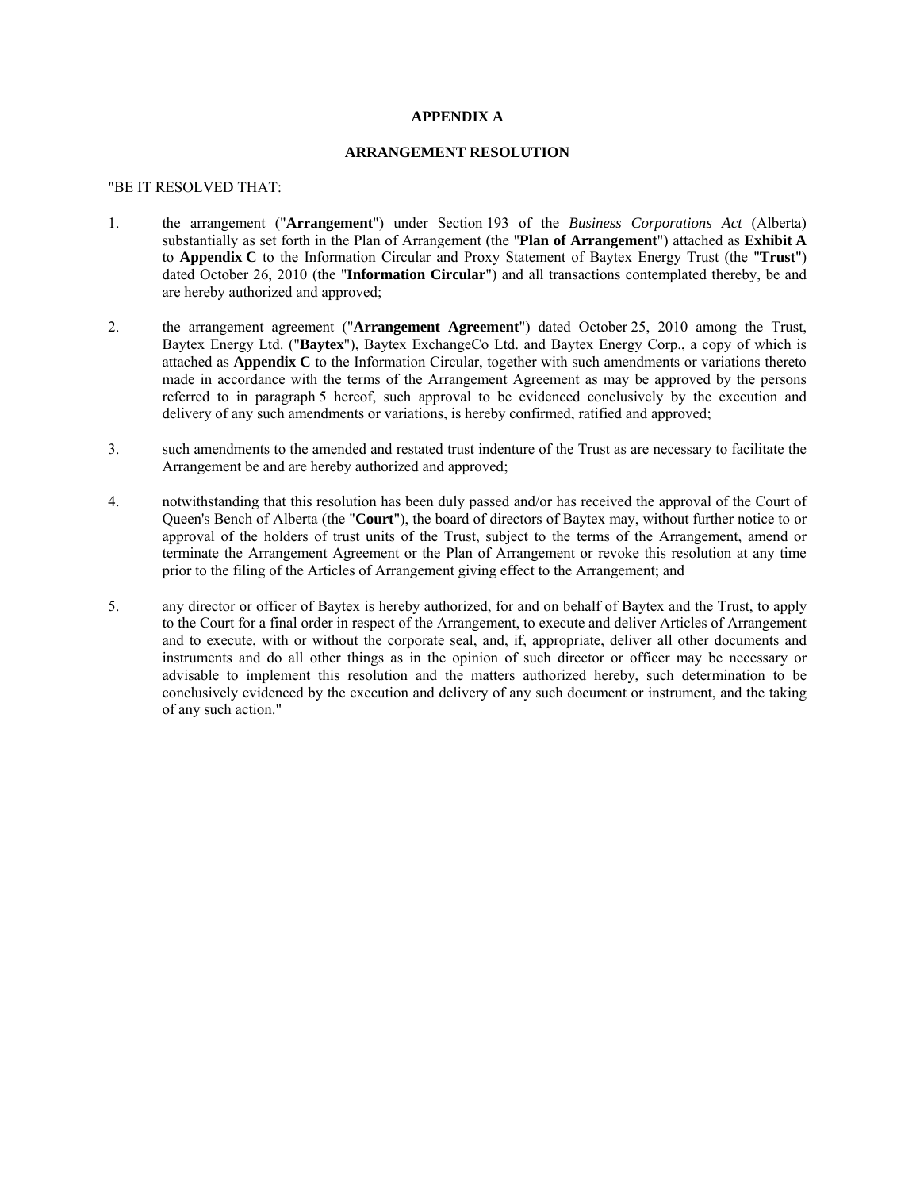# APPENDIX A

## ARRANGEMENT RESOLUTION

"BE IT RESOLVED THAT:

1. the arrangement ("**Arrangement**") under Section 193 of the *Business Corporations Act* (Alberta) substantially as set forth in the Plan of Arrangement (the "**Plan of Arrangement**") attached as **Exhibit A** to **Appendix C** to the Information Circular and Proxy Statement of Baytex Energy Trust (the "**Trust**") dated October 26, 2010 (the "**Information Circular**") and all transactions contemplated thereby, be and are hereby authorized and approved;

2. the arrangement agreement ("**Arrangement Agreement**") dated October 25, 2010 among the Trust, Baytex Energy Ltd. ("**Baytex**"), Baytex ExchangeCo Ltd. and Baytex Energy Corp., a copy of which is attached as **Appendix C** to the Information Circular, together with such amendments or variations thereto made in accordance with the terms of the Arrangement Agreement as may be approved by the persons referred to in paragraph 5 hereof, such approval to be evidenced conclusively by the execution and delivery of any such amendments or variations, is hereby confirmed, ratified and approved;

3. such amendments to the amended and restated trust indenture of the Trust as are necessary to facilitate the Arrangement be and are hereby authorized and approved;

4. notwithstanding that this resolution has been duly passed and/or has received the approval of the Court of Queen's Bench of Alberta (the "**Court**"), the board of directors of Baytex may, without further notice to or approval of the holders of trust units of the Trust, subject to the terms of the Arrangement, amend or terminate the Arrangement Agreement or the Plan of Arrangement or revoke this resolution at any time prior to the filing of the Articles of Arrangement giving effect to the Arrangement; and

5. any director or officer of Baytex is hereby authorized, for and on behalf of Baytex and the Trust, to apply to the Court for a final order in respect of the Arrangement, to execute and deliver Articles of Arrangement and to execute, with or without the corporate seal, and, if, appropriate, deliver all other documents and instruments and do all other things as in the opinion of such director or officer may be necessary or advisable to implement this resolution and the matters authorized hereby, such determination to be conclusively evidenced by the execution and delivery of any such document or instrument, and the taking of any such action."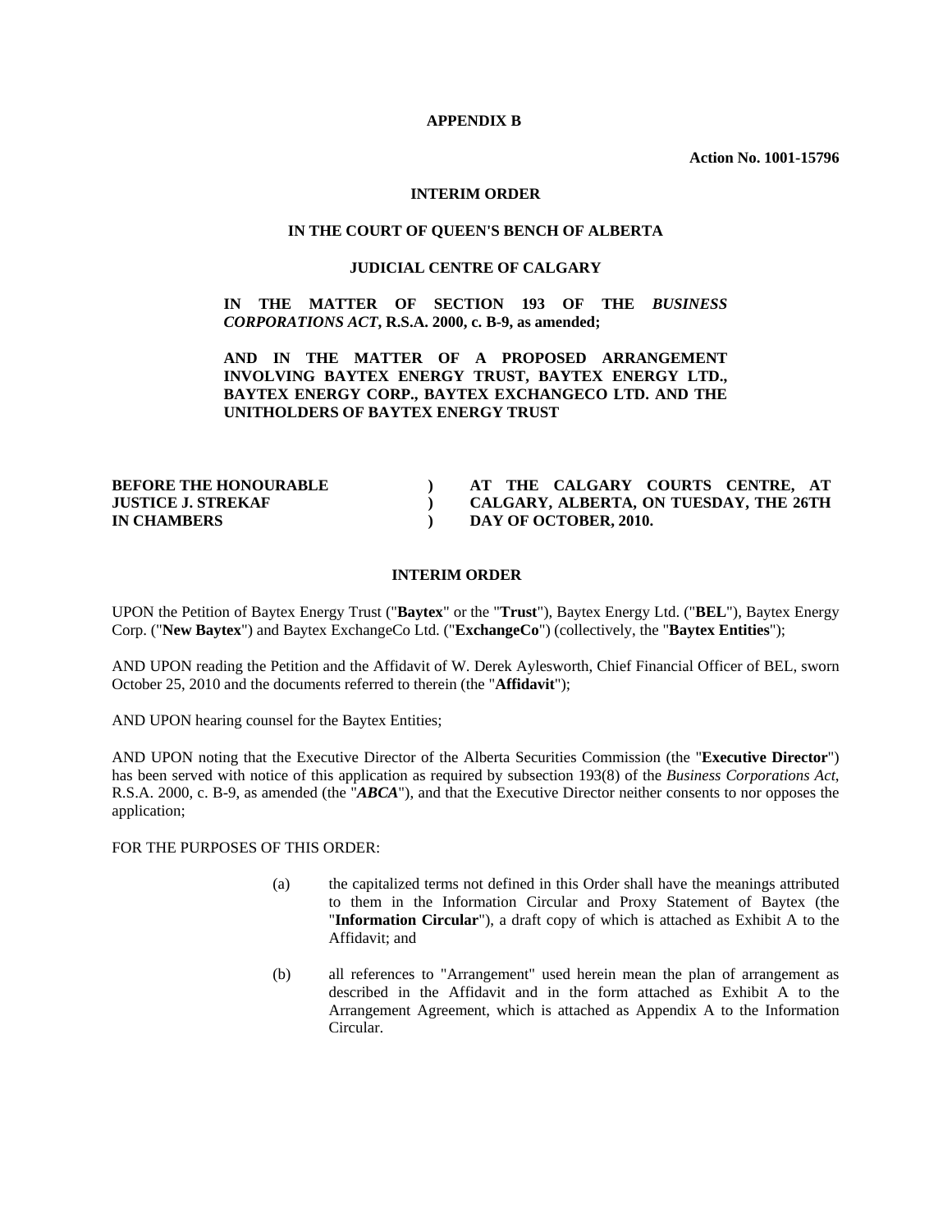**APPENDIX B**

**Action No. 1001-15796**

**INTERIM ORDER**

**IN THE COURT OF QUEEN'S BENCH OF ALBERTA**

**JUDICIAL CENTRE OF CALGARY**

**IN THE MATTER OF SECTION 193 OF THE *BUSINESS CORPORATIONS ACT*, R.S.A. 2000, c. B-9, as amended;**

**AND IN THE MATTER OF A PROPOSED ARRANGEMENT INVOLVING BAYTEX ENERGY TRUST, BAYTEX ENERGY LTD., BAYTEX ENERGY CORP., BAYTEX EXCHANGECO LTD. AND THE UNITHOLDERS OF BAYTEX ENERGY TRUST**

| | | |
|---|---|---|
| **BEFORE THE HONOURABLE** | **)** | **AT THE CALGARY COURTS CENTRE, AT** |
| **JUSTICE J. STREKAF** | **)** | **CALGARY, ALBERTA, ON TUESDAY, THE 26TH** |
| **IN CHAMBERS** | **)** | **DAY OF OCTOBER, 2010.** |

**INTERIM ORDER**

UPON the Petition of Baytex Energy Trust ("**Baytex**" or the "**Trust**"), Baytex Energy Ltd. ("**BEL**"), Baytex Energy Corp. ("**New Baytex**") and Baytex ExchangeCo Ltd. ("**ExchangeCo**") (collectively, the "**Baytex Entities**");

AND UPON reading the Petition and the Affidavit of W. Derek Aylesworth, Chief Financial Officer of BEL, sworn October 25, 2010 and the documents referred to therein (the "**Affidavit**");

AND UPON hearing counsel for the Baytex Entities;

AND UPON noting that the Executive Director of the Alberta Securities Commission (the "**Executive Director**") has been served with notice of this application as required by subsection 193(8) of the *Business Corporations Act*, R.S.A. 2000, c. B-9, as amended (the "***ABCA***"), and that the Executive Director neither consents to nor opposes the application;

FOR THE PURPOSES OF THIS ORDER:

(a) the capitalized terms not defined in this Order shall have the meanings attributed to them in the Information Circular and Proxy Statement of Baytex (the "**Information Circular**"), a draft copy of which is attached as Exhibit A to the Affidavit; and

(b) all references to "Arrangement" used herein mean the plan of arrangement as described in the Affidavit and in the form attached as Exhibit A to the Arrangement Agreement, which is attached as Appendix A to the Information Circular.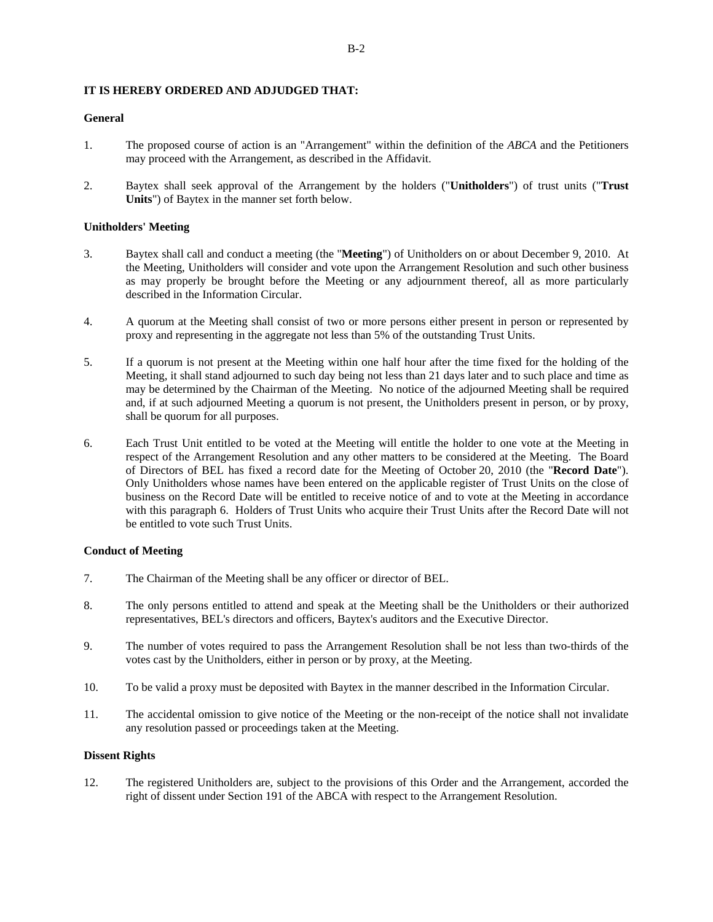**IT IS HEREBY ORDERED AND ADJUDGED THAT:**

**General**

1. The proposed course of action is an "Arrangement" within the definition of the *ABCA* and the Petitioners may proceed with the Arrangement, as described in the Affidavit.

2. Baytex shall seek approval of the Arrangement by the holders ("**Unitholders**") of trust units ("**Trust Units**") of Baytex in the manner set forth below.

**Unitholders' Meeting**

3. Baytex shall call and conduct a meeting (the "**Meeting**") of Unitholders on or about December 9, 2010. At the Meeting, Unitholders will consider and vote upon the Arrangement Resolution and such other business as may properly be brought before the Meeting or any adjournment thereof, all as more particularly described in the Information Circular.

4. A quorum at the Meeting shall consist of two or more persons either present in person or represented by proxy and representing in the aggregate not less than 5% of the outstanding Trust Units.

5. If a quorum is not present at the Meeting within one half hour after the time fixed for the holding of the Meeting, it shall stand adjourned to such day being not less than 21 days later and to such place and time as may be determined by the Chairman of the Meeting. No notice of the adjourned Meeting shall be required and, if at such adjourned Meeting a quorum is not present, the Unitholders present in person, or by proxy, shall be quorum for all purposes.

6. Each Trust Unit entitled to be voted at the Meeting will entitle the holder to one vote at the Meeting in respect of the Arrangement Resolution and any other matters to be considered at the Meeting. The Board of Directors of BEL has fixed a record date for the Meeting of October 20, 2010 (the "**Record Date**"). Only Unitholders whose names have been entered on the applicable register of Trust Units on the close of business on the Record Date will be entitled to receive notice of and to vote at the Meeting in accordance with this paragraph 6. Holders of Trust Units who acquire their Trust Units after the Record Date will not be entitled to vote such Trust Units.

**Conduct of Meeting**

7. The Chairman of the Meeting shall be any officer or director of BEL.

8. The only persons entitled to attend and speak at the Meeting shall be the Unitholders or their authorized representatives, BEL's directors and officers, Baytex's auditors and the Executive Director.

9. The number of votes required to pass the Arrangement Resolution shall be not less than two-thirds of the votes cast by the Unitholders, either in person or by proxy, at the Meeting.

10. To be valid a proxy must be deposited with Baytex in the manner described in the Information Circular.

11. The accidental omission to give notice of the Meeting or the non-receipt of the notice shall not invalidate any resolution passed or proceedings taken at the Meeting.

**Dissent Rights**

12. The registered Unitholders are, subject to the provisions of this Order and the Arrangement, accorded the right of dissent under Section 191 of the ABCA with respect to the Arrangement Resolution.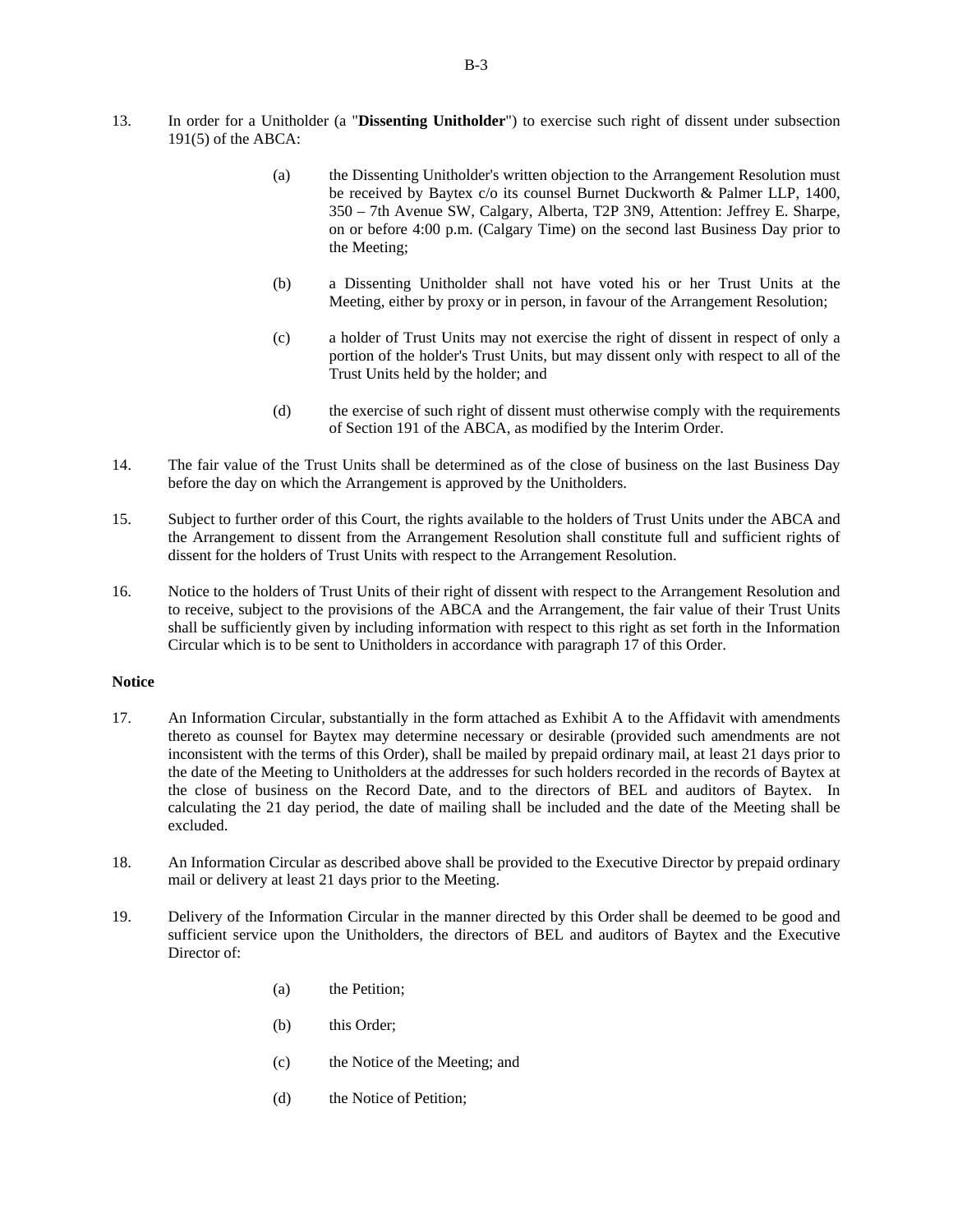13. In order for a Unitholder (a "**Dissenting Unitholder**") to exercise such right of dissent under subsection 191(5) of the ABCA:

    (a) the Dissenting Unitholder's written objection to the Arrangement Resolution must be received by Baytex c/o its counsel Burnet Duckworth & Palmer LLP, 1400, 350 – 7th Avenue SW, Calgary, Alberta, T2P 3N9, Attention: Jeffrey E. Sharpe, on or before 4:00 p.m. (Calgary Time) on the second last Business Day prior to the Meeting;

    (b) a Dissenting Unitholder shall not have voted his or her Trust Units at the Meeting, either by proxy or in person, in favour of the Arrangement Resolution;

    (c) a holder of Trust Units may not exercise the right of dissent in respect of only a portion of the holder's Trust Units, but may dissent only with respect to all of the Trust Units held by the holder; and

    (d) the exercise of such right of dissent must otherwise comply with the requirements of Section 191 of the ABCA, as modified by the Interim Order.

14. The fair value of the Trust Units shall be determined as of the close of business on the last Business Day before the day on which the Arrangement is approved by the Unitholders.

15. Subject to further order of this Court, the rights available to the holders of Trust Units under the ABCA and the Arrangement to dissent from the Arrangement Resolution shall constitute full and sufficient rights of dissent for the holders of Trust Units with respect to the Arrangement Resolution.

16. Notice to the holders of Trust Units of their right of dissent with respect to the Arrangement Resolution and to receive, subject to the provisions of the ABCA and the Arrangement, the fair value of their Trust Units shall be sufficiently given by including information with respect to this right as set forth in the Information Circular which is to be sent to Unitholders in accordance with paragraph 17 of this Order.

**Notice**

17. An Information Circular, substantially in the form attached as Exhibit A to the Affidavit with amendments thereto as counsel for Baytex may determine necessary or desirable (provided such amendments are not inconsistent with the terms of this Order), shall be mailed by prepaid ordinary mail, at least 21 days prior to the date of the Meeting to Unitholders at the addresses for such holders recorded in the records of Baytex at the close of business on the Record Date, and to the directors of BEL and auditors of Baytex. In calculating the 21 day period, the date of mailing shall be included and the date of the Meeting shall be excluded.

18. An Information Circular as described above shall be provided to the Executive Director by prepaid ordinary mail or delivery at least 21 days prior to the Meeting.

19. Delivery of the Information Circular in the manner directed by this Order shall be deemed to be good and sufficient service upon the Unitholders, the directors of BEL and auditors of Baytex and the Executive Director of:

    (a) the Petition;

    (b) this Order;

    (c) the Notice of the Meeting; and

    (d) the Notice of Petition;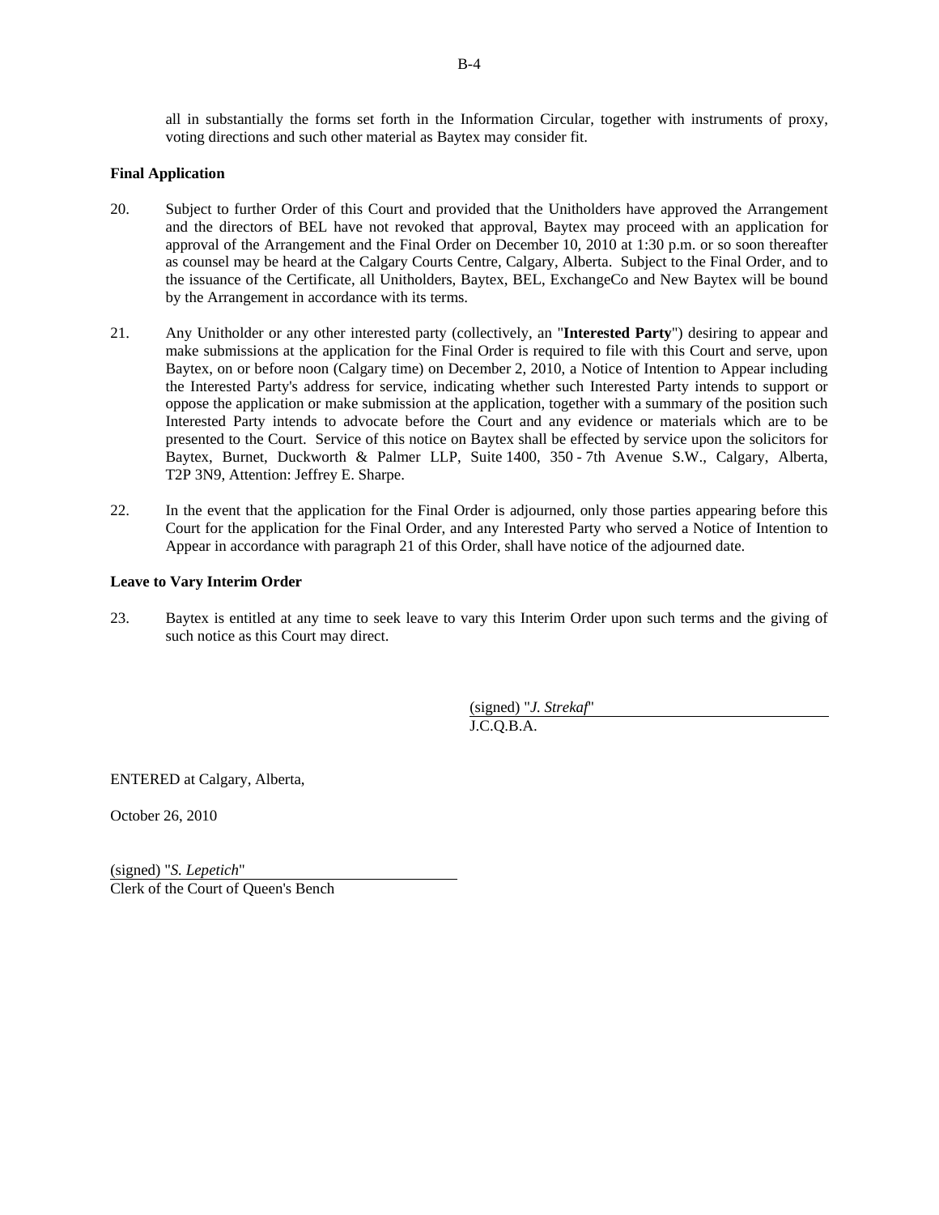all in substantially the forms set forth in the Information Circular, together with instruments of proxy, voting directions and such other material as Baytex may consider fit.

**Final Application**

20. Subject to further Order of this Court and provided that the Unitholders have approved the Arrangement and the directors of BEL have not revoked that approval, Baytex may proceed with an application for approval of the Arrangement and the Final Order on December 10, 2010 at 1:30 p.m. or so soon thereafter as counsel may be heard at the Calgary Courts Centre, Calgary, Alberta. Subject to the Final Order, and to the issuance of the Certificate, all Unitholders, Baytex, BEL, ExchangeCo and New Baytex will be bound by the Arrangement in accordance with its terms.

21. Any Unitholder or any other interested party (collectively, an "**Interested Party**") desiring to appear and make submissions at the application for the Final Order is required to file with this Court and serve, upon Baytex, on or before noon (Calgary time) on December 2, 2010, a Notice of Intention to Appear including the Interested Party's address for service, indicating whether such Interested Party intends to support or oppose the application or make submission at the application, together with a summary of the position such Interested Party intends to advocate before the Court and any evidence or materials which are to be presented to the Court. Service of this notice on Baytex shall be effected by service upon the solicitors for Baytex, Burnet, Duckworth & Palmer LLP, Suite 1400, 350 - 7th Avenue S.W., Calgary, Alberta, T2P 3N9, Attention: Jeffrey E. Sharpe.

22. In the event that the application for the Final Order is adjourned, only those parties appearing before this Court for the application for the Final Order, and any Interested Party who served a Notice of Intention to Appear in accordance with paragraph 21 of this Order, shall have notice of the adjourned date.

**Leave to Vary Interim Order**

23. Baytex is entitled at any time to seek leave to vary this Interim Order upon such terms and the giving of such notice as this Court may direct.

(signed) "*J. Strekaf*"
J.C.Q.B.A.

ENTERED at Calgary, Alberta,

October 26, 2010

(signed) "*S. Lepetich*"
Clerk of the Court of Queen's Bench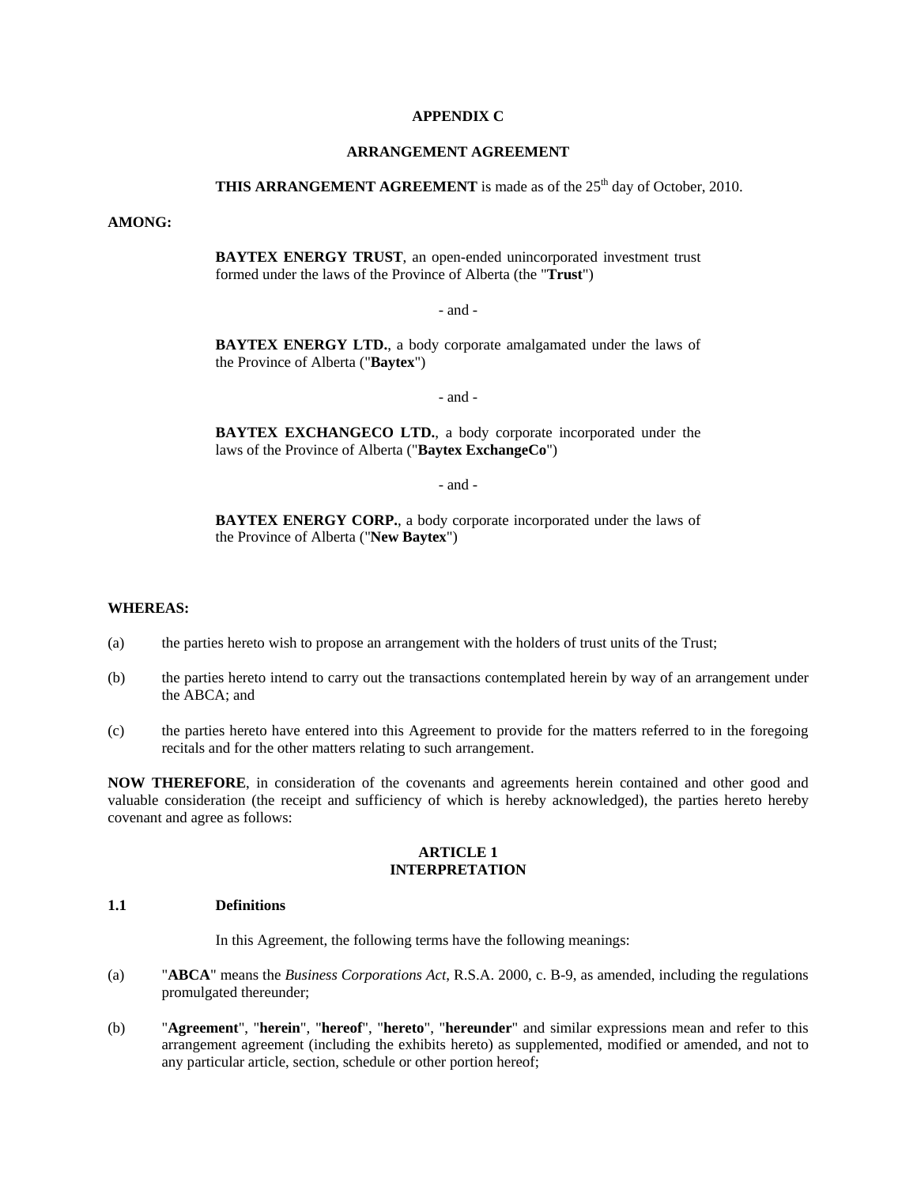**APPENDIX C**

**ARRANGEMENT AGREEMENT**

**THIS ARRANGEMENT AGREEMENT** is made as of the 25th day of October, 2010.

**AMONG:**

> **BAYTEX ENERGY TRUST**, an open-ended unincorporated investment trust formed under the laws of the Province of Alberta (the "**Trust**")
>
> - and -
>
> **BAYTEX ENERGY LTD.**, a body corporate amalgamated under the laws of the Province of Alberta ("**Baytex**")
>
> - and -
>
> **BAYTEX EXCHANGECO LTD.**, a body corporate incorporated under the laws of the Province of Alberta ("**Baytex ExchangeCo**")
>
> - and -
>
> **BAYTEX ENERGY CORP.**, a body corporate incorporated under the laws of the Province of Alberta ("**New Baytex**")

**WHEREAS:**

(a) the parties hereto wish to propose an arrangement with the holders of trust units of the Trust;

(b) the parties hereto intend to carry out the transactions contemplated herein by way of an arrangement under the ABCA; and

(c) the parties hereto have entered into this Agreement to provide for the matters referred to in the foregoing recitals and for the other matters relating to such arrangement.

**NOW THEREFORE**, in consideration of the covenants and agreements herein contained and other good and valuable consideration (the receipt and sufficiency of which is hereby acknowledged), the parties hereto hereby covenant and agree as follows:

## ARTICLE 1
## INTERPRETATION

### 1.1 Definitions

In this Agreement, the following terms have the following meanings:

(a) "**ABCA**" means the *Business Corporations Act*, R.S.A. 2000, c. B-9, as amended, including the regulations promulgated thereunder;

(b) "**Agreement**", "**herein**", "**hereof**", "**hereto**", "**hereunder**" and similar expressions mean and refer to this arrangement agreement (including the exhibits hereto) as supplemented, modified or amended, and not to any particular article, section, schedule or other portion hereof;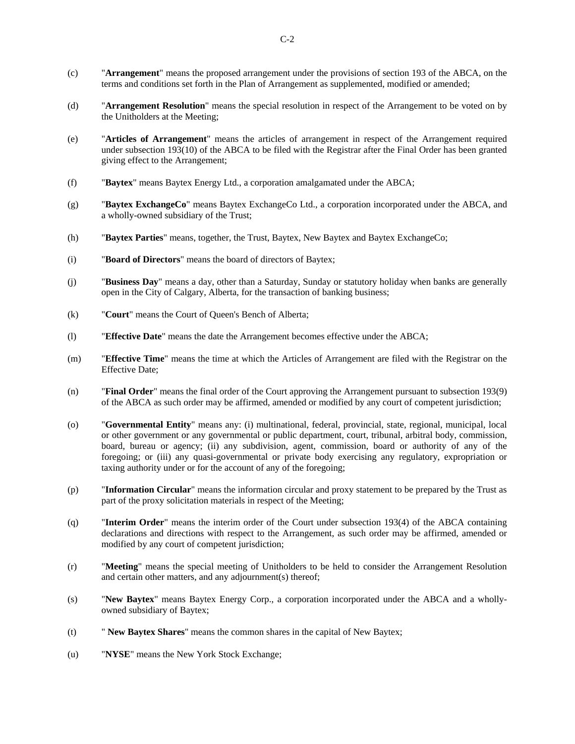(c) "**Arrangement**" means the proposed arrangement under the provisions of section 193 of the ABCA, on the terms and conditions set forth in the Plan of Arrangement as supplemented, modified or amended;

(d) "**Arrangement Resolution**" means the special resolution in respect of the Arrangement to be voted on by the Unitholders at the Meeting;

(e) "**Articles of Arrangement**" means the articles of arrangement in respect of the Arrangement required under subsection 193(10) of the ABCA to be filed with the Registrar after the Final Order has been granted giving effect to the Arrangement;

(f) "**Baytex**" means Baytex Energy Ltd., a corporation amalgamated under the ABCA;

(g) "**Baytex ExchangeCo**" means Baytex ExchangeCo Ltd., corporation incorporated under the ABCA, and a wholly-owned subsidiary of the Trust;

(h) "**Baytex Parties**" means, together, the Trust, Baytex, New Baytex and Baytex ExchangeCo;

(i) "**Board of Directors**" means the board of directors of Baytex;

(j) "**Business Day**" means a day, other than a Saturday, Sunday or statutory holiday when banks are generally open in the City of Calgary, Alberta, for the transaction of banking business;

(k) "**Court**" means the Court of Queen's Bench of Alberta;

(l) "**Effective Date**" means the date the Arrangement becomes effective under the ABCA;

(m) "**Effective Time**" means the time at which the Articles of Arrangement are filed with the Registrar on the Effective Date;

(n) "**Final Order**" means the final order of the Court approving the Arrangement pursuant to subsection 193(9) of the ABCA as such order may be affirmed, amended or modified by any court of competent jurisdiction;

(o) "**Governmental Entity**" means any: (i) multinational, federal, provincial, state, regional, municipal, local or other government or any governmental or public department, court, tribunal, arbitral body, commission, board, bureau or agency; (ii) any subdivision, agent, commission, board or authority of any of the foregoing; or (iii) any quasi-governmental or private body exercising any regulatory, expropriation or taxing authority under or for the account of any of the foregoing;

(p) "**Information Circular**" means the information circular and proxy statement to be prepared by the Trust as part of the proxy solicitation materials in respect of the Meeting;

(q) "**Interim Order**" means the interim order of the Court under subsection 193(4) of the ABCA containing declarations and directions with respect to the Arrangement, as such order may be affirmed, amended or modified by any court of competent jurisdiction;

(r) "**Meeting**" means the special meeting of Unitholders to be held to consider the Arrangement Resolution and certain other matters, and any adjournment(s) thereof;

(s) "**New Baytex**" means Baytex Energy Corp., a corporation incorporated under the ABCA and a wholly-owned subsidiary of Baytex;

(t) " **New Baytex Shares**" means the common shares in the capital of New Baytex;

(u) "**NYSE**" means the New York Stock Exchange;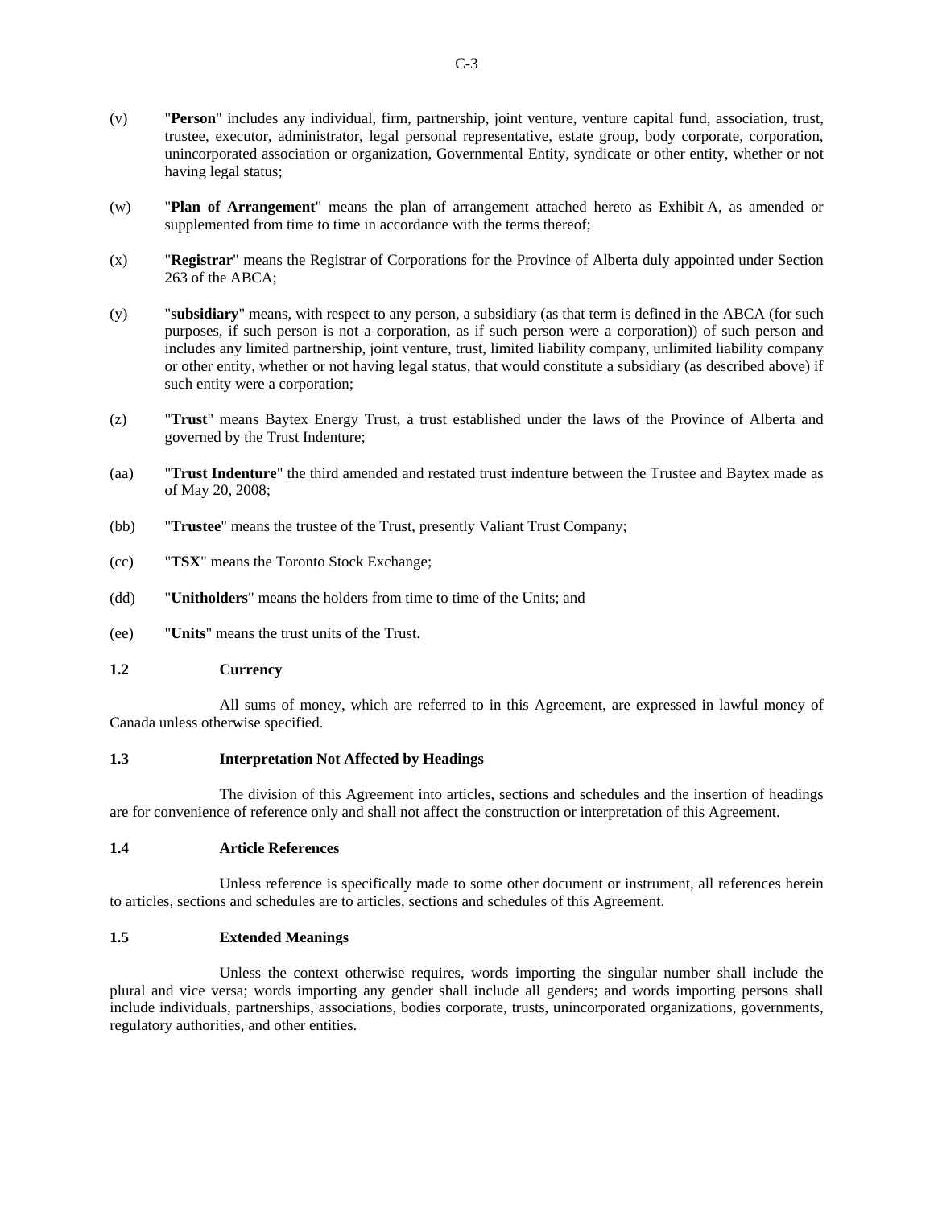(v) "**Person**" includes any individual, firm, partnership, joint venture, venture capital fund, association, trust, trustee, executor, administrator, legal personal representative, estate group, body corporate, corporation, unincorporated association or organization, Governmental Entity, syndicate or other entity, whether or not having legal status;

(w) "**Plan of Arrangement**" means the plan of arrangement attached hereto as Exhibit A, as amended or supplemented from time to time in accordance with the terms thereof;

(x) "**Registrar**" means the Registrar of Corporations for the Province of Alberta duly appointed under Section 263 of the ABCA;

(y) "**subsidiary**" means, with respect to any person, a subsidiary (as that term is defined in the ABCA (for such purposes, if such person is not a corporation, as if such person were a corporation)) of such person and includes any limited partnership, joint venture, trust, limited liability company, unlimited liability company or other entity, whether or not having legal status, that would constitute a subsidiary (as described above) if such entity were a corporation;

(z) "**Trust**" means Baytex Energy Trust, a trust established under the laws of the Province of Alberta and governed by the Trust Indenture;

(aa) "**Trust Indenture**" the third amended and restated trust indenture between the Trustee and Baytex made as of May 20, 2008;

(bb) "**Trustee**" means the trustee of the Trust, presently Valiant Trust Company;

(cc) "**TSX**" means the Toronto Stock Exchange;

(dd) "**Unitholders**" means the holders from time to time of the Units; and

(ee) "**Units**" means the trust units of the Trust.

### 1.2 Currency

All sums of money, which are referred to in this Agreement, are expressed in lawful money of Canada unless otherwise specified.

### 1.3 Interpretation Not Affected by Headings

The division of this Agreement into articles, sections and schedules and the insertion of headings are for convenience of reference only and shall not affect the construction or interpretation of this Agreement.

### 1.4 Article References

Unless reference is specifically made to some other document or instrument, all references herein to articles, sections and schedules are to articles, sections and schedules of this Agreement.

### 1.5 Extended Meanings

Unless the context otherwise requires, words importing the singular number shall include the plural and vice versa; words importing any gender shall include all genders; and words importing persons shall include individuals, partnerships, associations, bodies corporate, trusts, unincorporated organizations, governments, regulatory authorities, and other entities.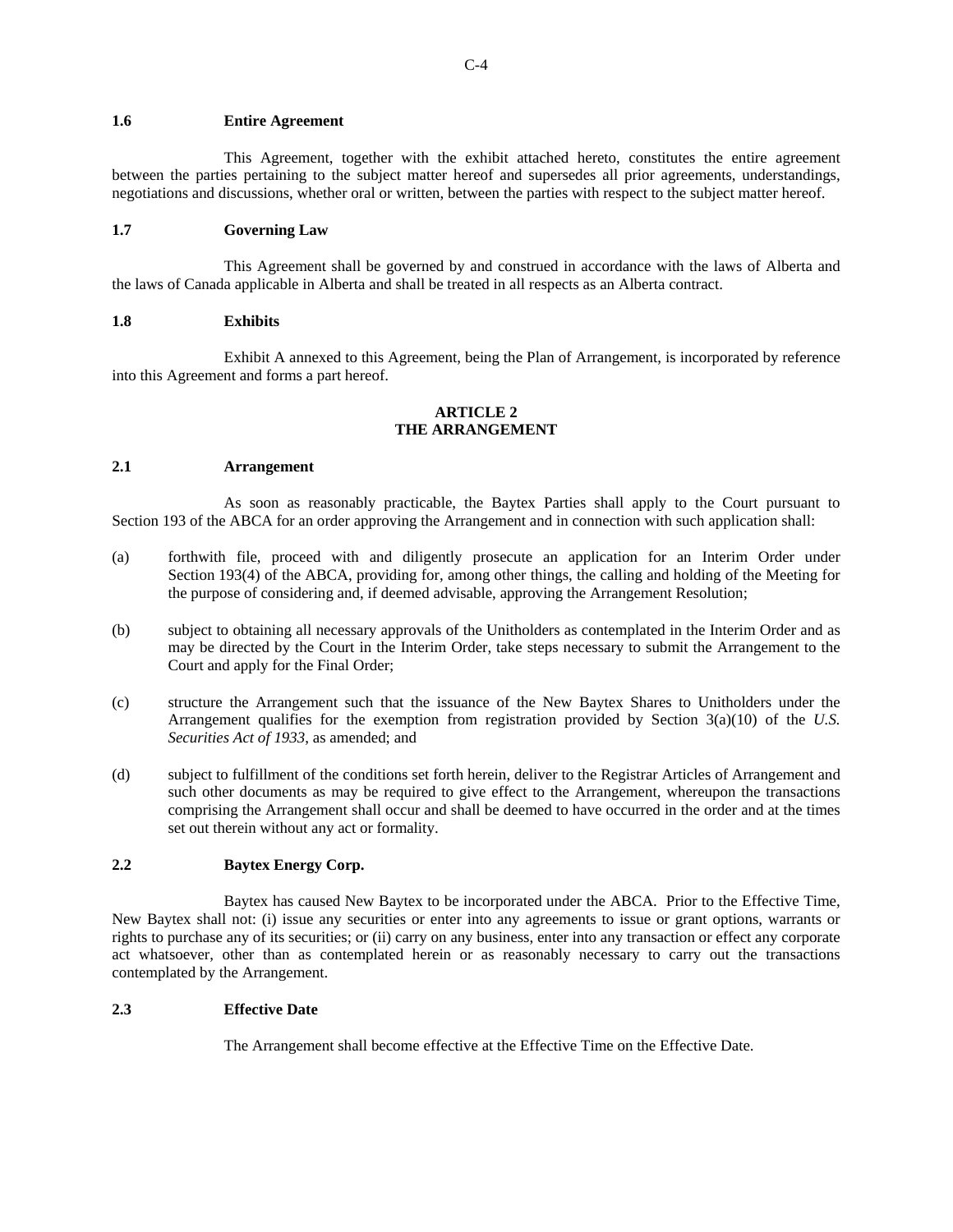### 1.6 Entire Agreement

This Agreement, together with the exhibit attached hereto, constitutes the entire agreement between the parties pertaining to the subject matter hereof and supersedes all prior agreements, understandings, negotiations and discussions, whether oral or written, between the parties with respect to the subject matter hereof.

### 1.7 Governing Law

This Agreement shall be governed by and construed in accordance with the laws of Alberta and the laws of Canada applicable in Alberta and shall be treated in all respects as an Alberta contract.

### 1.8 Exhibits

Exhibit A annexed to this Agreement, being the Plan of Arrangement, is incorporated by reference into this Agreement and forms a part hereof.

## ARTICLE 2
## THE ARRANGEMENT

### 2.1 Arrangement

As soon as reasonably practicable, the Baytex Parties shall apply to the Court pursuant to Section 193 of the ABCA for an order approving the Arrangement and in connection with such application shall:

(a) forthwith file, proceed with and diligently prosecute an application for an Interim Order under Section 193(4) of the ABCA, providing for, among other things, the calling and holding of the Meeting for the purpose of considering and, if deemed advisable, approving the Arrangement Resolution;

(b) subject to obtaining all necessary approvals of the Unitholders as contemplated in the Interim Order and as may be directed by the Court in the Interim Order, take steps necessary to submit the Arrangement to the Court and apply for the Final Order;

(c) structure the Arrangement such that the issuance of the New Baytex Shares to Unitholders under the Arrangement qualifies for the exemption from registration provided by Section 3(a)(10) of the *U.S. Securities Act of 1933*, as amended; and

(d) subject to fulfillment of the conditions set forth herein, deliver to the Registrar Articles of Arrangement and such other documents as may be required to give effect to the Arrangement, whereupon the transactions comprising the Arrangement shall occur and shall be deemed to have occurred in the order and at the times set out therein without any act or formality.

### 2.2 Baytex Energy Corp.

Baytex has caused New Baytex to be incorporated under the ABCA. Prior to the Effective Time, New Baytex shall not: (i) issue any securities or enter into any agreements to issue or grant options, warrants or rights to purchase any of its securities; or (ii) carry on any business, enter into any transaction or effect any corporate act whatsoever, other than as contemplated herein or as reasonably necessary to carry out the transactions contemplated by the Arrangement.

### 2.3 Effective Date

The Arrangement shall become effective at the Effective Time on the Effective Date.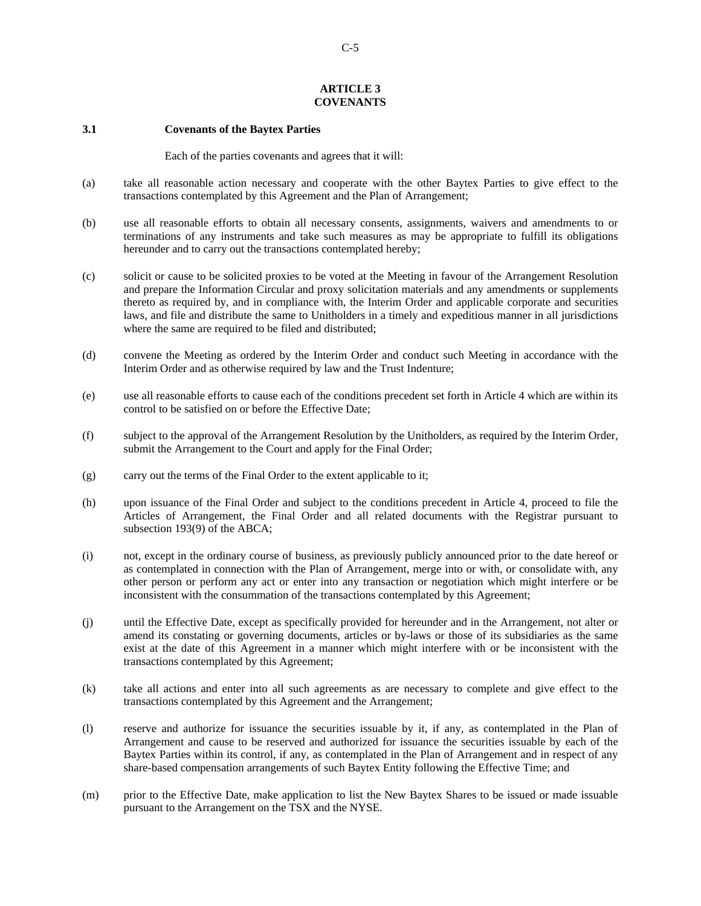## ARTICLE 3
## COVENANTS

### 3.1 Covenants of the Baytex Parties

Each of the parties covenants and agrees that it will:

(a) take all reasonable action necessary and cooperate with the other Baytex Parties to give effect to the transactions contemplated by this Agreement and the Plan of Arrangement;

(b) use all reasonable efforts to obtain all necessary consents, assignments, waivers and amendments to or terminations of any instruments and take such measures as may be appropriate to fulfill its obligations hereunder and to carry out the transactions contemplated hereby;

(c) solicit or cause to be solicited proxies to be voted at the Meeting in favour of the Arrangement Resolution and prepare the Information Circular and proxy solicitation materials and any amendments or supplements thereto as required by, and in compliance with, the Interim Order and applicable corporate and securities laws, and file and distribute the same to Unitholders in a timely and expeditious manner in all jurisdictions where the same are required to be filed and distributed;

(d) convene the Meeting as ordered by the Interim Order and conduct such Meeting in accordance with the Interim Order and as otherwise required by law and the Trust Indenture;

(e) use all reasonable efforts to cause each of the conditions precedent set forth in Article 4 which are within its control to be satisfied on or before the Effective Date;

(f) subject to the approval of the Arrangement Resolution by the Unitholders, as required by the Interim Order, submit the Arrangement to the Court and apply for the Final Order;

(g) carry out the terms of the Final Order to the extent applicable to it;

(h) upon issuance of the Final Order and subject to the conditions precedent in Article 4, proceed to file the Articles of Arrangement, the Final Order and all related documents with the Registrar pursuant to subsection 193(9) of the ABCA;

(i) not, except in the ordinary course of business, as previously publicly announced prior to the date hereof or as contemplated in connection with the Plan of Arrangement, merge into or with, or consolidate with, any other person or perform any act or enter into any transaction or negotiation which might interfere or be inconsistent with the consummation of the transactions contemplated by this Agreement;

(j) until the Effective Date, except as specifically provided for hereunder and in the Arrangement, not alter or amend its constating or governing documents, articles or by-laws or those of its subsidiaries as the same exist at the date of this Agreement in a manner which might interfere with or be inconsistent with the transactions contemplated by this Agreement;

(k) take all actions and enter into all such agreements as are necessary to complete and give effect to the transactions contemplated by this Agreement and the Arrangement;

(l) reserve and authorize for issuance the securities issuable by it, if any, as contemplated in the Plan of Arrangement and cause to be reserved and authorized for issuance the securities issuable by each of the Baytex Parties within its control, if any, as contemplated in the Plan of Arrangement and in respect of any share-based compensation arrangements of such Baytex Entity following the Effective Time; and

(m) prior to the Effective Date, make application to list the New Baytex Shares to be issued or made issuable pursuant to the Arrangement on the TSX and the NYSE.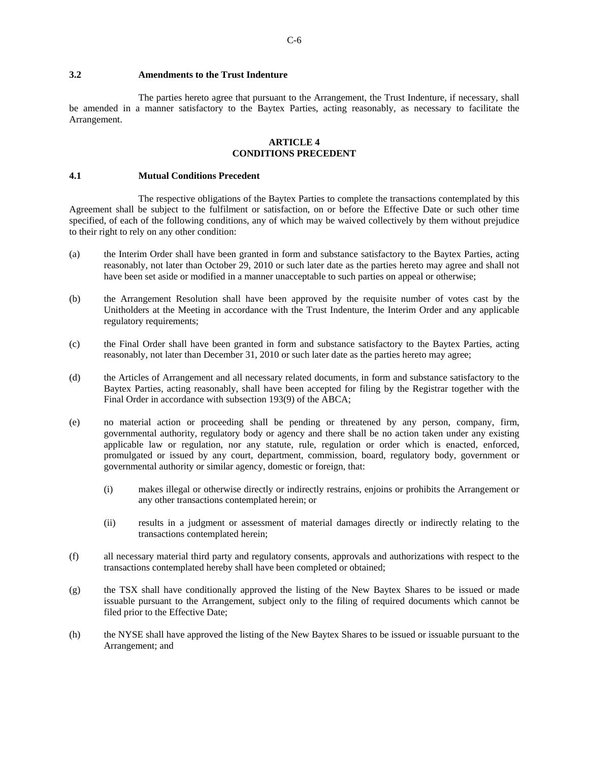### 3.2 Amendments to the Trust Indenture

The parties hereto agree that pursuant to the Arrangement, the Trust Indenture, if necessary, shall be amended in a manner satisfactory to the Baytex Parties, acting reasonably, as necessary to facilitate the Arrangement.

## ARTICLE 4
## CONDITIONS PRECEDENT

### 4.1 Mutual Conditions Precedent

The respective obligations of the Baytex Parties to complete the transactions contemplated by this Agreement shall be subject to the fulfilment or satisfaction, on or before the Effective Date or such other time specified, of each of the following conditions, any of which may be waived collectively by them without prejudice to their right to rely on any other condition:

(a) the Interim Order shall have been granted in form and substance satisfactory to the Baytex Parties, acting reasonably, not later than October 29, 2010 or such later date as the parties hereto may agree and shall not have been set aside or modified in a manner unacceptable to such parties on appeal or otherwise;

(b) the Arrangement Resolution shall have been approved by the requisite number of votes cast by the Unitholders at the Meeting in accordance with the Trust Indenture, the Interim Order and any applicable regulatory requirements;

(c) the Final Order shall have been granted in form and substance satisfactory to the Baytex Parties, acting reasonably, not later than December 31, 2010 or such later date as the parties hereto may agree;

(d) the Articles of Arrangement and all necessary related documents, in form and substance satisfactory to the Baytex Parties, acting reasonably, shall have been accepted for filing by the Registrar together with the Final Order in accordance with subsection 193(9) of the ABCA;

(e) no material action or proceeding shall be pending or threatened by any person, company, firm, governmental authority, regulatory body or agency and there shall be no action taken under any existing applicable law or regulation, nor any statute, rule, regulation or order which is enacted, enforced, promulgated or issued by any court, department, commission, board, regulatory body, government or governmental authority or similar agency, domestic or foreign, that:

   (i) makes illegal or otherwise directly or indirectly restrains, enjoins or prohibits the Arrangement or any other transactions contemplated herein; or

   (ii) results in a judgment or assessment of material damages directly or indirectly relating to the transactions contemplated herein;

(f) all necessary material third party and regulatory consents, approvals and authorizations with respect to the transactions contemplated hereby shall have been completed or obtained;

(g) the TSX shall have conditionally approved the listing of the New Baytex Shares to be issued or made issuable pursuant to the Arrangement, subject only to the filing of required documents which cannot be filed prior to the Effective Date;

(h) the NYSE shall have approved the listing of the New Baytex Shares to be issued or issuable pursuant to the Arrangement; and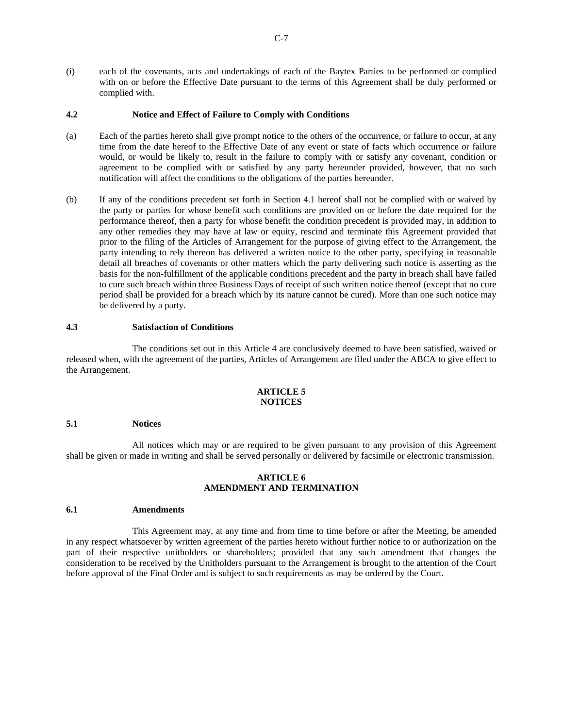(i) each of the covenants, acts and undertakings of each of the Baytex Parties to be performed or complied with on or before the Effective Date pursuant to the terms of this Agreement shall be duly performed or complied with.

### 4.2 Notice and Effect of Failure to Comply with Conditions

(a) Each of the parties hereto shall give prompt notice to the others of the occurrence, or failure to occur, at any time from the date hereof to the Effective Date of any event or state of facts which occurrence or failure would, or would be likely to, result in the failure to comply with or satisfy any covenant, condition or agreement to be complied with or satisfied by any party hereunder provided, however, that no such notification will affect the conditions to the obligations of the parties hereunder.

(b) If any of the conditions precedent set forth in Section 4.1 hereof shall not be complied with or waived by the party or parties for whose benefit such conditions are provided on or before the date required for the performance thereof, then a party for whose benefit the condition precedent is provided may, in addition to any other remedies they may have at law or equity, rescind and terminate this Agreement provided that prior to the filing of the Articles of Arrangement for the purpose of giving effect to the Arrangement, the party intending to rely thereon has delivered a written notice to the other party, specifying in reasonable detail all breaches of covenants or other matters which the party delivering such notice is asserting as the basis for the non-fulfillment of the applicable conditions precedent and the party in breach shall have failed to cure such breach within three Business Days of receipt of such written notice thereof (except that no cure period shall be provided for a breach which by its nature cannot be cured). More than one such notice may be delivered by a party.

### 4.3 Satisfaction of Conditions

The conditions set out in this Article 4 are conclusively deemed to have been satisfied, waived or released when, with the agreement of the parties, Articles of Arrangement are filed under the ABCA to give effect to the Arrangement.

## ARTICLE 5
## NOTICES

### 5.1 Notices

All notices which may or are required to be given pursuant to any provision of this Agreement shall be given or made in writing and shall be served personally or delivered by facsimile or electronic transmission.

## ARTICLE 6
## AMENDMENT AND TERMINATION

### 6.1 Amendments

This Agreement may, at any time and from time to time before or after the Meeting, be amended in any respect whatsoever by written agreement of the parties hereto without further notice to or authorization on the part of their respective unitholders or shareholders; provided that any such amendment that changes the consideration to be received by the Unitholders pursuant to the Arrangement is brought to the attention of the Court before approval of the Final Order and is subject to such requirements as may be ordered by the Court.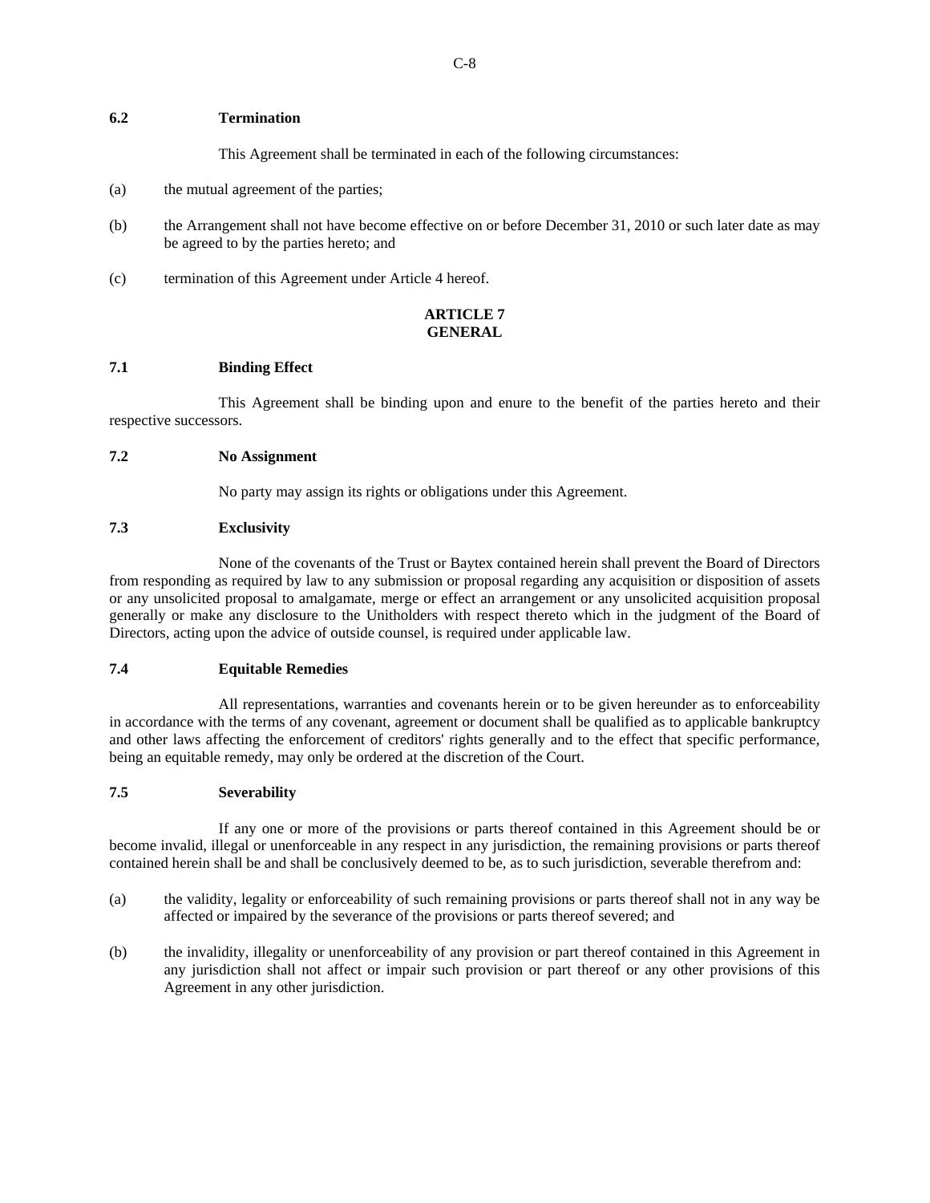### 6.2 Termination

This Agreement shall be terminated in each of the following circumstances:

(a) the mutual agreement of the parties;

(b) the Arrangement shall not have become effective on or before December 31, 2010 or such later date as may be agreed to by the parties hereto; and

(c) termination of this Agreement under Article 4 hereof.

## ARTICLE 7
## GENERAL

### 7.1 Binding Effect

This Agreement shall be binding upon and enure to the benefit of the parties hereto and their respective successors.

### 7.2 No Assignment

No party may assign its rights or obligations under this Agreement.

### 7.3 Exclusivity

None of the covenants of the Trust or Baytex contained herein shall prevent the Board of Directors from responding as required by law to any submission or proposal regarding any acquisition or disposition of assets or any unsolicited proposal to amalgamate, merge or effect an arrangement or any unsolicited acquisition proposal generally or make any disclosure to the Unitholders with respect thereto which in the judgment of the Board of Directors, acting upon the advice of outside counsel, is required under applicable law.

### 7.4 Equitable Remedies

All representations, warranties and covenants herein or to be given hereunder as to enforceability in accordance with the terms of any covenant, agreement or document shall be qualified as to applicable bankruptcy and other laws affecting the enforcement of creditors' rights generally and to the effect that specific performance, being an equitable remedy, may only be ordered at the discretion of the Court.

### 7.5 Severability

If any one or more of the provisions or parts thereof contained in this Agreement should be or become invalid, illegal or unenforceable in any respect in any jurisdiction, the remaining provisions or parts thereof contained herein shall be and shall be conclusively deemed to be, as to such jurisdiction, severable therefrom and:

(a) the validity, legality or enforceability of such remaining provisions or parts thereof shall not in any way be affected or impaired by the severance of the provisions or parts thereof severed; and

(b) the invalidity, illegality or unenforceability of any provision or part thereof contained in this Agreement in any jurisdiction shall not affect or impair such provision or part thereof or any other provisions of this Agreement in any other jurisdiction.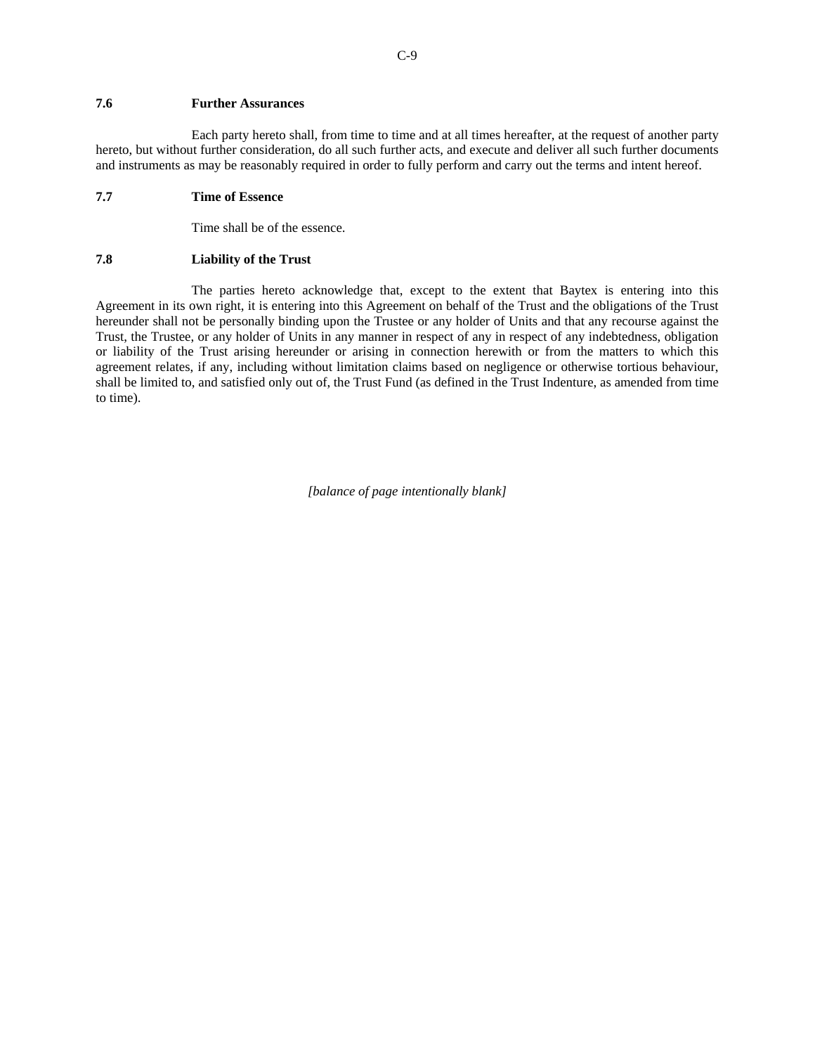### 7.6 Further Assurances

Each party hereto shall, from time to time and at all times hereafter, at the request of another party hereto, but without further consideration, do all such further acts, and execute and deliver all such further documents and instruments as may be reasonably required in order to fully perform and carry out the terms and intent hereof.

### 7.7 Time of Essence

Time shall be of the essence.

### 7.8 Liability of the Trust

The parties hereto acknowledge that, except to the extent that Baytex is entering into this Agreement in its own right, it is entering into this Agreement on behalf of the Trust and the obligations of the Trust hereunder shall not be personally binding upon the Trustee or any holder of Units and that any recourse against the Trust, the Trustee, or any holder of Units in any manner in respect of any in respect of any indebtedness, obligation or liability of the Trust arising hereunder or arising in connection herewith or from the matters to which this agreement relates, if any, including without limitation claims based on negligence or otherwise tortious behaviour, shall be limited to, and satisfied only out of, the Trust Fund (as defined in the Trust Indenture, as amended from time to time).

*[balance of page intentionally blank]*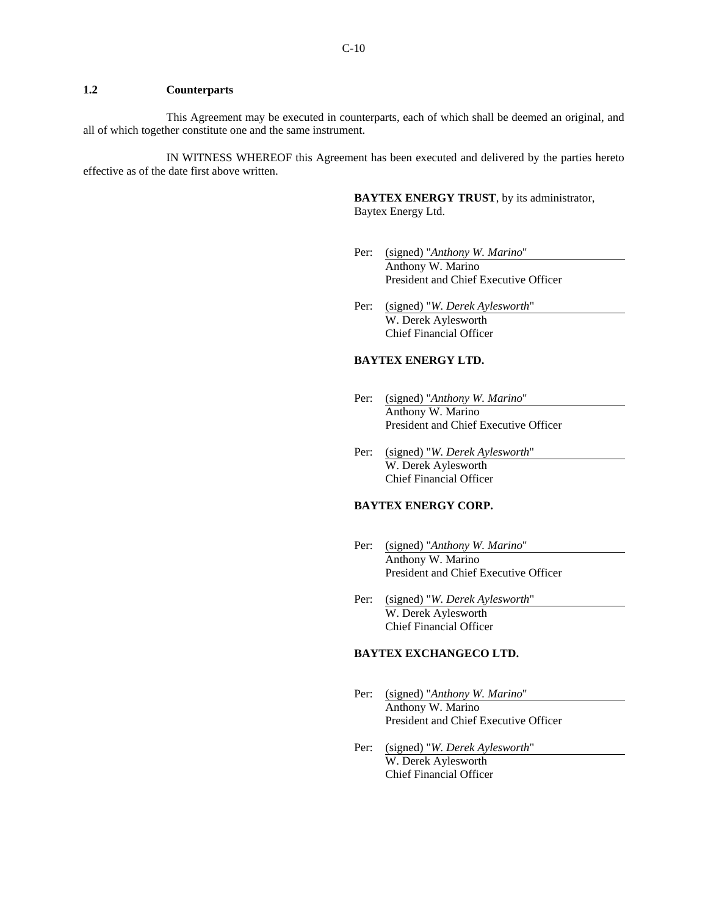### 1.2 Counterparts

This Agreement may be executed in counterparts, each of which shall be deemed an original, and all of which together constitute one and the same instrument.

IN WITNESS WHEREOF this Agreement has been executed and delivered by the parties hereto effective as of the date first above written.

**BAYTEX ENERGY TRUST**, by its administrator, Baytex Energy Ltd.

Per: (signed) "*Anthony W. Marino*"
Anthony W. Marino
President and Chief Executive Officer

Per: (signed) "*W. Derek Aylesworth*"
W. Derek Aylesworth
Chief Financial Officer

**BAYTEX ENERGY LTD.**

Per: (signed) "*Anthony W. Marino*"
Anthony W. Marino
President and Chief Executive Officer

Per: (signed) "*W. Derek Aylesworth*"
W. Derek Aylesworth
Chief Financial Officer

**BAYTEX ENERGY CORP.**

Per: (signed) "*Anthony W. Marino*"
Anthony W. Marino
President and Chief Executive Officer

Per: (signed) "*W. Derek Aylesworth*"
W. Derek Aylesworth
Chief Financial Officer

**BAYTEX EXCHANGECO LTD.**

Per: (signed) "*Anthony W. Marino*"
Anthony W. Marino
President and Chief Executive Officer

Per: (signed) "*W. Derek Aylesworth*"
W. Derek Aylesworth
Chief Financial Officer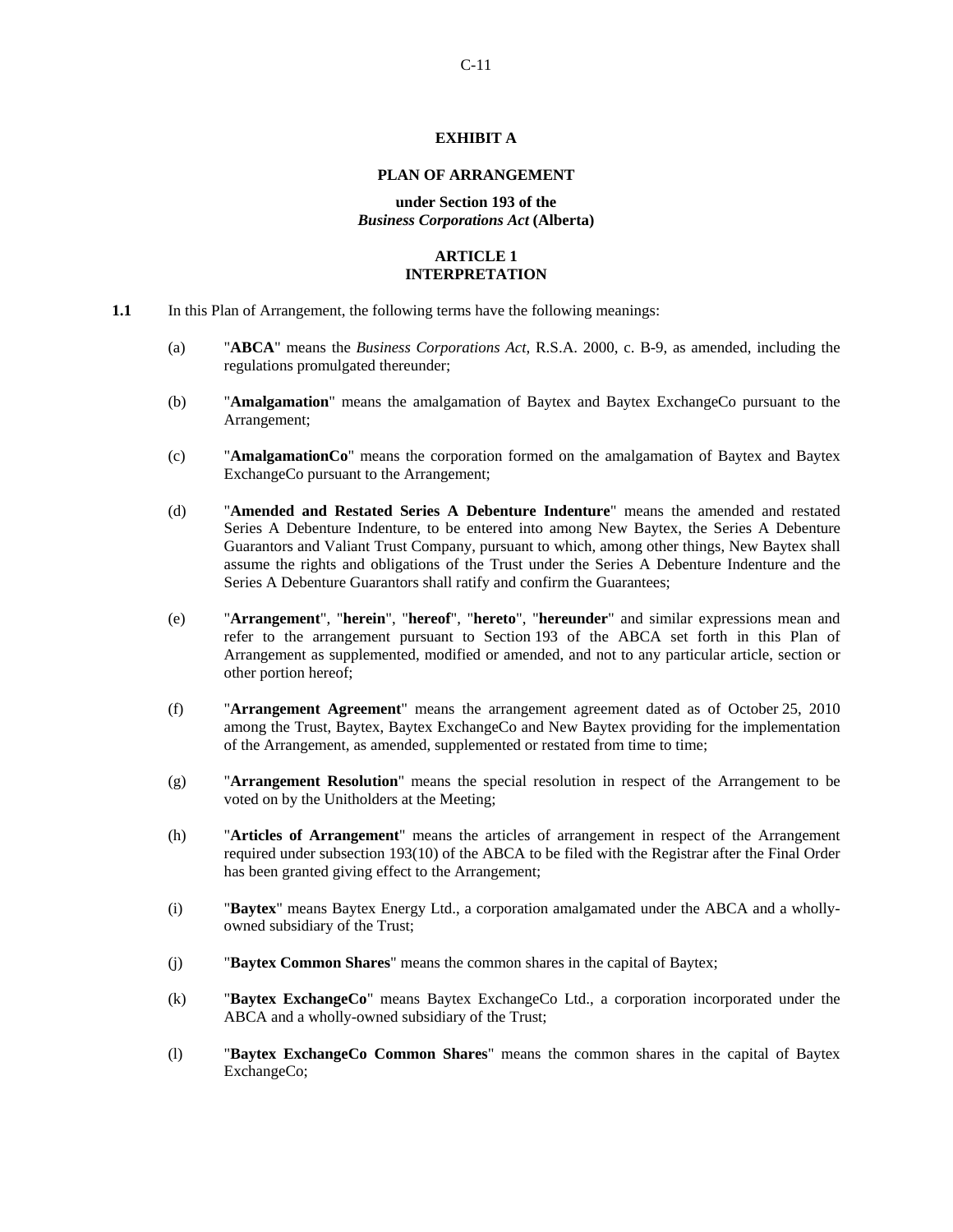# EXHIBIT A

## PLAN OF ARRANGEMENT

### under Section 193 of the *Business Corporations Act* (Alberta)

### ARTICLE 1
### INTERPRETATION

**1.1** In this Plan of Arrangement, the following terms have the following meanings:

(a) "**ABCA**" means the *Business Corporations Act*, R.S.A. 2000, c. B-9, as amended, including the regulations promulgated thereunder;

(b) "**Amalgamation**" means the amalgamation of Baytex and Baytex ExchangeCo pursuant to the Arrangement;

(c) "**AmalgamationCo**" means the corporation formed on the amalgamation of Baytex and Baytex ExchangeCo pursuant to the Arrangement;

(d) "**Amended and Restated Series A Debenture Indenture**" means the amended and restated Series A Debenture Indenture, to be entered into among New Baytex, the Series A Debenture Guarantors and Valiant Trust Company, pursuant to which, among other things, New Baytex shall assume the rights and obligations of the Trust under the Series A Debenture Indenture and the Series A Debenture Guarantors shall ratify and confirm the Guarantees;

(e) "**Arrangement**", "**herein**", "**hereof**", "**hereto**", "**hereunder**" and similar expressions mean and refer to the arrangement pursuant to Section 193 of the ABCA set forth in this Plan of Arrangement as supplemented, modified or amended, and not to any particular article, section or other portion hereof;

(f) "**Arrangement Agreement**" means the arrangement agreement dated as of October 25, 2010 among the Trust, Baytex, Baytex ExchangeCo and New Baytex providing for the implementation of the Arrangement, as amended, supplemented or restated from time to time;

(g) "**Arrangement Resolution**" means the special resolution in respect of the Arrangement to be voted on by the Unitholders at the Meeting;

(h) "**Articles of Arrangement**" means the articles of arrangement in respect of the Arrangement required under subsection 193(10) of the ABCA to be filed with the Registrar after the Final Order has been granted giving effect to the Arrangement;

(i) "**Baytex**" means Baytex Energy Ltd., a corporation amalgamated under the ABCA and a wholly-owned subsidiary of the Trust;

(j) "**Baytex Common Shares**" means the common shares in the capital of Baytex;

(k) "**Baytex ExchangeCo**" means Baytex ExchangeCo Ltd., a corporation incorporated under the ABCA and a wholly-owned subsidiary of the Trust;

(l) "**Baytex ExchangeCo Common Shares**" means the common shares in the capital of Baytex ExchangeCo;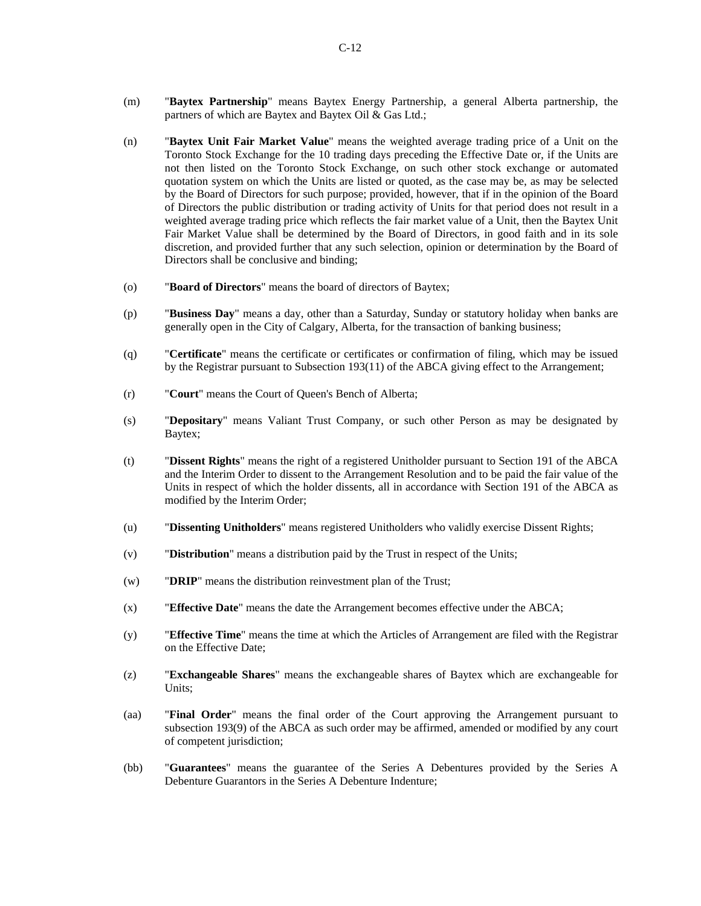(m) "**Baytex Partnership**" means Baytex Energy Partnership, a general Alberta partnership, the partners of which are Baytex and Baytex Oil & Gas Ltd.;

(n) "**Baytex Unit Fair Market Value**" means the weighted average trading price of a Unit on the Toronto Stock Exchange for the 10 trading days preceding the Effective Date or, if the Units are not then listed on the Toronto Stock Exchange, on such other stock exchange or automated quotation system on which the Units are listed or quoted, as the case may be, as may be selected by the Board of Directors for such purpose; provided, however, that if in the opinion of the Board of Directors the public distribution or trading activity of Units for that period does not result in a weighted average trading price which reflects the fair market value of a Unit, then the Baytex Unit Fair Market Value shall be determined by the Board of Directors, in good faith and in its sole discretion, and provided further that any such selection, opinion or determination by the Board of Directors shall be conclusive and binding;

(o) "**Board of Directors**" means the board of directors of Baytex;

(p) "**Business Day**" means a day, other than a Saturday, Sunday or statutory holiday when banks are generally open in the City of Calgary, Alberta, for the transaction of banking business;

(q) "**Certificate**" means the certificate or certificates or confirmation of filing, which may be issued by the Registrar pursuant to Subsection 193(11) of the ABCA giving effect to the Arrangement;

(r) "**Court**" means the Court of Queen's Bench of Alberta;

(s) "**Depositary**" means Valiant Trust Company, or such other Person as may be designated by Baytex;

(t) "**Dissent Rights**" means the right of a registered Unitholder pursuant to Section 191 of the ABCA and the Interim Order to dissent to the Arrangement Resolution and to be paid the fair value of the Units in respect of which the holder dissents, all in accordance with Section 191 of the ABCA as modified by the Interim Order;

(u) "**Dissenting Unitholders**" means registered Unitholders who validly exercise Dissent Rights;

(v) "**Distribution**" means a distribution paid by the Trust in respect of the Units;

(w) "**DRIP**" means the distribution reinvestment plan of the Trust;

(x) "**Effective Date**" means the date the Arrangement becomes effective under the ABCA;

(y) "**Effective Time**" means the time at which the Articles of Arrangement are filed with the Registrar on the Effective Date;

(z) "**Exchangeable Shares**" means the exchangeable shares of Baytex which are exchangeable for Units;

(aa) "**Final Order**" means the final order of the Court approving the Arrangement pursuant to subsection 193(9) of the ABCA as such order may be affirmed, amended or modified by any court of competent jurisdiction;

(bb) "**Guarantees**" means the guarantee of the Series A Debentures provided by the Series A Debenture Guarantors in the Series A Debenture Indenture;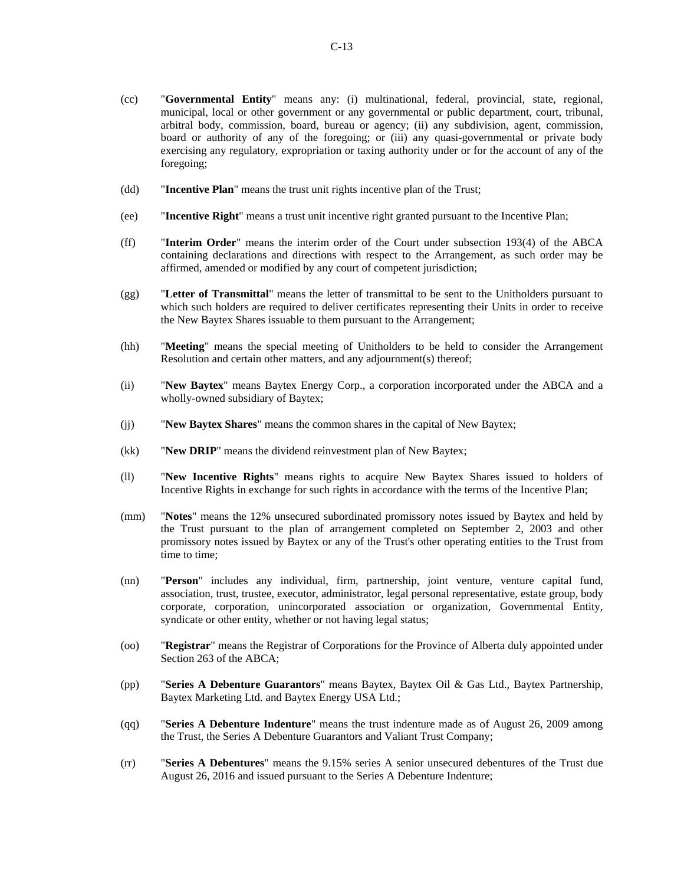(cc) "**Governmental Entity**" means any: (i) multinational, federal, provincial, state, regional, municipal, local or other government or any governmental or public department, court, tribunal, arbitral body, commission, board, bureau or agency; (ii) any subdivision, agent, commission, board or authority of any of the foregoing; or (iii) any quasi-governmental or private body exercising any regulatory, expropriation or taxing authority under or for the account of any of the foregoing;

(dd) "**Incentive Plan**" means the trust unit rights incentive plan of the Trust;

(ee) "**Incentive Right**" means a trust unit incentive right granted pursuant to the Incentive Plan;

(ff) "**Interim Order**" means the interim order of the Court under subsection 193(4) of the ABCA containing declarations and directions with respect to the Arrangement, as such order may be affirmed, amended or modified by any court of competent jurisdiction;

(gg) "**Letter of Transmittal**" means the letter of transmittal to be sent to the Unitholders pursuant to which such holders are required to deliver certificates representing their Units in order to receive the New Baytex Shares issuable to them pursuant to the Arrangement;

(hh) "**Meeting**" means the special meeting of Unitholders to be held to consider the Arrangement Resolution and certain other matters, and any adjournment(s) thereof;

(ii) "**New Baytex**" means Baytex Energy Corp., a corporation incorporated under the ABCA and a wholly-owned subsidiary of Baytex;

(jj) "**New Baytex Shares**" means the common shares in the capital of New Baytex;

(kk) "**New DRIP**" means the dividend reinvestment plan of New Baytex;

(ll) "**New Incentive Rights**" means rights to acquire New Baytex Shares issued to holders of Incentive Rights in exchange for such rights in accordance with the terms of the Incentive Plan;

(mm) "**Notes**" means the 12% unsecured subordinated promissory notes issued by Baytex and held by the Trust pursuant to the plan of arrangement completed on September 2, 2003 and other promissory notes issued by Baytex or any of the Trust's other operating entities to the Trust from time to time;

(nn) "**Person**" includes any individual, firm, partnership, joint venture, venture capital fund, association, trust, trustee, executor, administrator, legal personal representative, estate group, body corporate, corporation, unincorporated association or organization, Governmental Entity, syndicate or other entity, whether or not having legal status;

(oo) "**Registrar**" means the Registrar of Corporations for the Province of Alberta duly appointed under Section 263 of the ABCA;

(pp) "**Series A Debenture Guarantors**" means Baytex, Baytex Oil & Gas Ltd., Baytex Partnership, Baytex Marketing Ltd. and Baytex Energy USA Ltd.;

(qq) "**Series A Debenture Indenture**" means the trust indenture made as of August 26, 2009 among the Trust, the Series A Debenture Guarantors and Valiant Trust Company;

(rr) "**Series A Debentures**" means the 9.15% series A senior unsecured debentures of the Trust due August 26, 2016 and issued pursuant to the Series A Debenture Indenture;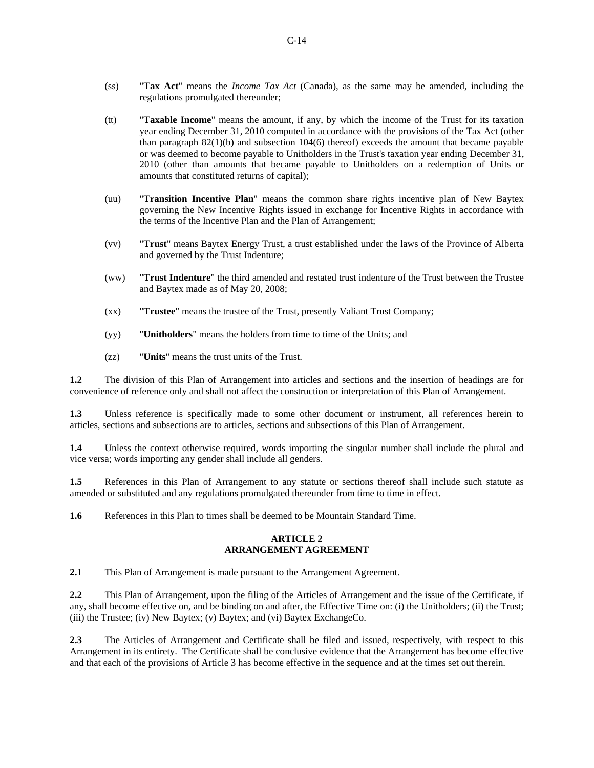(ss) "**Tax Act**" means the *Income Tax Act* (Canada), as the same may be amended, including the regulations promulgated thereunder;

(tt) "**Taxable Income**" means the amount, if any, by which the income of the Trust for its taxation year ending December 31, 2010 computed in accordance with the provisions of the Tax Act (other than paragraph 82(1)(b) and subsection 104(6) thereof) exceeds the amount that became payable or was deemed to become payable to Unitholders in the Trust's taxation year ending December 31, 2010 (other than amounts that became payable to Unitholders on a redemption of Units or amounts that constituted returns of capital);

(uu) "**Transition Incentive Plan**" means the common share rights incentive plan of New Baytex governing the New Incentive Rights issued in exchange for Incentive Rights in accordance with the terms of the Incentive Plan and the Plan of Arrangement;

(vv) "**Trust**" means Baytex Energy Trust, a trust established under the laws of the Province of Alberta and governed by the Trust Indenture;

(ww) "**Trust Indenture**" the third amended and restated trust indenture of the Trust between the Trustee and Baytex made as of May 20, 2008;

(xx) "**Trustee**" means the trustee of the Trust, presently Valiant Trust Company;

(yy) "**Unitholders**" means the holders from time to time of the Units; and

(zz) "**Units**" means the trust units of the Trust.

**1.2** The division of this Plan of Arrangement into articles and sections and the insertion of headings are for convenience of reference only and shall not affect the construction or interpretation of this Plan of Arrangement.

**1.3** Unless reference is specifically made to some other document or instrument, all references herein to articles, sections and subsections are to articles, sections and subsections of this Plan of Arrangement.

**1.4** Unless the context otherwise required, words importing the singular number shall include the plural and vice versa; words importing any gender shall include all genders.

**1.5** References in this Plan of Arrangement to any statute or sections thereof shall include such statute as amended or substituted and any regulations promulgated thereunder from time to time in effect.

**1.6** References in this Plan to times shall be deemed to be Mountain Standard Time.

## ARTICLE 2
## ARRANGEMENT AGREEMENT

**2.1** This Plan of Arrangement is made pursuant to the Arrangement Agreement.

**2.2** This Plan of Arrangement, upon the filing of the Articles of Arrangement and the issue of the Certificate, if any, shall become effective on, and be binding on and after, the Effective Time on: (i) the Unitholders; (ii) the Trust; (iii) the Trustee; (iv) New Baytex; (v) Baytex; and (vi) Baytex ExchangeCo.

**2.3** The Articles of Arrangement and Certificate shall be filed and issued, respectively, with respect to this Arrangement in its entirety. The Certificate shall be conclusive evidence that the Arrangement has become effective and that each of the provisions of Article 3 has become effective in the sequence and at the times set out therein.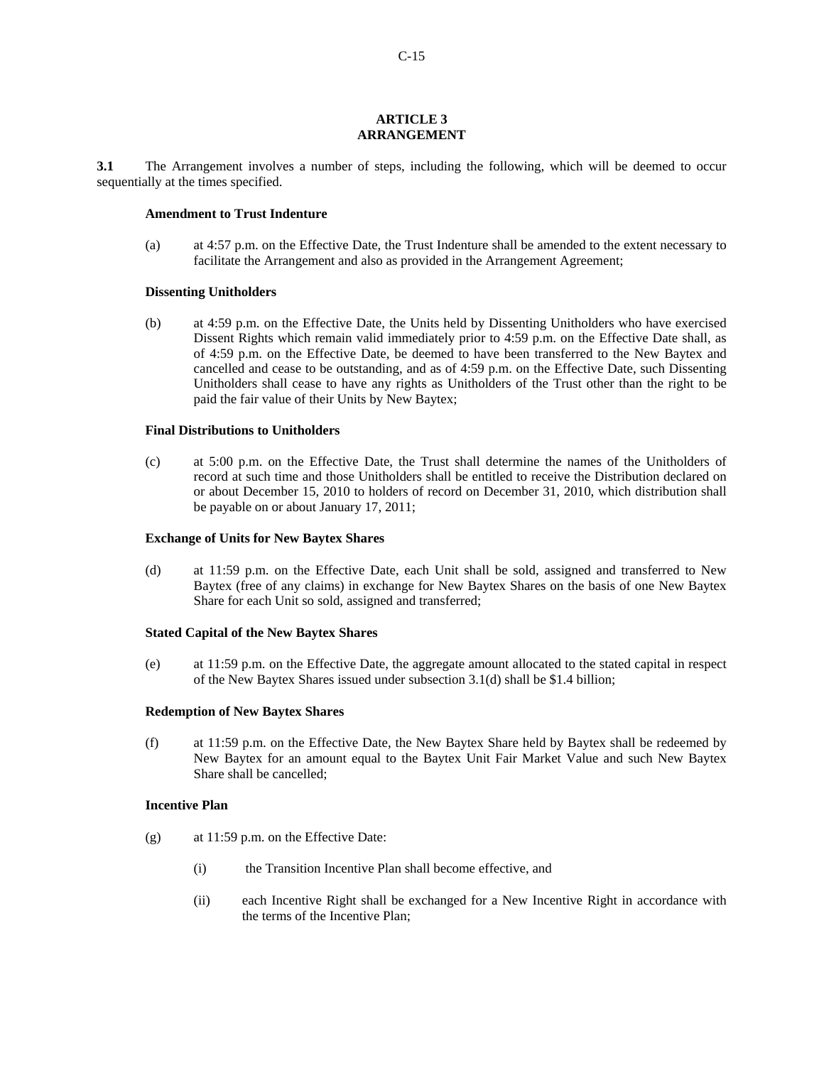# ARTICLE 3
# ARRANGEMENT

**3.1** The Arrangement involves a number of steps, including the following, which will be deemed to occur sequentially at the times specified.

**Amendment to Trust Indenture**

(a) at 4:57 p.m. on the Effective Date, the Trust Indenture shall be amended to the extent necessary to facilitate the Arrangement and also as provided in the Arrangement Agreement;

**Dissenting Unitholders**

(b) at 4:59 p.m. on the Effective Date, the Units held by Dissenting Unitholders who have exercised Dissent Rights which remain valid immediately prior to 4:59 p.m. on the Effective Date shall, as of 4:59 p.m. on the Effective Date, be deemed to have been transferred to the New Baytex and cancelled and cease to be outstanding, and as of 4:59 p.m. on the Effective Date, such Dissenting Unitholders shall cease to have any rights as Unitholders of the Trust other than the right to be paid the fair value of their Units by New Baytex;

**Final Distributions to Unitholders**

(c) at 5:00 p.m. on the Effective Date, the Trust shall determine the names of the Unitholders of record at such time and those Unitholders shall be entitled to receive the Distribution declared on or about December 15, 2010 to holders of record on December 31, 2010, which distribution shall be payable on or about January 17, 2011;

**Exchange of Units for New Baytex Shares**

(d) at 11:59 p.m. on the Effective Date, each Unit shall be sold, assigned and transferred to New Baytex (free of any claims) in exchange for New Baytex Shares on the basis of one New Baytex Share for each Unit so sold, assigned and transferred;

**Stated Capital of the New Baytex Shares**

(e) at 11:59 p.m. on the Effective Date, the aggregate amount allocated to the stated capital in respect of the New Baytex Shares issued under subsection 3.1(d) shall be $1.4 billion;

**Redemption of New Baytex Shares**

(f) at 11:59 p.m. on the Effective Date, the New Baytex Share held by Baytex shall be redeemed by New Baytex for an amount equal to the Baytex Unit Fair Market Value and such New Baytex Share shall be cancelled;

**Incentive Plan**

(g) at 11:59 p.m. on the Effective Date:

 (i) the Transition Incentive Plan shall become effective, and

 (ii) each Incentive Right shall be exchanged for a New Incentive Right in accordance with the terms of the Incentive Plan;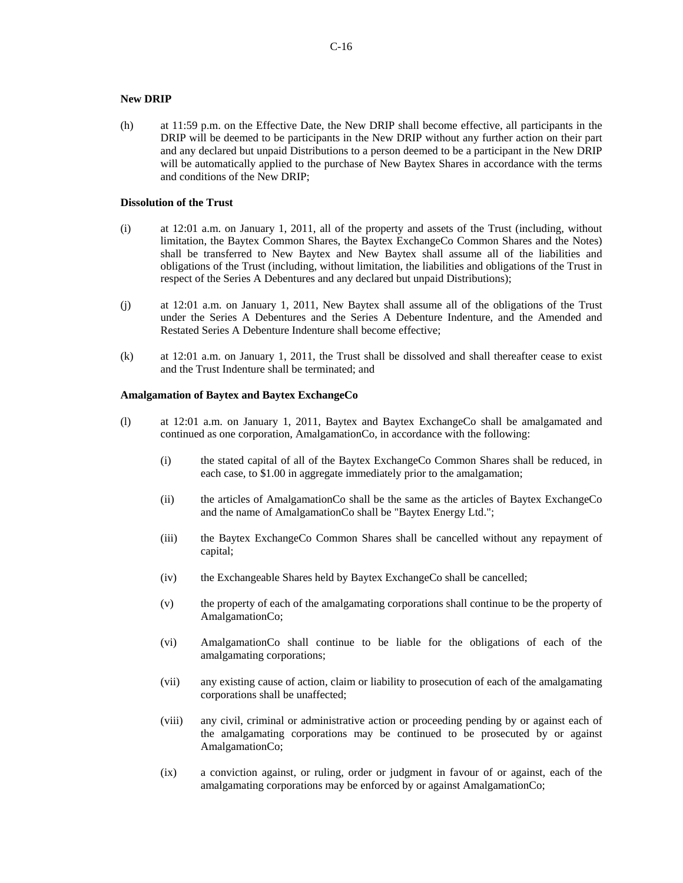**New DRIP**

(h) at 11:59 p.m. on the Effective Date, the New DRIP shall become effective, all participants in the DRIP will be deemed to be participants in the New DRIP without any further action on their part and any declared but unpaid Distributions to a person deemed to be a participant in the New DRIP will be automatically applied to the purchase of New Baytex Shares in accordance with the terms and conditions of the New DRIP;

**Dissolution of the Trust**

(i) at 12:01 a.m. on January 1, 2011, all of the property and assets of the Trust (including, without limitation, the Baytex Common Shares, the Baytex ExchangeCo Common Shares and the Notes) shall be transferred to New Baytex and New Baytex shall assume all of the liabilities and obligations of the Trust (including, without limitation, the liabilities and obligations of the Trust in respect of the Series A Debentures and any declared but unpaid Distributions);

(j) at 12:01 a.m. on January 1, 2011, New Baytex shall assume all of the obligations of the Trust under the Series A Debentures and the Series A Debenture Indenture, and the Amended and Restated Series A Debenture Indenture shall become effective;

(k) at 12:01 a.m. on January 1, 2011, the Trust shall be dissolved and shall thereafter cease to exist and the Trust Indenture shall be terminated; and

**Amalgamation of Baytex and Baytex ExchangeCo**

(l) at 12:01 a.m. on January 1, 2011, Baytex and Baytex ExchangeCo shall be amalgamated and continued as one corporation, AmalgamationCo, in accordance with the following:

  (i) the stated capital of all of the Baytex ExchangeCo Common Shares shall be reduced, in each case, to $1.00 in aggregate immediately prior to the amalgamation;

  (ii) the articles of AmalgamationCo shall be the same as the articles of Baytex ExchangeCo and the name of AmalgamationCo shall be "Baytex Energy Ltd.";

  (iii) the Baytex ExchangeCo Common Shares shall be cancelled without any repayment of capital;

  (iv) the Exchangeable Shares held by Baytex ExchangeCo shall be cancelled;

  (v) the property of each of the amalgamating corporations shall continue to be the property of AmalgamationCo;

  (vi) AmalgamationCo shall continue to be liable for the obligations of each of the amalgamating corporations;

  (vii) any existing cause of action, claim or liability to prosecution of each of the amalgamating corporations shall be unaffected;

  (viii) any civil, criminal or administrative action or proceeding pending by or against each of the amalgamating corporations may be continued to be prosecuted by or against AmalgamationCo;

  (ix) a conviction against, or ruling, order or judgment in favour of or against, each of the amalgamating corporations may be enforced by or against AmalgamationCo;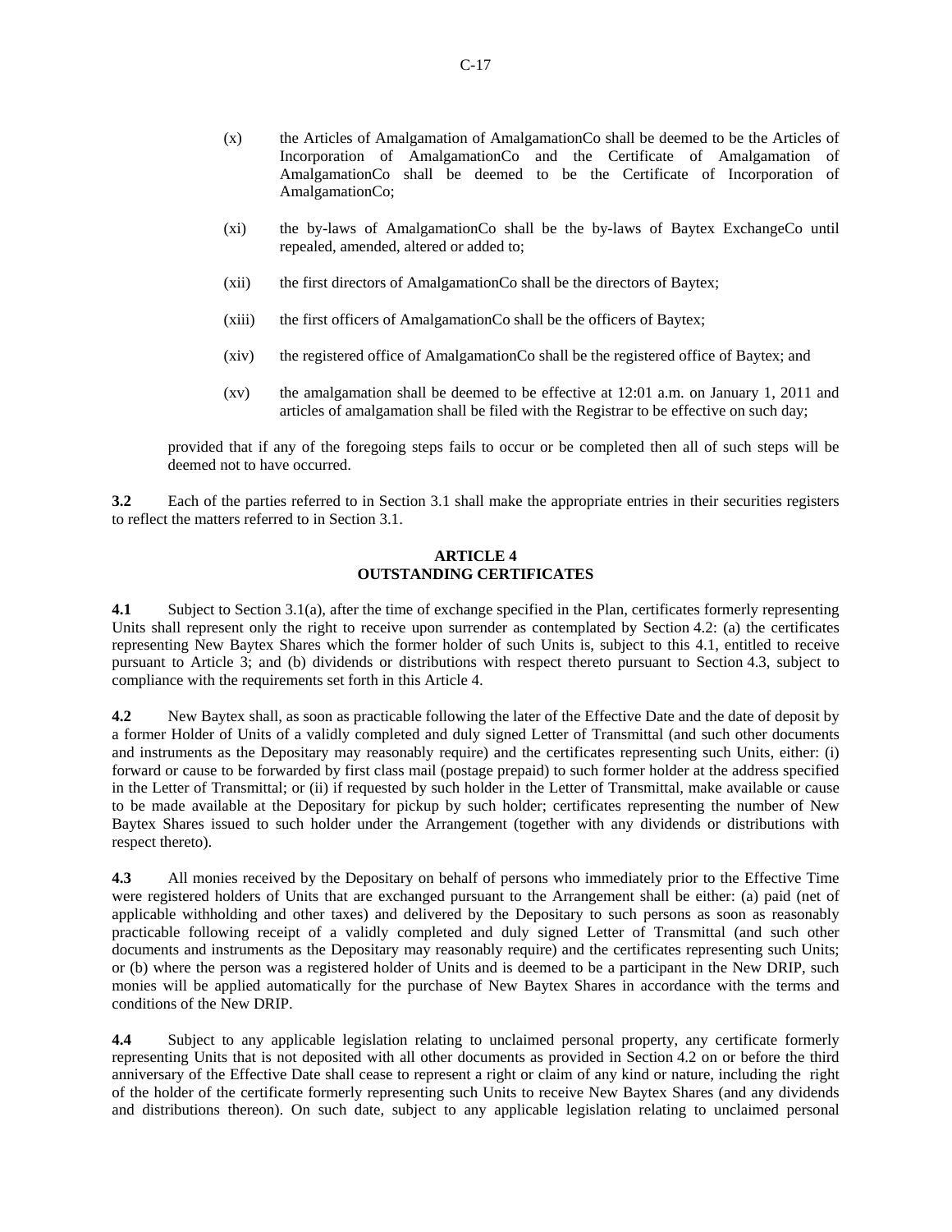(x) the Articles of Amalgamation of AmalgamationCo shall be deemed to be the Articles of Incorporation of AmalgamationCo and the Certificate of Amalgamation of AmalgamationCo shall be deemed to be the Certificate of Incorporation of AmalgamationCo;

(xi) the by-laws of AmalgamationCo shall be the by-laws of Baytex ExchangeCo until repealed, amended, altered or added to;

(xii) the first directors of AmalgamationCo shall be the directors of Baytex;

(xiii) the first officers of AmalgamationCo shall be the officers of Baytex;

(xiv) the registered office of AmalgamationCo shall be the registered office of Baytex; and

(xv) the amalgamation shall be deemed to be effective at 12:01 a.m. on January 1, 2011 and articles of amalgamation shall be filed with the Registrar to be effective on such day;

provided that if any of the foregoing steps fails to occur or be completed then all of such steps will be deemed not to have occurred.

**3.2** Each of the parties referred to in Section 3.1 shall make the appropriate entries in their securities registers to reflect the matters referred to in Section 3.1.

## ARTICLE 4
## OUTSTANDING CERTIFICATES

**4.1** Subject to Section 3.1(a), after the time of exchange specified in the Plan, certificates formerly representing Units shall represent only the right to receive upon surrender as contemplated by Section 4.2: (a) the certificates representing New Baytex Shares which the former holder of such Units is, subject to this 4.1, entitled to receive pursuant to Article 3; and (b) dividends or distributions with respect thereto pursuant to Section 4.3, subject to compliance with the requirements set forth in this Article 4.

**4.2** New Baytex shall, as soon as practicable following the later of the Effective Date and the date of deposit by a former Holder of Units of a validly completed and duly signed Letter of Transmittal (and such other documents and instruments as the Depositary may reasonably require) and the certificates representing such Units, either: (i) forward or cause to be forwarded by first class mail (postage prepaid) to such former holder at the address specified in the Letter of Transmittal; or (ii) if requested by such holder in the Letter of Transmittal, make available or cause to be made available at the Depositary for pickup by such holder; certificates representing the number of New Baytex Shares issued to such holder under the Arrangement (together with any dividends or distributions with respect thereto).

**4.3** All monies received by the Depositary on behalf of persons who immediately prior to the Effective Time were registered holders of Units that are exchanged pursuant to the Arrangement shall be either: (a) paid (net of applicable withholding and other taxes) and delivered by the Depositary to such persons as soon as reasonably practicable following receipt of a validly completed and duly signed Letter of Transmittal (and such other documents and instruments as the Depositary may reasonably require) and the certificates representing such Units; or (b) where the person was a registered holder of Units and is deemed to be a participant in the New DRIP, such monies will be applied automatically for the purchase of New Baytex Shares in accordance with the terms and conditions of the New DRIP.

**4.4** Subject to any applicable legislation relating to unclaimed personal property, any certificate formerly representing Units that is not deposited with all other documents as provided in Section 4.2 on or before the third anniversary of the Effective Date shall cease to represent a right or claim of any kind or nature, including the right of the holder of the certificate formerly representing such Units to receive New Baytex Shares (and any dividends and distributions thereon). On such date, subject to any applicable legislation relating to unclaimed personal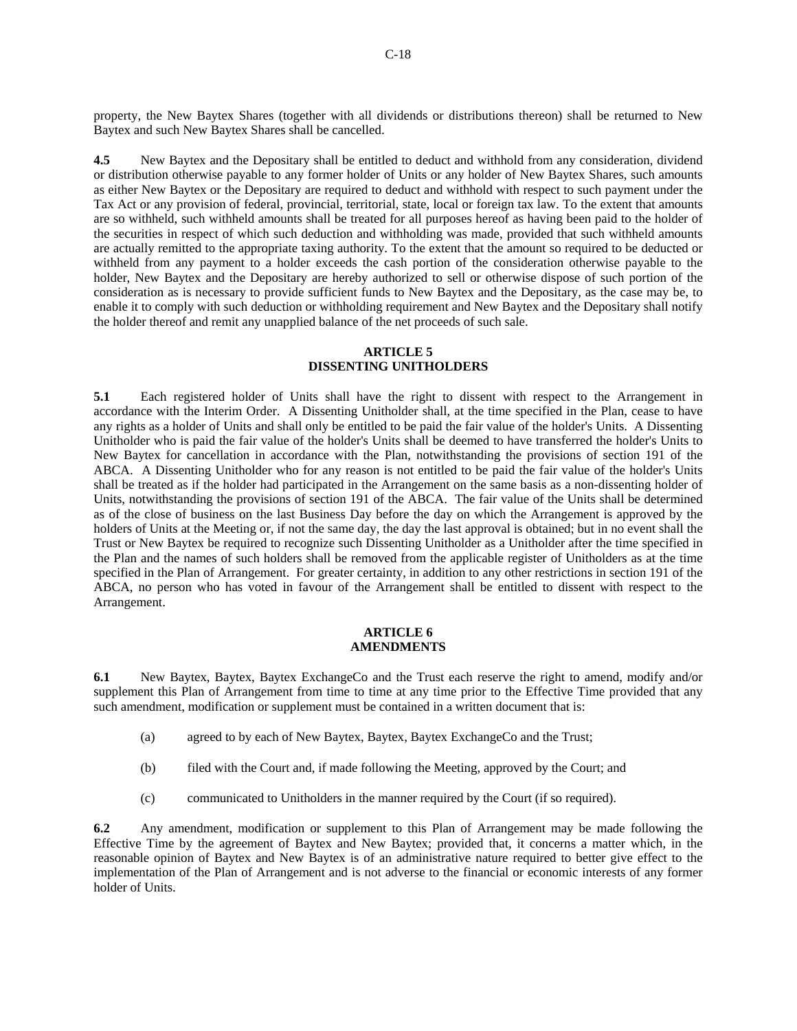property, the New Baytex Shares (together with all dividends or distributions thereon) shall be returned to New Baytex and such New Baytex Shares shall be cancelled.

**4.5** New Baytex and the Depositary shall be entitled to deduct and withhold from any consideration, dividend or distribution otherwise payable to any former holder of Units or any holder of New Baytex Shares, such amounts as either New Baytex or the Depositary are required to deduct and withhold with respect to such payment under the Tax Act or any provision of federal, provincial, territorial, state, local or foreign tax law. To the extent that amounts are so withheld, such withheld amounts shall be treated for all purposes hereof as having been paid to the holder of the securities in respect of which such deduction and withholding was made, provided that such withheld amounts are actually remitted to the appropriate taxing authority. To the extent that the amount so required to be deducted or withheld from any payment to a holder exceeds the cash portion of the consideration otherwise payable to the holder, New Baytex and the Depositary are hereby authorized to sell or otherwise dispose of such portion of the consideration as is necessary to provide sufficient funds to New Baytex and the Depositary, as the case may be, to enable it to comply with such deduction or withholding requirement and New Baytex and the Depositary shall notify the holder thereof and remit any unapplied balance of the net proceeds of such sale.

## ARTICLE 5
## DISSENTING UNITHOLDERS

**5.1** Each registered holder of Units shall have the right to dissent with respect to the Arrangement in accordance with the Interim Order. A Dissenting Unitholder shall, at the time specified in the Plan, cease to have any rights as a holder of Units and shall only be entitled to be paid the fair value of the holder's Units. A Dissenting Unitholder who is paid the fair value of the holder's Units shall be deemed to have transferred the holder's Units to New Baytex for cancellation in accordance with the Plan, notwithstanding the provisions of section 191 of the ABCA. A Dissenting Unitholder who for any reason is not entitled to be paid the fair value of the holder's Units shall be treated as if the holder had participated in the Arrangement on the same basis as a non-dissenting holder of Units, notwithstanding the provisions of section 191 of the ABCA. The fair value of the Units shall be determined as of the close of business on the last Business Day before the day on which the Arrangement is approved by the holders of Units at the Meeting or, if not the same day, the day the last approval is obtained; but in no event shall the Trust or New Baytex be required to recognize such Dissenting Unitholder as a Unitholder after the time specified in the Plan and the names of such holders shall be removed from the applicable register of Unitholders as at the time specified in the Plan of Arrangement. For greater certainty, in addition to any other restrictions in section 191 of the ABCA, no person who has voted in favour of the Arrangement shall be entitled to dissent with respect to the Arrangement.

## ARTICLE 6
## AMENDMENTS

**6.1** New Baytex, Baytex, Baytex ExchangeCo and the Trust each reserve the right to amend, modify and/or supplement this Plan of Arrangement from time to time at any time prior to the Effective Time provided that any such amendment, modification or supplement must be contained in a written document that is:

(a) agreed to by each of New Baytex, Baytex, Baytex ExchangeCo and the Trust;

(b) filed with the Court and, if made following the Meeting, approved by the Court; and

(c) communicated to Unitholders in the manner required by the Court (if so required).

**6.2** Any amendment, modification or supplement to this Plan of Arrangement may be made following the Effective Time by the agreement of Baytex and New Baytex; provided that, it concerns a matter which, in the reasonable opinion of Baytex and New Baytex is of an administrative nature required to better give effect to the implementation of the Plan of Arrangement and is not adverse to the financial or economic interests of any former holder of Units.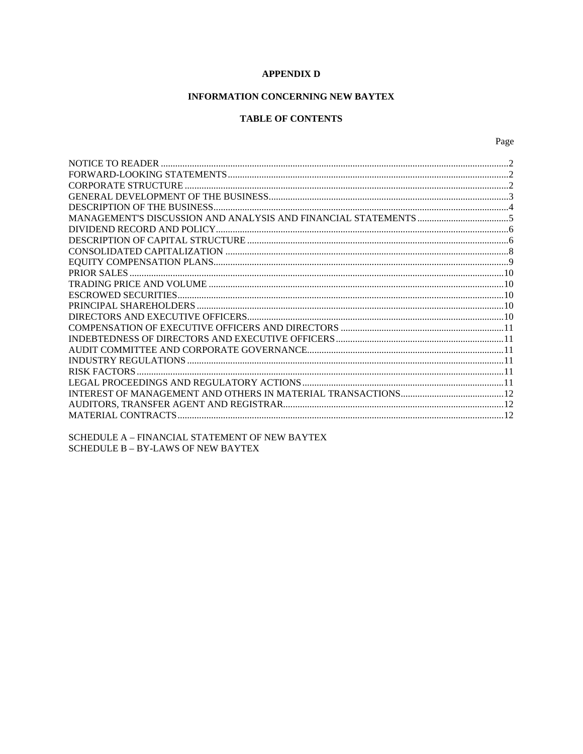**APPENDIX D**

**INFORMATION CONCERNING NEW BAYTEX**

**TABLE OF CONTENTS**

| | Page |
|---|---|
| NOTICE TO READER | 2 |
| FORWARD-LOOKING STATEMENTS | 2 |
| CORPORATE STRUCTURE | 2 |
| GENERAL DEVELOPMENT OF THE BUSINESS | 3 |
| DESCRIPTION OF THE BUSINESS | 4 |
| MANAGEMENT'S DISCUSSION AND ANALYSIS AND FINANCIAL STATEMENTS | 5 |
| DIVIDEND RECORD AND POLICY | 6 |
| DESCRIPTION OF CAPITAL STRUCTURE | 6 |
| CONSOLIDATED CAPITALIZATION | 8 |
| EQUITY COMPENSATION PLANS | 9 |
| PRIOR SALES | 10 |
| TRADING PRICE AND VOLUME | 10 |
| ESCROWED SECURITIES | 10 |
| PRINCIPAL SHAREHOLDERS | 10 |
| DIRECTORS AND EXECUTIVE OFFICERS | 10 |
| COMPENSATION OF EXECUTIVE OFFICERS AND DIRECTORS | 11 |
| INDEBTEDNESS OF DIRECTORS AND EXECUTIVE OFFICERS | 11 |
| AUDIT COMMITTEE AND CORPORATE GOVERNANCE | 11 |
| INDUSTRY REGULATIONS | 11 |
| RISK FACTORS | 11 |
| LEGAL PROCEEDINGS AND REGULATORY ACTIONS | 11 |
| INTEREST OF MANAGEMENT AND OTHERS IN MATERIAL TRANSACTIONS | 12 |
| AUDITORS, TRANSFER AGENT AND REGISTRAR | 12 |
| MATERIAL CONTRACTS | 12 |

SCHEDULE A – FINANCIAL STATEMENT OF NEW BAYTEX
SCHEDULE B – BY-LAWS OF NEW BAYTEX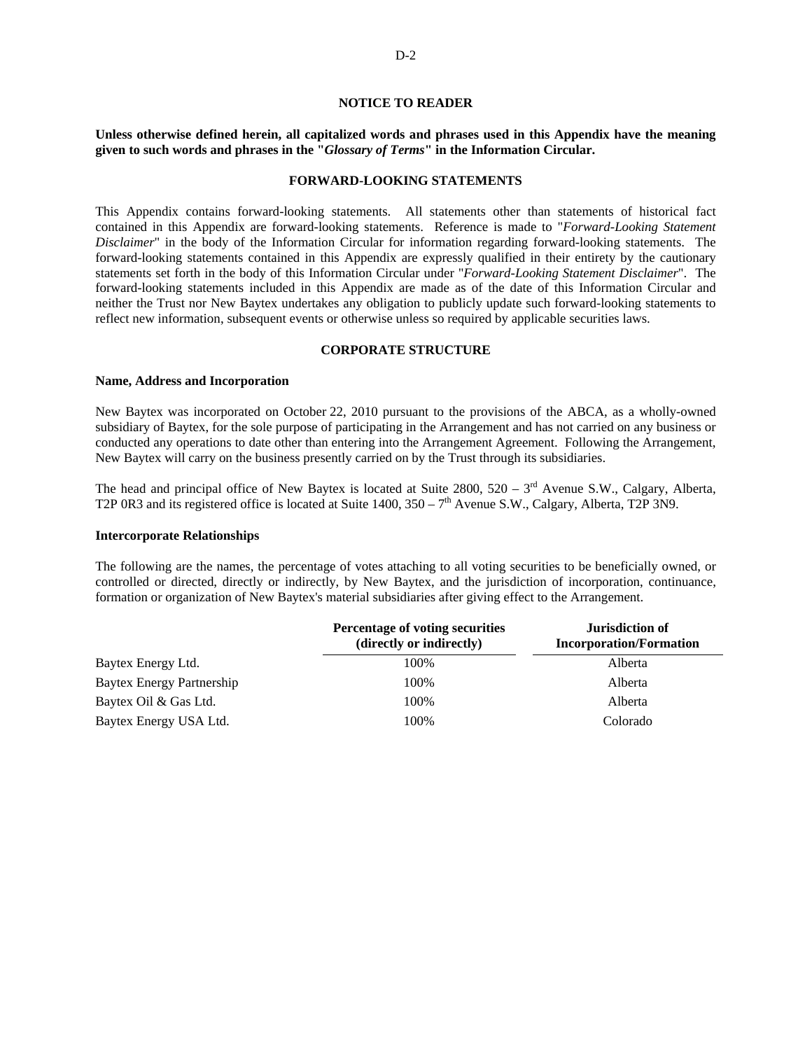## NOTICE TO READER

**Unless otherwise defined herein, all capitalized words and phrases used in this Appendix have the meaning given to such words and phrases in the "*Glossary of Terms*" in the Information Circular.**

## FORWARD-LOOKING STATEMENTS

This Appendix contains forward-looking statements. All statements other than statements of historical fact contained in this Appendix are forward-looking statements. Reference is made to "*Forward-Looking Statement Disclaimer*" in the body of the Information Circular for information regarding forward-looking statements. The forward-looking statements contained in this Appendix are expressly qualified in their entirety by the cautionary statements set forth in the body of this Information Circular under "*Forward-Looking Statement Disclaimer*". The forward-looking statements included in this Appendix are made as of the date of this Information Circular and neither the Trust nor New Baytex undertakes any obligation to publicly update such forward-looking statements to reflect new information, subsequent events or otherwise unless so required by applicable securities laws.

## CORPORATE STRUCTURE

### Name, Address and Incorporation

New Baytex was incorporated on October 22, 2010 pursuant to the provisions of the ABCA, as a wholly-owned subsidiary of Baytex, for the sole purpose of participating in the Arrangement and has not carried on any business or conducted any operations to date other than entering into the Arrangement Agreement. Following the Arrangement, New Baytex will carry on the business presently carried on by the Trust through its subsidiaries.

The head and principal office of New Baytex is located at Suite 2800, 520 – 3rd Avenue S.W., Calgary, Alberta, T2P 0R3 and its registered office is located at Suite 1400, 350 – 7th Avenue S.W., Calgary, Alberta, T2P 3N9.

### Intercorporate Relationships

The following are the names, the percentage of votes attaching to all voting securities to be beneficially owned, or controlled or directed, directly or indirectly, by New Baytex, and the jurisdiction of incorporation, continuance, formation or organization of New Baytex's material subsidiaries after giving effect to the Arrangement.

| | Percentage of voting securities (directly or indirectly) | Jurisdiction of Incorporation/Formation |
|---|---|---|
| Baytex Energy Ltd. | 100% | Alberta |
| Baytex Energy Partnership | 100% | Alberta |
| Baytex Oil & Gas Ltd. | 100% | Alberta |
| Baytex Energy USA Ltd. | 100% | Colorado |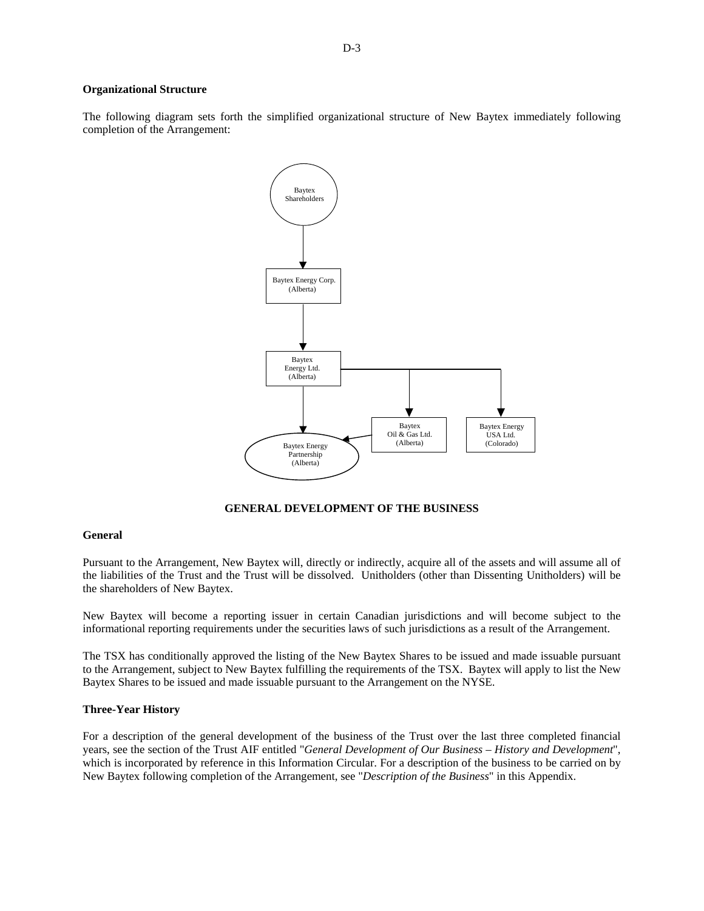### Organizational Structure

The following diagram sets forth the simplified organizational structure of New Baytex immediately following completion of the Arrangement:

Baytex Shareholders

Baytex Energy Corp. (Alberta)

Baytex Energy Ltd. (Alberta)

Baytex Oil & Gas Ltd. (Alberta)

Baytex Energy USA Ltd. (Colorado)

Baytex Energy Partnership (Alberta)

## GENERAL DEVELOPMENT OF THE BUSINESS

### General

Pursuant to the Arrangement, New Baytex will, directly or indirectly, acquire all of the assets and will assume all of the liabilities of the Trust and the Trust will be dissolved. Unitholders (other than Dissenting Unitholders) will be the shareholders of New Baytex.

New Baytex will become a reporting issuer in certain Canadian jurisdictions and will become subject to the informational reporting requirements under the securities laws of such jurisdictions as a result of the Arrangement.

The TSX has conditionally approved the listing of the New Baytex Shares to be issued and made issuable pursuant to the Arrangement, subject to New Baytex fulfilling the requirements of the TSX. Baytex will apply to list the New Baytex Shares to be issued and made issuable pursuant to the Arrangement on the NYSE.

### Three-Year History

For a description of the general development of the business of the Trust over the last three completed financial years, see the section of the Trust AIF entitled "*General Development of Our Business – History and Development*", which is incorporated by reference in this Information Circular. For a description of the business to be carried on by New Baytex following completion of the Arrangement, see "*Description of the Business*" in this Appendix.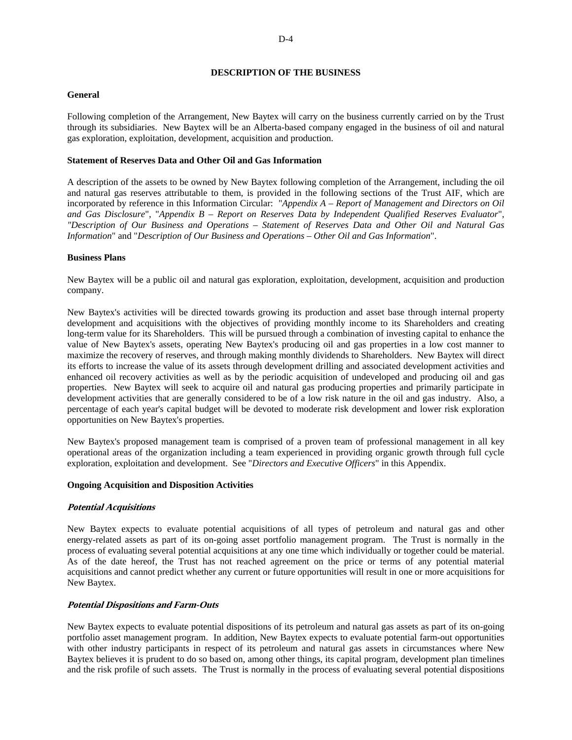## DESCRIPTION OF THE BUSINESS

### General

Following completion of the Arrangement, New Baytex will carry on the business currently carried on by the Trust through its subsidiaries. New Baytex will be an Alberta-based company engaged in the business of oil and natural gas exploration, exploitation, development, acquisition and production.

### Statement of Reserves Data and Other Oil and Gas Information

A description of the assets to be owned by New Baytex following completion of the Arrangement, including the oil and natural gas reserves attributable to them, is provided in the following sections of the Trust AIF, which are incorporated by reference in this Information Circular: "*Appendix A – Report of Management and Directors on Oil and Gas Disclosure*", "*Appendix B – Report on Reserves Data by Independent Qualified Reserves Evaluator*", *"Description of Our Business and Operations – Statement of Reserves Data and Other Oil and Natural Gas Information*" and "*Description of Our Business and Operations – Other Oil and Gas Information*".

### Business Plans

New Baytex will be a public oil and natural gas exploration, exploitation, development, acquisition and production company.

New Baytex's activities will be directed towards growing its production and asset base through internal property development and acquisitions with the objectives of providing monthly income to its Shareholders and creating long-term value for its Shareholders. This will be pursued through a combination of investing capital to enhance the value of New Baytex's assets, operating New Baytex's producing oil and gas properties in a low cost manner to maximize the recovery of reserves, and through making monthly dividends to Shareholders. New Baytex will direct its efforts to increase the value of its assets through development drilling and associated development activities and enhanced oil recovery activities as well as by the periodic acquisition of undeveloped and producing oil and gas properties. New Baytex will seek to acquire oil and natural gas producing properties and primarily participate in development activities that are generally considered to be of a low risk nature in the oil and gas industry. Also, a percentage of each year's capital budget will be devoted to moderate risk development and lower risk exploration opportunities on New Baytex's properties.

New Baytex's proposed management team is comprised of a proven team of professional management in all key operational areas of the organization including a team experienced in providing organic growth through full cycle exploration, exploitation and development. See "*Directors and Executive Officers*" in this Appendix.

### Ongoing Acquisition and Disposition Activities

#### *Potential Acquisitions*

New Baytex expects to evaluate potential acquisitions of all types of petroleum and natural gas and other energy-related assets as part of its on-going asset portfolio management program. The Trust is normally in the process of evaluating several potential acquisitions at any one time which individually or together could be material. As of the date hereof, the Trust has not reached agreement on the price or terms of any potential material acquisitions and cannot predict whether any current or future opportunities will result in one or more acquisitions for New Baytex.

#### *Potential Dispositions and Farm-Outs*

New Baytex expects to evaluate potential dispositions of its petroleum and natural gas assets as part of its on-going portfolio asset management program. In addition, New Baytex expects to evaluate potential farm-out opportunities with other industry participants in respect of its petroleum and natural gas assets in circumstances where New Baytex believes it is prudent to do so based on, among other things, its capital program, development plan timelines and the risk profile of such assets. The Trust is normally in the process of evaluating several potential dispositions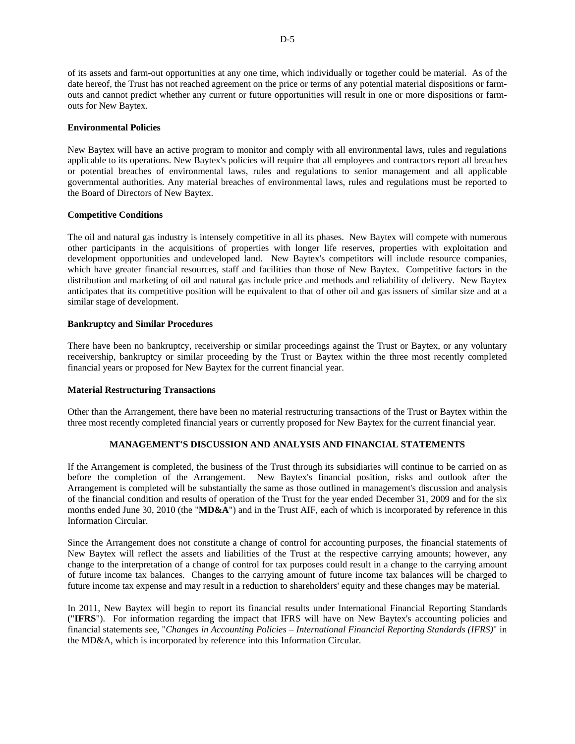of its assets and farm-out opportunities at any one time, which individually or together could be material. As of the date hereof, the Trust has not reached agreement on the price or terms of any potential material dispositions or farm-outs and cannot predict whether any current or future opportunities will result in one or more dispositions or farm-outs for New Baytex.

**Environmental Policies**

New Baytex will have an active program to monitor and comply with all environmental laws, rules and regulations applicable to its operations. New Baytex's policies will require that all employees and contractors report all breaches or potential breaches of environmental laws, rules and regulations to senior management and all applicable governmental authorities. Any material breaches of environmental laws, rules and regulations must be reported to the Board of Directors of New Baytex.

**Competitive Conditions**

The oil and natural gas industry is intensely competitive in all its phases. New Baytex will compete with numerous other participants in the acquisitions of properties with longer life reserves, properties with exploitation and development opportunities and undeveloped land. New Baytex's competitors will include resource companies, which have greater financial resources, staff and facilities than those of New Baytex. Competitive factors in the distribution and marketing of oil and natural gas include price and methods and reliability of delivery. New Baytex anticipates that its competitive position will be equivalent to that of other oil and gas issuers of similar size and at a similar stage of development.

**Bankruptcy and Similar Procedures**

There have been no bankruptcy, receivership or similar proceedings against the Trust or Baytex, or any voluntary receivership, bankruptcy or similar proceeding by the Trust or Baytex within the three most recently completed financial years or proposed for New Baytex for the current financial year.

**Material Restructuring Transactions**

Other than the Arrangement, there have been no material restructuring transactions of the Trust or Baytex within the three most recently completed financial years or currently proposed for New Baytex for the current financial year.

## MANAGEMENT'S DISCUSSION AND ANALYSIS AND FINANCIAL STATEMENTS

If the Arrangement is completed, the business of the Trust through its subsidiaries will continue to be carried on as before the completion of the Arrangement. New Baytex's financial position, risks and outlook after the Arrangement is completed will be substantially the same as those outlined in management's discussion and analysis of the financial condition and results of operation of the Trust for the year ended December 31, 2009 and for the six months ended June 30, 2010 (the "**MD&A**") and in the Trust AIF, each of which is incorporated by reference in this Information Circular.

Since the Arrangement does not constitute a change of control for accounting purposes, the financial statements of New Baytex will reflect the assets and liabilities of the Trust at the respective carrying amounts; however, any change to the interpretation of a change of control for tax purposes could result in a change to the carrying amount of future income tax balances. Changes to the carrying amount of future income tax balances will be charged to future income tax expense and may result in a reduction to shareholders' equity and these changes may be material.

In 2011, New Baytex will begin to report its financial results under International Financial Reporting Standards ("**IFRS**"). For information regarding the impact that IFRS will have on New Baytex's accounting policies and financial statements see, "*Changes in Accounting Policies – International Financial Reporting Standards (IFRS)*" in the MD&A, which is incorporated by reference into this Information Circular.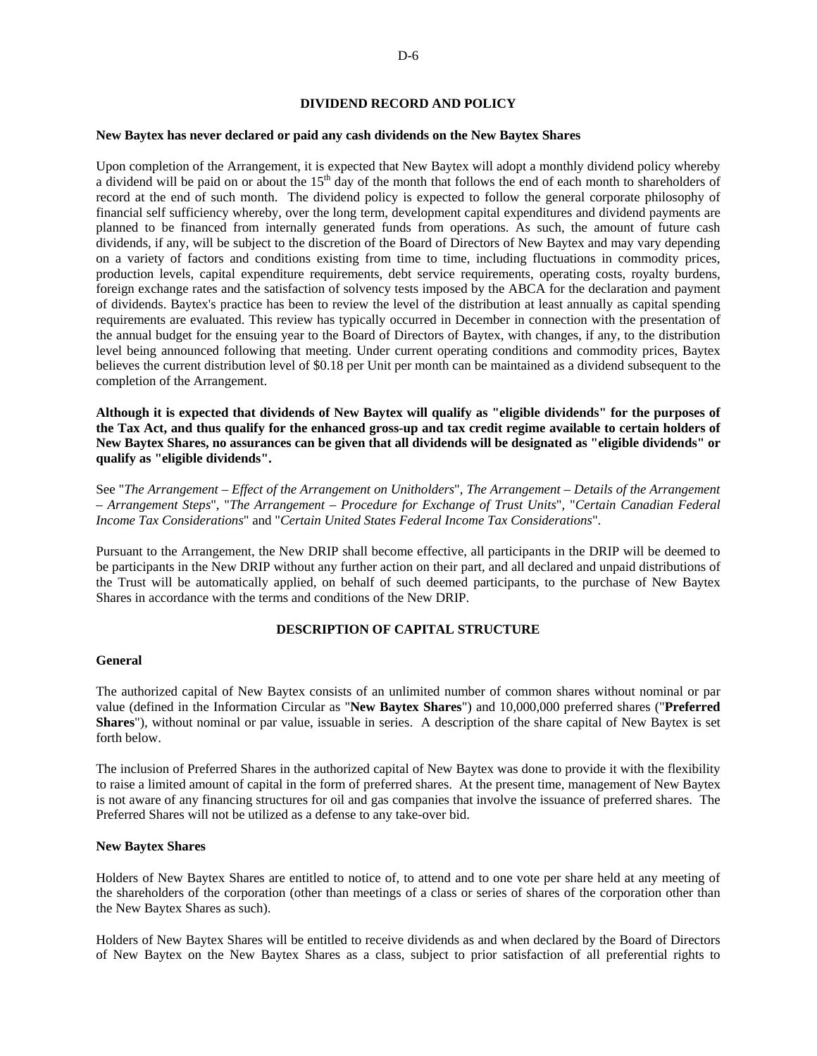## DIVIDEND RECORD AND POLICY

**New Baytex has never declared or paid any cash dividends on the New Baytex Shares**

Upon completion of the Arrangement, it is expected that New Baytex will adopt a monthly dividend policy whereby a dividend will be paid on or about the 15th day of the month that follows the end of each month to shareholders of record at the end of such month. The dividend policy is expected to follow the general corporate philosophy of financial self sufficiency whereby, over the long term, development capital expenditures and dividend payments are planned to be financed from internally generated funds from operations. As such, the amount of future cash dividends, if any, will be subject to the discretion of the Board of Directors of New Baytex and may vary depending on a variety of factors and conditions existing from time to time, including fluctuations in commodity prices, production levels, capital expenditure requirements, debt service requirements, operating costs, royalty burdens, foreign exchange rates and the satisfaction of solvency tests imposed by the ABCA for the declaration and payment of dividends. Baytex's practice has been to review the level of the distribution at least annually as capital spending requirements are evaluated. This review has typically occurred in December in connection with the presentation of the annual budget for the ensuing year to the Board of Directors of Baytex, with changes, if any, to the distribution level being announced following that meeting. Under current operating conditions and commodity prices, Baytex believes the current distribution level of $0.18 per Unit per month can be maintained as a dividend subsequent to the completion of the Arrangement.

**Although it is expected that dividends of New Baytex will qualify as "eligible dividends" for the purposes of the Tax Act, and thus qualify for the enhanced gross-up and tax credit regime available to certain holders of New Baytex Shares, no assurances can be given that all dividends will be designated as "eligible dividends" or qualify as "eligible dividends".**

See "*The Arrangement – Effect of the Arrangement on Unitholders*", *The Arrangement – Details of the Arrangement – Arrangement Steps*", "*The Arrangement – Procedure for Exchange of Trust Units*", "*Certain Canadian Federal Income Tax Considerations*" and "*Certain United States Federal Income Tax Considerations*".

Pursuant to the Arrangement, the New DRIP shall become effective, all participants in the DRIP will be deemed to be participants in the New DRIP without any further action on their part, and all declared and unpaid distributions of the Trust will be automatically applied, on behalf of such deemed participants, to the purchase of New Baytex Shares in accordance with the terms and conditions of the New DRIP.

## DESCRIPTION OF CAPITAL STRUCTURE

### General

The authorized capital of New Baytex consists of an unlimited number of common shares without nominal or par value (defined in the Information Circular as "**New Baytex Shares**") and 10,000,000 preferred shares ("**Preferred Shares**"), without nominal or par value, issuable in series. A description of the share capital of New Baytex is set forth below.

The inclusion of Preferred Shares in the authorized capital of New Baytex was done to provide it with the flexibility to raise a limited amount of capital in the form of preferred shares. At the present time, management of New Baytex is not aware of any financing structures for oil and gas companies that involve the issuance of preferred shares. The Preferred Shares will not be utilized as a defense to any take-over bid.

### New Baytex Shares

Holders of New Baytex Shares are entitled to notice of, to attend and to one vote per share held at any meeting of the shareholders of the corporation (other than meetings of a class or series of shares of the corporation other than the New Baytex Shares as such).

Holders of New Baytex Shares will be entitled to receive dividends as and when declared by the Board of Directors of New Baytex on the New Baytex Shares as a class, subject to prior satisfaction of all preferential rights to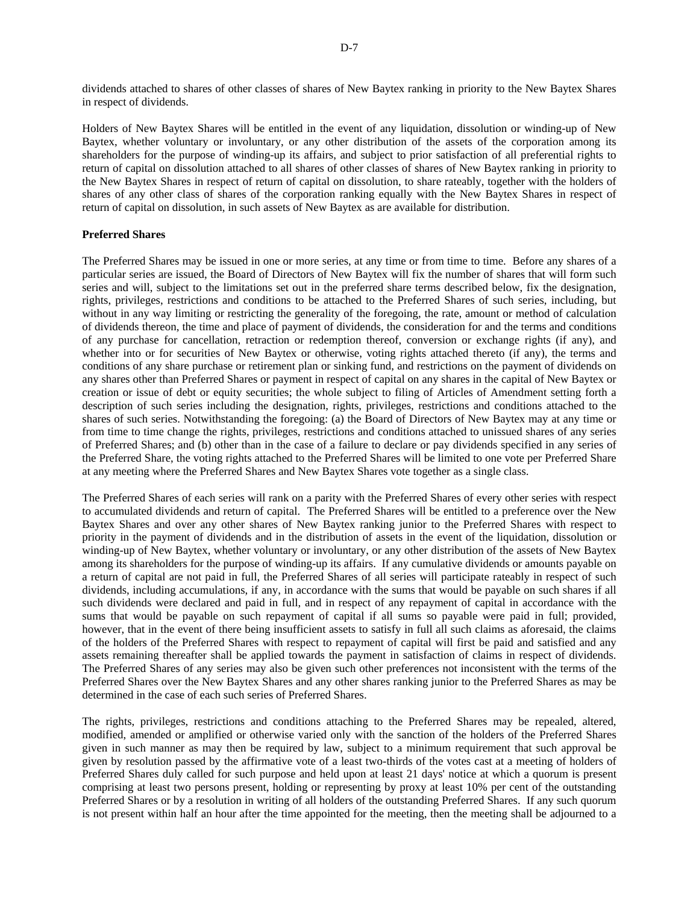dividends attached to shares of other classes of shares of New Baytex ranking in priority to the New Baytex Shares in respect of dividends.

Holders of New Baytex Shares will be entitled in the event of any liquidation, dissolution or winding-up of New Baytex, whether voluntary or involuntary, or any other distribution of the assets of the corporation among its shareholders for the purpose of winding-up its affairs, and subject to prior satisfaction of all preferential rights to return of capital on dissolution attached to all shares of other classes of shares of New Baytex ranking in priority to the New Baytex Shares in respect of return of capital on dissolution, to share rateably, together with the holders of shares of any other class of shares of the corporation ranking equally with the New Baytex Shares in respect of return of capital on dissolution, in such assets of New Baytex as are available for distribution.

**Preferred Shares**

The Preferred Shares may be issued in one or more series, at any time or from time to time. Before any shares of a particular series are issued, the Board of Directors of New Baytex will fix the number of shares that will form such series and will, subject to the limitations set out in the preferred share terms described below, fix the designation, rights, privileges, restrictions and conditions to be attached to the Preferred Shares of such series, including, but without in any way limiting or restricting the generality of the foregoing, the rate, amount or method of calculation of dividends thereon, the time and place of payment of dividends, the consideration for and the terms and conditions of any purchase for cancellation, retraction or redemption thereof, conversion or exchange rights (if any), and whether into or for securities of New Baytex or otherwise, voting rights attached thereto (if any), the terms and conditions of any share purchase or retirement plan or sinking fund, and restrictions on the payment of dividends on any shares other than Preferred Shares or payment in respect of capital on any shares in the capital of New Baytex or creation or issue of debt or equity securities; the whole subject to filing of Articles of Amendment setting forth a description of such series including the designation, rights, privileges, restrictions and conditions attached to the shares of such series. Notwithstanding the foregoing: (a) the Board of Directors of New Baytex may at any time or from time to time change the rights, privileges, restrictions and conditions attached to unissued shares of any series of Preferred Shares; and (b) other than in the case of a failure to declare or pay dividends specified in any series of the Preferred Share, the voting rights attached to the Preferred Shares will be limited to one vote per Preferred Share at any meeting where the Preferred Shares and New Baytex Shares vote together as a single class.

The Preferred Shares of each series will rank on a parity with the Preferred Shares of every other series with respect to accumulated dividends and return of capital. The Preferred Shares will be entitled to a preference over the New Baytex Shares and over any other shares of New Baytex ranking junior to the Preferred Shares with respect to priority in the payment of dividends and in the distribution of assets in the event of the liquidation, dissolution or winding-up of New Baytex, whether voluntary or involuntary, or any other distribution of the assets of New Baytex among its shareholders for the purpose of winding-up its affairs. If any cumulative dividends or amounts payable on a return of capital are not paid in full, the Preferred Shares of all series will participate rateably in respect of such dividends, including accumulations, if any, in accordance with the sums that would be payable on such shares if all such dividends were declared and paid in full, and in respect of any repayment of capital in accordance with the sums that would be payable on such repayment of capital if all sums so payable were paid in full; provided, however, that in the event of there being insufficient assets to satisfy in full all such claims as aforesaid, the claims of the holders of the Preferred Shares with respect to repayment of capital will first be paid and satisfied and any assets remaining thereafter shall be applied towards the payment in satisfaction of claims in respect of dividends. The Preferred Shares of any series may also be given such other preferences not inconsistent with the terms of the Preferred Shares over the New Baytex Shares and any other shares ranking junior to the Preferred Shares as may be determined in the case of each such series of Preferred Shares.

The rights, privileges, restrictions and conditions attaching to the Preferred Shares may be repealed, altered, modified, amended or amplified or otherwise varied only with the sanction of the holders of the Preferred Shares given in such manner as may then be required by law, subject to a minimum requirement that such approval be given by resolution passed by the affirmative vote of a least two-thirds of the votes cast at a meeting of holders of Preferred Shares duly called for such purpose and held upon at least 21 days' notice at which a quorum is present comprising at least two persons present, holding or representing by proxy at least 10% per cent of the outstanding Preferred Shares or by a resolution in writing of all holders of the outstanding Preferred Shares. If any such quorum is not present within half an hour after the time appointed for the meeting, then the meeting shall be adjourned to a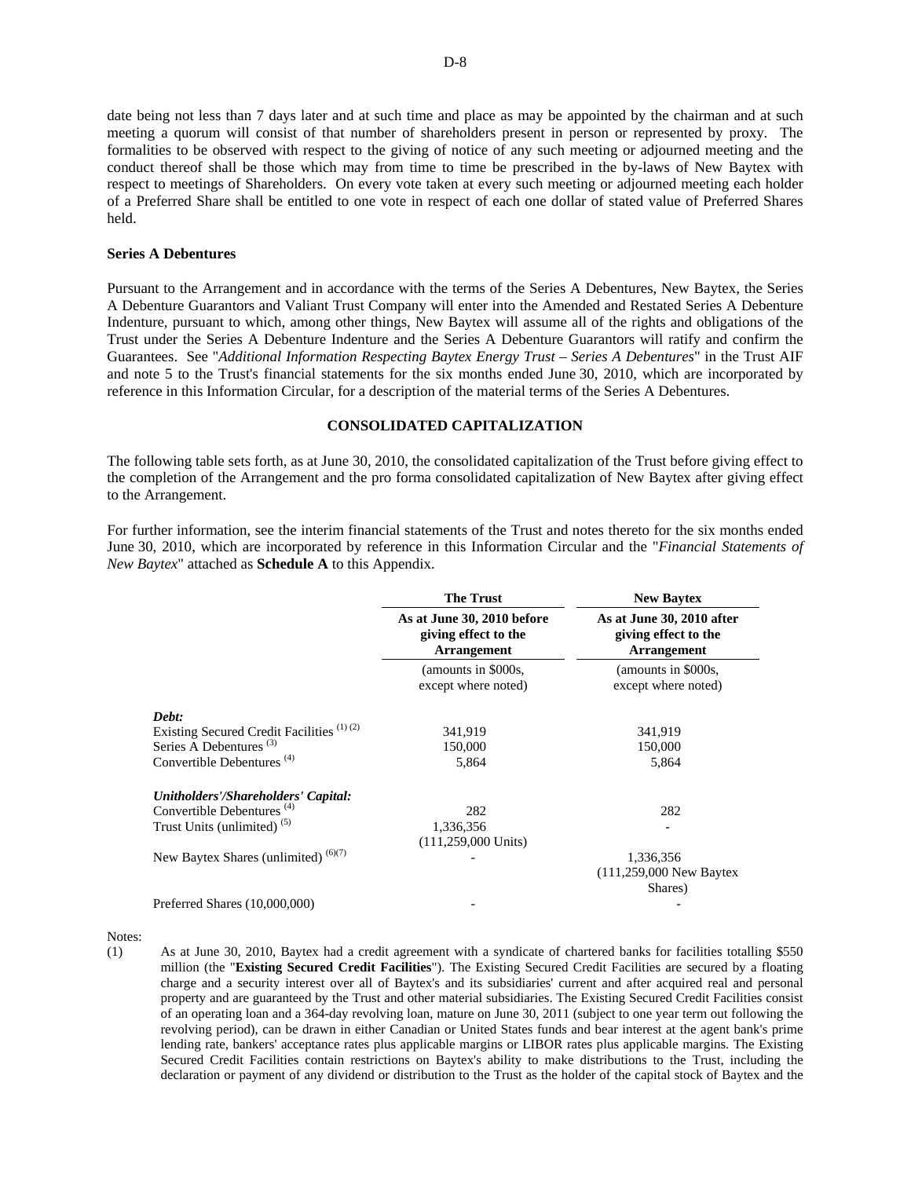date being not less than 7 days later and at such time and place as may be appointed by the chairman and at such meeting a quorum will consist of that number of shareholders present in person or represented by proxy. The formalities to be observed with respect to the giving of notice of any such meeting or adjourned meeting and the conduct thereof shall be those which may from time to time be prescribed in the by-laws of New Baytex with respect to meetings of Shareholders. On every vote taken at every such meeting or adjourned meeting each holder of a Preferred Share shall be entitled to one vote in respect of each one dollar of stated value of Preferred Shares held.

**Series A Debentures**

Pursuant to the Arrangement and in accordance with the terms of the Series A Debentures, New Baytex, the Series A Debenture Guarantors and Valiant Trust Company will enter into the Amended and Restated Series A Debenture Indenture, pursuant to which, among other things, New Baytex will assume all of the rights and obligations of the Trust under the Series A Debenture Indenture and the Series A Debenture Guarantors will ratify and confirm the Guarantees. See "*Additional Information Respecting Baytex Energy Trust – Series A Debentures*" in the Trust AIF and note 5 to the Trust's financial statements for the six months ended June 30, 2010, which are incorporated by reference in this Information Circular, for a description of the material terms of the Series A Debentures.

## CONSOLIDATED CAPITALIZATION

The following table sets forth, as at June 30, 2010, the consolidated capitalization of the Trust before giving effect to the completion of the Arrangement and the pro forma consolidated capitalization of New Baytex after giving effect to the Arrangement.

For further information, see the interim financial statements of the Trust and notes thereto for the six months ended June 30, 2010, which are incorporated by reference in this Information Circular and the "*Financial Statements of New Baytex*" attached as **Schedule A** to this Appendix.

| | **The Trust** | **New Baytex** |
|---|---|---|
| | **As at June 30, 2010 before giving effect to the Arrangement** | **As at June 30, 2010 after giving effect to the Arrangement** |
| | (amounts in $000s, except where noted) | (amounts in $000s, except where noted) |
| ***Debt:*** | | |
| Existing Secured Credit Facilities (1) (2) | 341,919 | 341,919 |
| Series A Debentures (3) | 150,000 | 150,000 |
| Convertible Debentures (4) | 5,864 | 5,864 |
| ***Unitholders'/Shareholders' Capital:*** | | |
| Convertible Debentures (4) | 282 | 282 |
| Trust Units (unlimited) (5) | 1,336,356 (111,259,000 Units) | - |
| New Baytex Shares (unlimited) (6)(7) | - | 1,336,356 (111,259,000 New Baytex Shares) |
| Preferred Shares (10,000,000) | - | - |

Notes:

(1) As at June 30, 2010, Baytex had a credit agreement with a syndicate of chartered banks for facilities totalling $550 million (the "**Existing Secured Credit Facilities**"). The Existing Secured Credit Facilities are secured by a floating charge and a security interest over all of Baytex's and its subsidiaries' current and after acquired real and personal property and are guaranteed by the Trust and other material subsidiaries. The Existing Secured Credit Facilities consist of an operating loan and a 364-day revolving loan, mature on June 30, 2011 (subject to one year term out following the revolving period), can be drawn in either Canadian or United States funds and bear interest at the agent bank's prime lending rate, bankers' acceptance rates plus applicable margins or LIBOR rates plus applicable margins. The Existing Secured Credit Facilities contain restrictions on Baytex's ability to make distributions to the Trust, including the declaration or payment of any dividend or distribution to the Trust as the holder of the capital stock of Baytex and the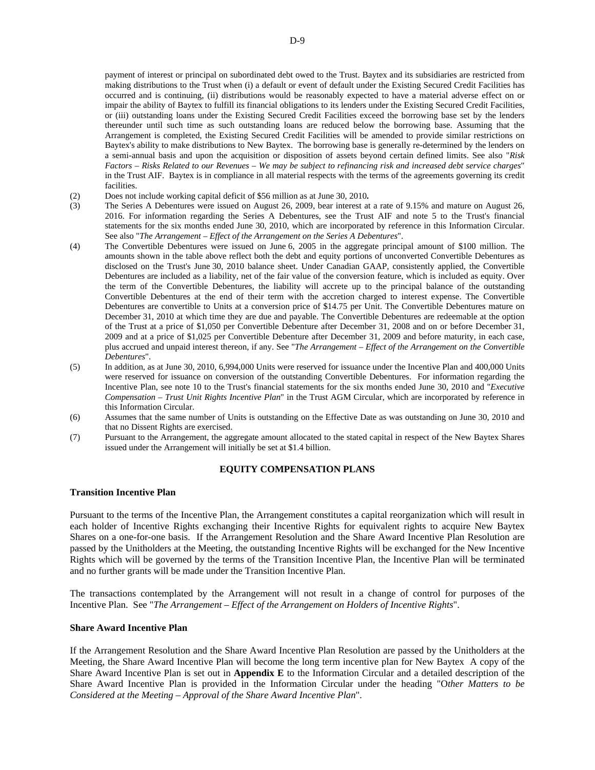payment of interest or principal on subordinated debt owed to the Trust. Baytex and its subsidiaries are restricted from making distributions to the Trust when (i) a default or event of default under the Existing Secured Credit Facilities has occurred and is continuing, (ii) distributions would be reasonably expected to have a material adverse effect on or impair the ability of Baytex to fulfill its financial obligations to its lenders under the Existing Secured Credit Facilities, or (iii) outstanding loans under the Existing Secured Credit Facilities exceed the borrowing base set by the lenders thereunder until such time as such outstanding loans are reduced below the borrowing base. Assuming that the Arrangement is completed, the Existing Secured Credit Facilities will be amended to provide similar restrictions on Baytex's ability to make distributions to New Baytex. The borrowing base is generally re-determined by the lenders on a semi-annual basis and upon the acquisition or disposition of assets beyond certain defined limits. See also "*Risk Factors – Risks Related to our Revenues – We may be subject to refinancing risk and increased debt service charges*" in the Trust AIF. Baytex is in compliance in all material respects with the terms of the agreements governing its credit facilities.

(2) Does not include working capital deficit of $56 million as at June 30, 2010**.**

(3) The Series A Debentures were issued on August 26, 2009, bear interest at a rate of 9.15% and mature on August 26, 2016. For information regarding the Series A Debentures, see the Trust AIF and note 5 to the Trust's financial statements for the six months ended June 30, 2010, which are incorporated by reference in this Information Circular. See also "*The Arrangement – Effect of the Arrangement on the Series A Debentures*".

(4) The Convertible Debentures were issued on June 6, 2005 in the aggregate principal amount of $100 million. The amounts shown in the table above reflect both the debt and equity portions of unconverted Convertible Debentures as disclosed on the Trust's June 30, 2010 balance sheet. Under Canadian GAAP, consistently applied, the Convertible Debentures are included as a liability, net of the fair value of the conversion feature, which is included as equity. Over the term of the Convertible Debentures, the liability will accrete up to the principal balance of the outstanding Convertible Debentures at the end of their term with the accretion charged to interest expense. The Convertible Debentures are convertible to Units at a conversion price of $14.75 per Unit. The Convertible Debentures mature on December 31, 2010 at which time they are due and payable. The Convertible Debentures are redeemable at the option of the Trust at a price of $1,050 per Convertible Debenture after December 31, 2008 and on or before December 31, 2009 and at a price of $1,025 per Convertible Debenture after December 31, 2009 and before maturity, in each case, plus accrued and unpaid interest thereon, if any. See "*The Arrangement – Effect of the Arrangement on the Convertible Debentures*".

(5) In addition, as at June 30, 2010, 6,994,000 Units were reserved for issuance under the Incentive Plan and 400,000 Units were reserved for issuance on conversion of the outstanding Convertible Debentures. For information regarding the Incentive Plan, see note 10 to the Trust's financial statements for the six months ended June 30, 2010 and "*Executive Compensation – Trust Unit Rights Incentive Plan*" in the Trust AGM Circular, which are incorporated by reference in this Information Circular.

(6) Assumes that the same number of Units is outstanding on the Effective Date as was outstanding on June 30, 2010 and that no Dissent Rights are exercised.

(7) Pursuant to the Arrangement, the aggregate amount allocated to the stated capital in respect of the New Baytex Shares issued under the Arrangement will initially be set at $1.4 billion.

## EQUITY COMPENSATION PLANS

### Transition Incentive Plan

Pursuant to the terms of the Incentive Plan, the Arrangement constitutes a capital reorganization which will result in each holder of Incentive Rights exchanging their Incentive Rights for equivalent rights to acquire New Baytex Shares on a one-for-one basis. If the Arrangement Resolution and the Share Award Incentive Plan Resolution are passed by the Unitholders at the Meeting, the outstanding Incentive Rights will be exchanged for the New Incentive Rights which will be governed by the terms of the Transition Incentive Plan, the Incentive Plan will be terminated and no further grants will be made under the Transition Incentive Plan.

The transactions contemplated by the Arrangement will not result in a change of control for purposes of the Incentive Plan. See "*The Arrangement – Effect of the Arrangement on Holders of Incentive Rights*".

### Share Award Incentive Plan

If the Arrangement Resolution and the Share Award Incentive Plan Resolution are passed by the Unitholders at the Meeting, the Share Award Incentive Plan will become the long term incentive plan for New Baytex A copy of the Share Award Incentive Plan is set out in **Appendix E** to the Information Circular and a detailed description of the Share Award Incentive Plan is provided in the Information Circular under the heading "O*ther Matters to be Considered at the Meeting – Approval of the Share Award Incentive Plan*".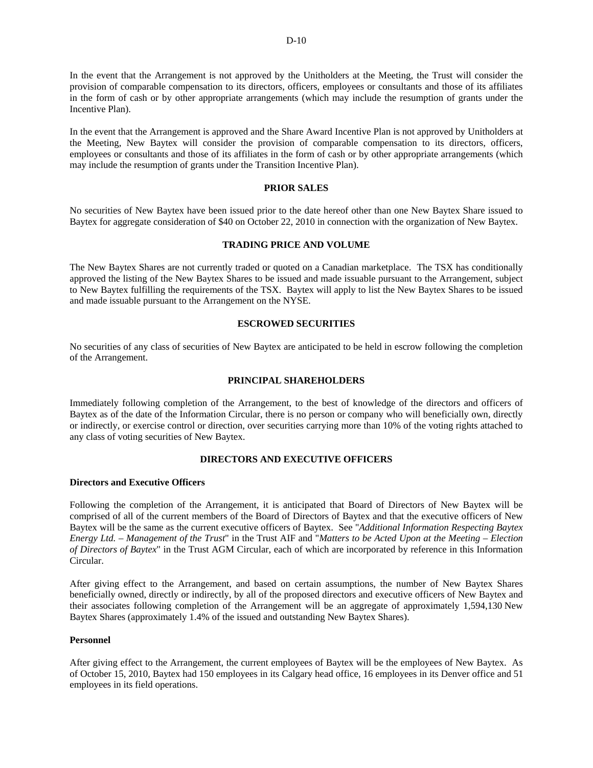In the event that the Arrangement is not approved by the Unitholders at the Meeting, the Trust will consider the provision of comparable compensation to its directors, officers, employees or consultants and those of its affiliates in the form of cash or by other appropriate arrangements (which may include the resumption of grants under the Incentive Plan).

In the event that the Arrangement is approved and the Share Award Incentive Plan is not approved by Unitholders at the Meeting, New Baytex will consider the provision of comparable compensation to its directors, officers, employees or consultants and those of its affiliates in the form of cash or by other appropriate arrangements (which may include the resumption of grants under the Transition Incentive Plan).

## PRIOR SALES

No securities of New Baytex have been issued prior to the date hereof other than one New Baytex Share issued to Baytex for aggregate consideration of $40 on October 22, 2010 in connection with the organization of New Baytex.

## TRADING PRICE AND VOLUME

The New Baytex Shares are not currently traded or quoted on a Canadian marketplace. The TSX has conditionally approved the listing of the New Baytex Shares to be issued and made issuable pursuant to the Arrangement, subject to New Baytex fulfilling the requirements of the TSX. Baytex will apply to list the New Baytex Shares to be issued and made issuable pursuant to the Arrangement on the NYSE.

## ESCROWED SECURITIES

No securities of any class of securities of New Baytex are anticipated to be held in escrow following the completion of the Arrangement.

## PRINCIPAL SHAREHOLDERS

Immediately following completion of the Arrangement, to the best of knowledge of the directors and officers of Baytex as of the date of the Information Circular, there is no person or company who will beneficially own, directly or indirectly, or exercise control or direction, over securities carrying more than 10% of the voting rights attached to any class of voting securities of New Baytex.

## DIRECTORS AND EXECUTIVE OFFICERS

### Directors and Executive Officers

Following the completion of the Arrangement, it is anticipated that Board of Directors of New Baytex will be comprised of all of the current members of the Board of Directors of Baytex and that the executive officers of New Baytex will be the same as the current executive officers of Baytex. See "*Additional Information Respecting Baytex Energy Ltd. – Management of the Trust*" in the Trust AIF and "*Matters to be Acted Upon at the Meeting – Election of Directors of Baytex*" in the Trust AGM Circular, each of which are incorporated by reference in this Information Circular.

After giving effect to the Arrangement, and based on certain assumptions, the number of New Baytex Shares beneficially owned, directly or indirectly, by all of the proposed directors and executive officers of New Baytex and their associates following completion of the Arrangement will be an aggregate of approximately 1,594,130 New Baytex Shares (approximately 1.4% of the issued and outstanding New Baytex Shares).

### Personnel

After giving effect to the Arrangement, the current employees of Baytex will be the employees of New Baytex. As of October 15, 2010, Baytex had 150 employees in its Calgary head office, 16 employees in its Denver office and 51 employees in its field operations.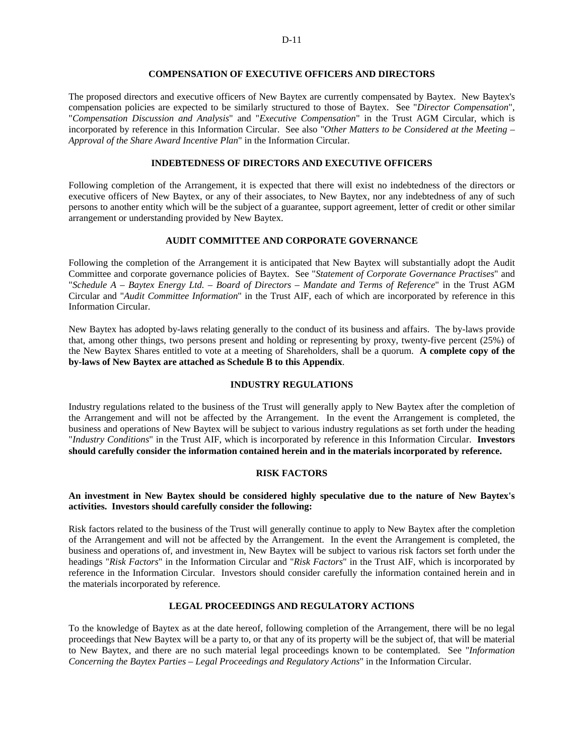## COMPENSATION OF EXECUTIVE OFFICERS AND DIRECTORS

The proposed directors and executive officers of New Baytex are currently compensated by Baytex. New Baytex's compensation policies are expected to be similarly structured to those of Baytex. See "*Director Compensation*", "*Compensation Discussion and Analysis*" and "*Executive Compensation*" in the Trust AGM Circular, which is incorporated by reference in this Information Circular. See also "*Other Matters to be Considered at the Meeting – Approval of the Share Award Incentive Plan*" in the Information Circular.

## INDEBTEDNESS OF DIRECTORS AND EXECUTIVE OFFICERS

Following completion of the Arrangement, it is expected that there will exist no indebtedness of the directors or executive officers of New Baytex, or any of their associates, to New Baytex, nor any indebtedness of any of such persons to another entity which will be the subject of a guarantee, support agreement, letter of credit or other similar arrangement or understanding provided by New Baytex.

## AUDIT COMMITTEE AND CORPORATE GOVERNANCE

Following the completion of the Arrangement it is anticipated that New Baytex will substantially adopt the Audit Committee and corporate governance policies of Baytex. See "*Statement of Corporate Governance Practises*" and "*Schedule A – Baytex Energy Ltd. – Board of Directors – Mandate and Terms of Reference*" in the Trust AGM Circular and "*Audit Committee Information*" in the Trust AIF, each of which are incorporated by reference in this Information Circular.

New Baytex has adopted by-laws relating generally to the conduct of its business and affairs. The by-laws provide that, among other things, two persons present and holding or representing by proxy, twenty-five percent (25%) of the New Baytex Shares entitled to vote at a meeting of Shareholders, shall be a quorum. **A complete copy of the by-laws of New Baytex are attached as Schedule B to this Appendix**.

## INDUSTRY REGULATIONS

Industry regulations related to the business of the Trust will generally apply to New Baytex after the completion of the Arrangement and will not be affected by the Arrangement. In the event the Arrangement is completed, the business and operations of New Baytex will be subject to various industry regulations as set forth under the heading "*Industry Conditions*" in the Trust AIF, which is incorporated by reference in this Information Circular. **Investors should carefully consider the information contained herein and in the materials incorporated by reference.**

## RISK FACTORS

**An investment in New Baytex should be considered highly speculative due to the nature of New Baytex's activities. Investors should carefully consider the following:**

Risk factors related to the business of the Trust will generally continue to apply to New Baytex after the completion of the Arrangement and will not be affected by the Arrangement. In the event the Arrangement is completed, the business and operations of, and investment in, New Baytex will be subject to various risk factors set forth under the headings "*Risk Factors*" in the Information Circular and "*Risk Factors*" in the Trust AIF, which is incorporated by reference in the Information Circular. Investors should consider carefully the information contained herein and in the materials incorporated by reference.

## LEGAL PROCEEDINGS AND REGULATORY ACTIONS

To the knowledge of Baytex as at the date hereof, following completion of the Arrangement, there will be no legal proceedings that New Baytex will be a party to, or that any of its property will be the subject of, that will be material to New Baytex, and there are no such material legal proceedings known to be contemplated. See "*Information Concerning the Baytex Parties – Legal Proceedings and Regulatory Actions*" in the Information Circular.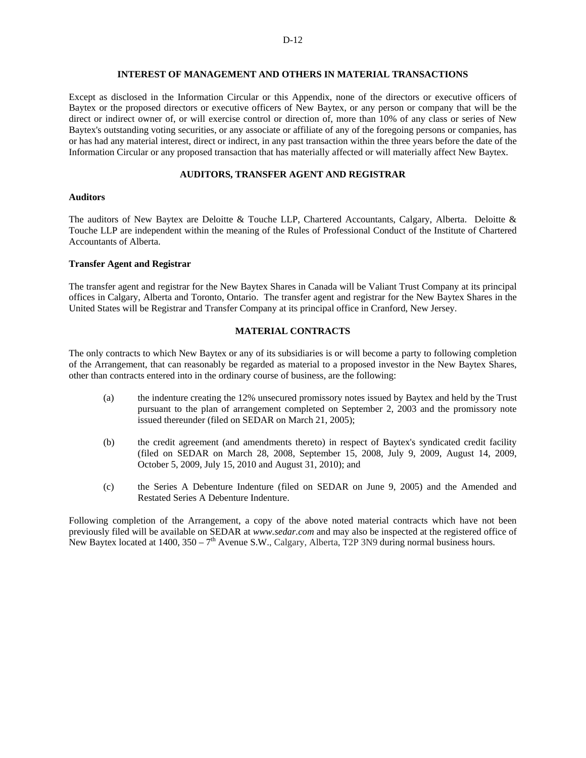## INTEREST OF MANAGEMENT AND OTHERS IN MATERIAL TRANSACTIONS

Except as disclosed in the Information Circular or this Appendix, none of the directors or executive officers of Baytex or the proposed directors or executive officers of New Baytex, or any person or company that will be the direct or indirect owner of, or will exercise control or direction of, more than 10% of any class or series of New Baytex's outstanding voting securities, or any associate or affiliate of any of the foregoing persons or companies, has or has had any material interest, direct or indirect, in any past transaction within the three years before the date of the Information Circular or any proposed transaction that has materially affected or will materially affect New Baytex.

## AUDITORS, TRANSFER AGENT AND REGISTRAR

### Auditors

The auditors of New Baytex are Deloitte & Touche LLP, Chartered Accountants, Calgary, Alberta. Deloitte & Touche LLP are independent within the meaning of the Rules of Professional Conduct of the Institute of Chartered Accountants of Alberta.

### Transfer Agent and Registrar

The transfer agent and registrar for the New Baytex Shares in Canada will be Valiant Trust Company at its principal offices in Calgary, Alberta and Toronto, Ontario. The transfer agent and registrar for the New Baytex Shares in the United States will be Registrar and Transfer Company at its principal office in Cranford, New Jersey.

## MATERIAL CONTRACTS

The only contracts to which New Baytex or any of its subsidiaries is or will become a party to following completion of the Arrangement, that can reasonably be regarded as material to a proposed investor in the New Baytex Shares, other than contracts entered into in the ordinary course of business, are the following:

(a) the indenture creating the 12% unsecured promissory notes issued by Baytex and held by the Trust pursuant to the plan of arrangement completed on September 2, 2003 and the promissory note issued thereunder (filed on SEDAR on March 21, 2005);

(b) the credit agreement (and amendments thereto) in respect of Baytex's syndicated credit facility (filed on SEDAR on March 28, 2008, September 15, 2008, July 9, 2009, August 14, 2009, October 5, 2009, July 15, 2010 and August 31, 2010); and

(c) the Series A Debenture Indenture (filed on SEDAR on June 9, 2005) and the Amended and Restated Series A Debenture Indenture.

Following completion of the Arrangement, a copy of the above noted material contracts which have not been previously filed will be available on SEDAR at *www.sedar.com* and may also be inspected at the registered office of New Baytex located at 1400, 350 – 7th Avenue S.W., Calgary, Alberta, T2P 3N9 during normal business hours.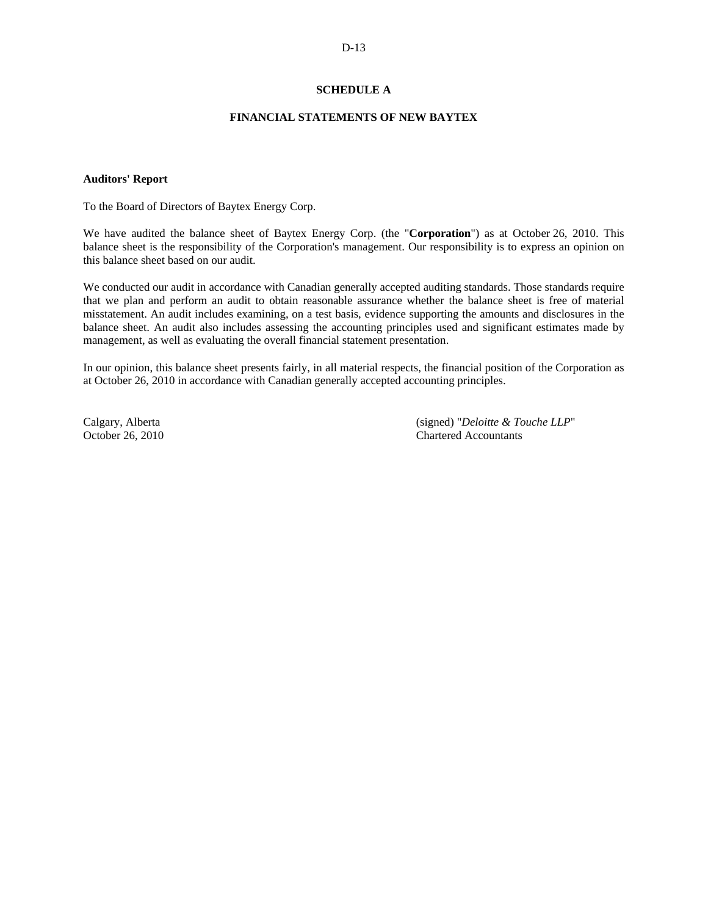## SCHEDULE A

## FINANCIAL STATEMENTS OF NEW BAYTEX

**Auditors' Report**

To the Board of Directors of Baytex Energy Corp.

We have audited the balance sheet of Baytex Energy Corp. (the "**Corporation**") as at October 26, 2010. This balance sheet is the responsibility of the Corporation's management. Our responsibility is to express an opinion on this balance sheet based on our audit.

We conducted our audit in accordance with Canadian generally accepted auditing standards. Those standards require that we plan and perform an audit to obtain reasonable assurance whether the balance sheet is free of material misstatement. An audit includes examining, on a test basis, evidence supporting the amounts and disclosures in the balance sheet. An audit also includes assessing the accounting principles used and significant estimates made by management, as well as evaluating the overall financial statement presentation.

In our opinion, this balance sheet presents fairly, in all material respects, the financial position of the Corporation as at October 26, 2010 in accordance with Canadian generally accepted accounting principles.

Calgary, Alberta
October 26, 2010

(signed) "*Deloitte & Touche LLP*"
Chartered Accountants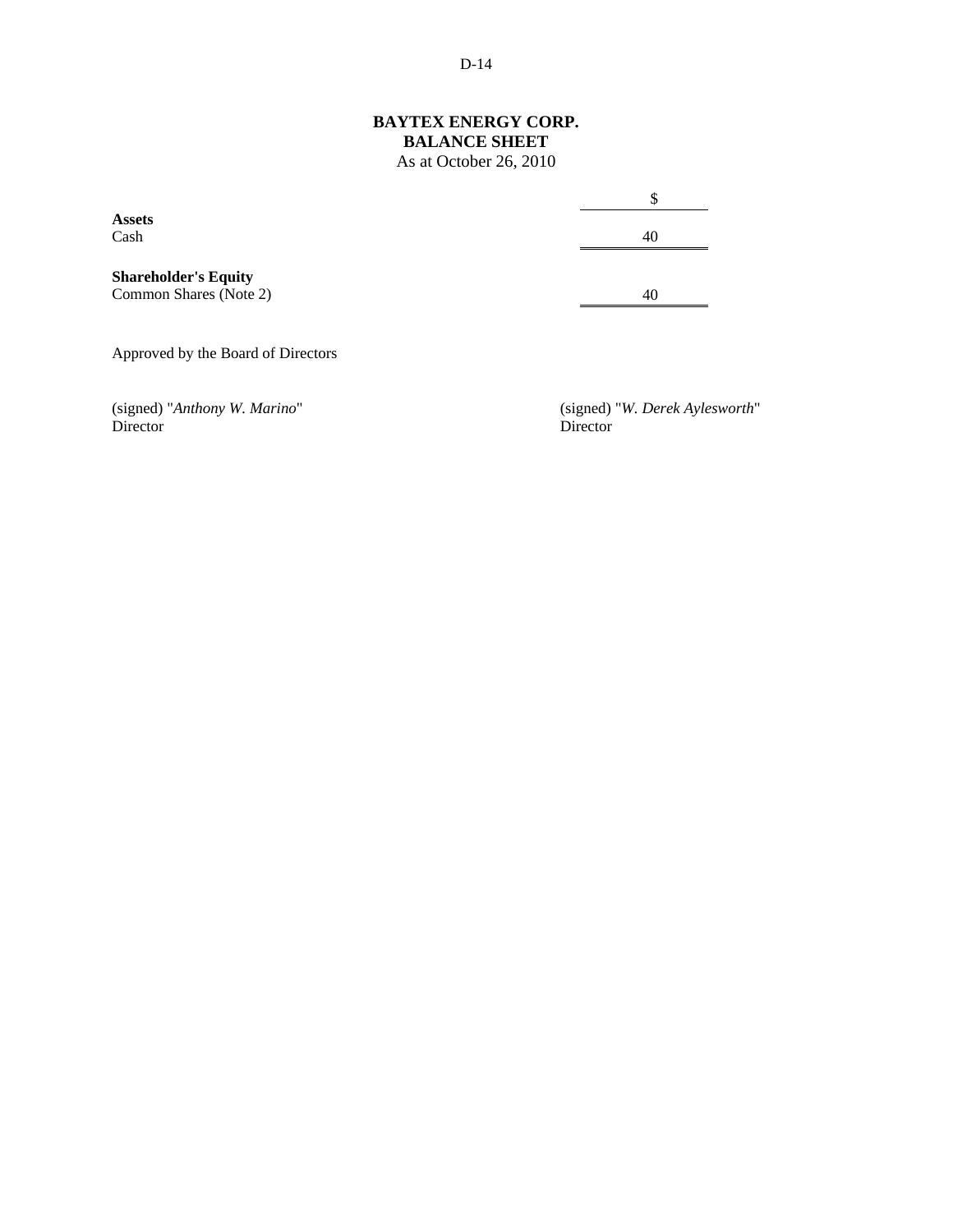**BAYTEX ENERGY CORP.**
**BALANCE SHEET**
As at October 26, 2010

| | $ |
|---|---|
| **Assets** | |
| Cash | 40 |
| | |
| **Shareholder's Equity** | |
| Common Shares (Note 2) | 40 |

Approved by the Board of Directors

(signed) "*Anthony W. Marino*"
Director

(signed) "*W. Derek Aylesworth*"
Director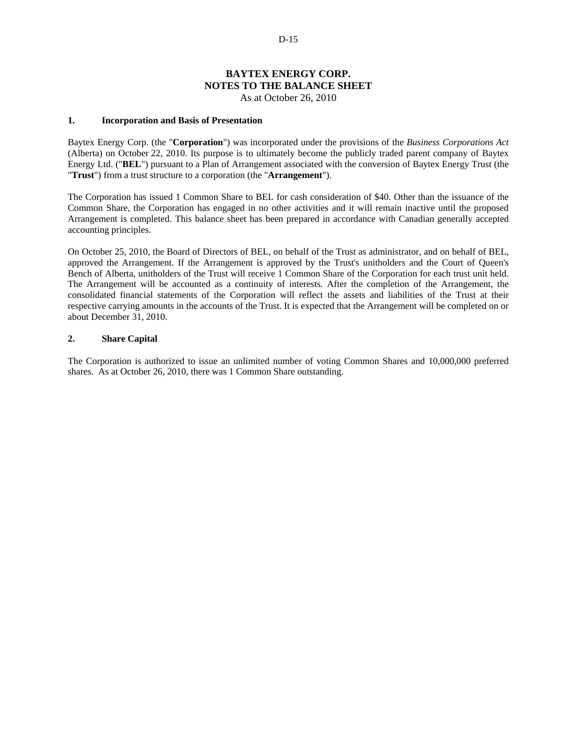# BAYTEX ENERGY CORP.
# NOTES TO THE BALANCE SHEET
As at October 26, 2010

## 1. Incorporation and Basis of Presentation

Baytex Energy Corp. (the "**Corporation**") was incorporated under the provisions of the *Business Corporations Act* (Alberta) on October 22, 2010. Its purpose is to ultimately become the publicly traded parent company of Baytex Energy Ltd. ("**BEL**") pursuant to a Plan of Arrangement associated with the conversion of Baytex Energy Trust (the "**Trust**") from a trust structure to a corporation (the "**Arrangement**").

The Corporation has issued 1 Common Share to BEL for cash consideration of $40. Other than the issuance of the Common Share, the Corporation has engaged in no other activities and it will remain inactive until the proposed Arrangement is completed. This balance sheet has been prepared in accordance with Canadian generally accepted accounting principles.

On October 25, 2010, the Board of Directors of BEL, on behalf of the Trust as administrator, and on behalf of BEL, approved the Arrangement. If the Arrangement is approved by the Trust's unitholders and the Court of Queen's Bench of Alberta, unitholders of the Trust will receive 1 Common Share of the Corporation for each trust unit held. The Arrangement will be accounted as a continuity of interests. After the completion of the Arrangement, the consolidated financial statements of the Corporation will reflect the assets and liabilities of the Trust at their respective carrying amounts in the accounts of the Trust. It is expected that the Arrangement will be completed on or about December 31, 2010.

## 2. Share Capital

The Corporation is authorized to issue an unlimited number of voting Common Shares and 10,000,000 preferred shares. As at October 26, 2010, there was 1 Common Share outstanding.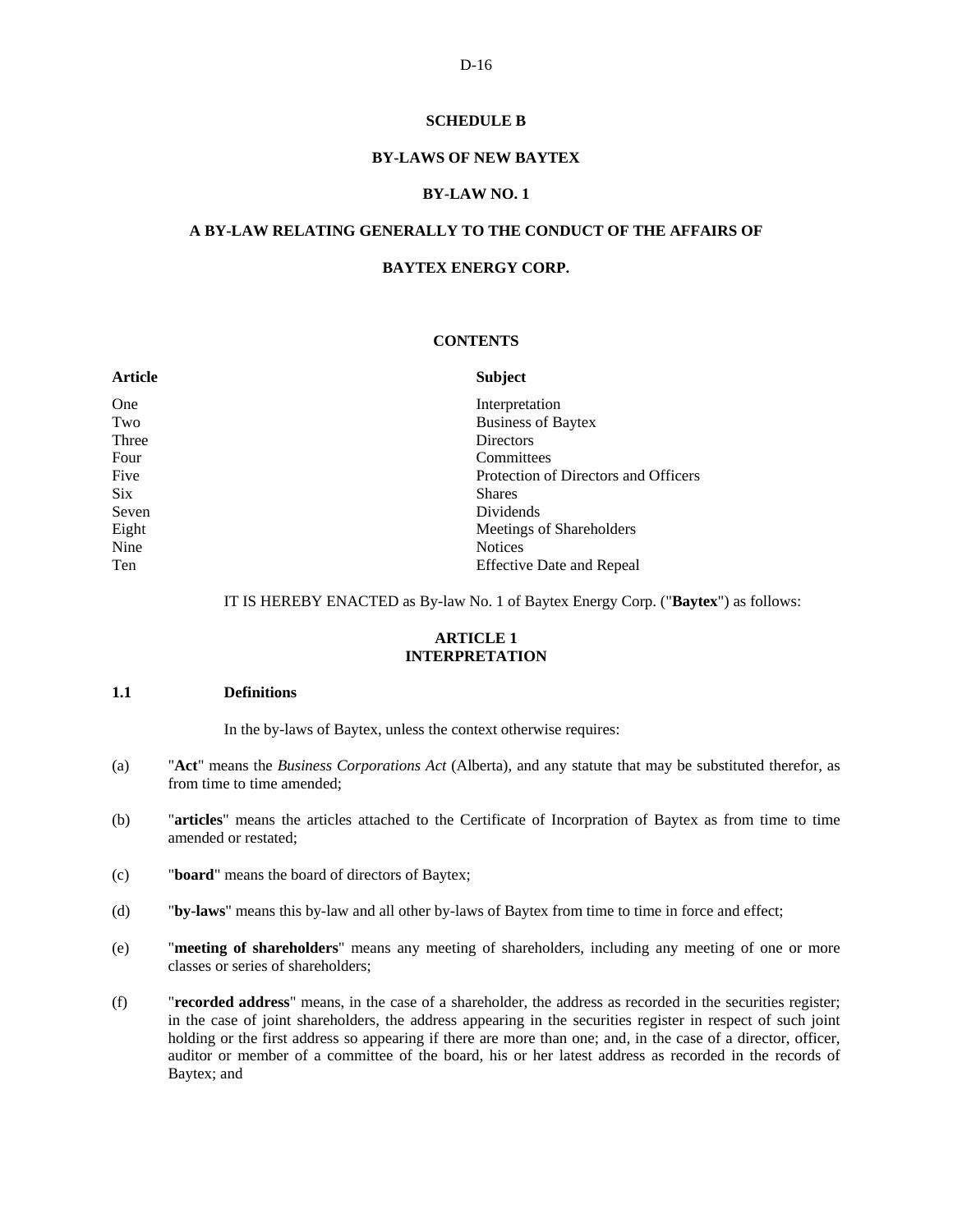# SCHEDULE B

## BY-LAWS OF NEW BAYTEX

## BY-LAW NO. 1

## A BY-LAW RELATING GENERALLY TO THE CONDUCT OF THE AFFAIRS OF BAYTEX ENERGY CORP.

### CONTENTS

| Article | Subject |
|---|---|
| One | Interpretation |
| Two | Business of Baytex |
| Three | Directors |
| Four | Committees |
| Five | Protection of Directors and Officers |
| Six | Shares |
| Seven | Dividends |
| Eight | Meetings of Shareholders |
| Nine | Notices |
| Ten | Effective Date and Repeal |

IT IS HEREBY ENACTED as By-law No. 1 of Baytex Energy Corp. ("**Baytex**") as follows:

### ARTICLE 1
### INTERPRETATION

**1.1 Definitions**

In the by-laws of Baytex, unless the context otherwise requires:

(a) "**Act**" means the *Business Corporations Act* (Alberta), and any statute that may be substituted therefor, as from time to time amended;

(b) "**articles**" means the articles attached to the Certificate of Incorpration of Baytex as from time to time amended or restated;

(c) "**board**" means the board of directors of Baytex;

(d) "**by-laws**" means this by-law and all other by-laws of Baytex from time to time in force and effect;

(e) "**meeting of shareholders**" means any meeting of shareholders, including any meeting of one or more classes or series of shareholders;

(f) "**recorded address**" means, in the case of a shareholder, the address as recorded in the securities register; in the case of joint shareholders, the address appearing in the securities register in respect of such joint holding or the first address so appearing if there are more than one; and, in the case of a director, officer, auditor or member of a committee of the board, his or her latest address as recorded in the records of Baytex; and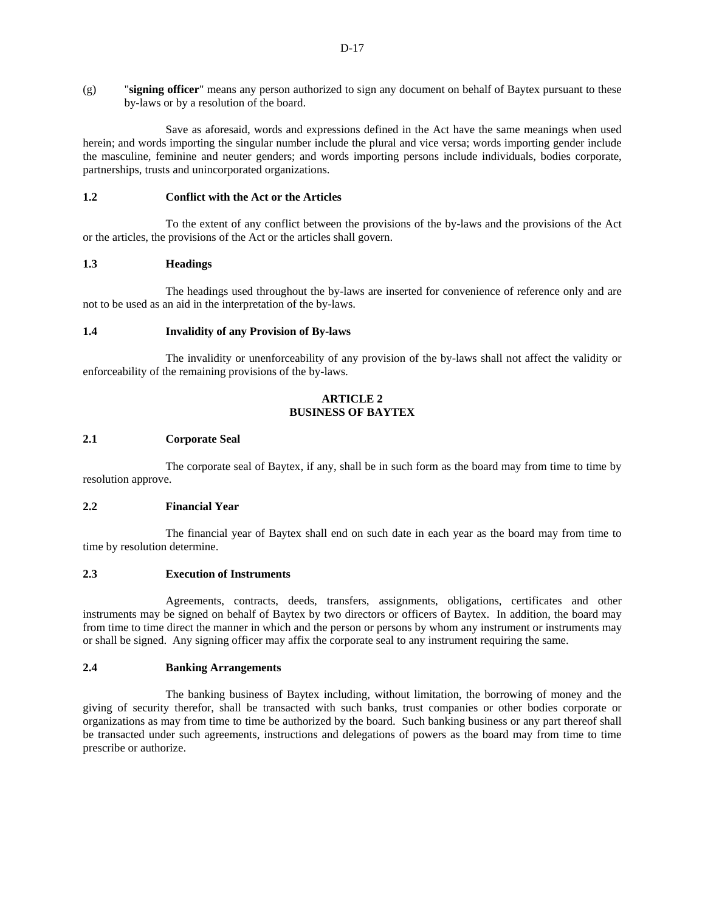(g) "**signing officer**" means any person authorized to sign any document on behalf of Baytex pursuant to these by-laws or by a resolution of the board.

Save as aforesaid, words and expressions defined in the Act have the same meanings when used herein; and words importing the singular number include the plural and vice versa; words importing gender include the masculine, feminine and neuter genders; and words importing persons include individuals, bodies corporate, partnerships, trusts and unincorporated organizations.

**1.2 Conflict with the Act or the Articles**

To the extent of any conflict between the provisions of the by-laws and the provisions of the Act or the articles, the provisions of the Act or the articles shall govern.

**1.3 Headings**

The headings used throughout the by-laws are inserted for convenience of reference only and are not to be used as an aid in the interpretation of the by-laws.

**1.4 Invalidity of any Provision of By-laws**

The invalidity or unenforceability of any provision of the by-laws shall not affect the validity or enforceability of the remaining provisions of the by-laws.

## ARTICLE 2
## BUSINESS OF BAYTEX

**2.1 Corporate Seal**

The corporate seal of Baytex, if any, shall be in such form as the board may from time to time by resolution approve.

**2.2 Financial Year**

The financial year of Baytex shall end on such date in each year as the board may from time to time by resolution determine.

**2.3 Execution of Instruments**

Agreements, contracts, deeds, transfers, assignments, obligations, certificates and other instruments may be signed on behalf of Baytex by two directors or officers of Baytex. In addition, the board may from time to time direct the manner in which and the person or persons by whom any instrument or instruments may or shall be signed. Any signing officer may affix the corporate seal to any instrument requiring the same.

**2.4 Banking Arrangements**

The banking business of Baytex including, without limitation, the borrowing of money and the giving of security therefor, shall be transacted with such banks, trust companies or other bodies corporate or organizations as may from time to time be authorized by the board. Such banking business or any part thereof shall be transacted under such agreements, instructions and delegations of powers as the board may from time to time prescribe or authorize.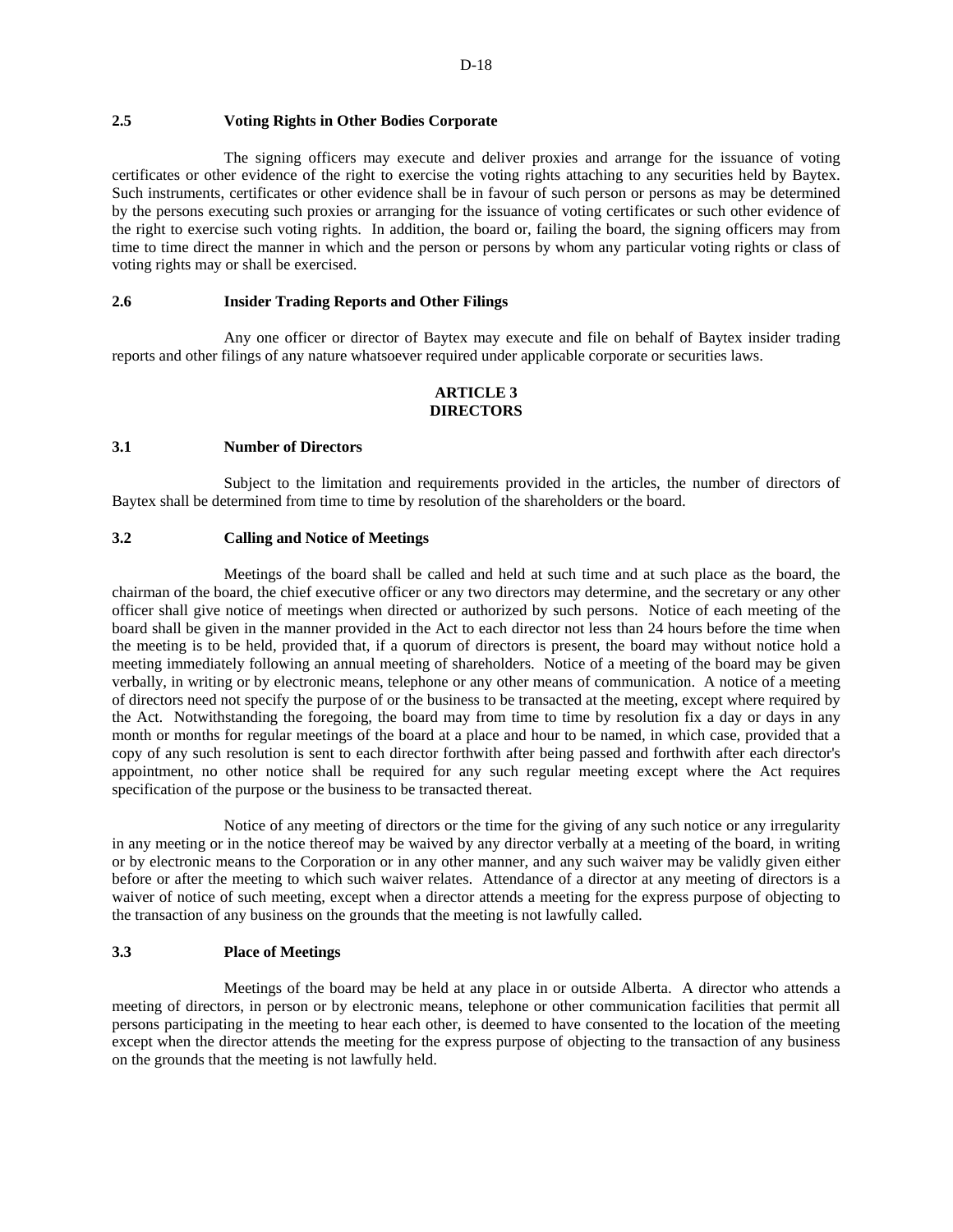**2.5 Voting Rights in Other Bodies Corporate**

The signing officers may execute and deliver proxies and arrange for the issuance of voting certificates or other evidence of the right to exercise the voting rights attaching to any securities held by Baytex. Such instruments, certificates or other evidence shall be in favour of such person or persons as may be determined by the persons executing such proxies or arranging for the issuance of voting certificates or such other evidence of the right to exercise such voting rights. In addition, the board or, failing the board, the signing officers may from time to time direct the manner in which and the person or persons by whom any particular voting rights or class of voting rights may or shall be exercised.

**2.6 Insider Trading Reports and Other Filings**

Any one officer or director of Baytex may execute and file on behalf of Baytex insider trading reports and other filings of any nature whatsoever required under applicable corporate or securities laws.

## ARTICLE 3
## DIRECTORS

**3.1 Number of Directors**

Subject to the limitation and requirements provided in the articles, the number of directors of Baytex shall be determined from time to time by resolution of the shareholders or the board.

**3.2 Calling and Notice of Meetings**

Meetings of the board shall be called and held at such time and at such place as the board, the chairman of the board, the chief executive officer or any two directors may determine, and the secretary or any other officer shall give notice of meetings when directed or authorized by such persons. Notice of each meeting of the board shall be given in the manner provided in the Act to each director not less than 24 hours before the time when the meeting is to be held, provided that, if a quorum of directors is present, the board may without notice hold a meeting immediately following an annual meeting of shareholders. Notice of a meeting of the board may be given verbally, in writing or by electronic means, telephone or any other means of communication. A notice of a meeting of directors need not specify the purpose of or the business to be transacted at the meeting, except where required by the Act. Notwithstanding the foregoing, the board may from time to time by resolution fix a day or days in any month or months for regular meetings of the board at a place and hour to be named, in which case, provided that a copy of any such resolution is sent to each director forthwith after being passed and forthwith after each director's appointment, no other notice shall be required for any such regular meeting except where the Act requires specification of the purpose or the business to be transacted thereat.

Notice of any meeting of directors or the time for the giving of any such notice or any irregularity in any meeting or in the notice thereof may be waived by any director verbally at a meeting of the board, in writing or by electronic means to the Corporation or in any other manner, and any such waiver may be validly given either before or after the meeting to which such waiver relates. Attendance of a director at any meeting of directors is a waiver of notice of such meeting, except when a director attends a meeting for the express purpose of objecting to the transaction of any business on the grounds that the meeting is not lawfully called.

**3.3 Place of Meetings**

Meetings of the board may be held at any place in or outside Alberta. A director who attends a meeting of directors, in person or by electronic means, telephone or other communication facilities that permit all persons participating in the meeting to hear each other, is deemed to have consented to the location of the meeting except when the director attends the meeting for the express purpose of objecting to the transaction of any business on the grounds that the meeting is not lawfully held.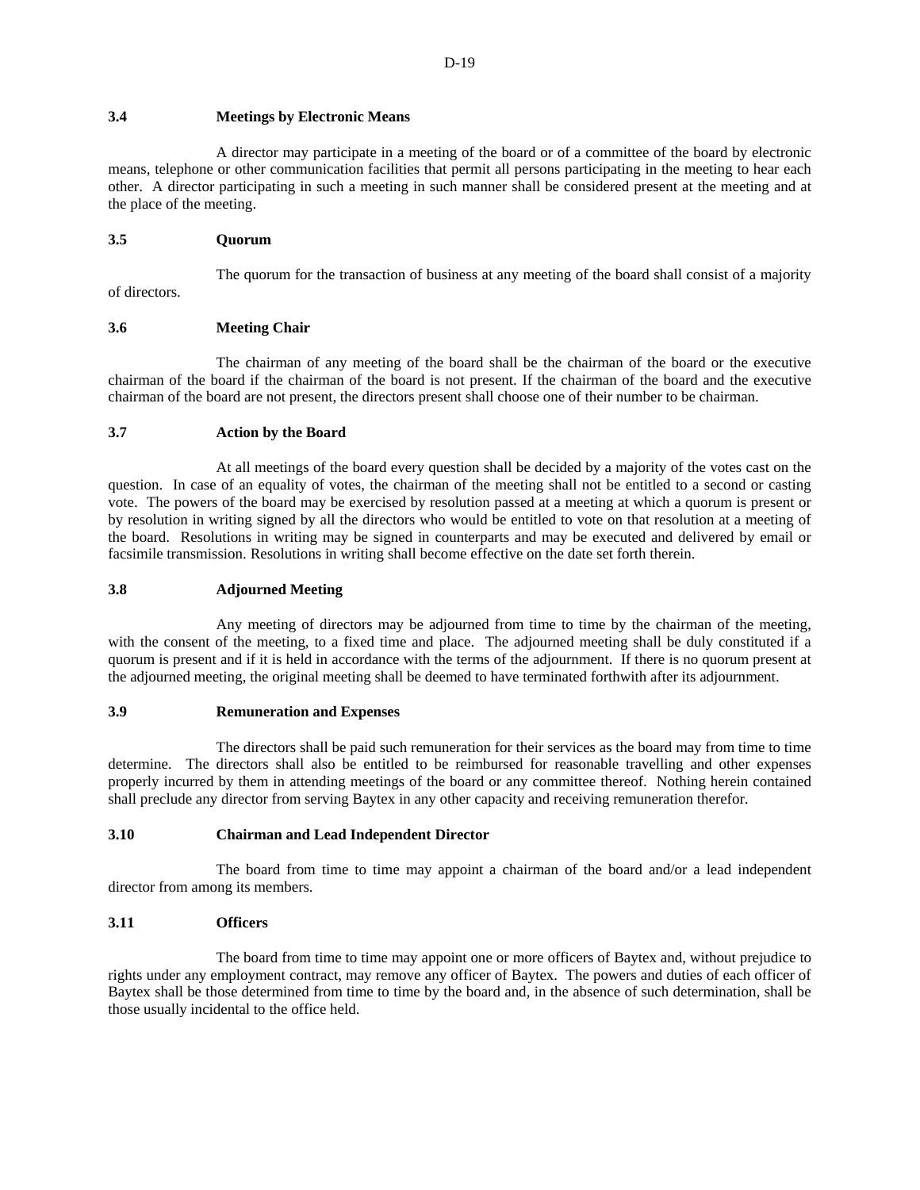### 3.4 Meetings by Electronic Means

A director may participate in a meeting of the board or of a committee of the board by electronic means, telephone or other communication facilities that permit all persons participating in the meeting to hear each other. A director participating in such a meeting in such manner shall be considered present at the meeting and at the place of the meeting.

### 3.5 Quorum

The quorum for the transaction of business at any meeting of the board shall consist of a majority of directors.

### 3.6 Meeting Chair

The chairman of any meeting of the board shall be the chairman of the board or the executive chairman of the board if the chairman of the board is not present. If the chairman of the board and the executive chairman of the board are not present, the directors present shall choose one of their number to be chairman.

### 3.7 Action by the Board

At all meetings of the board every question shall be decided by a majority of the votes cast on the question. In case of an equality of votes, the chairman of the meeting shall not be entitled to a second or casting vote. The powers of the board may be exercised by resolution passed at a meeting at which a quorum is present or by resolution in writing signed by all the directors who would be entitled to vote on that resolution at a meeting of the board. Resolutions in writing may be signed in counterparts and may be executed and delivered by email or facsimile transmission. Resolutions in writing shall become effective on the date set forth therein.

### 3.8 Adjourned Meeting

Any meeting of directors may be adjourned from time to time by the chairman of the meeting, with the consent of the meeting, to a fixed time and place. The adjourned meeting shall be duly constituted if a quorum is present and if it is held in accordance with the terms of the adjournment. If there is no quorum present at the adjourned meeting, the original meeting shall be deemed to have terminated forthwith after its adjournment.

### 3.9 Remuneration and Expenses

The directors shall be paid such remuneration for their services as the board may from time to time determine. The directors shall also be entitled to be reimbursed for reasonable travelling and other expenses properly incurred by them in attending meetings of the board or any committee thereof. Nothing herein contained shall preclude any director from serving Baytex in any other capacity and receiving remuneration therefor.

### 3.10 Chairman and Lead Independent Director

The board from time to time may appoint a chairman of the board and/or a lead independent director from among its members.

### 3.11 Officers

The board from time to time may appoint one or more officers of Baytex and, without prejudice to rights under any employment contract, may remove any officer of Baytex. The powers and duties of each officer of Baytex shall be those determined from time to time by the board and, in the absence of such determination, shall be those usually incidental to the office held.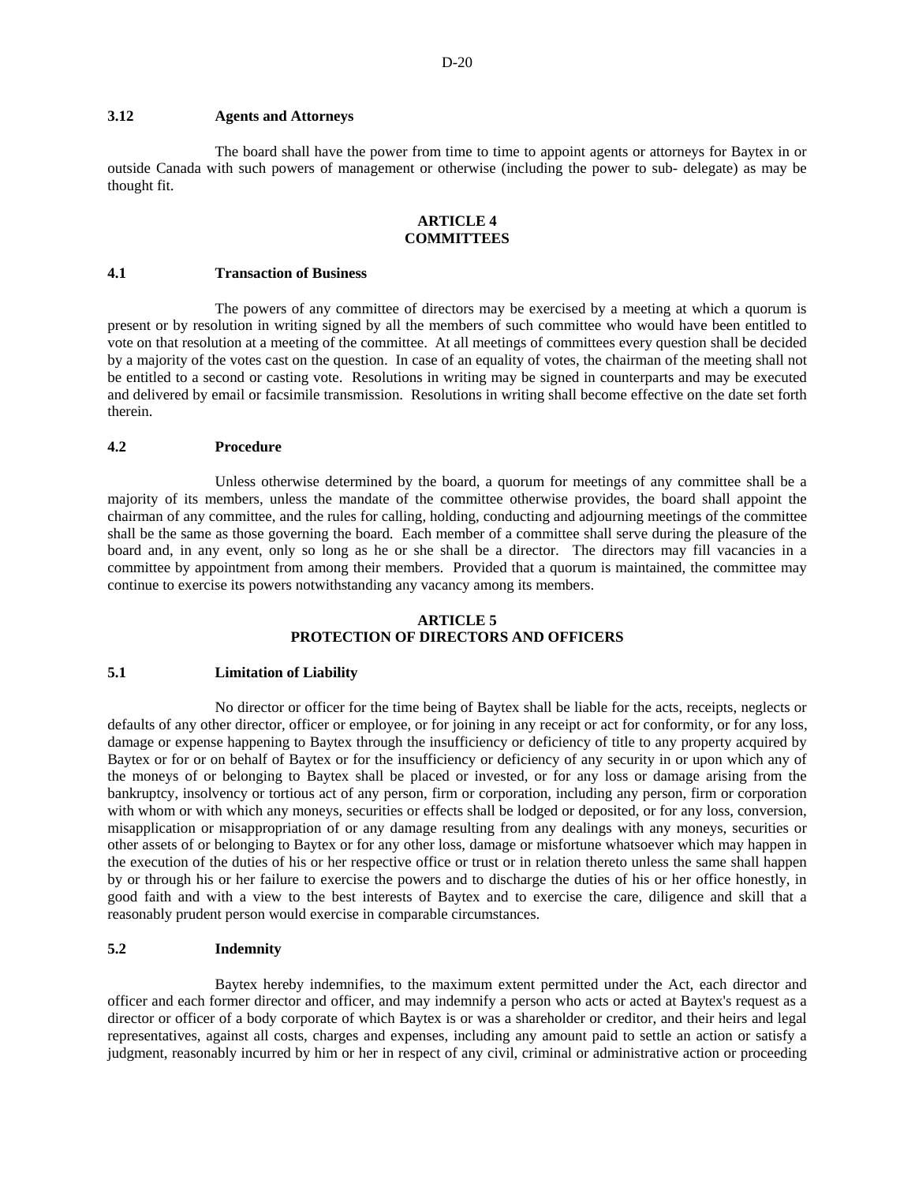**3.12 Agents and Attorneys**

The board shall have the power from time to time to appoint agents or attorneys for Baytex in or outside Canada with such powers of management or otherwise (including the power to sub- delegate) as may be thought fit.

## ARTICLE 4
## COMMITTEES

**4.1 Transaction of Business**

The powers of any committee of directors may be exercised by a meeting at which a quorum is present or by resolution in writing signed by all the members of such committee who would have been entitled to vote on that resolution at a meeting of the committee. At all meetings of committees every question shall be decided by a majority of the votes cast on the question. In case of an equality of votes, the chairman of the meeting shall not be entitled to a second or casting vote. Resolutions in writing may be signed in counterparts and may be executed and delivered by email or facsimile transmission. Resolutions in writing shall become effective on the date set forth therein.

**4.2 Procedure**

Unless otherwise determined by the board, a quorum for meetings of any committee shall be a majority of its members, unless the mandate of the committee otherwise provides, the board shall appoint the chairman of any committee, and the rules for calling, holding, conducting and adjourning meetings of the committee shall be the same as those governing the board. Each member of a committee shall serve during the pleasure of the board and, in any event, only so long as he or she shall be a director. The directors may fill vacancies in a committee by appointment from among their members. Provided that a quorum is maintained, the committee may continue to exercise its powers notwithstanding any vacancy among its members.

## ARTICLE 5
## PROTECTION OF DIRECTORS AND OFFICERS

**5.1 Limitation of Liability**

No director or officer for the time being of Baytex shall be liable for the acts, receipts, neglects or defaults of any other director, officer or employee, or for joining in any receipt or act for conformity, or for any loss, damage or expense happening to Baytex through the insufficiency or deficiency of title to any property acquired by Baytex or for or on behalf of Baytex or for the insufficiency or deficiency of any security in or upon which any of the moneys of or belonging to Baytex shall be placed or invested, or for any loss or damage arising from the bankruptcy, insolvency or tortious act of any person, firm or corporation, including any person, firm or corporation with whom or with which any moneys, securities or effects shall be lodged or deposited, or for any loss, conversion, misapplication or misappropriation of or any damage resulting from any dealings with any moneys, securities or other assets of or belonging to Baytex or for any other loss, damage or misfortune whatsoever which may happen in the execution of the duties of his or her respective office or trust or in relation thereto unless the same shall happen by or through his or her failure to exercise the powers and to discharge the duties of his or her office honestly, in good faith and with a view to the best interests of Baytex and to exercise the care, diligence and skill that a reasonably prudent person would exercise in comparable circumstances.

**5.2 Indemnity**

Baytex hereby indemnifies, to the maximum extent permitted under the Act, each director and officer and each former director and officer, and may indemnify a person who acts or acted at Baytex's request as a director or officer of a body corporate of which Baytex is or was a shareholder or creditor, and their heirs and legal representatives, against all costs, charges and expenses, including any amount paid to settle an action or satisfy a judgment, reasonably incurred by him or her in respect of any civil, criminal or administrative action or proceeding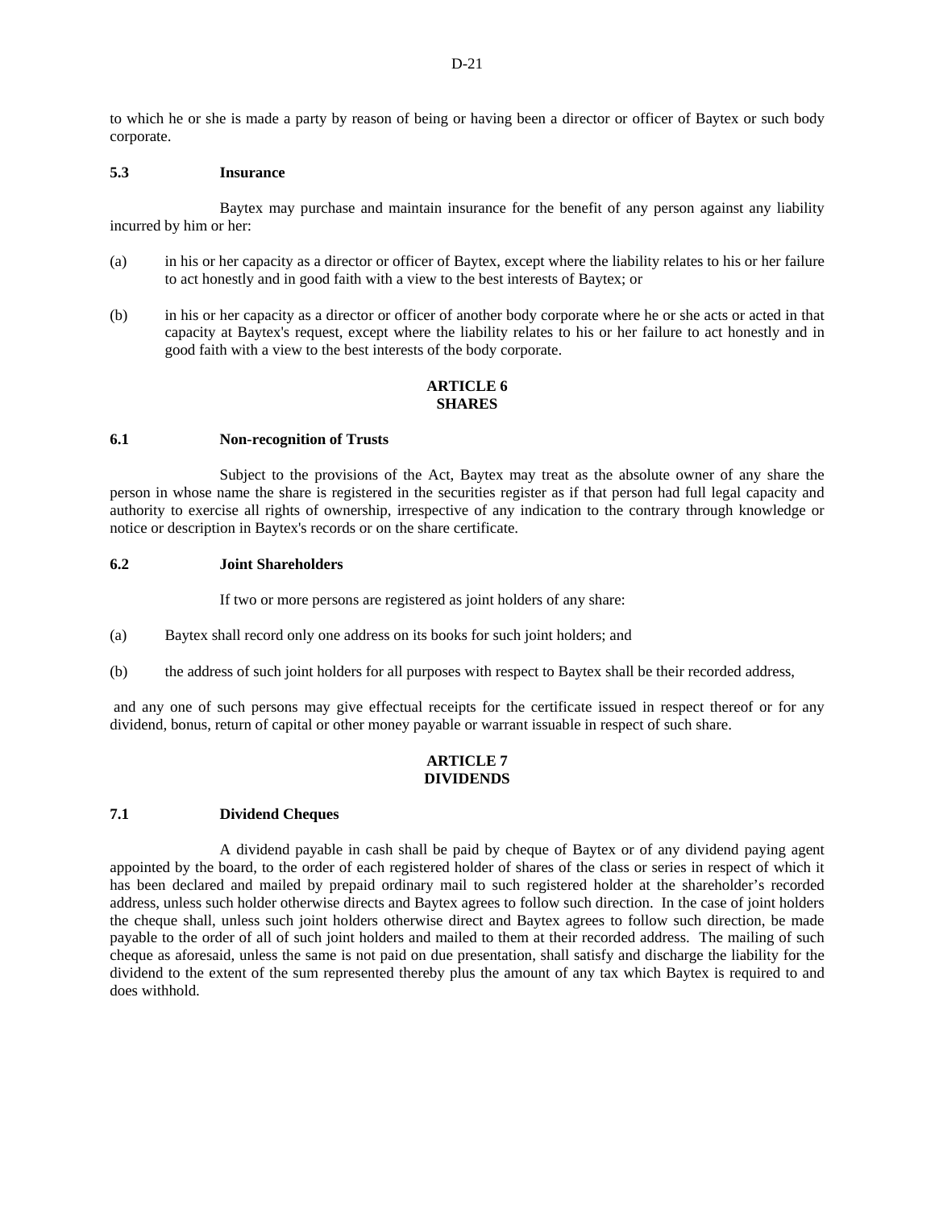to which he or she is made a party by reason of being or having been a director or officer of Baytex or such body corporate.

**5.3 Insurance**

Baytex may purchase and maintain insurance for the benefit of any person against any liability incurred by him or her:

(a) in his or her capacity as a director or officer of Baytex, except where the liability relates to his or her failure to act honestly and in good faith with a view to the best interests of Baytex; or

(b) in his or her capacity as a director or officer of another body corporate where he or she acts or acted in that capacity at Baytex's request, except where the liability relates to his or her failure to act honestly and in good faith with a view to the best interests of the body corporate.

## ARTICLE 6
## SHARES

**6.1 Non-recognition of Trusts**

Subject to the provisions of the Act, Baytex may treat as the absolute owner of any share the person in whose name the share is registered in the securities register as if that person had full legal capacity and authority to exercise all rights of ownership, irrespective of any indication to the contrary through knowledge or notice or description in Baytex's records or on the share certificate.

**6.2 Joint Shareholders**

If two or more persons are registered as joint holders of any share:

(a) Baytex shall record only one address on its books for such joint holders; and

(b) the address of such joint holders for all purposes with respect to Baytex shall be their recorded address,

and any one of such persons may give effectual receipts for the certificate issued in respect thereof or for any dividend, bonus, return of capital or other money payable or warrant issuable in respect of such share.

## ARTICLE 7
## DIVIDENDS

**7.1 Dividend Cheques**

A dividend payable in cash shall be paid by cheque of Baytex or of any dividend paying agent appointed by the board, to the order of each registered holder of shares of the class or series in respect of which it has been declared and mailed by prepaid ordinary mail to such registered holder at the shareholder's recorded address, unless such holder otherwise directs and Baytex agrees to follow such direction. In the case of joint holders the cheque shall, unless such joint holders otherwise direct and Baytex agrees to follow such direction, be made payable to the order of all of such joint holders and mailed to them at their recorded address. The mailing of such cheque as aforesaid, unless the same is not paid on due presentation, shall satisfy and discharge the liability for the dividend to the extent of the sum represented thereby plus the amount of any tax which Baytex is required to and does withhold.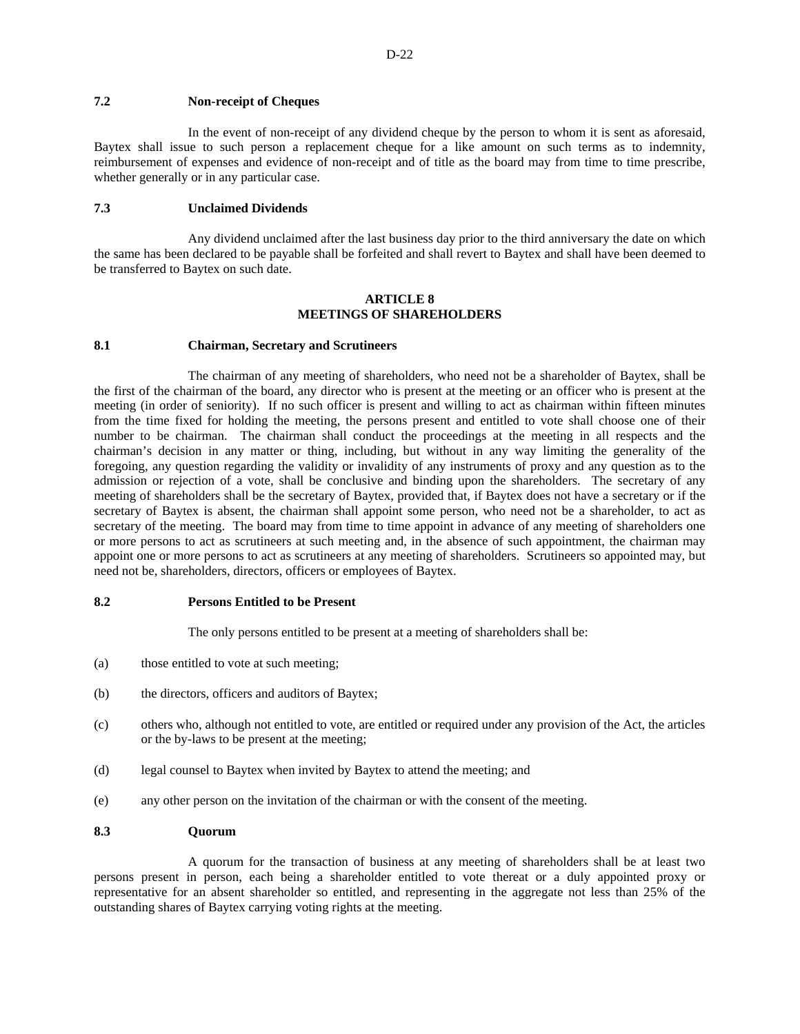### 7.2 Non-receipt of Cheques

In the event of non-receipt of any dividend cheque by the person to whom it is sent as aforesaid, Baytex shall issue to such person a replacement cheque for a like amount on such terms as to indemnity, reimbursement of expenses and evidence of non-receipt and of title as the board may from time to time prescribe, whether generally or in any particular case.

### 7.3 Unclaimed Dividends

Any dividend unclaimed after the last business day prior to the third anniversary the date on which the same has been declared to be payable shall be forfeited and shall revert to Baytex and shall have been deemed to be transferred to Baytex on such date.

## ARTICLE 8
## MEETINGS OF SHAREHOLDERS

### 8.1 Chairman, Secretary and Scrutineers

The chairman of any meeting of shareholders, who need not be a shareholder of Baytex, shall be the first of the chairman of the board, any director who is present at the meeting or an officer who is present at the meeting (in order of seniority). If no such officer is present and willing to act as chairman within fifteen minutes from the time fixed for holding the meeting, the persons present and entitled to vote shall choose one of their number to be chairman. The chairman shall conduct the proceedings at the meeting in all respects and the chairman's decision in any matter or thing, including, but without in any way limiting the generality of the foregoing, any question regarding the validity or invalidity of any instruments of proxy and any question as to the admission or rejection of a vote, shall be conclusive and binding upon the shareholders. The secretary of any meeting of shareholders shall be the secretary of Baytex, provided that, if Baytex does not have a secretary or if the secretary of Baytex is absent, the chairman shall appoint some person, who need not be a shareholder, to act as secretary of the meeting. The board may from time to time appoint in advance of any meeting of shareholders one or more persons to act as scrutineers at such meeting and, in the absence of such appointment, the chairman may appoint one or more persons to act as scrutineers at any meeting of shareholders. Scrutineers so appointed may, but need not be, shareholders, directors, officers or employees of Baytex.

### 8.2 Persons Entitled to be Present

The only persons entitled to be present at a meeting of shareholders shall be:

(a) those entitled to vote at such meeting;

(b) the directors, officers and auditors of Baytex;

(c) others who, although not entitled to vote, are entitled or required under any provision of the Act, the articles or the by-laws to be present at the meeting;

(d) legal counsel to Baytex when invited by Baytex to attend the meeting; and

(e) any other person on the invitation of the chairman or with the consent of the meeting.

### 8.3 Quorum

A quorum for the transaction of business at any meeting of shareholders shall be at least two persons present in person, each being a shareholder entitled to vote thereat or a duly appointed proxy or representative for an absent shareholder so entitled, and representing in the aggregate not less than 25% of the outstanding shares of Baytex carrying voting rights at the meeting.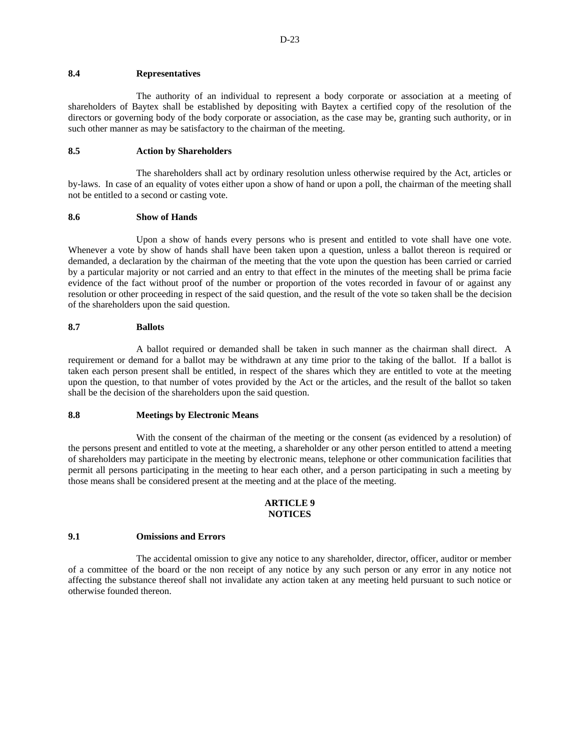### 8.4 Representatives

The authority of an individual to represent a body corporate or association at a meeting of shareholders of Baytex shall be established by depositing with Baytex a certified copy of the resolution of the directors or governing body of the body corporate or association, as the case may be, granting such authority, or in such other manner as may be satisfactory to the chairman of the meeting.

### 8.5 Action by Shareholders

The shareholders shall act by ordinary resolution unless otherwise required by the Act, articles or by-laws. In case of an equality of votes either upon a show of hand or upon a poll, the chairman of the meeting shall not be entitled to a second or casting vote.

### 8.6 Show of Hands

Upon a show of hands every persons who is present and entitled to vote shall have one vote. Whenever a vote by show of hands shall have been taken upon a question, unless a ballot thereon is required or demanded, a declaration by the chairman of the meeting that the vote upon the question has been carried or carried by a particular majority or not carried and an entry to that effect in the minutes of the meeting shall be prima facie evidence of the fact without proof of the number or proportion of the votes recorded in favour of or against any resolution or other proceeding in respect of the said question, and the result of the vote so taken shall be the decision of the shareholders upon the said question.

### 8.7 Ballots

A ballot required or demanded shall be taken in such manner as the chairman shall direct. A requirement or demand for a ballot may be withdrawn at any time prior to the taking of the ballot. If a ballot is taken each person present shall be entitled, in respect of the shares which they are entitled to vote at the meeting upon the question, to that number of votes provided by the Act or the articles, and the result of the ballot so taken shall be the decision of the shareholders upon the said question.

### 8.8 Meetings by Electronic Means

With the consent of the chairman of the meeting or the consent (as evidenced by a resolution) of the persons present and entitled to vote at the meeting, a shareholder or any other person entitled to attend a meeting of shareholders may participate in the meeting by electronic means, telephone or other communication facilities that permit all persons participating in the meeting to hear each other, and a person participating in such a meeting by those means shall be considered present at the meeting and at the place of the meeting.

## ARTICLE 9
## NOTICES

### 9.1 Omissions and Errors

The accidental omission to give any notice to any shareholder, director, officer, auditor or member of a committee of the board or the non receipt of any notice by any such person or any error in any notice not affecting the substance thereof shall not invalidate any action taken at any meeting held pursuant to such notice or otherwise founded thereon.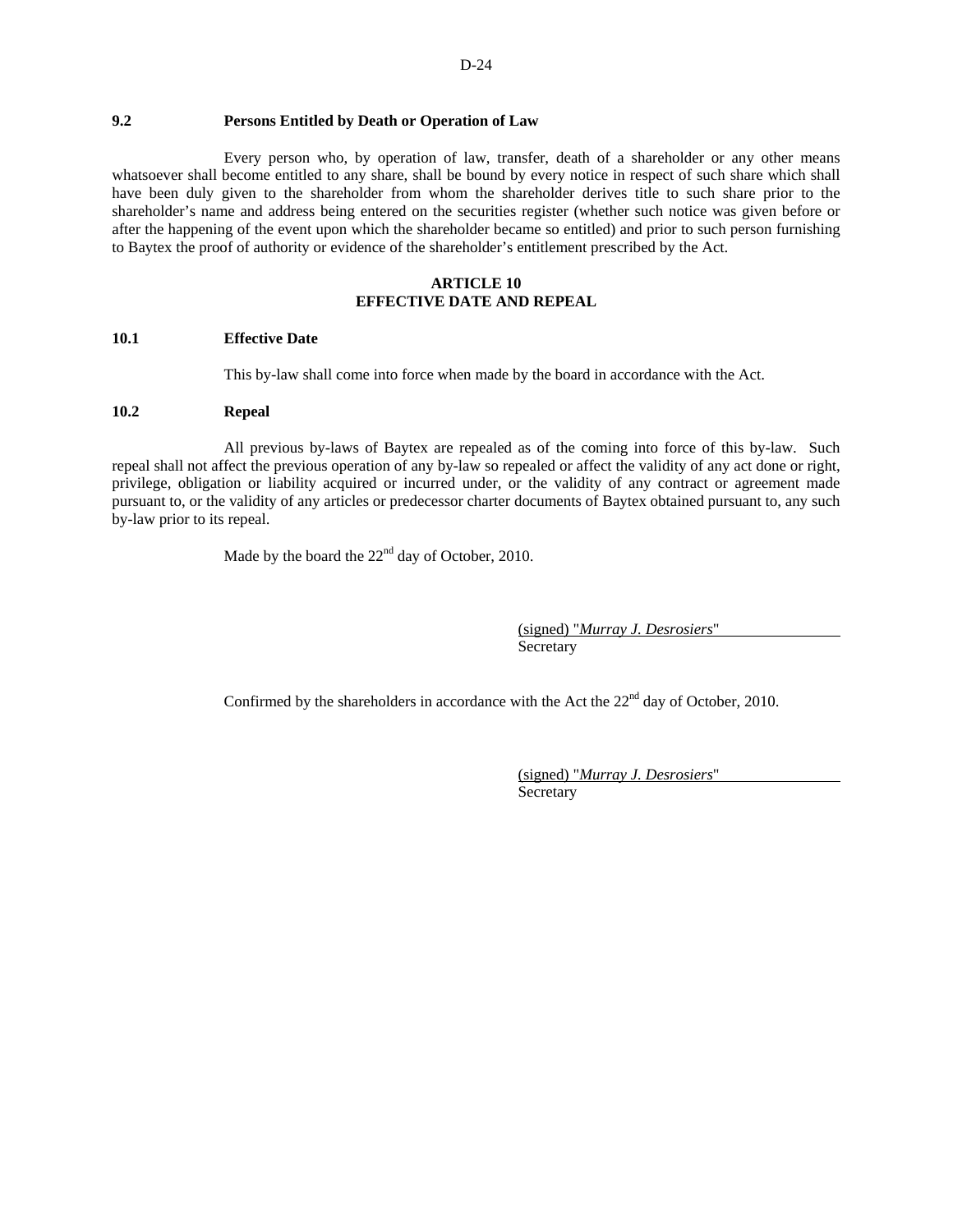### 9.2 Persons Entitled by Death or Operation of Law

Every person who, by operation of law, transfer, death of a shareholder or any other means whatsoever shall become entitled to any share, shall be bound by every notice in respect of such share which shall have been duly given to the shareholder from whom the shareholder derives title to such share prior to the shareholder's name and address being entered on the securities register (whether such notice was given before or after the happening of the event upon which the shareholder became so entitled) and prior to such person furnishing to Baytex the proof of authority or evidence of the shareholder's entitlement prescribed by the Act.

## ARTICLE 10
## EFFECTIVE DATE AND REPEAL

### 10.1 Effective Date

This by-law shall come into force when made by the board in accordance with the Act.

### 10.2 Repeal

All previous by-laws of Baytex are repealed as of the coming into force of this by-law. Such repeal shall not affect the previous operation of any by-law so repealed or affect the validity of any act done or right, privilege, obligation or liability acquired or incurred under, or the validity of any contract or agreement made pursuant to, or the validity of any articles or predecessor charter documents of Baytex obtained pursuant to, any such by-law prior to its repeal.

Made by the board the 22nd day of October, 2010.

(signed) "*Murray J. Desrosiers*"
Secretary

Confirmed by the shareholders in accordance with the Act the 22nd day of October, 2010.

(signed) "*Murray J. Desrosiers*"
Secretary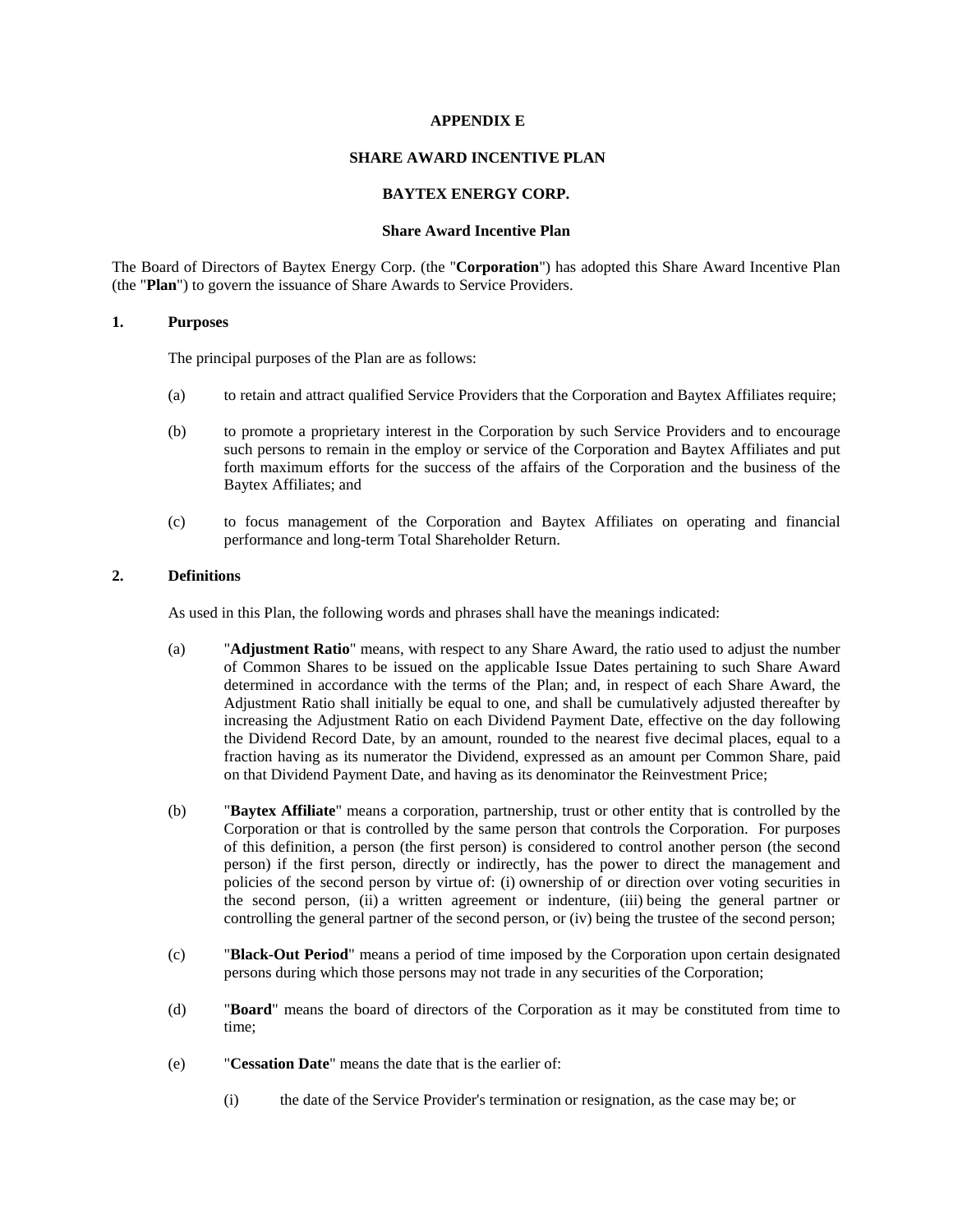**APPENDIX E**

**SHARE AWARD INCENTIVE PLAN**

**BAYTEX ENERGY CORP.**

**Share Award Incentive Plan**

The Board of Directors of Baytex Energy Corp. (the "**Corporation**") has adopted this Share Award Incentive Plan (the "**Plan**") to govern the issuance of Share Awards to Service Providers.

## 1. Purposes

The principal purposes of the Plan are as follows:

(a) to retain and attract qualified Service Providers that the Corporation and Baytex Affiliates require;

(b) to promote a proprietary interest in the Corporation by such Service Providers and to encourage such persons to remain in the employ or service of the Corporation and Baytex Affiliates and put forth maximum efforts for the success of the affairs of the Corporation and the business of the Baytex Affiliates; and

(c) to focus management of the Corporation and Baytex Affiliates on operating and financial performance and long-term Total Shareholder Return.

## 2. Definitions

As used in this Plan, the following words and phrases shall have the meanings indicated:

(a) "**Adjustment Ratio**" means, with respect to any Share Award, the ratio used to adjust the number of Common Shares to be issued on the applicable Issue Dates pertaining to such Share Award determined in accordance with the terms of the Plan; and, in respect of each Share Award, the Adjustment Ratio shall initially be equal to one, and shall be cumulatively adjusted thereafter by increasing the Adjustment Ratio on each Dividend Payment Date, effective on the day following the Dividend Record Date, by an amount, rounded to the nearest five decimal places, equal to a fraction having as its numerator the Dividend, expressed as an amount per Common Share, paid on that Dividend Payment Date, and having as its denominator the Reinvestment Price;

(b) "**Baytex Affiliate**" means a corporation, partnership, trust or other entity that is controlled by the Corporation or that is controlled by the same person that controls the Corporation. For purposes of this definition, a person (the first person) is considered to control another person (the second person) if the first person, directly or indirectly, has the power to direct the management and policies of the second person by virtue of: (i) ownership of or direction over voting securities in the second person, (ii) a written agreement or indenture, (iii) being the general partner or controlling the general partner of the second person, or (iv) being the trustee of the second person;

(c) "**Black-Out Period**" means a period of time imposed by the Corporation upon certain designated persons during which those persons may not trade in any securities of the Corporation;

(d) "**Board**" means the board of directors of the Corporation as it may be constituted from time to time;

(e) "**Cessation Date**" means the date that is the earlier of:

(i) the date of the Service Provider's termination or resignation, as the case may be; or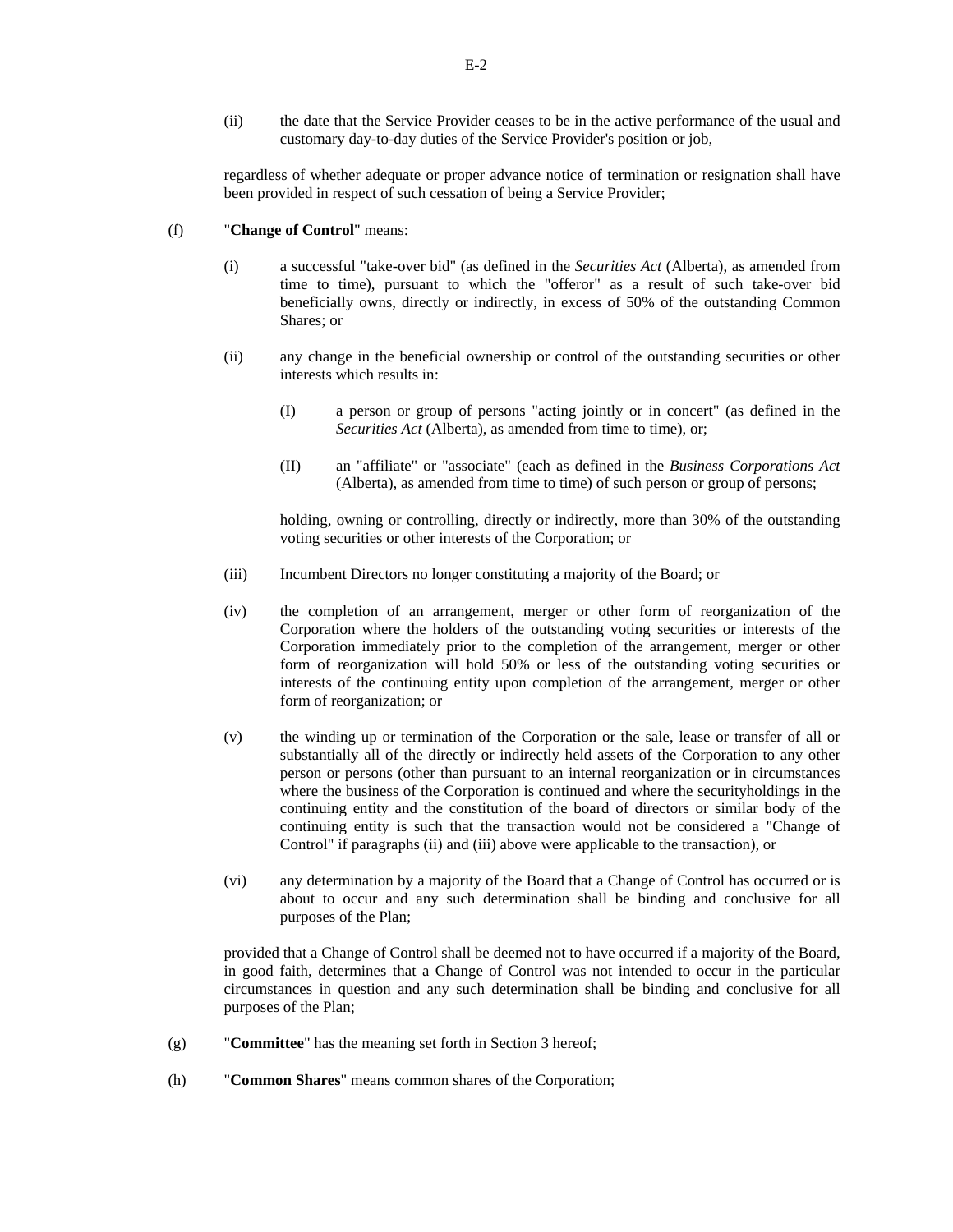(ii) the date that the Service Provider ceases to be in the active performance of the usual and customary day-to-day duties of the Service Provider's position or job,

regardless of whether adequate or proper advance notice of termination or resignation shall have been provided in respect of such cessation of being a Service Provider;

(f) "**Change of Control**" means:

(i) a successful "take-over bid" (as defined in the *Securities Act* (Alberta), as amended from time to time), pursuant to which the "offeror" as a result of such take-over bid beneficially owns, directly or indirectly, in excess of 50% of the outstanding Common Shares; or

(ii) any change in the beneficial ownership or control of the outstanding securities or other interests which results in:

(I) a person or group of persons "acting jointly or in concert" (as defined in the *Securities Act* (Alberta), as amended from time to time), or;

(II) an "affiliate" or "associate" (each as defined in the *Business Corporations Act* (Alberta), as amended from time to time) of such person or group of persons;

holding, owning or controlling, directly or indirectly, more than 30% of the outstanding voting securities or other interests of the Corporation; or

(iii) Incumbent Directors no longer constituting a majority of the Board; or

(iv) the completion of an arrangement, merger or other form of reorganization of the Corporation where the holders of the outstanding voting securities or interests of the Corporation immediately prior to the completion of the arrangement, merger or other form of reorganization will hold 50% or less of the outstanding voting securities or interests of the continuing entity upon completion of the arrangement, merger or other form of reorganization; or

(v) the winding up or termination of the Corporation or the sale, lease or transfer of all or substantially all of the directly or indirectly held assets of the Corporation to any other person or persons (other than pursuant to an internal reorganization or in circumstances where the business of the Corporation is continued and where the securityholdings in the continuing entity and the constitution of the board of directors or similar body of the continuing entity is such that the transaction would not be considered a "Change of Control" if paragraphs (ii) and (iii) above were applicable to the transaction), or

(vi) any determination by a majority of the Board that a Change of Control has occurred or is about to occur and any such determination shall be binding and conclusive for all purposes of the Plan;

provided that a Change of Control shall be deemed not to have occurred if a majority of the Board, in good faith, determines that a Change of Control was not intended to occur in the particular circumstances in question and any such determination shall be binding and conclusive for all purposes of the Plan;

(g) "**Committee**" has the meaning set forth in Section 3 hereof;

(h) "**Common Shares**" means common shares of the Corporation;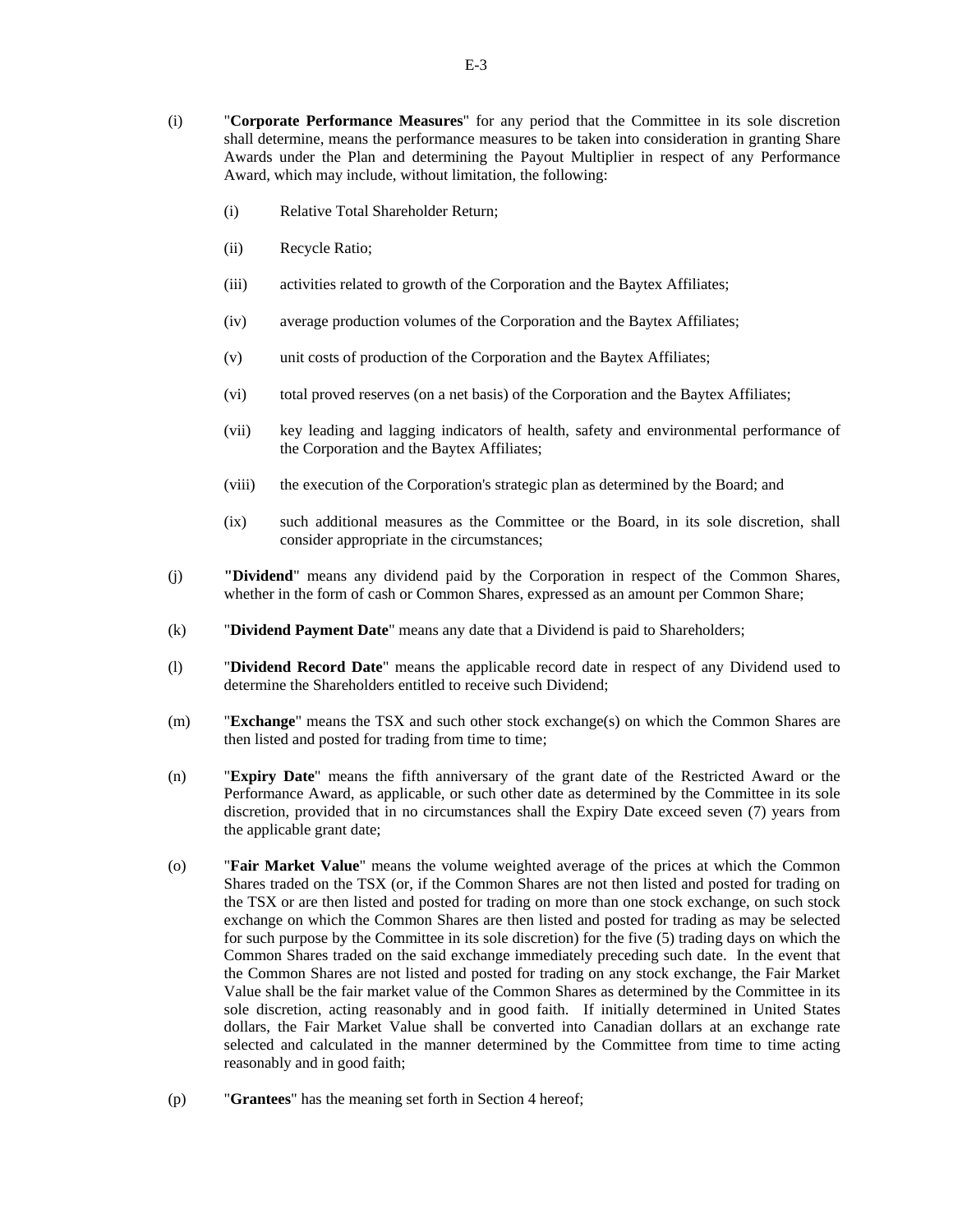(i) "**Corporate Performance Measures**" for any period that the Committee in its sole discretion shall determine, means the performance measures to be taken into consideration in granting Share Awards under the Plan and determining the Payout Multiplier in respect of any Performance Award, which may include, without limitation, the following:

   (i) Relative Total Shareholder Return;

   (ii) Recycle Ratio;

   (iii) activities related to growth of the Corporation and the Baytex Affiliates;

   (iv) average production volumes of the Corporation and the Baytex Affiliates;

   (v) unit costs of production of the Corporation and the Baytex Affiliates;

   (vi) total proved reserves (on a net basis) of the Corporation and the Baytex Affiliates;

   (vii) key leading and lagging indicators of health, safety and environmental performance of the Corporation and the Baytex Affiliates;

   (viii) the execution of the Corporation's strategic plan as determined by the Board; and

   (ix) such additional measures as the Committee or the Board, in its sole discretion, shall consider appropriate in the circumstances;

(j) "**Dividend**" means any dividend paid by the Corporation in respect of the Common Shares, whether in the form of cash or Common Shares, expressed as an amount per Common Share;

(k) "**Dividend Payment Date**" means any date that a Dividend is paid to Shareholders;

(l) "**Dividend Record Date**" means the applicable record date in respect of any Dividend used to determine the Shareholders entitled to receive such Dividend;

(m) "**Exchange**" means the TSX and such other stock exchange(s) on which the Common Shares are then listed and posted for trading from time to time;

(n) "**Expiry Date**" means the fifth anniversary of the grant date of the Restricted Award or the Performance Award, as applicable, or such other date as determined by the Committee in its sole discretion, provided that in no circumstances shall the Expiry Date exceed seven (7) years from the applicable grant date;

(o) "**Fair Market Value**" means the volume weighted average of the prices at which the Common Shares traded on the TSX (or, if the Common Shares are not then listed and posted for trading on the TSX or are then listed and posted for trading on more than one stock exchange, on such stock exchange on which the Common Shares are then listed and posted for trading as may be selected for such purpose by the Committee in its sole discretion) for the five (5) trading days on which the Common Shares traded on the said exchange immediately preceding such date. In the event that the Common Shares are not listed and posted for trading on any stock exchange, the Fair Market Value shall be the fair market value of the Common Shares as determined by the Committee in its sole discretion, acting reasonably and in good faith. If initially determined in United States dollars, the Fair Market Value shall be converted into Canadian dollars at an exchange rate selected and calculated in the manner determined by the Committee from time to time acting reasonably and in good faith;

(p) "**Grantees**" has the meaning set forth in Section 4 hereof;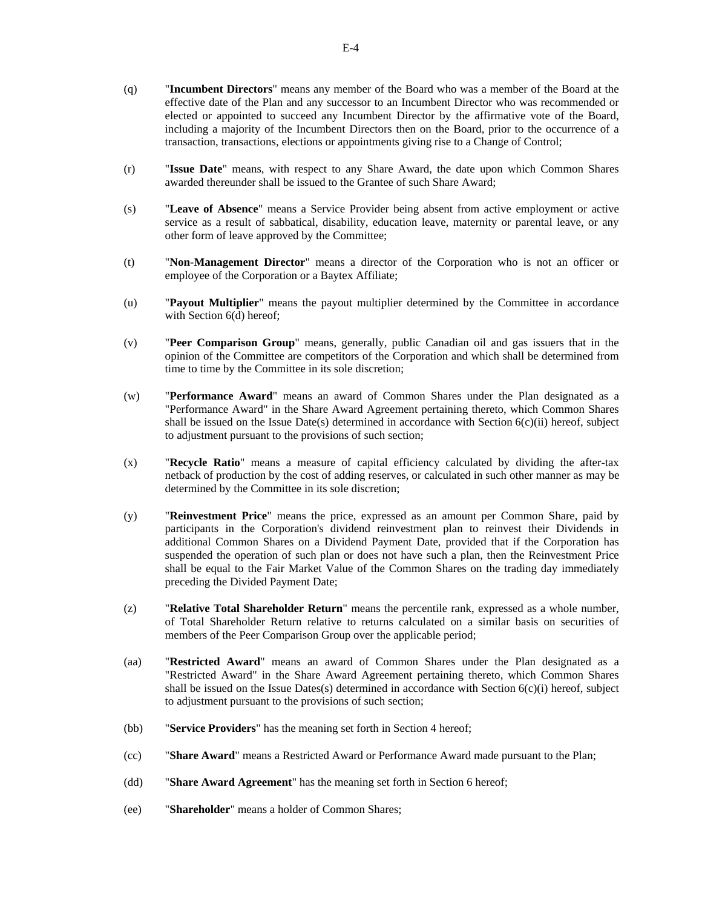(q) "**Incumbent Directors**" means any member of the Board who was a member of the Board at the effective date of the Plan and any successor to an Incumbent Director who was recommended or elected or appointed to succeed any Incumbent Director by the affirmative vote of the Board, including a majority of the Incumbent Directors then on the Board, prior to the occurrence of a transaction, transactions, elections or appointments giving rise to a Change of Control;

(r) "**Issue Date**" means, with respect to any Share Award, the date upon which Common Shares awarded thereunder shall be issued to the Grantee of such Share Award;

(s) "**Leave of Absence**" means a Service Provider being absent from active employment or active service as a result of sabbatical, disability, education leave, maternity or parental leave, or any other form of leave approved by the Committee;

(t) "**Non-Management Director**" means a director of the Corporation who is not an officer or employee of the Corporation or a Baytex Affiliate;

(u) "**Payout Multiplier**" means the payout multiplier determined by the Committee in accordance with Section 6(d) hereof;

(v) "**Peer Comparison Group**" means, generally, public Canadian oil and gas issuers that in the opinion of the Committee are competitors of the Corporation and which shall be determined from time to time by the Committee in its sole discretion;

(w) "**Performance Award**" means an award of Common Shares under the Plan designated as a "Performance Award" in the Share Award Agreement pertaining thereto, which Common Shares shall be issued on the Issue Date(s) determined in accordance with Section 6(c)(ii) hereof, subject to adjustment pursuant to the provisions of such section;

(x) "**Recycle Ratio**" means a measure of capital efficiency calculated by dividing the after-tax netback of production by the cost of adding reserves, or calculated in such other manner as may be determined by the Committee in its sole discretion;

(y) "**Reinvestment Price**" means the price, expressed as an amount per Common Share, paid by participants in the Corporation's dividend reinvestment plan to reinvest their Dividends in additional Common Shares on a Dividend Payment Date, provided that if the Corporation has suspended the operation of such plan or does not have such a plan, then the Reinvestment Price shall be equal to the Fair Market Value of the Common Shares on the trading day immediately preceding the Divided Payment Date;

(z) "**Relative Total Shareholder Return**" means the percentile rank, expressed as a whole number, of Total Shareholder Return relative to returns calculated on a similar basis on securities of members of the Peer Comparison Group over the applicable period;

(aa) "**Restricted Award**" means an award of Common Shares under the Plan designated as a "Restricted Award" in the Share Award Agreement pertaining thereto, which Common Shares shall be issued on the Issue Dates(s) determined in accordance with Section 6(c)(i) hereof, subject to adjustment pursuant to the provisions of such section;

(bb) "**Service Providers**" has the meaning set forth in Section 4 hereof;

(cc) "**Share Award**" means a Restricted Award or Performance Award made pursuant to the Plan;

(dd) "**Share Award Agreement**" has the meaning set forth in Section 6 hereof;

(ee) "**Shareholder**" means a holder of Common Shares;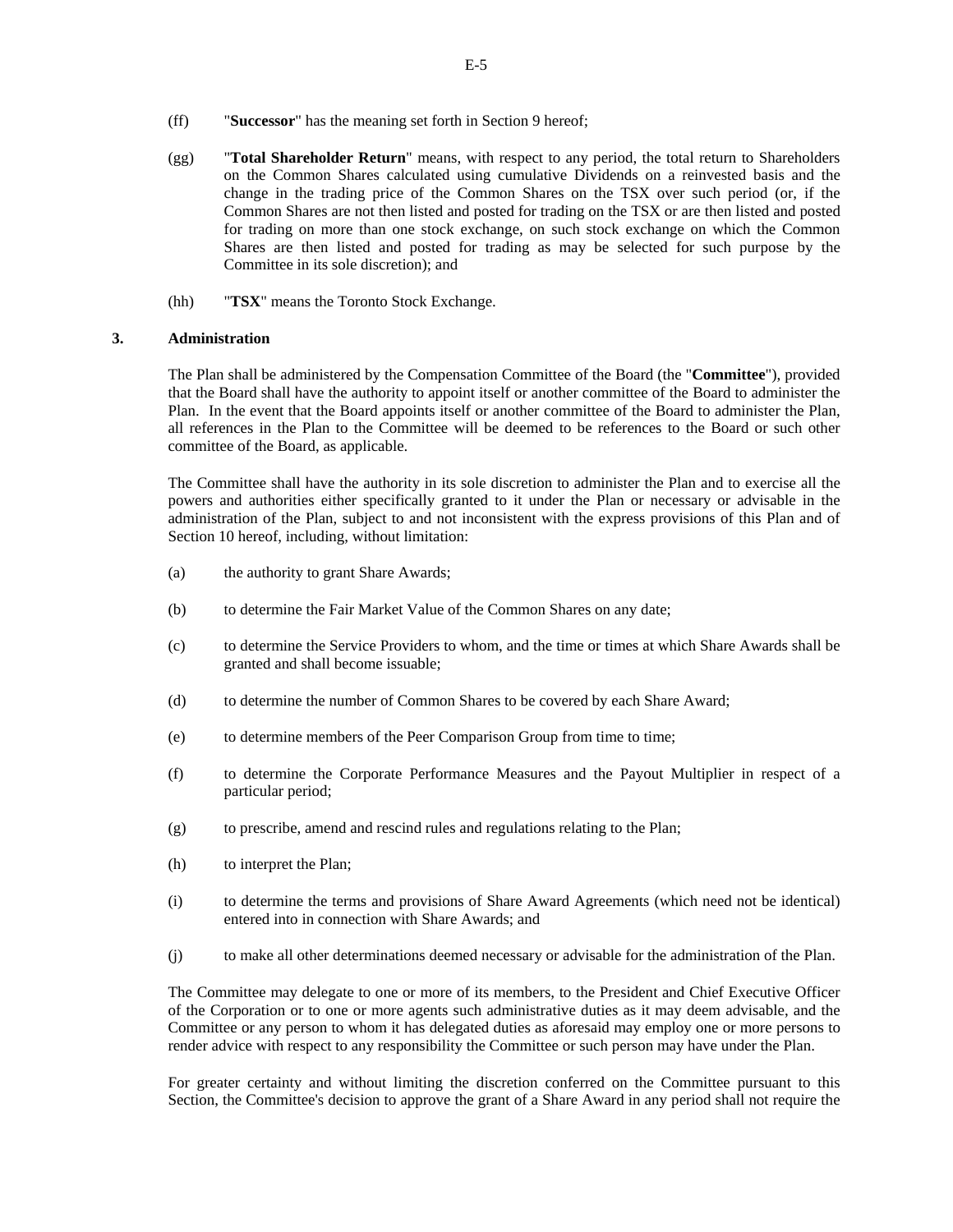(ff) "**Successor**" has the meaning set forth in Section 9 hereof;

(gg) "**Total Shareholder Return**" means, with respect to any period, the total return to Shareholders on the Common Shares calculated using cumulative Dividends on a reinvested basis and the change in the trading price of the Common Shares on the TSX over such period (or, if the Common Shares are not then listed and posted for trading on the TSX or are then listed and posted for trading on more than one stock exchange, on such stock exchange on which the Common Shares are then listed and posted for trading as may be selected for such purpose by the Committee in its sole discretion); and

(hh) "**TSX**" means the Toronto Stock Exchange.

## 3. Administration

The Plan shall be administered by the Compensation Committee of the Board (the "**Committee**"), provided that the Board shall have the authority to appoint itself or another committee of the Board to administer the Plan. In the event that the Board appoints itself or another committee of the Board to administer the Plan, all references in the Plan to the Committee will be deemed to be references to the Board or such other committee of the Board, as applicable.

The Committee shall have the authority in its sole discretion to administer the Plan and to exercise all the powers and authorities either specifically granted to it under the Plan or necessary or advisable in the administration of the Plan, subject to and not inconsistent with the express provisions of this Plan and of Section 10 hereof, including, without limitation:

(a) the authority to grant Share Awards;

(b) to determine the Fair Market Value of the Common Shares on any date;

(c) to determine the Service Providers to whom, and the time or times at which Share Awards shall be granted and shall become issuable;

(d) to determine the number of Common Shares to be covered by each Share Award;

(e) to determine members of the Peer Comparison Group from time to time;

(f) to determine the Corporate Performance Measures and the Payout Multiplier in respect of a particular period;

(g) to prescribe, amend and rescind rules and regulations relating to the Plan;

(h) to interpret the Plan;

(i) to determine the terms and provisions of Share Award Agreements (which need not be identical) entered into in connection with Share Awards; and

(j) to make all other determinations deemed necessary or advisable for the administration of the Plan.

The Committee may delegate to one or more of its members, to the President and Chief Executive Officer of the Corporation or to one or more agents such administrative duties as it may deem advisable, and the Committee or any person to whom it has delegated duties as aforesaid may employ one or more persons to render advice with respect to any responsibility the Committee or such person may have under the Plan.

For greater certainty and without limiting the discretion conferred on the Committee pursuant to this Section, the Committee's decision to approve the grant of a Share Award in any period shall not require the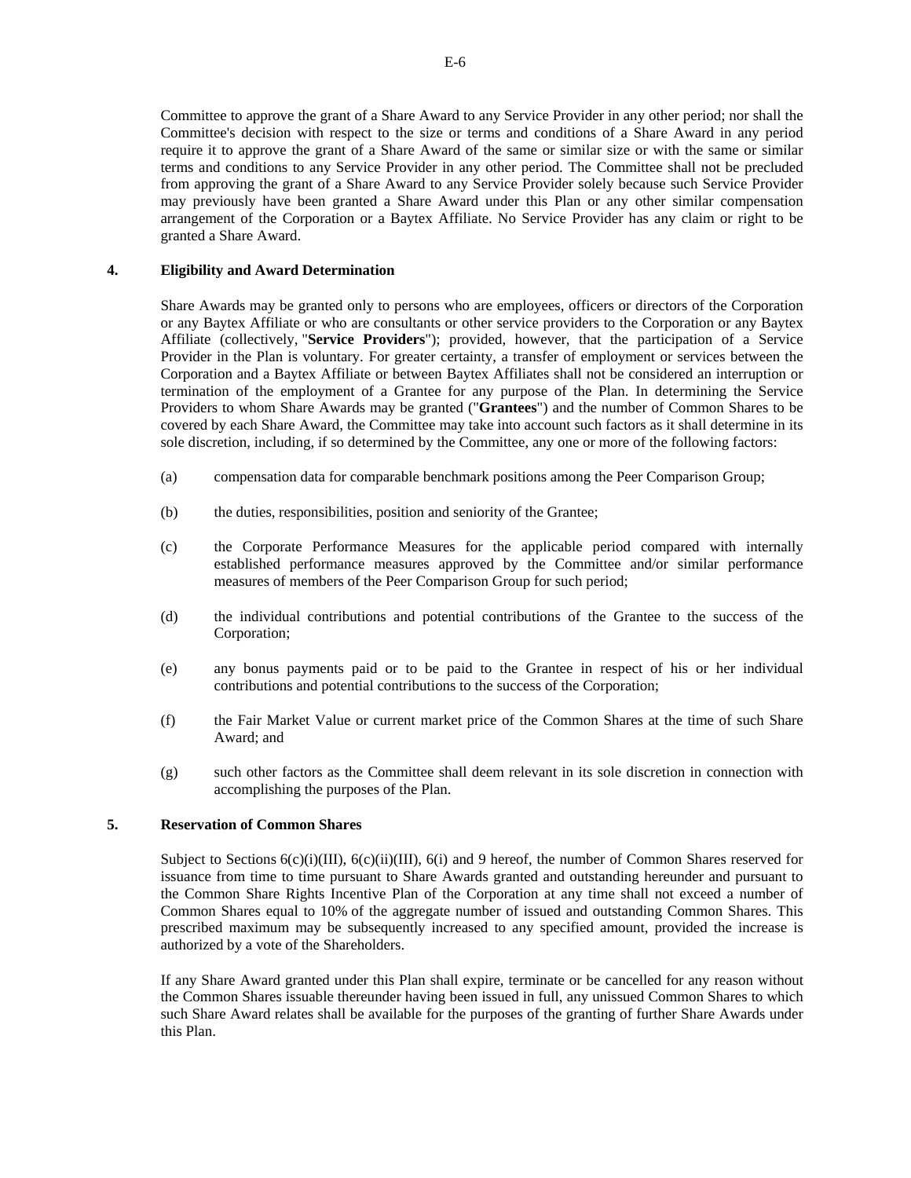Committee to approve the grant of a Share Award to any Service Provider in any other period; nor shall the Committee's decision with respect to the size or terms and conditions of a Share Award in any period require it to approve the grant of a Share Award of the same or similar size or with the same or similar terms and conditions to any Service Provider in any other period. The Committee shall not be precluded from approving the grant of a Share Award to any Service Provider solely because such Service Provider may previously have been granted a Share Award under this Plan or any other similar compensation arrangement of the Corporation or a Baytex Affiliate. No Service Provider has any claim or right to be granted a Share Award.

## 4. Eligibility and Award Determination

Share Awards may be granted only to persons who are employees, officers or directors of the Corporation or any Baytex Affiliate or who are consultants or other service providers to the Corporation or any Baytex Affiliate (collectively, "**Service Providers**"); provided, however, that the participation of a Service Provider in the Plan is voluntary. For greater certainty, a transfer of employment or services between the Corporation and a Baytex Affiliate or between Baytex Affiliates shall not be considered an interruption or termination of the employment of a Grantee for any purpose of the Plan. In determining the Service Providers to whom Share Awards may be granted ("**Grantees**") and the number of Common Shares to be covered by each Share Award, the Committee may take into account such factors as it shall determine in its sole discretion, including, if so determined by the Committee, any one or more of the following factors:

(a) compensation data for comparable benchmark positions among the Peer Comparison Group;

(b) the duties, responsibilities, position and seniority of the Grantee;

(c) the Corporate Performance Measures for the applicable period compared with internally established performance measures approved by the Committee and/or similar performance measures of members of the Peer Comparison Group for such period;

(d) the individual contributions and potential contributions of the Grantee to the success of the Corporation;

(e) any bonus payments paid or to be paid to the Grantee in respect of his or her individual contributions and potential contributions to the success of the Corporation;

(f) the Fair Market Value or current market price of the Common Shares at the time of such Share Award; and

(g) such other factors as the Committee shall deem relevant in its sole discretion in connection with accomplishing the purposes of the Plan.

## 5. Reservation of Common Shares

Subject to Sections 6(c)(i)(III), 6(c)(ii)(III), 6(i) and 9 hereof, the number of Common Shares reserved for issuance from time to time pursuant to Share Awards granted and outstanding hereunder and pursuant to the Common Share Rights Incentive Plan of the Corporation at any time shall not exceed a number of Common Shares equal to 10% of the aggregate number of issued and outstanding Common Shares. This prescribed maximum may be subsequently increased to any specified amount, provided the increase is authorized by a vote of the Shareholders.

If any Share Award granted under this Plan shall expire, terminate or be cancelled for any reason without the Common Shares issuable thereunder having been issued in full, any unissued Common Shares to which such Share Award relates shall be available for the purposes of the granting of further Share Awards under this Plan.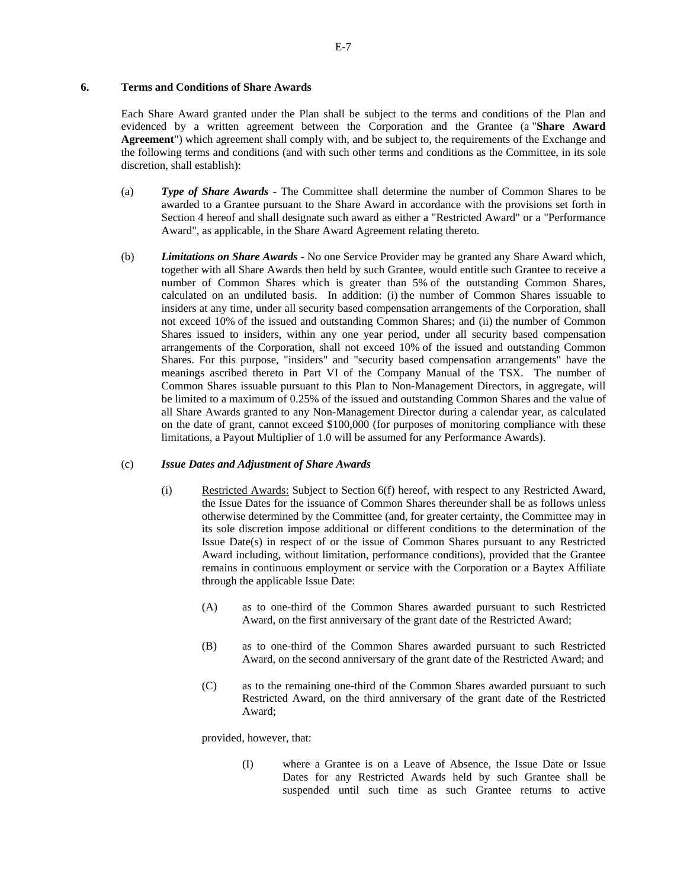## 6. Terms and Conditions of Share Awards

Each Share Award granted under the Plan shall be subject to the terms and conditions of the Plan and evidenced by a written agreement between the Corporation and the Grantee (a "**Share Award Agreement**") which agreement shall comply with, and be subject to, the requirements of the Exchange and the following terms and conditions (and with such other terms and conditions as the Committee, in its sole discretion, shall establish):

(a) ***Type of Share Awards*** - The Committee shall determine the number of Common Shares to be awarded to a Grantee pursuant to the Share Award in accordance with the provisions set forth in Section 4 hereof and shall designate such award as either a "Restricted Award" or a "Performance Award", as applicable, in the Share Award Agreement relating thereto.

(b) ***Limitations on Share Awards*** - No one Service Provider may be granted any Share Award which, together with all Share Awards then held by such Grantee, would entitle such Grantee to receive a number of Common Shares which is greater than 5% of the outstanding Common Shares, calculated on an undiluted basis. In addition: (i) the number of Common Shares issuable to insiders at any time, under all security based compensation arrangements of the Corporation, shall not exceed 10% of the issued and outstanding Common Shares; and (ii) the number of Common Shares issued to insiders, within any one year period, under all security based compensation arrangements of the Corporation, shall not exceed 10% of the issued and outstanding Common Shares. For this purpose, "insiders" and "security based compensation arrangements" have the meanings ascribed thereto in Part VI of the Company Manual of the TSX. The number of Common Shares issuable pursuant to this Plan to Non-Management Directors, in aggregate, will be limited to a maximum of 0.25% of the issued and outstanding Common Shares and the value of all Share Awards granted to any Non-Management Director during a calendar year, as calculated on the date of grant, cannot exceed $100,000 (for purposes of monitoring compliance with these limitations, a Payout Multiplier of 1.0 will be assumed for any Performance Awards).

(c) ***Issue Dates and Adjustment of Share Awards***

(i) Restricted Awards: Subject to Section 6(f) hereof, with respect to any Restricted Award, the Issue Dates for the issuance of Common Shares thereunder shall be as follows unless otherwise determined by the Committee (and, for greater certainty, the Committee may in its sole discretion impose additional or different conditions to the determination of the Issue Date(s) in respect of or the issue of Common Shares pursuant to any Restricted Award including, without limitation, performance conditions), provided that the Grantee remains in continuous employment or service with the Corporation or a Baytex Affiliate through the applicable Issue Date:

(A) as to one-third of the Common Shares awarded pursuant to such Restricted Award, on the first anniversary of the grant date of the Restricted Award;

(B) as to one-third of the Common Shares awarded pursuant to such Restricted Award, on the second anniversary of the grant date of the Restricted Award; and

(C) as to the remaining one-third of the Common Shares awarded pursuant to such Restricted Award, on the third anniversary of the grant date of the Restricted Award;

provided, however, that:

(I) where a Grantee is on a Leave of Absence, the Issue Date or Issue Dates for any Restricted Awards held by such Grantee shall be suspended until such time as such Grantee returns to active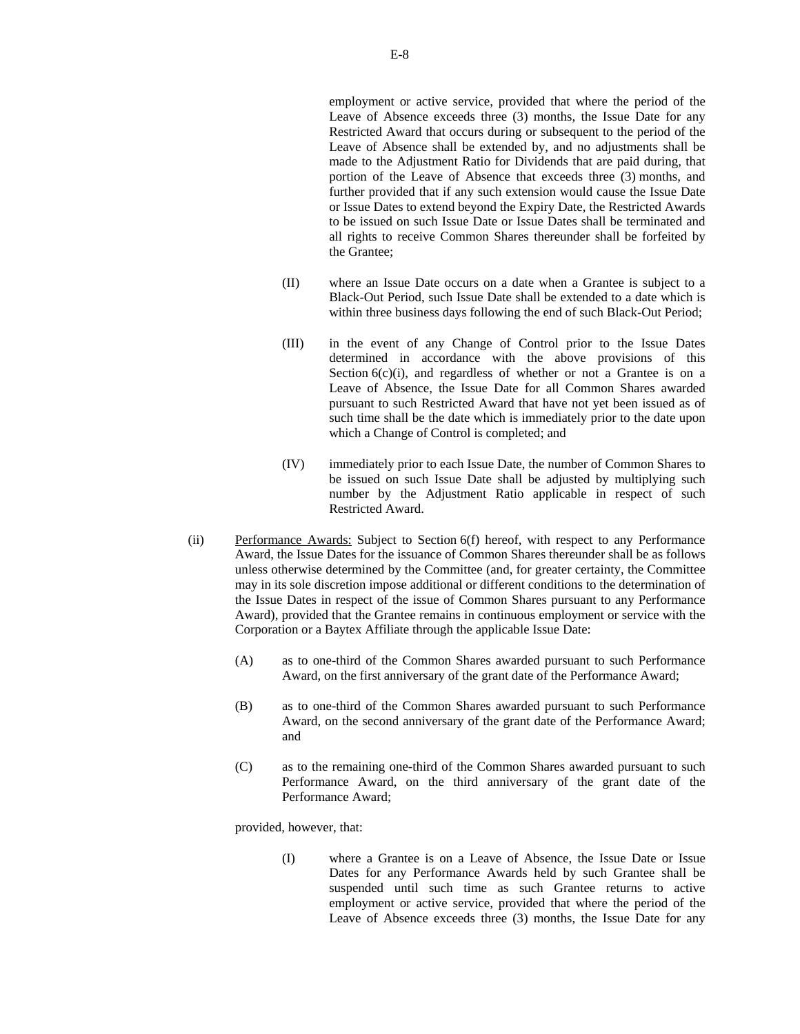employment or active service, provided that where the period of the Leave of Absence exceeds three (3) months, the Issue Date for any Restricted Award that occurs during or subsequent to the period of the Leave of Absence shall be extended by, and no adjustments shall be made to the Adjustment Ratio for Dividends that are paid during, that portion of the Leave of Absence that exceeds three (3) months, and further provided that if any such extension would cause the Issue Date or Issue Dates to extend beyond the Expiry Date, the Restricted Awards to be issued on such Issue Date or Issue Dates shall be terminated and all rights to receive Common Shares thereunder shall be forfeited by the Grantee;

(II) where an Issue Date occurs on a date when a Grantee is subject to a Black-Out Period, such Issue Date shall be extended to a date which is within three business days following the end of such Black-Out Period;

(III) in the event of any Change of Control prior to the Issue Dates determined in accordance with the above provisions of this Section 6(c)(i), and regardless of whether or not a Grantee is on a Leave of Absence, the Issue Date for all Common Shares awarded pursuant to such Restricted Award that have not yet been issued as of such time shall be the date which is immediately prior to the date upon which a Change of Control is completed; and

(IV) immediately prior to each Issue Date, the number of Common Shares to be issued on such Issue Date shall be adjusted by multiplying such number by the Adjustment Ratio applicable in respect of such Restricted Award.

(ii) Performance Awards: Subject to Section 6(f) hereof, with respect to any Performance Award, the Issue Dates for the issuance of Common Shares thereunder shall be as follows unless otherwise determined by the Committee (and, for greater certainty, the Committee may in its sole discretion impose additional or different conditions to the determination of the Issue Dates in respect of the issue of Common Shares pursuant to any Performance Award), provided that the Grantee remains in continuous employment or service with the Corporation or a Baytex Affiliate through the applicable Issue Date:

(A) as to one-third of the Common Shares awarded pursuant to such Performance Award, on the first anniversary of the grant date of the Performance Award;

(B) as to one-third of the Common Shares awarded pursuant to such Performance Award, on the second anniversary of the grant date of the Performance Award; and

(C) as to the remaining one-third of the Common Shares awarded pursuant to such Performance Award, on the third anniversary of the grant date of the Performance Award;

provided, however, that:

(I) where a Grantee is on a Leave of Absence, the Issue Date or Issue Dates for any Performance Awards held by such Grantee shall be suspended until such time as such Grantee returns to active employment or active service, provided that where the period of the Leave of Absence exceeds three (3) months, the Issue Date for any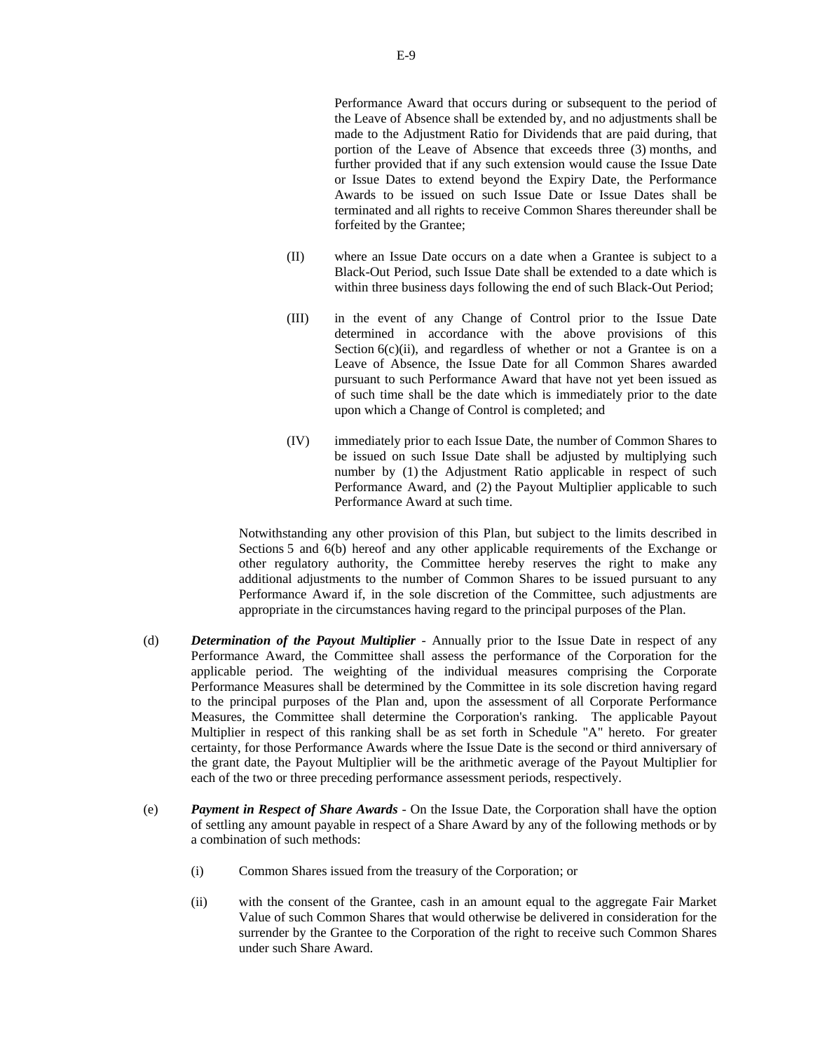Performance Award that occurs during or subsequent to the period of the Leave of Absence shall be extended by, and no adjustments shall be made to the Adjustment Ratio for Dividends that are paid during, that portion of the Leave of Absence that exceeds three (3) months, and further provided that if any such extension would cause the Issue Date or Issue Dates to extend beyond the Expiry Date, the Performance Awards to be issued on such Issue Date or Issue Dates shall be terminated and all rights to receive Common Shares thereunder shall be forfeited by the Grantee;

(II) where an Issue Date occurs on a date when a Grantee is subject to a Black-Out Period, such Issue Date shall be extended to a date which is within three business days following the end of such Black-Out Period;

(III) in the event of any Change of Control prior to the Issue Date determined in accordance with the above provisions of this Section 6(c)(ii), and regardless of whether or not a Grantee is on a Leave of Absence, the Issue Date for all Common Shares awarded pursuant to such Performance Award that have not yet been issued as of such time shall be the date which is immediately prior to the date upon which a Change of Control is completed; and

(IV) immediately prior to each Issue Date, the number of Common Shares to be issued on such Issue Date shall be adjusted by multiplying such number by (1) the Adjustment Ratio applicable in respect of such Performance Award, and (2) the Payout Multiplier applicable to such Performance Award at such time.

Notwithstanding any other provision of this Plan, but subject to the limits described in Sections 5 and 6(b) hereof and any other applicable requirements of the Exchange or other regulatory authority, the Committee hereby reserves the right to make any additional adjustments to the number of Common Shares to be issued pursuant to any Performance Award if, in the sole discretion of the Committee, such adjustments are appropriate in the circumstances having regard to the principal purposes of the Plan.

(d) ***Determination of the Payout Multiplier*** - Annually prior to the Issue Date in respect of any Performance Award, the Committee shall assess the performance of the Corporation for the applicable period. The weighting of the individual measures comprising the Corporate Performance Measures shall be determined by the Committee in its sole discretion having regard to the principal purposes of the Plan and, upon the assessment of all Corporate Performance Measures, the Committee shall determine the Corporation's ranking. The applicable Payout Multiplier in respect of this ranking shall be as set forth in Schedule "A" hereto. For greater certainty, for those Performance Awards where the Issue Date is the second or third anniversary of the grant date, the Payout Multiplier will be the arithmetic average of the Payout Multiplier for each of the two or three preceding performance assessment periods, respectively.

(e) ***Payment in Respect of Share Awards*** - On the Issue Date, the Corporation shall have the option of settling any amount payable in respect of a Share Award by any of the following methods or by a combination of such methods:

(i) Common Shares issued from the treasury of the Corporation; or

(ii) with the consent of the Grantee, cash in an amount equal to the aggregate Fair Market Value of such Common Shares that would otherwise be delivered in consideration for the surrender by the Grantee to the Corporation of the right to receive such Common Shares under such Share Award.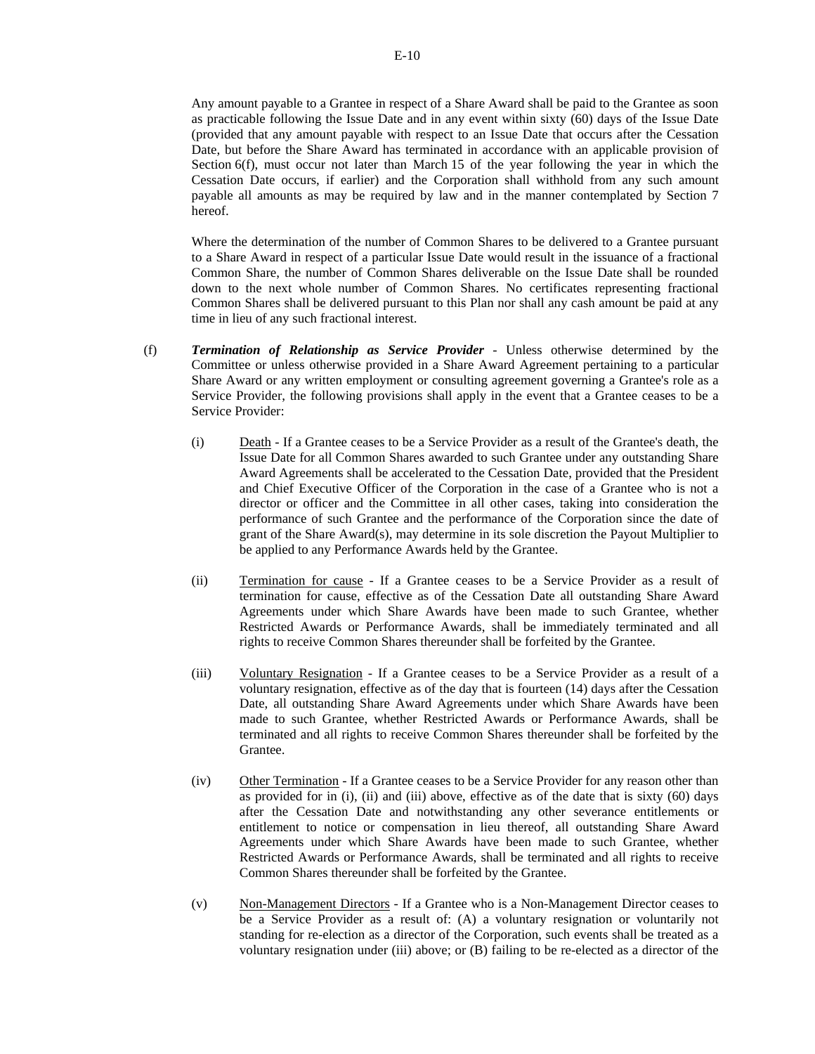Any amount payable to a Grantee in respect of a Share Award shall be paid to the Grantee as soon as practicable following the Issue Date and in any event within sixty (60) days of the Issue Date (provided that any amount payable with respect to an Issue Date that occurs after the Cessation Date, but before the Share Award has terminated in accordance with an applicable provision of Section 6(f), must occur not later than March 15 of the year following the year in which the Cessation Date occurs, if earlier) and the Corporation shall withhold from any such amount payable all amounts as may be required by law and in the manner contemplated by Section 7 hereof.

Where the determination of the number of Common Shares to be delivered to a Grantee pursuant to a Share Award in respect of a particular Issue Date would result in the issuance of a fractional Common Share, the number of Common Shares deliverable on the Issue Date shall be rounded down to the next whole number of Common Shares. No certificates representing fractional Common Shares shall be delivered pursuant to this Plan nor shall any cash amount be paid at any time in lieu of any such fractional interest.

(f) ***Termination of Relationship as Service Provider*** - Unless otherwise determined by the Committee or unless otherwise provided in a Share Award Agreement pertaining to a particular Share Award or any written employment or consulting agreement governing a Grantee's role as a Service Provider, the following provisions shall apply in the event that a Grantee ceases to be a Service Provider:

(i) Death - If a Grantee ceases to be a Service Provider as a result of the Grantee's death, the Issue Date for all Common Shares awarded to such Grantee under any outstanding Share Award Agreements shall be accelerated to the Cessation Date, provided that the President and Chief Executive Officer of the Corporation in the case of a Grantee who is not a director or officer and the Committee in all other cases, taking into consideration the performance of such Grantee and the performance of the Corporation since the date of grant of the Share Award(s), may determine in its sole discretion the Payout Multiplier to be applied to any Performance Awards held by the Grantee.

(ii) Termination for cause - If a Grantee ceases to be a Service Provider as a result of termination for cause, effective as of the Cessation Date all outstanding Share Award Agreements under which Share Awards have been made to such Grantee, whether Restricted Awards or Performance Awards, shall be immediately terminated and all rights to receive Common Shares thereunder shall be forfeited by the Grantee.

(iii) Voluntary Resignation - If a Grantee ceases to be a Service Provider as a result of a voluntary resignation, effective as of the day that is fourteen (14) days after the Cessation Date, all outstanding Share Award Agreements under which Share Awards have been made to such Grantee, whether Restricted Awards or Performance Awards, shall be terminated and all rights to receive Common Shares thereunder shall be forfeited by the Grantee.

(iv) Other Termination - If a Grantee ceases to be a Service Provider for any reason other than as provided for in (i), (ii) and (iii) above, effective as of the date that is sixty (60) days after the Cessation Date and notwithstanding any other severance entitlements or entitlement to notice or compensation in lieu thereof, all outstanding Share Award Agreements under which Share Awards have been made to such Grantee, whether Restricted Awards or Performance Awards, shall be terminated and all rights to receive Common Shares thereunder shall be forfeited by the Grantee.

(v) Non-Management Directors - If a Grantee who is a Non-Management Director ceases to be a Service Provider as a result of: (A) a voluntary resignation or voluntarily not standing for re-election as a director of the Corporation, such events shall be treated as a voluntary resignation under (iii) above; or (B) failing to be re-elected as a director of the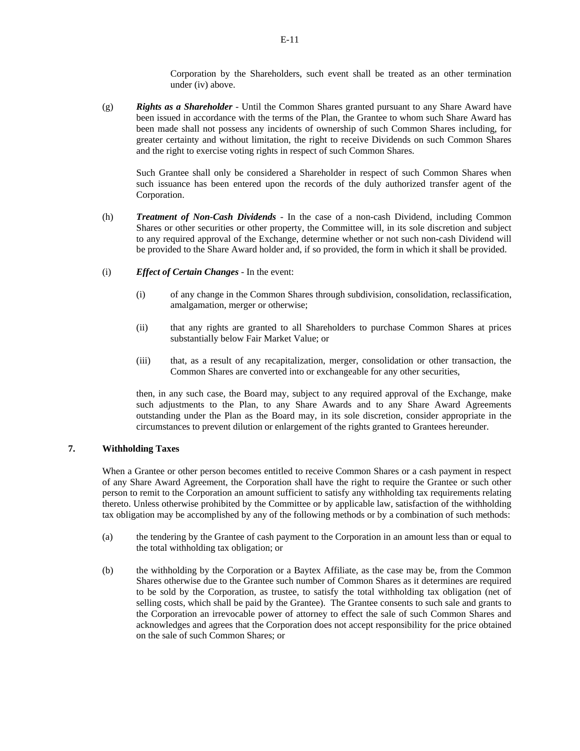Corporation by the Shareholders, such event shall be treated as an other termination under (iv) above.

(g) ***Rights as a Shareholder*** - Until the Common Shares granted pursuant to any Share Award have been issued in accordance with the terms of the Plan, the Grantee to whom such Share Award has been made shall not possess any incidents of ownership of such Common Shares including, for greater certainty and without limitation, the right to receive Dividends on such Common Shares and the right to exercise voting rights in respect of such Common Shares.

Such Grantee shall only be considered a Shareholder in respect of such Common Shares when such issuance has been entered upon the records of the duly authorized transfer agent of the Corporation.

(h) ***Treatment of Non-Cash Dividends*** - In the case of a non-cash Dividend, including Common Shares or other securities or other property, the Committee will, in its sole discretion and subject to any required approval of the Exchange, determine whether or not such non-cash Dividend will be provided to the Share Award holder and, if so provided, the form in which it shall be provided.

(i) ***Effect of Certain Changes*** - In the event:

(i) of any change in the Common Shares through subdivision, consolidation, reclassification, amalgamation, merger or otherwise;

(ii) that any rights are granted to all Shareholders to purchase Common Shares at prices substantially below Fair Market Value; or

(iii) that, as a result of any recapitalization, merger, consolidation or other transaction, the Common Shares are converted into or exchangeable for any other securities,

then, in any such case, the Board may, subject to any required approval of the Exchange, make such adjustments to the Plan, to any Share Awards and to any Share Award Agreements outstanding under the Plan as the Board may, in its sole discretion, consider appropriate in the circumstances to prevent dilution or enlargement of the rights granted to Grantees hereunder.

## 7. Withholding Taxes

When a Grantee or other person becomes entitled to receive Common Shares or a cash payment in respect of any Share Award Agreement, the Corporation shall have the right to require the Grantee or such other person to remit to the Corporation an amount sufficient to satisfy any withholding tax requirements relating thereto. Unless otherwise prohibited by the Committee or by applicable law, satisfaction of the withholding tax obligation may be accomplished by any of the following methods or by a combination of such methods:

(a) the tendering by the Grantee of cash payment to the Corporation in an amount less than or equal to the total withholding tax obligation; or

(b) the withholding by the Corporation or a Baytex Affiliate, as the case may be, from the Common Shares otherwise due to the Grantee such number of Common Shares as it determines are required to be sold by the Corporation, as trustee, to satisfy the total withholding tax obligation (net of selling costs, which shall be paid by the Grantee). The Grantee consents to such sale and grants to the Corporation an irrevocable power of attorney to effect the sale of such Common Shares and acknowledges and agrees that the Corporation does not accept responsibility for the price obtained on the sale of such Common Shares; or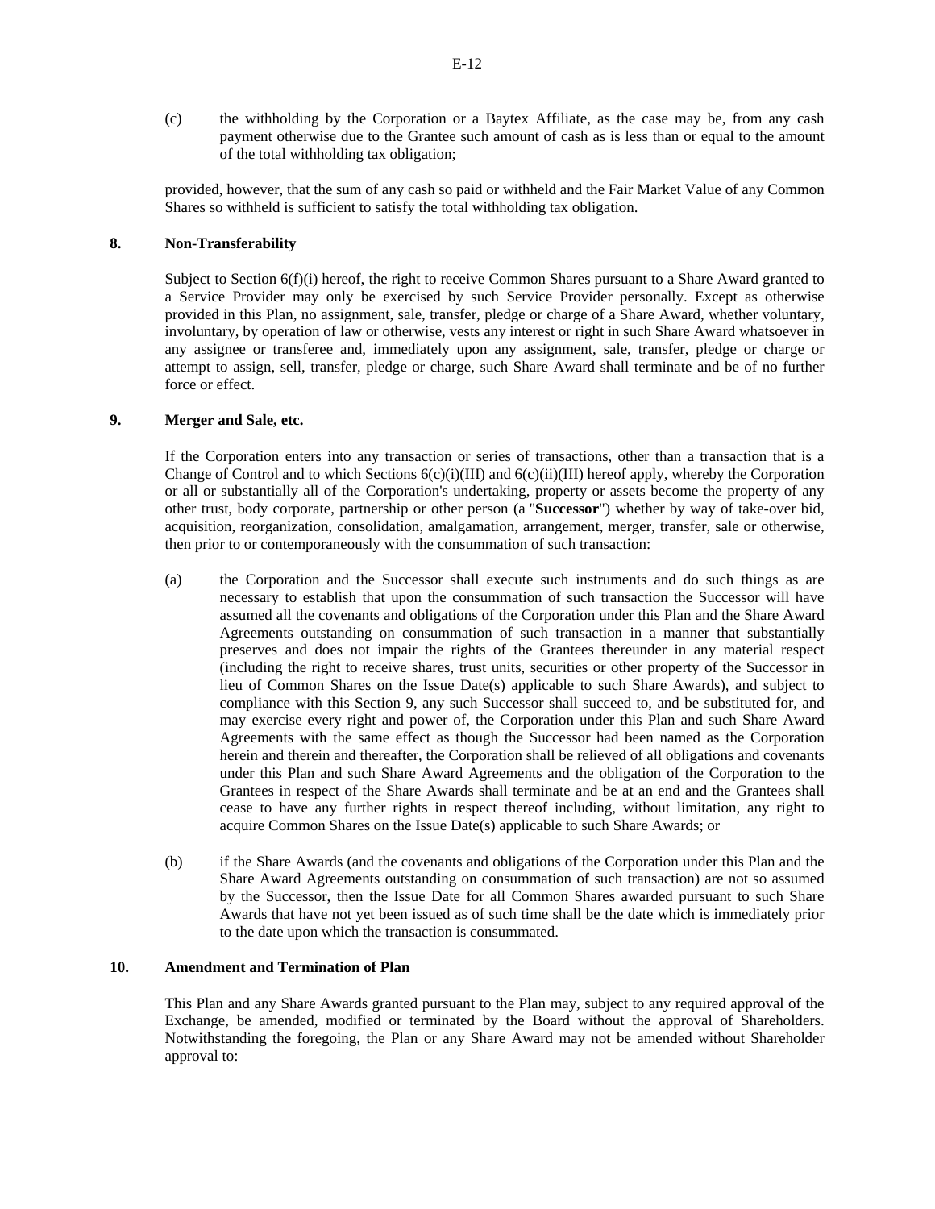(c) the withholding by the Corporation or a Baytex Affiliate, as the case may be, from any cash payment otherwise due to the Grantee such amount of cash as is less than or equal to the amount of the total withholding tax obligation;

provided, however, that the sum of any cash so paid or withheld and the Fair Market Value of any Common Shares so withheld is sufficient to satisfy the total withholding tax obligation.

## 8. Non-Transferability

Subject to Section 6(f)(i) hereof, the right to receive Common Shares pursuant to a Share Award granted to a Service Provider may only be exercised by such Service Provider personally. Except as otherwise provided in this Plan, no assignment, sale, transfer, pledge or charge of a Share Award, whether voluntary, involuntary, by operation of law or otherwise, vests any interest or right in such Share Award whatsoever in any assignee or transferee and, immediately upon any assignment, sale, transfer, pledge or charge or attempt to assign, sell, transfer, pledge or charge, such Share Award shall terminate and be of no further force or effect.

## 9. Merger and Sale, etc.

If the Corporation enters into any transaction or series of transactions, other than a transaction that is a Change of Control and to which Sections 6(c)(i)(III) and 6(c)(ii)(III) hereof apply, whereby the Corporation or all or substantially all of the Corporation's undertaking, property or assets become the property of any other trust, body corporate, partnership or other person (a "**Successor**") whether by way of take-over bid, acquisition, reorganization, consolidation, amalgamation, arrangement, merger, transfer, sale or otherwise, then prior to or contemporaneously with the consummation of such transaction:

(a) the Corporation and the Successor shall execute such instruments and do such things as are necessary to establish that upon the consummation of such transaction the Successor will have assumed all the covenants and obligations of the Corporation under this Plan and the Share Award Agreements outstanding on consummation of such transaction in a manner that substantially preserves and does not impair the rights of the Grantees thereunder in any material respect (including the right to receive shares, trust units, securities or other property of the Successor in lieu of Common Shares on the Issue Date(s) applicable to such Share Awards), and subject to compliance with this Section 9, any such Successor shall succeed to, and be substituted for, and may exercise every right and power of, the Corporation under this Plan and such Share Award Agreements with the same effect as though the Successor had been named as the Corporation herein and therein and thereafter, the Corporation shall be relieved of all obligations and covenants under this Plan and such Share Award Agreements and the obligation of the Corporation to the Grantees in respect of the Share Awards shall terminate and be at an end and the Grantees shall cease to have any further rights in respect thereof including, without limitation, any right to acquire Common Shares on the Issue Date(s) applicable to such Share Awards; or

(b) if the Share Awards (and the covenants and obligations of the Corporation under this Plan and the Share Award Agreements outstanding on consummation of such transaction) are not so assumed by the Successor, then the Issue Date for all Common Shares awarded pursuant to such Share Awards that have not yet been issued as of such time shall be the date which is immediately prior to the date upon which the transaction is consummated.

## 10. Amendment and Termination of Plan

This Plan and any Share Awards granted pursuant to the Plan may, subject to any required approval of the Exchange, be amended, modified or terminated by the Board without the approval of Shareholders. Notwithstanding the foregoing, the Plan or any Share Award may not be amended without Shareholder approval to: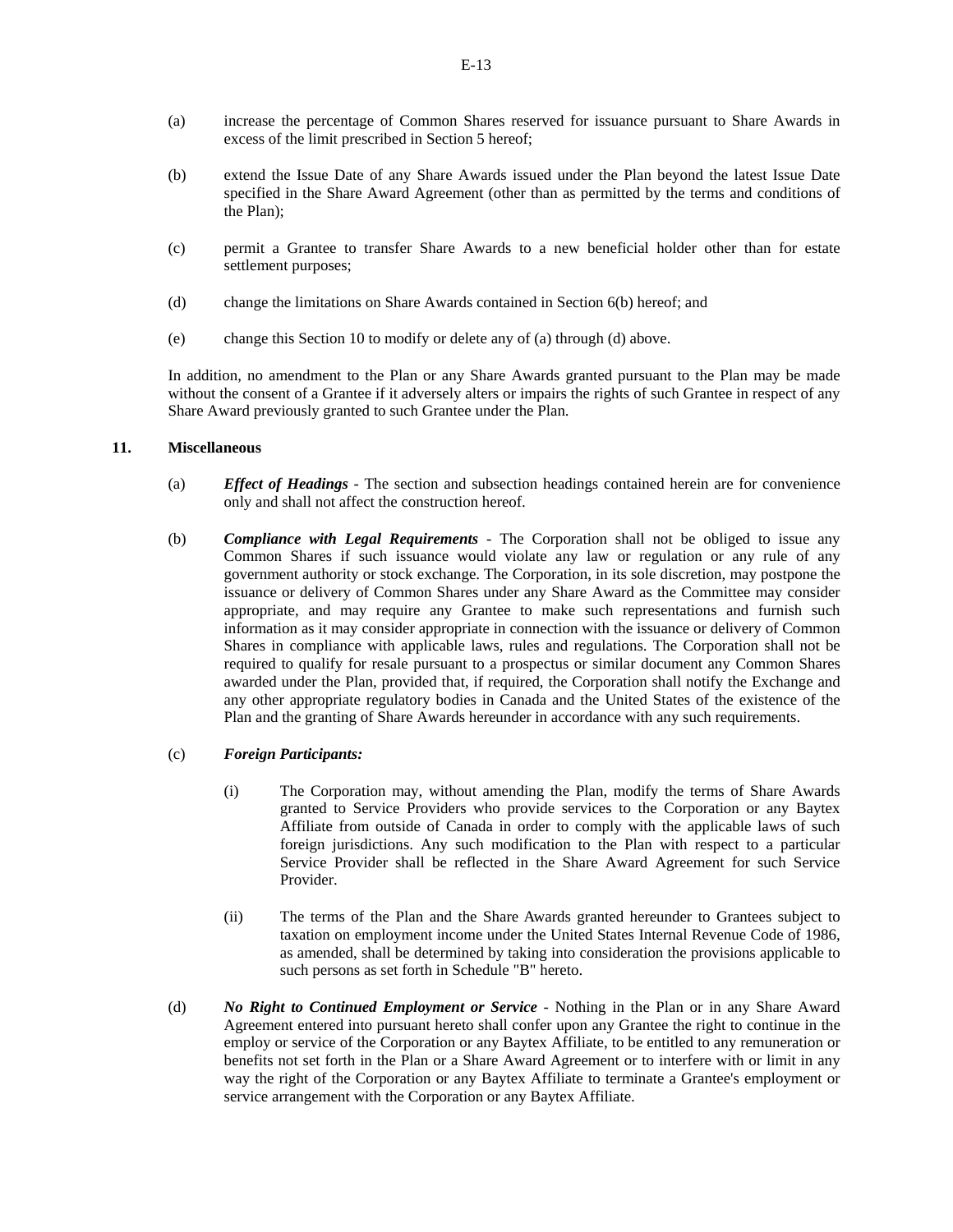(a) increase the percentage of Common Shares reserved for issuance pursuant to Share Awards in excess of the limit prescribed in Section 5 hereof;

(b) extend the Issue Date of any Share Awards issued under the Plan beyond the latest Issue Date specified in the Share Award Agreement (other than as permitted by the terms and conditions of the Plan);

(c) permit a Grantee to transfer Share Awards to a new beneficial holder other than for estate settlement purposes;

(d) change the limitations on Share Awards contained in Section 6(b) hereof; and

(e) change this Section 10 to modify or delete any of (a) through (d) above.

In addition, no amendment to the Plan or any Share Awards granted pursuant to the Plan may be made without the consent of a Grantee if it adversely alters or impairs the rights of such Grantee in respect of any Share Award previously granted to such Grantee under the Plan.

## 11. Miscellaneous

(a) ***Effect of Headings*** - The section and subsection headings contained herein are for convenience only and shall not affect the construction hereof.

(b) ***Compliance with Legal Requirements*** - The Corporation shall not be obliged to issue any Common Shares if such issuance would violate any law or regulation or any rule of any government authority or stock exchange. The Corporation, in its sole discretion, may postpone the issuance or delivery of Common Shares under any Share Award as the Committee may consider appropriate, and may require any Grantee to make such representations and furnish such information as it may consider appropriate in connection with the issuance or delivery of Common Shares in compliance with applicable laws, rules and regulations. The Corporation shall not be required to qualify for resale pursuant to a prospectus or similar document any Common Shares awarded under the Plan, provided that, if required, the Corporation shall notify the Exchange and any other appropriate regulatory bodies in Canada and the United States of the existence of the Plan and the granting of Share Awards hereunder in accordance with any such requirements.

(c) ***Foreign Participants:***

(i) The Corporation may, without amending the Plan, modify the terms of Share Awards granted to Service Providers who provide services to the Corporation or any Baytex Affiliate from outside of Canada in order to comply with the applicable laws of such foreign jurisdictions. Any such modification to the Plan with respect to a particular Service Provider shall be reflected in the Share Award Agreement for such Service Provider.

(ii) The terms of the Plan and the Share Awards granted hereunder to Grantees subject to taxation on employment income under the United States Internal Revenue Code of 1986, as amended, shall be determined by taking into consideration the provisions applicable to such persons as set forth in Schedule "B" hereto.

(d) ***No Right to Continued Employment or Service*** - Nothing in the Plan or in any Share Award Agreement entered into pursuant hereto shall confer upon any Grantee the right to continue in the employ or service of the Corporation or any Baytex Affiliate, to be entitled to any remuneration or benefits not set forth in the Plan or a Share Award Agreement or to interfere with or limit in any way the right of the Corporation or any Baytex Affiliate to terminate a Grantee's employment or service arrangement with the Corporation or any Baytex Affiliate.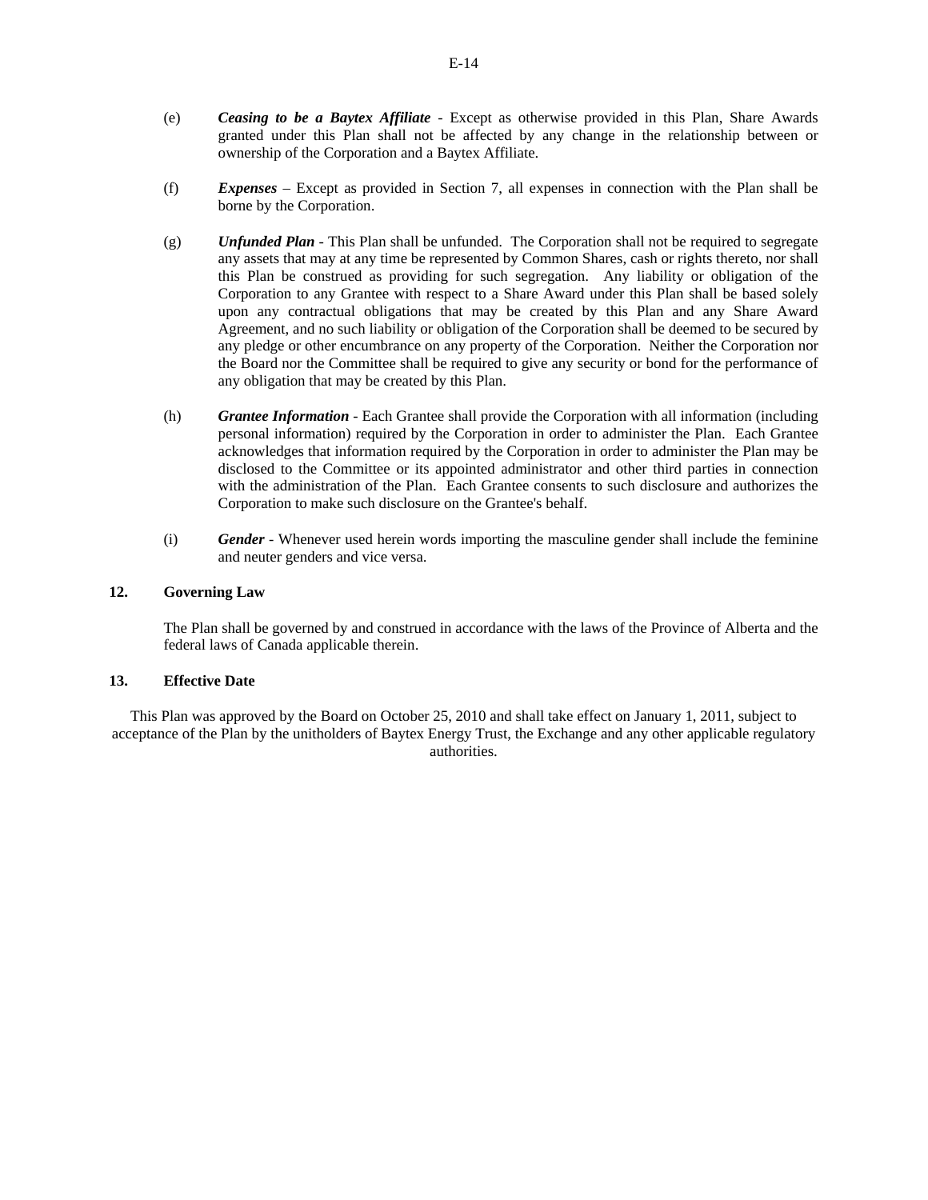(e) ***Ceasing to be a Baytex Affiliate*** - Except as otherwise provided in this Plan, Share Awards granted under this Plan shall not be affected by any change in the relationship between or ownership of the Corporation and a Baytex Affiliate.

(f) ***Expenses*** – Except as provided in Section 7, all expenses in connection with the Plan shall be borne by the Corporation.

(g) ***Unfunded Plan*** - This Plan shall be unfunded. The Corporation shall not be required to segregate any assets that may at any time be represented by Common Shares, cash or rights thereto, nor shall this Plan be construed as providing for such segregation. Any liability or obligation of the Corporation to any Grantee with respect to a Share Award under this Plan shall be based solely upon any contractual obligations that may be created by this Plan and any Share Award Agreement, and no such liability or obligation of the Corporation shall be deemed to be secured by any pledge or other encumbrance on any property of the Corporation. Neither the Corporation nor the Board nor the Committee shall be required to give any security or bond for the performance of any obligation that may be created by this Plan.

(h) ***Grantee Information*** - Each Grantee shall provide the Corporation with all information (including personal information) required by the Corporation in order to administer the Plan. Each Grantee acknowledges that information required by the Corporation in order to administer the Plan may be disclosed to the Committee or its appointed administrator and other third parties in connection with the administration of the Plan. Each Grantee consents to such disclosure and authorizes the Corporation to make such disclosure on the Grantee's behalf.

(i) ***Gender*** - Whenever used herein words importing the masculine gender shall include the feminine and neuter genders and vice versa.

**12. Governing Law**

The Plan shall be governed by and construed in accordance with the laws of the Province of Alberta and the federal laws of Canada applicable therein.

**13. Effective Date**

This Plan was approved by the Board on October 25, 2010 and shall take effect on January 1, 2011, subject to acceptance of the Plan by the unitholders of Baytex Energy Trust, the Exchange and any other applicable regulatory authorities.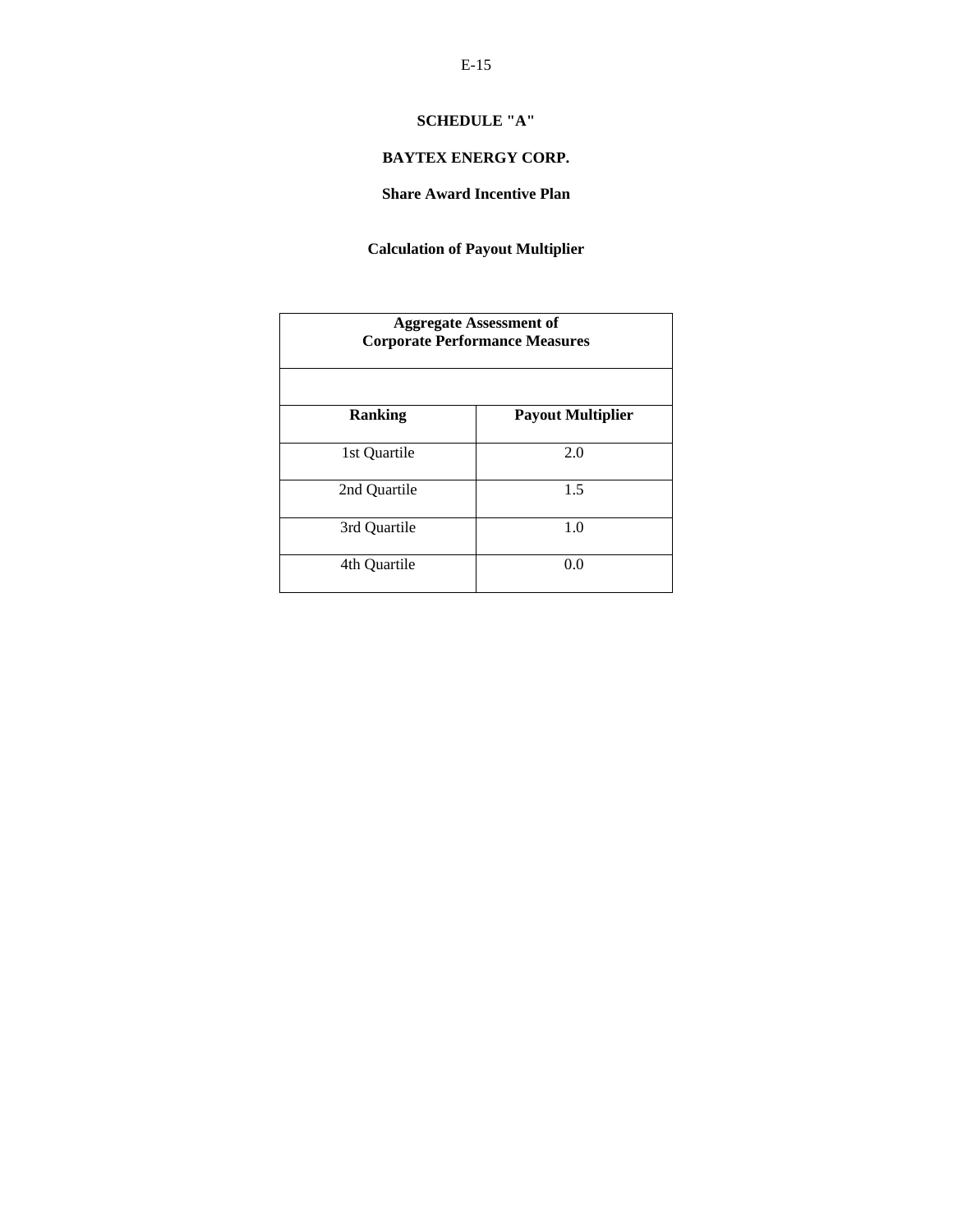**SCHEDULE "A"**

**BAYTEX ENERGY CORP.**

**Share Award Incentive Plan**

**Calculation of Payout Multiplier**

| **Aggregate Assessment of Corporate Performance Measures** | |
|---|---|
| | |
| **Ranking** | **Payout Multiplier** |
| 1st Quartile | 2.0 |
| 2nd Quartile | 1.5 |
| 3rd Quartile | 1.0 |
| 4th Quartile | 0.0 |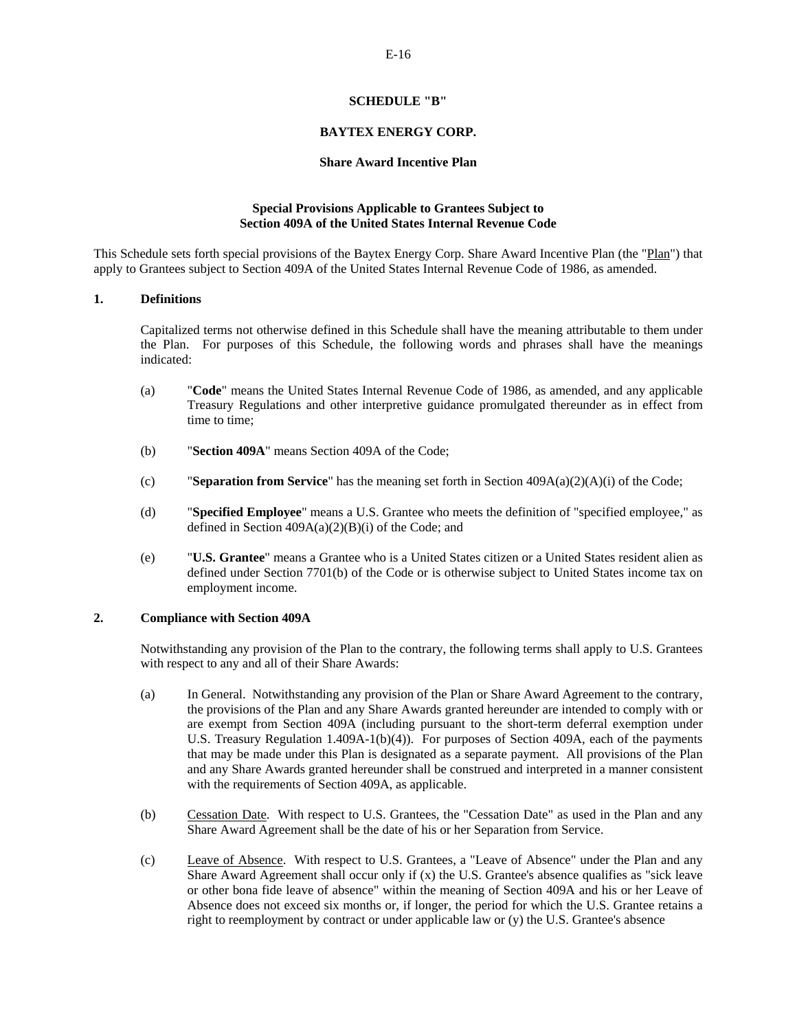**SCHEDULE "B"**

**BAYTEX ENERGY CORP.**

**Share Award Incentive Plan**

**Special Provisions Applicable to Grantees Subject to Section 409A of the United States Internal Revenue Code**

This Schedule sets forth special provisions of the Baytex Energy Corp. Share Award Incentive Plan (the "Plan") that apply to Grantees subject to Section 409A of the United States Internal Revenue Code of 1986, as amended.

**1. Definitions**

Capitalized terms not otherwise defined in this Schedule shall have the meaning attributable to them under the Plan. For purposes of this Schedule, the following words and phrases shall have the meanings indicated:

(a) "**Code**" means the United States Internal Revenue Code of 1986, as amended, and any applicable Treasury Regulations and other interpretive guidance promulgated thereunder as in effect from time to time;

(b) "**Section 409A**" means Section 409A of the Code;

(c) "**Separation from Service**" has the meaning set forth in Section 409A(a)(2)(A)(i) of the Code;

(d) "**Specified Employee**" means a U.S. Grantee who meets the definition of "specified employee," as defined in Section 409A(a)(2)(B)(i) of the Code; and

(e) "**U.S. Grantee**" means a Grantee who is a United States citizen or a United States resident alien as defined under Section 7701(b) of the Code or is otherwise subject to United States income tax on employment income.

**2. Compliance with Section 409A**

Notwithstanding any provision of the Plan to the contrary, the following terms shall apply to U.S. Grantees with respect to any and all of their Share Awards:

(a) In General. Notwithstanding any provision of the Plan or Share Award Agreement to the contrary, the provisions of the Plan and any Share Awards granted hereunder are intended to comply with or are exempt from Section 409A (including pursuant to the short-term deferral exemption under U.S. Treasury Regulation 1.409A-1(b)(4)). For purposes of Section 409A, each of the payments that may be made under this Plan is designated as a separate payment. All provisions of the Plan and any Share Awards granted hereunder shall be construed and interpreted in a manner consistent with the requirements of Section 409A, as applicable.

(b) Cessation Date. With respect to U.S. Grantees, the "Cessation Date" as used in the Plan and any Share Award Agreement shall be the date of his or her Separation from Service.

(c) Leave of Absence. With respect to U.S. Grantees, a "Leave of Absence" under the Plan and any Share Award Agreement shall occur only if (x) the U.S. Grantee's absence qualifies as "sick leave or other bona fide leave of absence" within the meaning of Section 409A and his or her Leave of Absence does not exceed six months or, if longer, the period for which the U.S. Grantee retains a right to reemployment by contract or under applicable law or (y) the U.S. Grantee's absence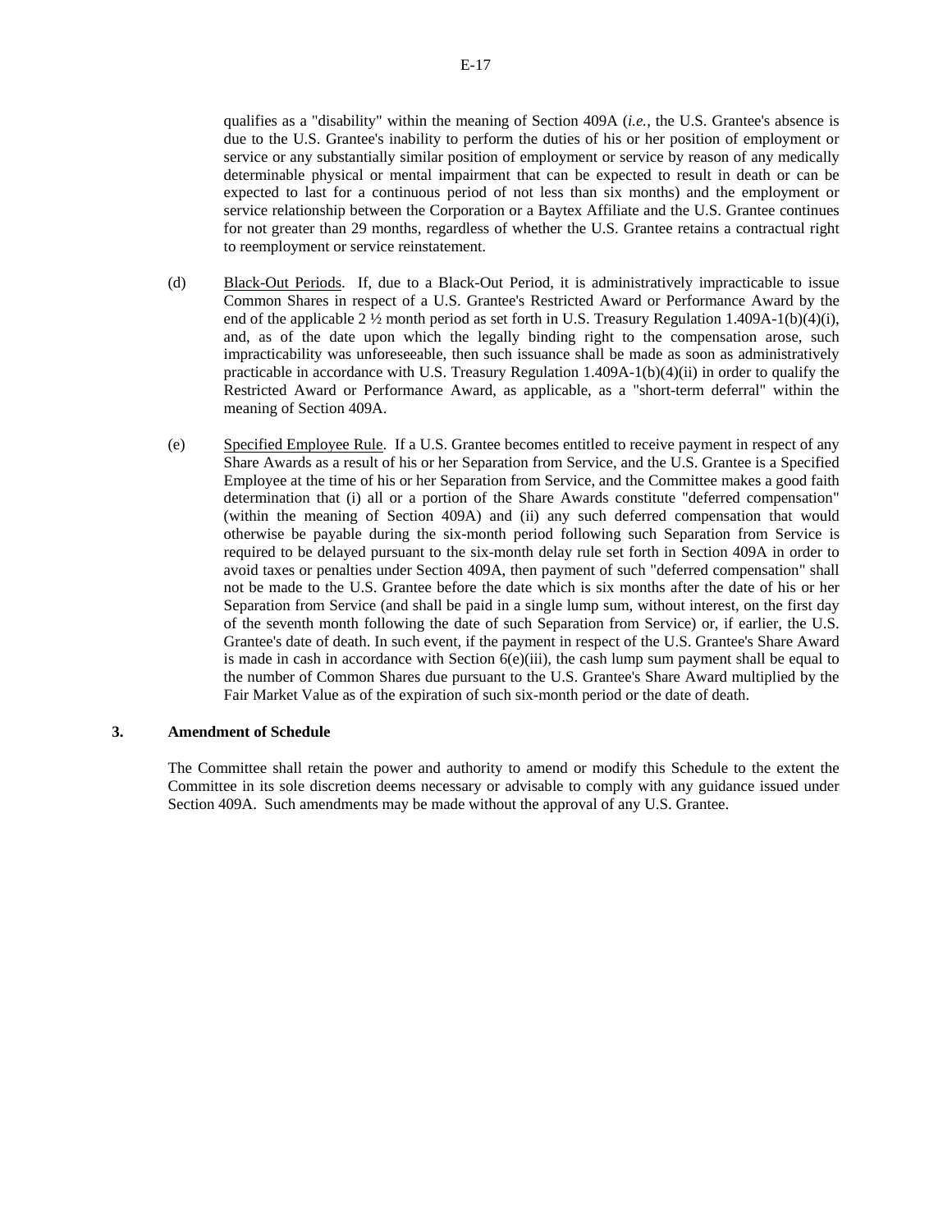qualifies as a "disability" within the meaning of Section 409A (*i.e.*, the U.S. Grantee's absence is due to the U.S. Grantee's inability to perform the duties of his or her position of employment or service or any substantially similar position of employment or service by reason of any medically determinable physical or mental impairment that can be expected to result in death or can be expected to last for a continuous period of not less than six months) and the employment or service relationship between the Corporation or a Baytex Affiliate and the U.S. Grantee continues for not greater than 29 months, regardless of whether the U.S. Grantee retains a contractual right to reemployment or service reinstatement.

(d) Black-Out Periods. If, due to a Black-Out Period, it is administratively impracticable to issue Common Shares in respect of a U.S. Grantee's Restricted Award or Performance Award by the end of the applicable 2 ½ month period as set forth in U.S. Treasury Regulation 1.409A-1(b)(4)(i), and, as of the date upon which the legally binding right to the compensation arose, such impracticability was unforeseeable, then such issuance shall be made as soon as administratively practicable in accordance with U.S. Treasury Regulation 1.409A-1(b)(4)(ii) in order to qualify the Restricted Award or Performance Award, as applicable, as a "short-term deferral" within the meaning of Section 409A.

(e) Specified Employee Rule. If a U.S. Grantee becomes entitled to receive payment in respect of any Share Awards as a result of his or her Separation from Service, and the U.S. Grantee is a Specified Employee at the time of his or her Separation from Service, and the Committee makes a good faith determination that (i) all or a portion of the Share Awards constitute "deferred compensation" (within the meaning of Section 409A) and (ii) any such deferred compensation that would otherwise be payable during the six-month period following such Separation from Service is required to be delayed pursuant to the six-month delay rule set forth in Section 409A in order to avoid taxes or penalties under Section 409A, then payment of such "deferred compensation" shall not be made to the U.S. Grantee before the date which is six months after the date of his or her Separation from Service (and shall be paid in a single lump sum, without interest, on the first day of the seventh month following the date of such Separation from Service) or, if earlier, the U.S. Grantee's date of death. In such event, if the payment in respect of the U.S. Grantee's Share Award is made in cash in accordance with Section 6(e)(iii), the cash lump sum payment shall be equal to the number of Common Shares due pursuant to the U.S. Grantee's Share Award multiplied by the Fair Market Value as of the expiration of such six-month period or the date of death.

### 3. Amendment of Schedule

The Committee shall retain the power and authority to amend or modify this Schedule to the extent the Committee in its sole discretion deems necessary or advisable to comply with any guidance issued under Section 409A. Such amendments may be made without the approval of any U.S. Grantee.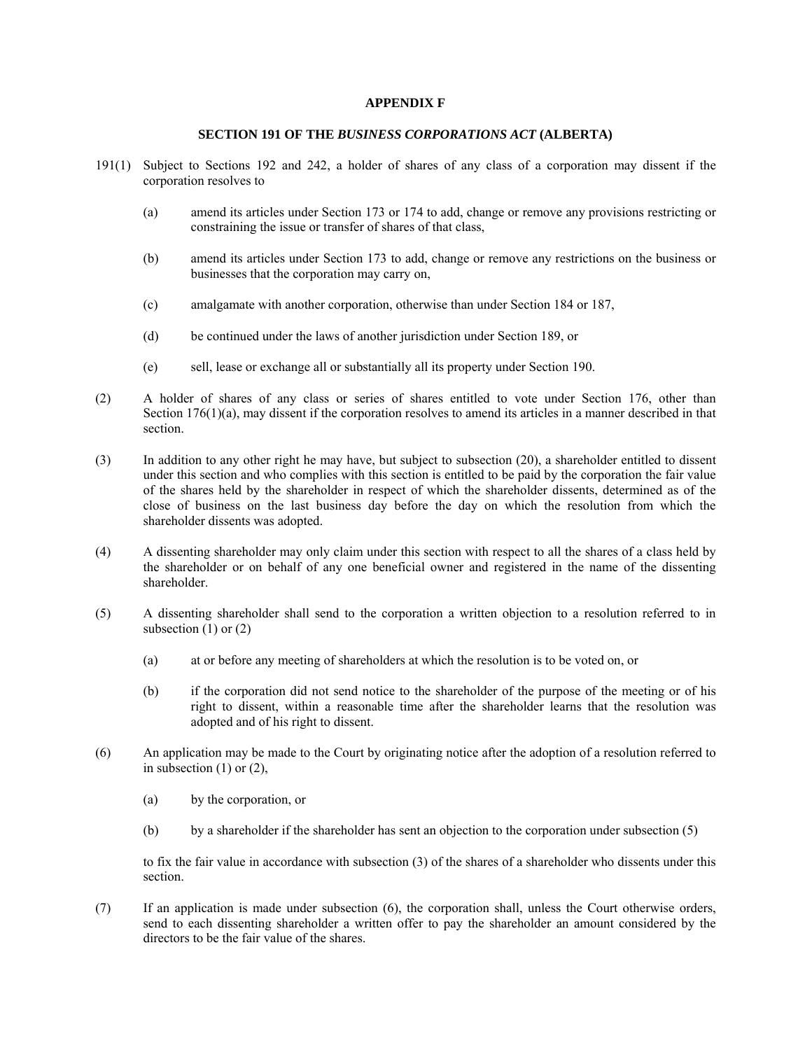**APPENDIX F**

**SECTION 191 OF THE *BUSINESS CORPORATIONS ACT* (ALBERTA)**

191(1) Subject to Sections 192 and 242, a holder of shares of any class of a corporation may dissent if the corporation resolves to

(a) amend its articles under Section 173 or 174 to add, change or remove any provisions restricting or constraining the issue or transfer of shares of that class,

(b) amend its articles under Section 173 to add, change or remove any restrictions on the business or businesses that the corporation may carry on,

(c) amalgamate with another corporation, otherwise than under Section 184 or 187,

(d) be continued under the laws of another jurisdiction under Section 189, or

(e) sell, lease or exchange all or substantially all its property under Section 190.

(2) A holder of shares of any class or series of shares entitled to vote under Section 176, other than Section 176(1)(a), may dissent if the corporation resolves to amend its articles in a manner described in that section.

(3) In addition to any other right he may have, but subject to subsection (20), a shareholder entitled to dissent under this section and who complies with this section is entitled to be paid by the corporation the fair value of the shares held by the shareholder in respect of which the shareholder dissents, determined as of the close of business on the last business day before the day on which the resolution from which the shareholder dissents was adopted.

(4) A dissenting shareholder may only claim under this section with respect to all the shares of a class held by the shareholder or on behalf of any one beneficial owner and registered in the name of the dissenting shareholder.

(5) A dissenting shareholder shall send to the corporation a written objection to a resolution referred to in subsection (1) or (2)

(a) at or before any meeting of shareholders at which the resolution is to be voted on, or

(b) if the corporation did not send notice to the shareholder of the purpose of the meeting or of his right to dissent, within a reasonable time after the shareholder learns that the resolution was adopted and of his right to dissent.

(6) An application may be made to the Court by originating notice after the adoption of a resolution referred to in subsection (1) or (2),

(a) by the corporation, or

(b) by a shareholder if the shareholder has sent an objection to the corporation under subsection (5)

to fix the fair value in accordance with subsection (3) of the shares of a shareholder who dissents under this section.

(7) If an application is made under subsection (6), the corporation shall, unless the Court otherwise orders, send to each dissenting shareholder a written offer to pay the shareholder an amount considered by the directors to be the fair value of the shares.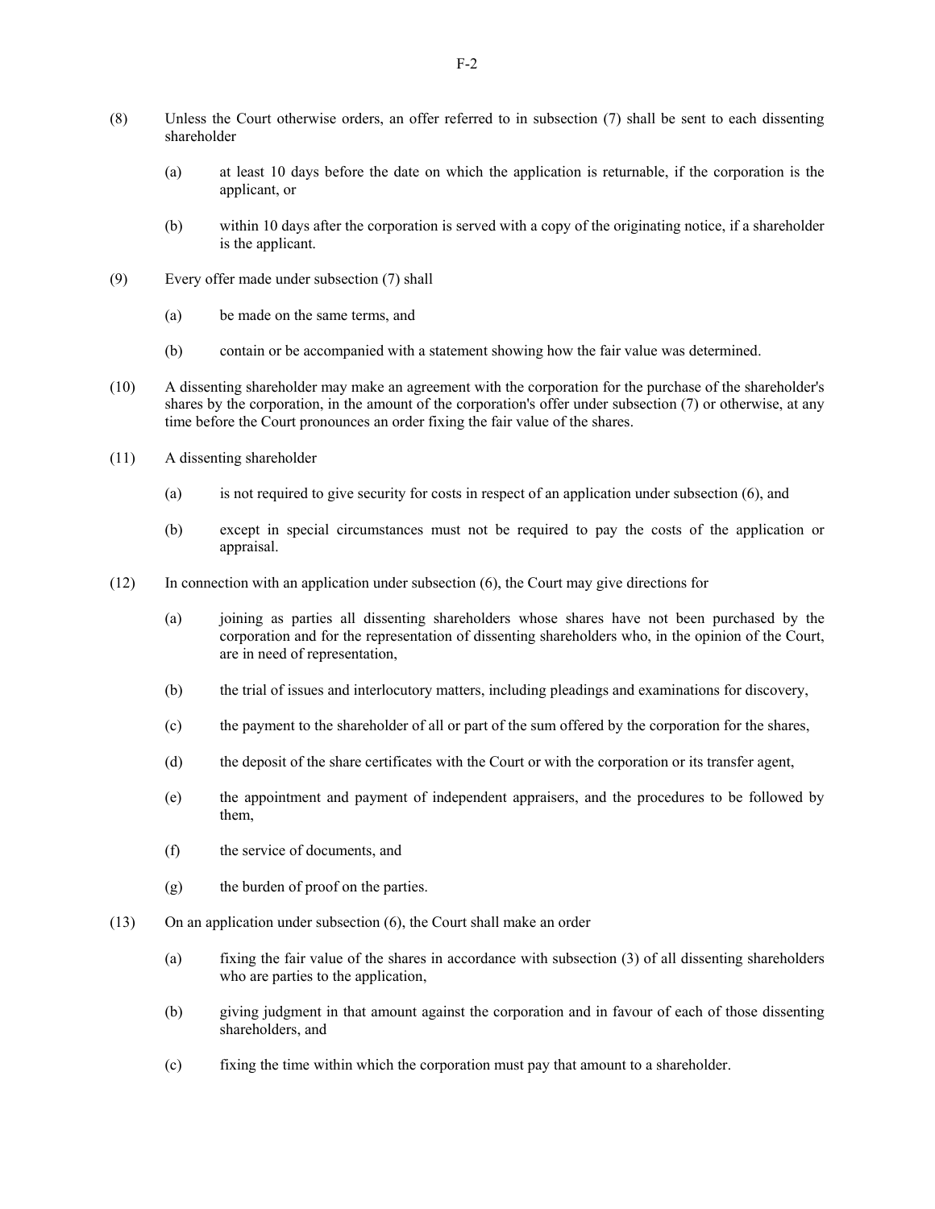(8) Unless the Court otherwise orders, an offer referred to in subsection (7) shall be sent to each dissenting shareholder

(a) at least 10 days before the date on which the application is returnable, if the corporation is the applicant, or

(b) within 10 days after the corporation is served with a copy of the originating notice, if a shareholder is the applicant.

(9) Every offer made under subsection (7) shall

(a) be made on the same terms, and

(b) contain or be accompanied with a statement showing how the fair value was determined.

(10) A dissenting shareholder may make an agreement with the corporation for the purchase of the shareholder's shares by the corporation, in the amount of the corporation's offer under subsection (7) or otherwise, at any time before the Court pronounces an order fixing the fair value of the shares.

(11) A dissenting shareholder

(a) is not required to give security for costs in respect of an application under subsection (6), and

(b) except in special circumstances must not be required to pay the costs of the application or appraisal.

(12) In connection with an application under subsection (6), the Court may give directions for

(a) joining as parties all dissenting shareholders whose shares have not been purchased by the corporation and for the representation of dissenting shareholders who, in the opinion of the Court, are in need of representation,

(b) the trial of issues and interlocutory matters, including pleadings and examinations for discovery,

(c) the payment to the shareholder of all or part of the sum offered by the corporation for the shares,

(d) the deposit of the share certificates with the Court or with the corporation or its transfer agent,

(e) the appointment and payment of independent appraisers, and the procedures to be followed by them,

(f) the service of documents, and

(g) the burden of proof on the parties.

(13) On an application under subsection (6), the Court shall make an order

(a) fixing the fair value of the shares in accordance with subsection (3) of all dissenting shareholders who are parties to the application,

(b) giving judgment in that amount against the corporation and in favour of each of those dissenting shareholders, and

(c) fixing the time within which the corporation must pay that amount to a shareholder.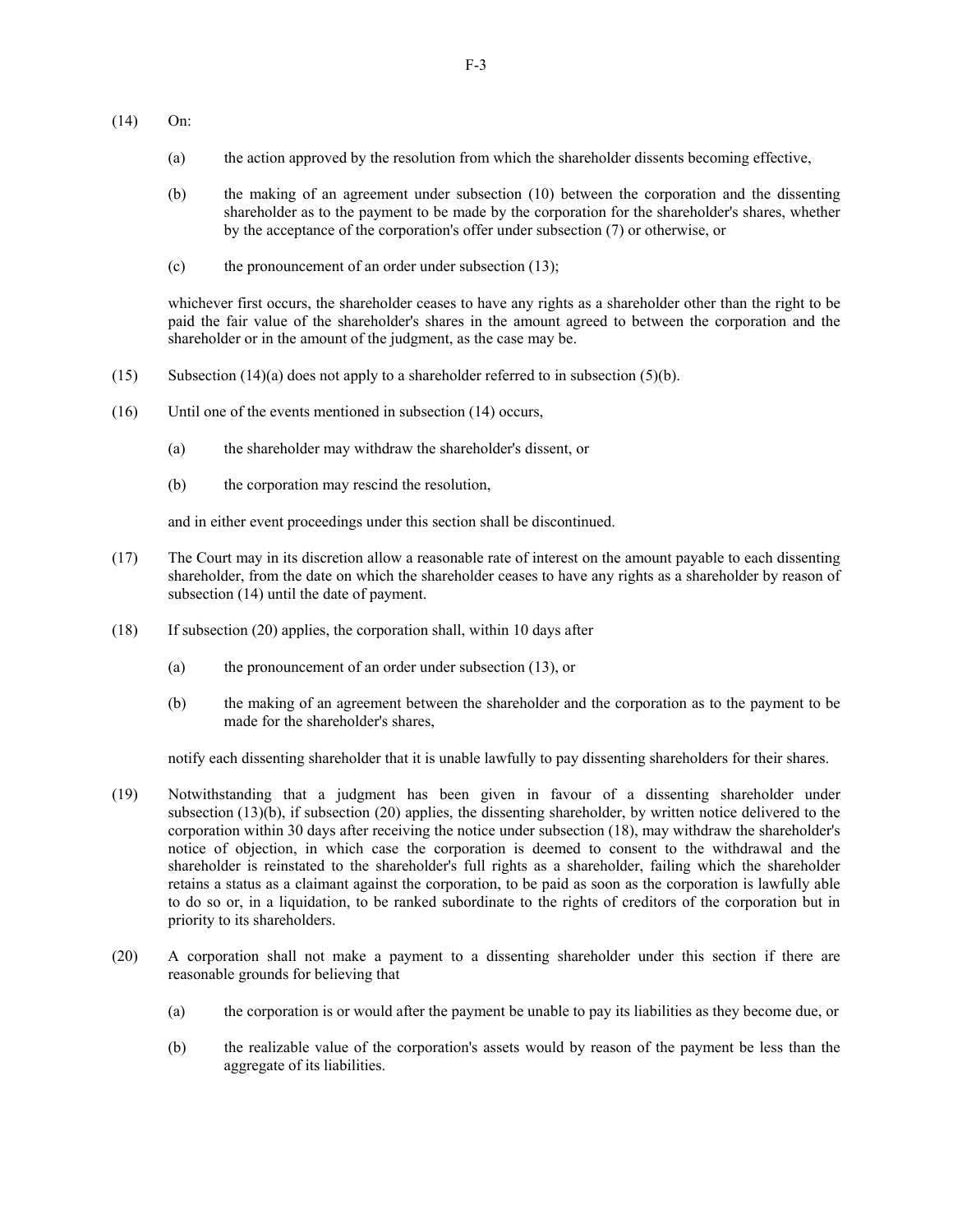(14) On:

(a) the action approved by the resolution from which the shareholder dissents becoming effective,

(b) the making of an agreement under subsection (10) between the corporation and the dissenting shareholder as to the payment to be made by the corporation for the shareholder's shares, whether by the acceptance of the corporation's offer under subsection (7) or otherwise, or

(c) the pronouncement of an order under subsection (13);

whichever first occurs, the shareholder ceases to have any rights as a shareholder other than the right to be paid the fair value of the shareholder's shares in the amount agreed to between the corporation and the shareholder or in the amount of the judgment, as the case may be.

(15) Subsection (14)(a) does not apply to a shareholder referred to in subsection (5)(b).

(16) Until one of the events mentioned in subsection (14) occurs,

(a) the shareholder may withdraw the shareholder's dissent, or

(b) the corporation may rescind the resolution,

and in either event proceedings under this section shall be discontinued.

(17) The Court may in its discretion allow a reasonable rate of interest on the amount payable to each dissenting shareholder, from the date on which the shareholder ceases to have any rights as a shareholder by reason of subsection (14) until the date of payment.

(18) If subsection (20) applies, the corporation shall, within 10 days after

(a) the pronouncement of an order under subsection (13), or

(b) the making of an agreement between the shareholder and the corporation as to the payment to be made for the shareholder's shares,

notify each dissenting shareholder that it is unable lawfully to pay dissenting shareholders for their shares.

(19) Notwithstanding that a judgment has been given in favour of a dissenting shareholder under subsection (13)(b), if subsection (20) applies, the dissenting shareholder, by written notice delivered to the corporation within 30 days after receiving the notice under subsection (18), may withdraw the shareholder's notice of objection, in which case the corporation is deemed to consent to the withdrawal and the shareholder is reinstated to the shareholder's full rights as a shareholder, failing which the shareholder retains a status as a claimant against the corporation, to be paid as soon as the corporation is lawfully able to do so or, in a liquidation, to be ranked subordinate to the rights of creditors of the corporation but in priority to its shareholders.

(20) A corporation shall not make a payment to a dissenting shareholder under this section if there are reasonable grounds for believing that

(a) the corporation is or would after the payment be unable to pay its liabilities as they become due, or

(b) the realizable value of the corporation's assets would by reason of the payment be less than the aggregate of its liabilities.